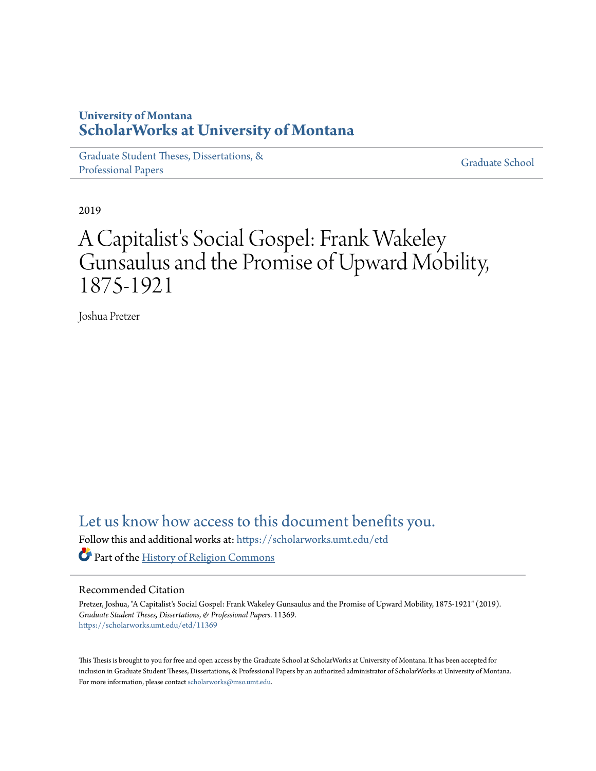University of Montana

# ScholarWorks at University of Montana

Graduate Student Theses, Dissertations, & Professional Papers

Graduate School

2019

# A Capitalist's Social Gospel: Frank Wakeley Gunsaulus and the Promise of Upward Mobility, 1875-1921

Joshua Pretzer

Let us know how access to this document benefits you.

Follow this and additional works at: https://scholarworks.umt.edu/etd

Part of the History of Religion Commons

## Recommended Citation

Pretzer, Joshua, "A Capitalist's Social Gospel: Frank Wakeley Gunsaulus and the Promise of Upward Mobility, 1875-1921" (2019). *Graduate Student Theses, Dissertations, & Professional Papers*. 11369.
https://scholarworks.umt.edu/etd/11369

This Thesis is brought to you for free and open access by the Graduate School at ScholarWorks at University of Montana. It has been accepted for inclusion in Graduate Student Theses, Dissertations, & Professional Papers by an authorized administrator of ScholarWorks at University of Montana. For more information, please contact scholarworks@mso.umt.edu.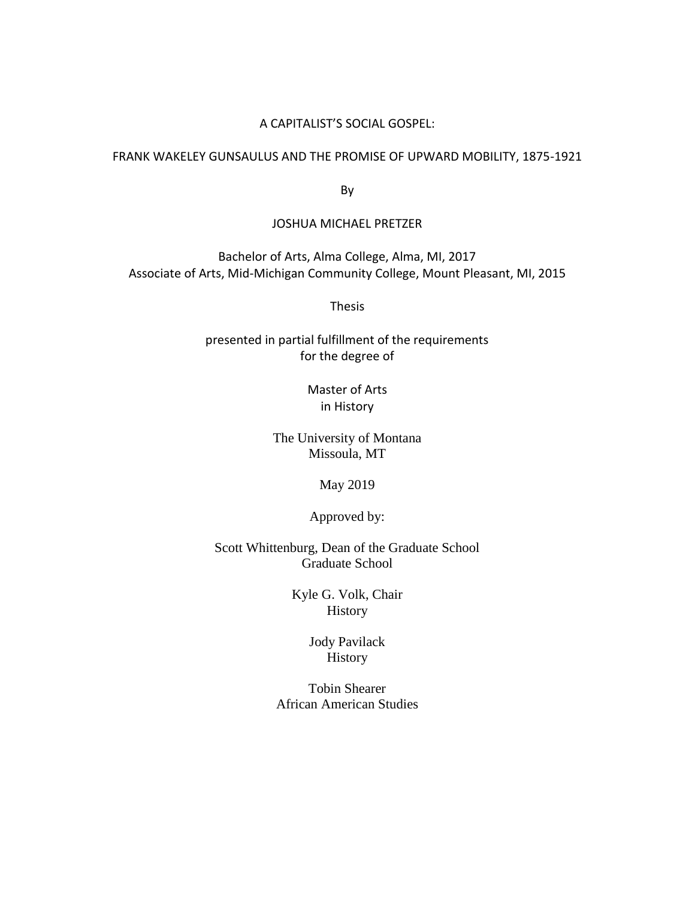A CAPITALIST'S SOCIAL GOSPEL:

FRANK WAKELEY GUNSAULUS AND THE PROMISE OF UPWARD MOBILITY, 1875-1921

By

JOSHUA MICHAEL PRETZER

Bachelor of Arts, Alma College, Alma, MI, 2017
Associate of Arts, Mid-Michigan Community College, Mount Pleasant, MI, 2015

Thesis

presented in partial fulfillment of the requirements
for the degree of

Master of Arts
in History

The University of Montana
Missoula, MT

May 2019

Approved by:

Scott Whittenburg, Dean of the Graduate School
Graduate School

Kyle G. Volk, Chair
History

Jody Pavilack
History

Tobin Shearer
African American Studies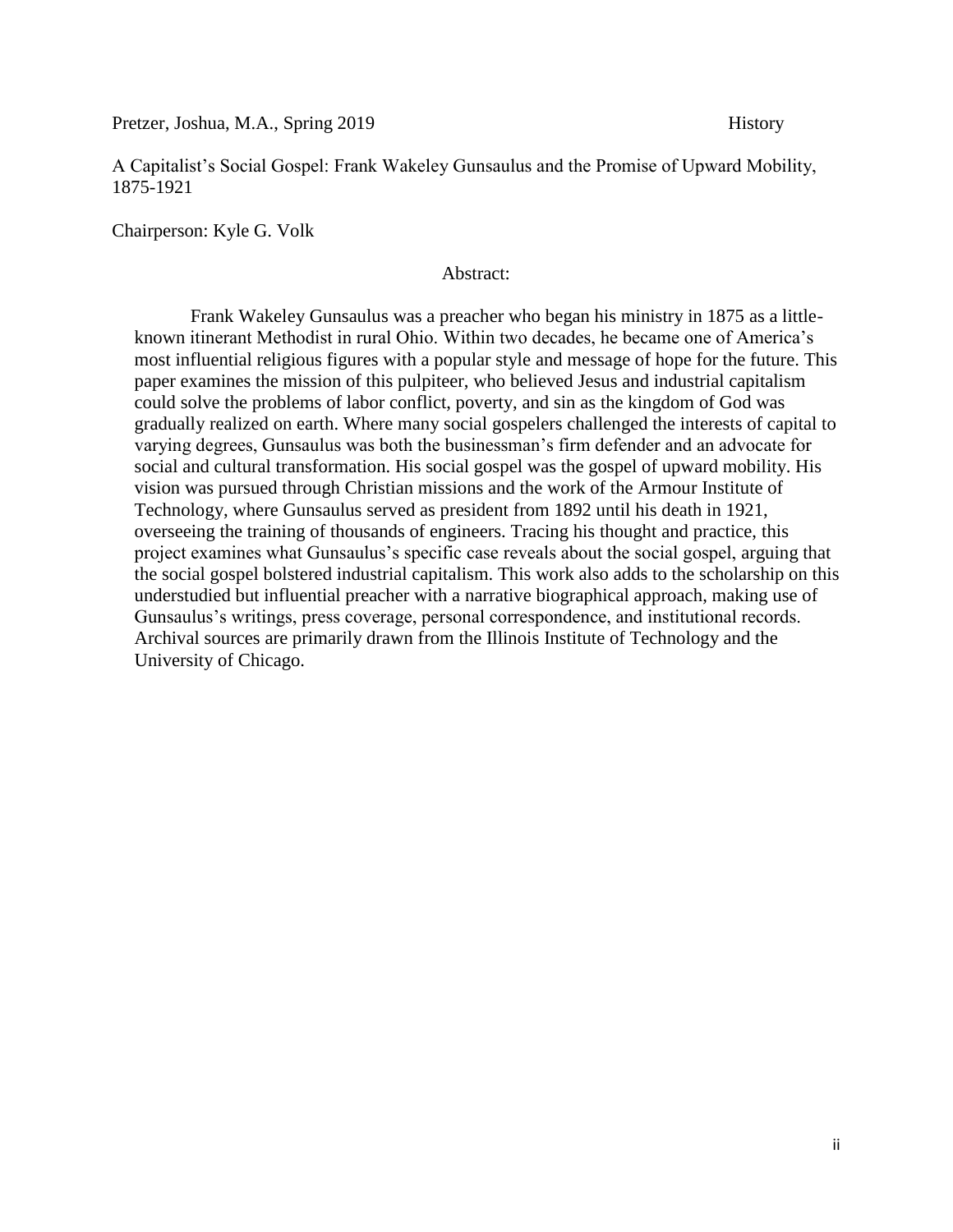Pretzer, Joshua, M.A., Spring 2019 History

A Capitalist's Social Gospel: Frank Wakeley Gunsaulus and the Promise of Upward Mobility, 1875-1921

Chairperson: Kyle G. Volk

## Abstract:

Frank Wakeley Gunsaulus was a preacher who began his ministry in 1875 as a little-known itinerant Methodist in rural Ohio. Within two decades, he became one of America's most influential religious figures with a popular style and message of hope for the future. This paper examines the mission of this pulpiteer, who believed Jesus and industrial capitalism could solve the problems of labor conflict, poverty, and sin as the kingdom of God was gradually realized on earth. Where many social gospelers challenged the interests of capital to varying degrees, Gunsaulus was both the businessman's firm defender and an advocate for social and cultural transformation. His social gospel was the gospel of upward mobility. His vision was pursued through Christian missions and the work of the Armour Institute of Technology, where Gunsaulus served as president from 1892 until his death in 1921, overseeing the training of thousands of engineers. Tracing his thought and practice, this project examines what Gunsaulus's specific case reveals about the social gospel, arguing that the social gospel bolstered industrial capitalism. This work also adds to the scholarship on this understudied but influential preacher with a narrative biographical approach, making use of Gunsaulus's writings, press coverage, personal correspondence, and institutional records. Archival sources are primarily drawn from the Illinois Institute of Technology and the University of Chicago.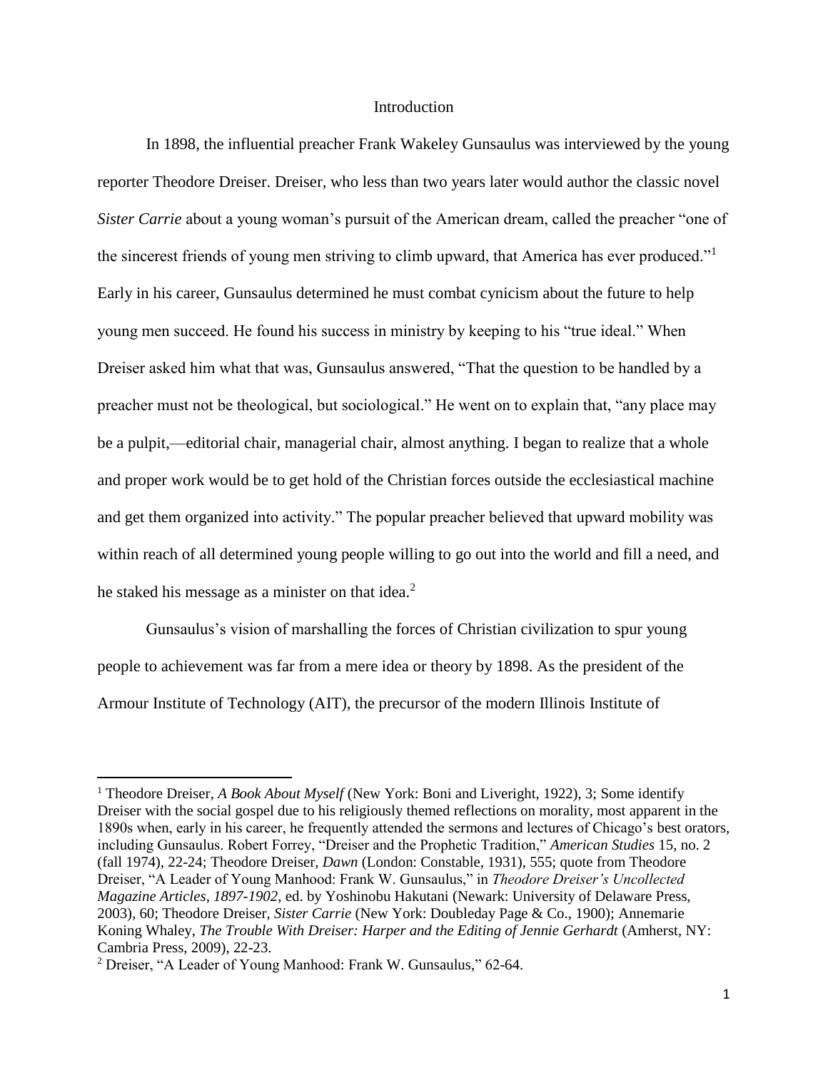# Introduction

In 1898, the influential preacher Frank Wakeley Gunsaulus was interviewed by the young reporter Theodore Dreiser. Dreiser, who less than two years later would author the classic novel *Sister Carrie* about a young woman's pursuit of the American dream, called the preacher "one of the sincerest friends of young men striving to climb upward, that America has ever produced."[1] Early in his career, Gunsaulus determined he must combat cynicism about the future to help young men succeed. He found his success in ministry by keeping to his "true ideal." When Dreiser asked him what that was, Gunsaulus answered, "That the question to be handled by a preacher must not be theological, but sociological." He went on to explain that, "any place may be a pulpit,—editorial chair, managerial chair, almost anything. I began to realize that a whole and proper work would be to get hold of the Christian forces outside the ecclesiastical machine and get them organized into activity." The popular preacher believed that upward mobility was within reach of all determined young people willing to go out into the world and fill a need, and he staked his message as a minister on that idea.[2]

Gunsaulus's vision of marshalling the forces of Christian civilization to spur young people to achievement was far from a mere idea or theory by 1898. As the president of the Armour Institute of Technology (AIT), the precursor of the modern Illinois Institute of

---

[1] Theodore Dreiser, *A Book About Myself* (New York: Boni and Liveright, 1922), 3; Some identify Dreiser with the social gospel due to his religiously themed reflections on morality, most apparent in the 1890s when, early in his career, he frequently attended the sermons and lectures of Chicago's best orators, including Gunsaulus. Robert Forrey, "Dreiser and the Prophetic Tradition," *American Studies* 15, no. 2 (fall 1974), 22-24; Theodore Dreiser, *Dawn* (London: Constable, 1931), 555; quote from Theodore Dreiser, "A Leader of Young Manhood: Frank W. Gunsaulus," in *Theodore Dreiser's Uncollected Magazine Articles, 1897-1902*, ed. by Yoshinobu Hakutani (Newark: University of Delaware Press, 2003), 60; Theodore Dreiser, *Sister Carrie* (New York: Doubleday Page & Co., 1900); Annemarie Koning Whaley, *The Trouble With Dreiser: Harper and the Editing of Jennie Gerhardt* (Amherst, NY: Cambria Press, 2009), 22-23.

[2] Dreiser, "A Leader of Young Manhood: Frank W. Gunsaulus," 62-64.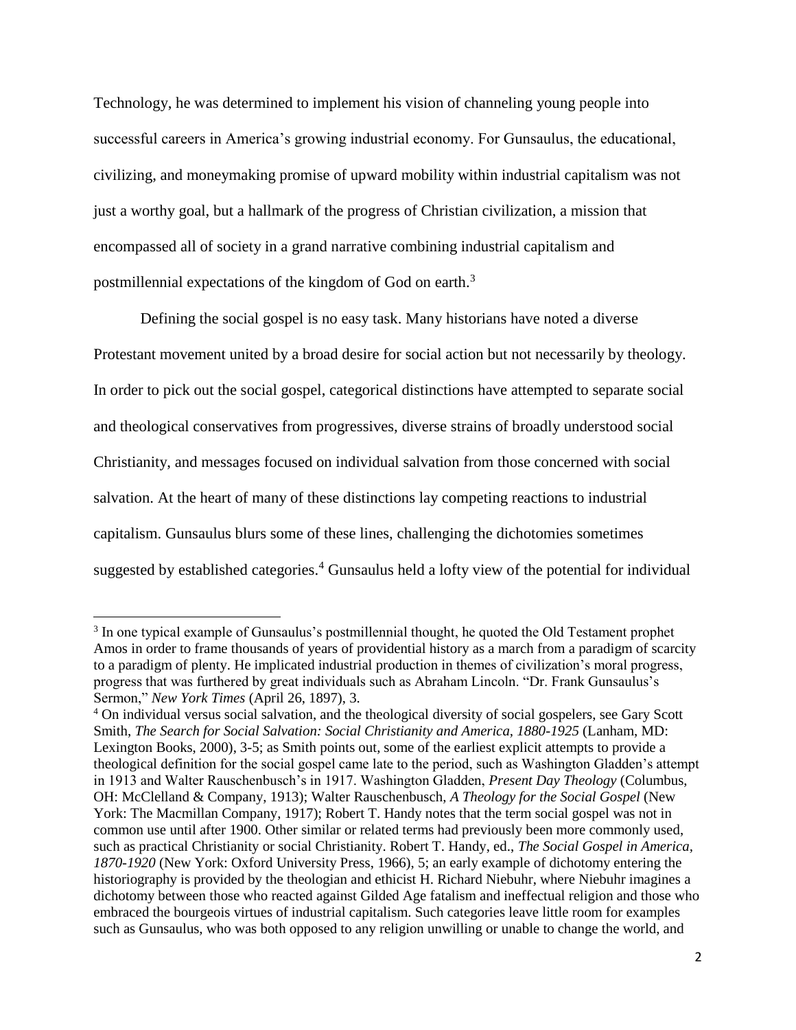Technology, he was determined to implement his vision of channeling young people into successful careers in America's growing industrial economy. For Gunsaulus, the educational, civilizing, and moneymaking promise of upward mobility within industrial capitalism was not just a worthy goal, but a hallmark of the progress of Christian civilization, a mission that encompassed all of society in a grand narrative combining industrial capitalism and postmillennial expectations of the kingdom of God on earth.[3]

Defining the social gospel is no easy task. Many historians have noted a diverse Protestant movement united by a broad desire for social action but not necessarily by theology. In order to pick out the social gospel, categorical distinctions have attempted to separate social and theological conservatives from progressives, diverse strains of broadly understood social Christianity, and messages focused on individual salvation from those concerned with social salvation. At the heart of many of these distinctions lay competing reactions to industrial capitalism. Gunsaulus blurs some of these lines, challenging the dichotomies sometimes suggested by established categories.[4] Gunsaulus held a lofty view of the potential for individual

---

[3] In one typical example of Gunsaulus's postmillennial thought, he quoted the Old Testament prophet Amos in order to frame thousands of years of providential history as a march from a paradigm of scarcity to a paradigm of plenty. He implicated industrial production in themes of civilization's moral progress, progress that was furthered by great individuals such as Abraham Lincoln. "Dr. Frank Gunsaulus's Sermon," *New York Times* (April 26, 1897), 3.

[4] On individual versus social salvation, and the theological diversity of social gospelers, see Gary Scott Smith, *The Search for Social Salvation: Social Christianity and America, 1880-1925* (Lanham, MD: Lexington Books, 2000), 3-5; as Smith points out, some of the earliest explicit attempts to provide a theological definition for the social gospel came late to the period, such as Washington Gladden's attempt in 1913 and Walter Rauschenbusch's in 1917. Washington Gladden, *Present Day Theology* (Columbus, OH: McClelland & Company, 1913); Walter Rauschenbusch, *A Theology for the Social Gospel* (New York: The Macmillan Company, 1917); Robert T. Handy notes that the term social gospel was not in common use until after 1900. Other similar or related terms had previously been more commonly used, such as practical Christianity or social Christianity. Robert T. Handy, ed., *The Social Gospel in America, 1870-1920* (New York: Oxford University Press, 1966), 5; an early example of dichotomy entering the historiography is provided by the theologian and ethicist H. Richard Niebuhr, where Niebuhr imagines a dichotomy between those who reacted against Gilded Age fatalism and ineffectual religion and those who embraced the bourgeois virtues of industrial capitalism. Such categories leave little room for examples such as Gunsaulus, who was both opposed to any religion unwilling or unable to change the world, and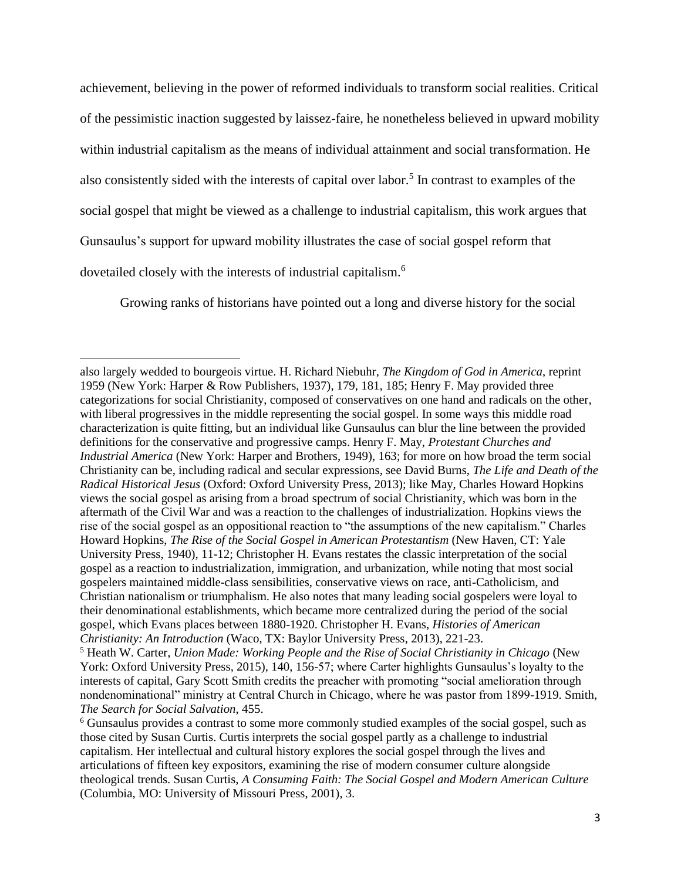achievement, believing in the power of reformed individuals to transform social realities. Critical of the pessimistic inaction suggested by laissez-faire, he nonetheless believed in upward mobility within industrial capitalism as the means of individual attainment and social transformation. He also consistently sided with the interests of capital over labor.[5] In contrast to examples of the social gospel that might be viewed as a challenge to industrial capitalism, this work argues that Gunsaulus's support for upward mobility illustrates the case of social gospel reform that dovetailed closely with the interests of industrial capitalism.[6]

Growing ranks of historians have pointed out a long and diverse history for the social

---

also largely wedded to bourgeois virtue. H. Richard Niebuhr, *The Kingdom of God in America*, reprint 1959 (New York: Harper & Row Publishers, 1937), 179, 181, 185; Henry F. May provided three categorizations for social Christianity, composed of conservatives on one hand and radicals on the other, with liberal progressives in the middle representing the social gospel. In some ways this middle road characterization is quite fitting, but an individual like Gunsaulus can blur the line between the provided definitions for the conservative and progressive camps. Henry F. May, *Protestant Churches and Industrial America* (New York: Harper and Brothers, 1949), 163; for more on how broad the term social Christianity can be, including radical and secular expressions, see David Burns, *The Life and Death of the Radical Historical Jesus* (Oxford: Oxford University Press, 2013); like May, Charles Howard Hopkins views the social gospel as arising from a broad spectrum of social Christianity, which was born in the aftermath of the Civil War and was a reaction to the challenges of industrialization. Hopkins views the rise of the social gospel as an oppositional reaction to "the assumptions of the new capitalism." Charles Howard Hopkins, *The Rise of the Social Gospel in American Protestantism* (New Haven, CT: Yale University Press, 1940), 11-12; Christopher H. Evans restates the classic interpretation of the social gospel as a reaction to industrialization, immigration, and urbanization, while noting that most social gospelers maintained middle-class sensibilities, conservative views on race, anti-Catholicism, and Christian nationalism or triumphalism. He also notes that many leading social gospelers were loyal to their denominational establishments, which became more centralized during the period of the social gospel, which Evans places between 1880-1920. Christopher H. Evans, *Histories of American Christianity: An Introduction* (Waco, TX: Baylor University Press, 2013), 221-23.

[5] Heath W. Carter, *Union Made: Working People and the Rise of Social Christianity in Chicago* (New York: Oxford University Press, 2015), 140, 156-57; where Carter highlights Gunsaulus's loyalty to the interests of capital, Gary Scott Smith credits the preacher with promoting "social amelioration through nondenominational" ministry at Central Church in Chicago, where he was pastor from 1899-1919. Smith, *The Search for Social Salvation*, 455.

[6] Gunsaulus provides a contrast to some more commonly studied examples of the social gospel, such as those cited by Susan Curtis. Curtis interprets the social gospel partly as a challenge to industrial capitalism. Her intellectual and cultural history explores the social gospel through the lives and articulations of fifteen key expositors, examining the rise of modern consumer culture alongside theological trends. Susan Curtis, *A Consuming Faith: The Social Gospel and Modern American Culture* (Columbia, MO: University of Missouri Press, 2001), 3.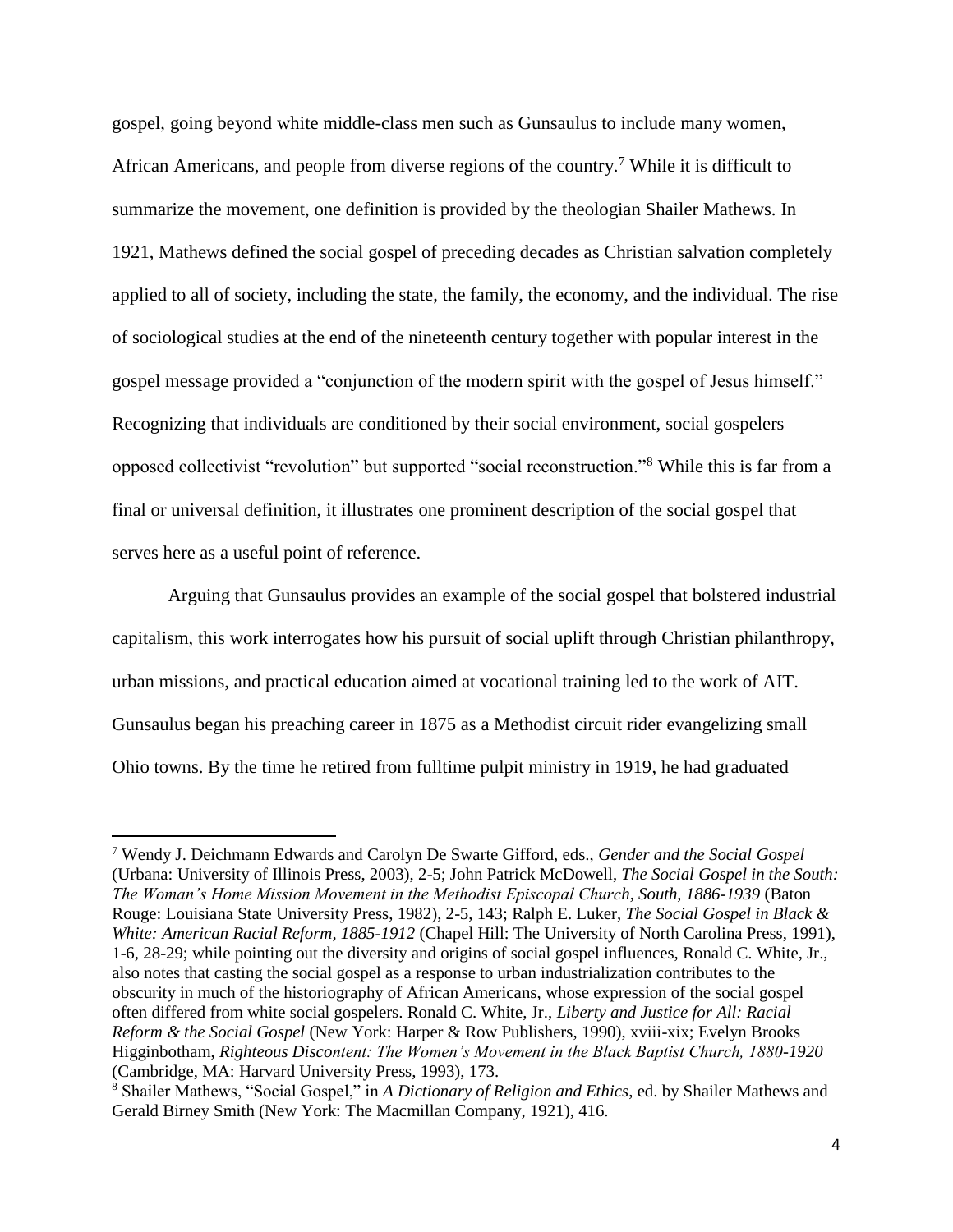gospel, going beyond white middle-class men such as Gunsaulus to include many women, African Americans, and people from diverse regions of the country.[7] While it is difficult to summarize the movement, one definition is provided by the theologian Shailer Mathews. In 1921, Mathews defined the social gospel of preceding decades as Christian salvation completely applied to all of society, including the state, the family, the economy, and the individual. The rise of sociological studies at the end of the nineteenth century together with popular interest in the gospel message provided a "conjunction of the modern spirit with the gospel of Jesus himself." Recognizing that individuals are conditioned by their social environment, social gospelers opposed collectivist "revolution" but supported "social reconstruction."[8] While this is far from a final or universal definition, it illustrates one prominent description of the social gospel that serves here as a useful point of reference.

Arguing that Gunsaulus provides an example of the social gospel that bolstered industrial capitalism, this work interrogates how his pursuit of social uplift through Christian philanthropy, urban missions, and practical education aimed at vocational training led to the work of AIT. Gunsaulus began his preaching career in 1875 as a Methodist circuit rider evangelizing small Ohio towns. By the time he retired from fulltime pulpit ministry in 1919, he had graduated

---

[7] Wendy J. Deichmann Edwards and Carolyn De Swarte Gifford, eds., *Gender and the Social Gospel* (Urbana: University of Illinois Press, 2003), 2-5; John Patrick McDowell, *The Social Gospel in the South: The Woman's Home Mission Movement in the Methodist Episcopal Church, South, 1886-1939* (Baton Rouge: Louisiana State University Press, 1982), 2-5, 143; Ralph E. Luker, *The Social Gospel in Black & White: American Racial Reform, 1885-1912* (Chapel Hill: The University of North Carolina Press, 1991), 1-6, 28-29; while pointing out the diversity and origins of social gospel influences, Ronald C. White, Jr., also notes that casting the social gospel as a response to urban industrialization contributes to the obscurity in much of the historiography of African Americans, whose expression of the social gospel often differed from white social gospelers. Ronald C. White, Jr., *Liberty and Justice for All: Racial Reform & the Social Gospel* (New York: Harper & Row Publishers, 1990), xviii-xix; Evelyn Brooks Higginbotham, *Righteous Discontent: The Women's Movement in the Black Baptist Church, 1880-1920* (Cambridge, MA: Harvard University Press, 1993), 173.

[8] Shailer Mathews, "Social Gospel," in *A Dictionary of Religion and Ethics*, ed. by Shailer Mathews and Gerald Birney Smith (New York: The Macmillan Company, 1921), 416.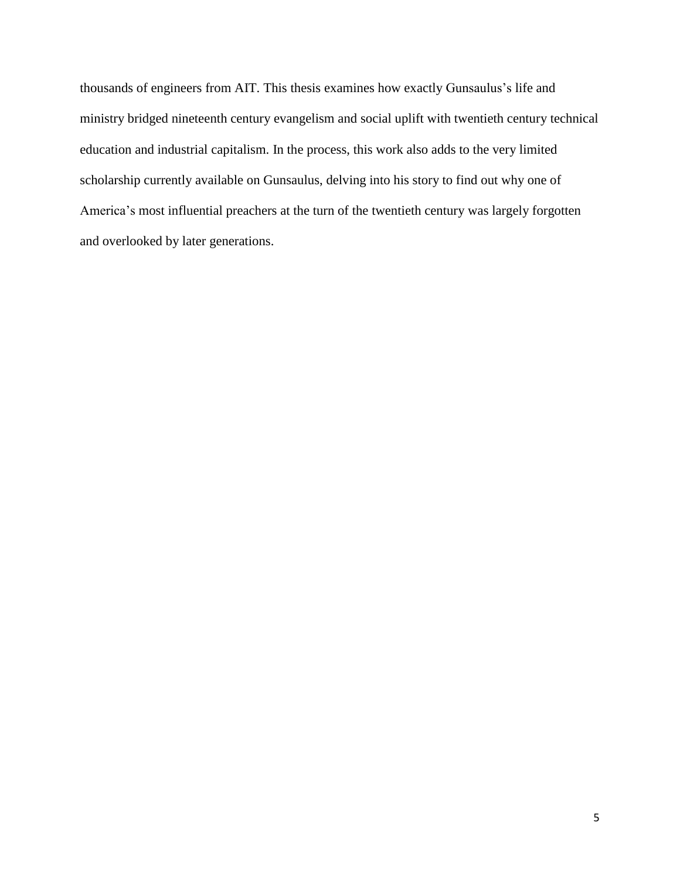thousands of engineers from AIT. This thesis examines how exactly Gunsaulus's life and ministry bridged nineteenth century evangelism and social uplift with twentieth century technical education and industrial capitalism. In the process, this work also adds to the very limited scholarship currently available on Gunsaulus, delving into his story to find out why one of America's most influential preachers at the turn of the twentieth century was largely forgotten and overlooked by later generations.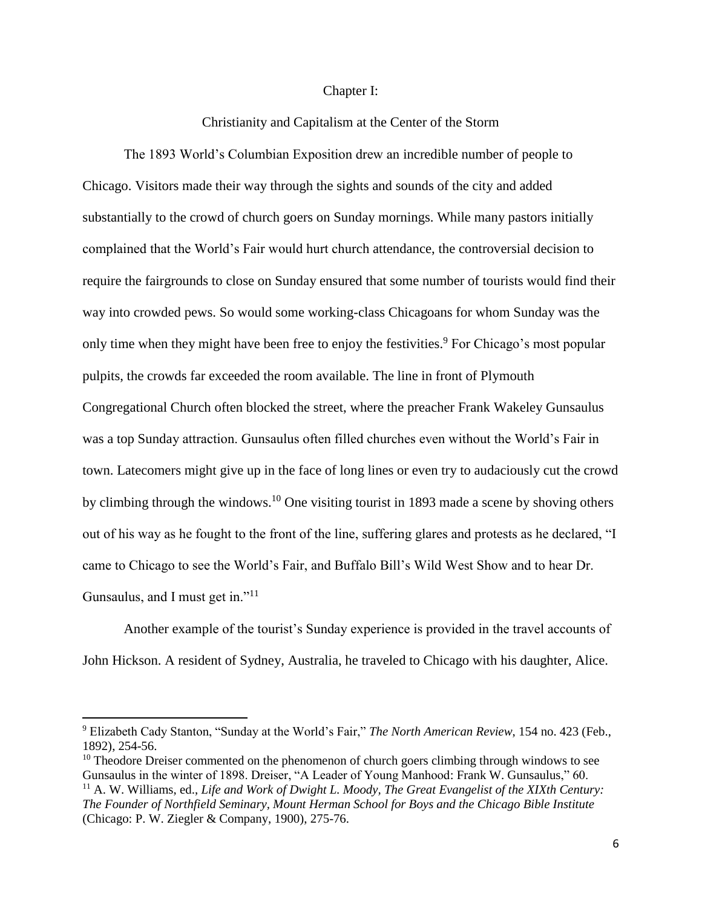# Chapter I:

## Christianity and Capitalism at the Center of the Storm

The 1893 World's Columbian Exposition drew an incredible number of people to Chicago. Visitors made their way through the sights and sounds of the city and added substantially to the crowd of church goers on Sunday mornings. While many pastors initially complained that the World's Fair would hurt church attendance, the controversial decision to require the fairgrounds to close on Sunday ensured that some number of tourists would find their way into crowded pews. So would some working-class Chicagoans for whom Sunday was the only time when they might have been free to enjoy the festivities.[9] For Chicago's most popular pulpits, the crowds far exceeded the room available. The line in front of Plymouth Congregational Church often blocked the street, where the preacher Frank Wakeley Gunsaulus was a top Sunday attraction. Gunsaulus often filled churches even without the World's Fair in town. Latecomers might give up in the face of long lines or even try to audaciously cut the crowd by climbing through the windows.[10] One visiting tourist in 1893 made a scene by shoving others out of his way as he fought to the front of the line, suffering glares and protests as he declared, "I came to Chicago to see the World's Fair, and Buffalo Bill's Wild West Show and to hear Dr. Gunsaulus, and I must get in."[11]

Another example of the tourist's Sunday experience is provided in the travel accounts of John Hickson. A resident of Sydney, Australia, he traveled to Chicago with his daughter, Alice.

---

[9] Elizabeth Cady Stanton, "Sunday at the World's Fair," *The North American Review*, 154 no. 423 (Feb., 1892), 254-56.

[10] Theodore Dreiser commented on the phenomenon of church goers climbing through windows to see Gunsaulus in the winter of 1898. Dreiser, "A Leader of Young Manhood: Frank W. Gunsaulus," 60.

[11] A. W. Williams, ed., *Life and Work of Dwight L. Moody, The Great Evangelist of the XIXth Century: The Founder of Northfield Seminary, Mount Herman School for Boys and the Chicago Bible Institute* (Chicago: P. W. Ziegler & Company, 1900), 275-76.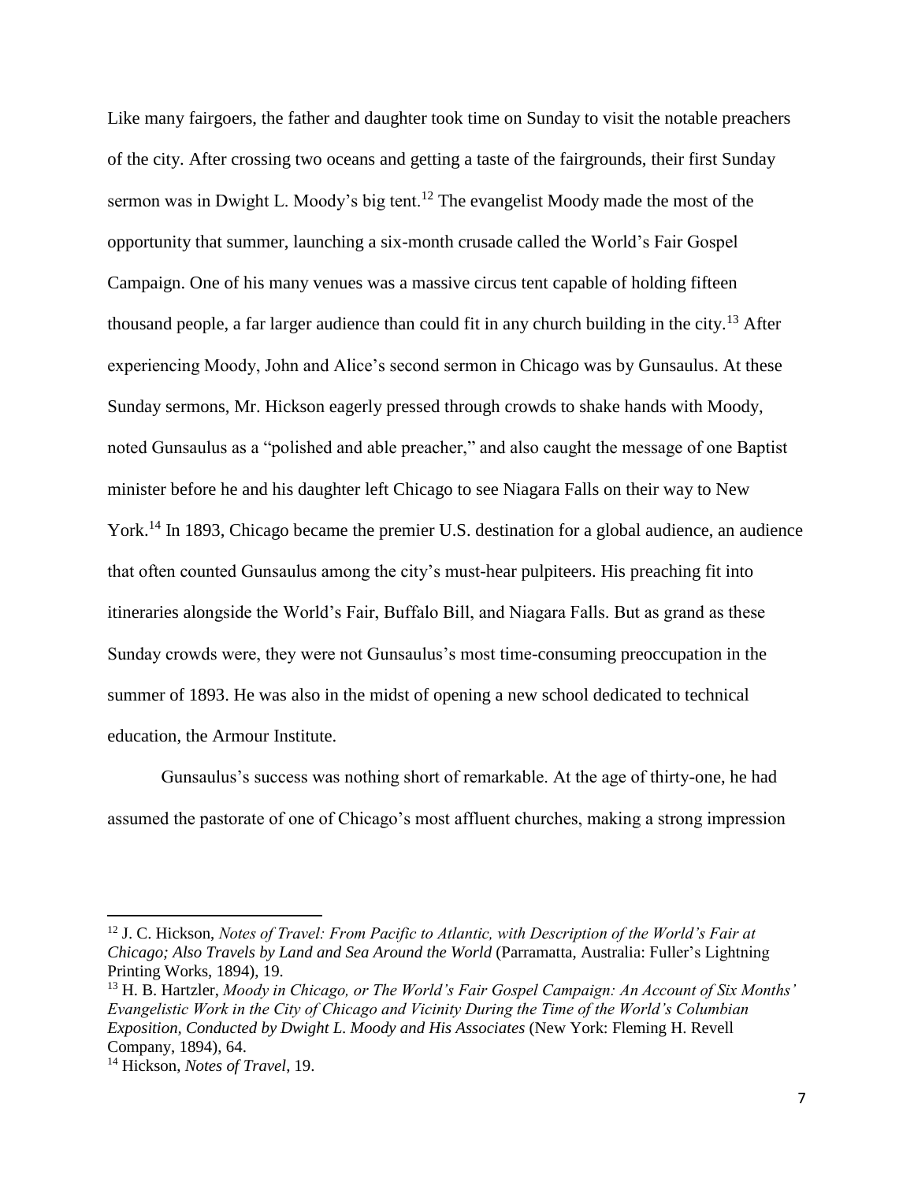Like many fairgoers, the father and daughter took time on Sunday to visit the notable preachers of the city. After crossing two oceans and getting a taste of the fairgrounds, their first Sunday sermon was in Dwight L. Moody's big tent.[12] The evangelist Moody made the most of the opportunity that summer, launching a six-month crusade called the World's Fair Gospel Campaign. One of his many venues was a massive circus tent capable of holding fifteen thousand people, a far larger audience than could fit in any church building in the city.[13] After experiencing Moody, John and Alice's second sermon in Chicago was by Gunsaulus. At these Sunday sermons, Mr. Hickson eagerly pressed through crowds to shake hands with Moody, noted Gunsaulus as a "polished and able preacher," and also caught the message of one Baptist minister before he and his daughter left Chicago to see Niagara Falls on their way to New York.[14] In 1893, Chicago became the premier U.S. destination for a global audience, an audience that often counted Gunsaulus among the city's must-hear pulpiteers. His preaching fit into itineraries alongside the World's Fair, Buffalo Bill, and Niagara Falls. But as grand as these Sunday crowds were, they were not Gunsaulus's most time-consuming preoccupation in the summer of 1893. He was also in the midst of opening a new school dedicated to technical education, the Armour Institute.

Gunsaulus's success was nothing short of remarkable. At the age of thirty-one, he had assumed the pastorate of one of Chicago's most affluent churches, making a strong impression

---

[12] J. C. Hickson, *Notes of Travel: From Pacific to Atlantic, with Description of the World's Fair at Chicago; Also Travels by Land and Sea Around the World* (Parramatta, Australia: Fuller's Lightning Printing Works, 1894), 19.

[13] H. B. Hartzler, *Moody in Chicago, or The World's Fair Gospel Campaign: An Account of Six Months' Evangelistic Work in the City of Chicago and Vicinity During the Time of the World's Columbian Exposition, Conducted by Dwight L. Moody and His Associates* (New York: Fleming H. Revell Company, 1894), 64.

[14] Hickson, *Notes of Travel*, 19.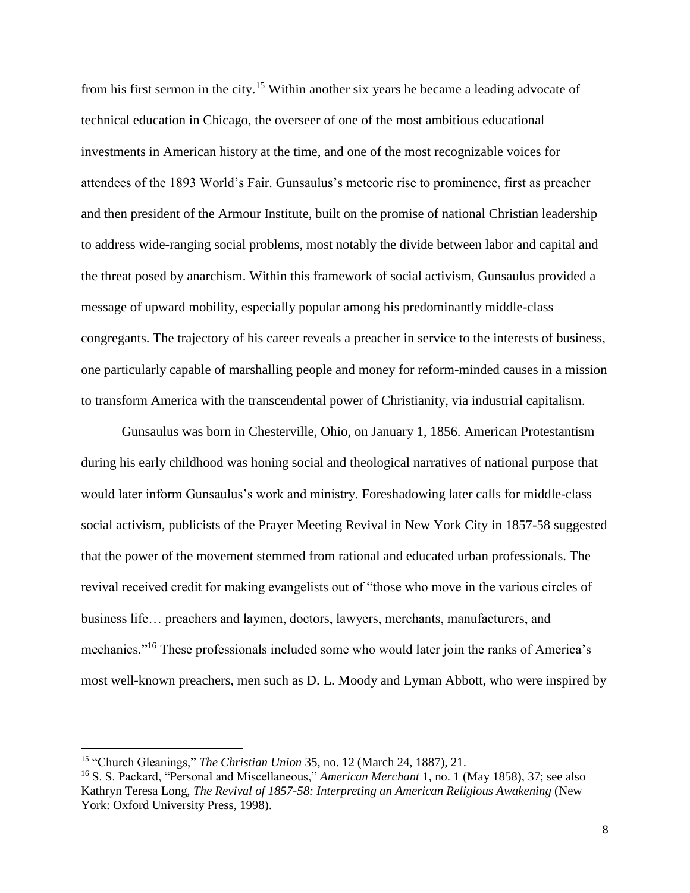from his first sermon in the city.[15] Within another six years he became a leading advocate of technical education in Chicago, the overseer of one of the most ambitious educational investments in American history at the time, and one of the most recognizable voices for attendees of the 1893 World's Fair. Gunsaulus's meteoric rise to prominence, first as preacher and then president of the Armour Institute, built on the promise of national Christian leadership to address wide-ranging social problems, most notably the divide between labor and capital and the threat posed by anarchism. Within this framework of social activism, Gunsaulus provided a message of upward mobility, especially popular among his predominantly middle-class congregants. The trajectory of his career reveals a preacher in service to the interests of business, one particularly capable of marshalling people and money for reform-minded causes in a mission to transform America with the transcendental power of Christianity, via industrial capitalism.

Gunsaulus was born in Chesterville, Ohio, on January 1, 1856. American Protestantism during his early childhood was honing social and theological narratives of national purpose that would later inform Gunsaulus's work and ministry. Foreshadowing later calls for middle-class social activism, publicists of the Prayer Meeting Revival in New York City in 1857-58 suggested that the power of the movement stemmed from rational and educated urban professionals. The revival received credit for making evangelists out of "those who move in the various circles of business life… preachers and laymen, doctors, lawyers, merchants, manufacturers, and mechanics."[16] These professionals included some who would later join the ranks of America's most well-known preachers, men such as D. L. Moody and Lyman Abbott, who were inspired by

---

[15] "Church Gleanings," *The Christian Union* 35, no. 12 (March 24, 1887), 21.

[16] S. S. Packard, "Personal and Miscellaneous," *American Merchant* 1, no. 1 (May 1858), 37; see also Kathryn Teresa Long, *The Revival of 1857-58: Interpreting an American Religious Awakening* (New York: Oxford University Press, 1998).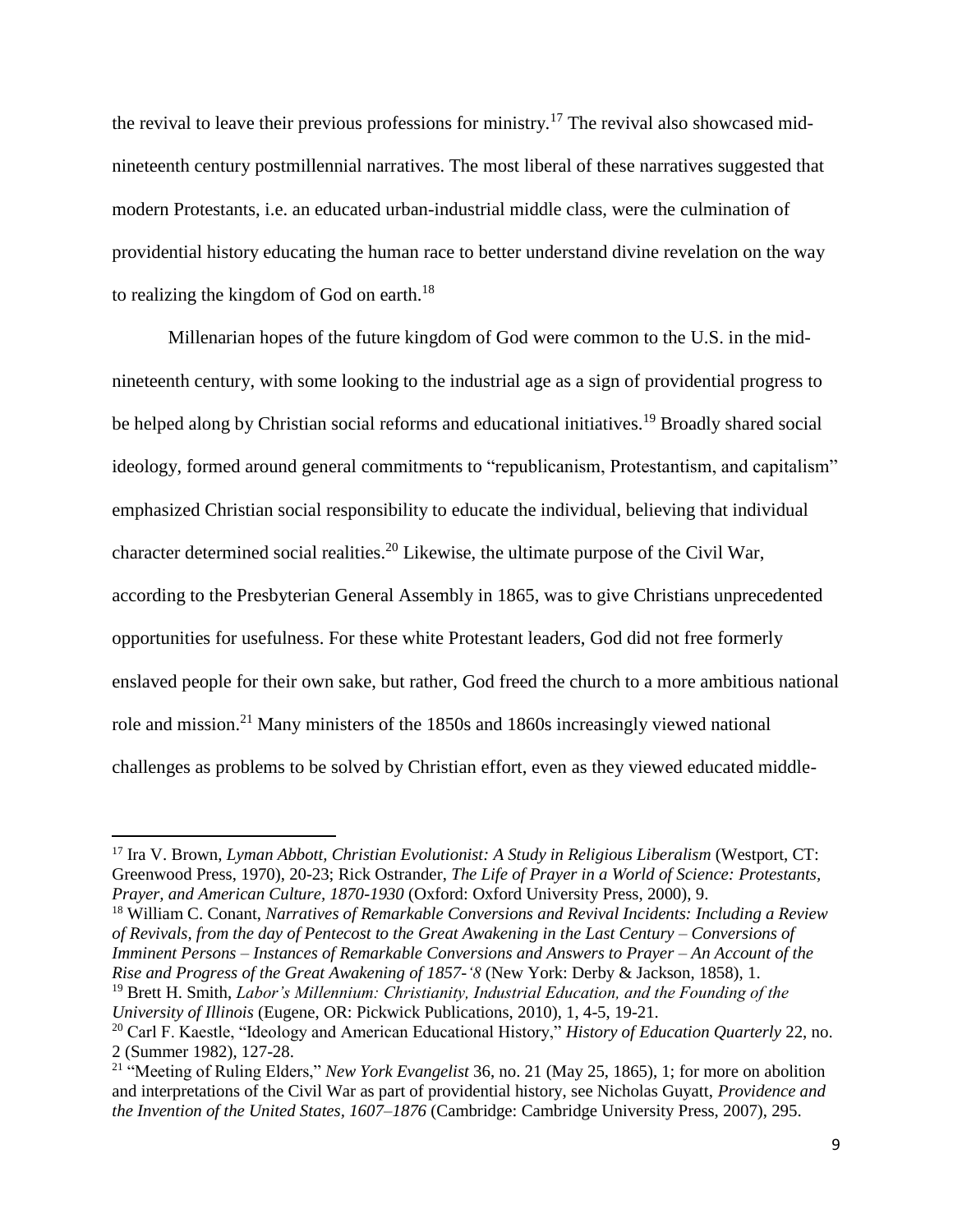the revival to leave their previous professions for ministry.[17] The revival also showcased mid-nineteenth century postmillennial narratives. The most liberal of these narratives suggested that modern Protestants, i.e. an educated urban-industrial middle class, were the culmination of providential history educating the human race to better understand divine revelation on the way to realizing the kingdom of God on earth.[18]

Millenarian hopes of the future kingdom of God were common to the U.S. in the mid-nineteenth century, with some looking to the industrial age as a sign of providential progress to be helped along by Christian social reforms and educational initiatives.[19] Broadly shared social ideology, formed around general commitments to "republicanism, Protestantism, and capitalism" emphasized Christian social responsibility to educate the individual, believing that individual character determined social realities.[20] Likewise, the ultimate purpose of the Civil War, according to the Presbyterian General Assembly in 1865, was to give Christians unprecedented opportunities for usefulness. For these white Protestant leaders, God did not free formerly enslaved people for their own sake, but rather, God freed the church to a more ambitious national role and mission.[21] Many ministers of the 1850s and 1860s increasingly viewed national challenges as problems to be solved by Christian effort, even as they viewed educated middle-

---

[17] Ira V. Brown, *Lyman Abbott, Christian Evolutionist: A Study in Religious Liberalism* (Westport, CT: Greenwood Press, 1970), 20-23; Rick Ostrander, *The Life of Prayer in a World of Science: Protestants, Prayer, and American Culture, 1870-1930* (Oxford: Oxford University Press, 2000), 9.

[18] William C. Conant, *Narratives of Remarkable Conversions and Revival Incidents: Including a Review of Revivals, from the day of Pentecost to the Great Awakening in the Last Century – Conversions of Imminent Persons – Instances of Remarkable Conversions and Answers to Prayer – An Account of the Rise and Progress of the Great Awakening of 1857-'8* (New York: Derby & Jackson, 1858), 1.

[19] Brett H. Smith, *Labor's Millennium: Christianity, Industrial Education, and the Founding of the University of Illinois* (Eugene, OR: Pickwick Publications, 2010), 1, 4-5, 19-21.

[20] Carl F. Kaestle, "Ideology and American Educational History," *History of Education Quarterly* 22, no. 2 (Summer 1982), 127-28.

[21] "Meeting of Ruling Elders," *New York Evangelist* 36, no. 21 (May 25, 1865), 1; for more on abolition and interpretations of the Civil War as part of providential history, see Nicholas Guyatt, *Providence and the Invention of the United States, 1607–1876* (Cambridge: Cambridge University Press, 2007), 295.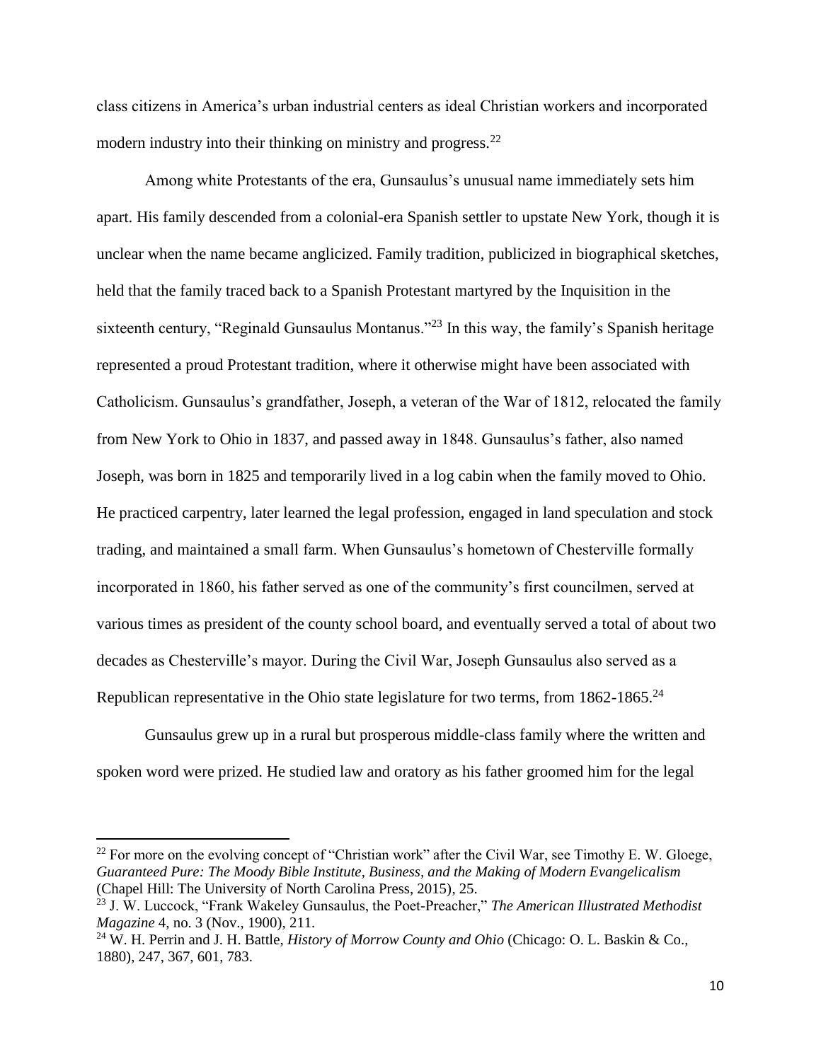class citizens in America's urban industrial centers as ideal Christian workers and incorporated modern industry into their thinking on ministry and progress.[22]

Among white Protestants of the era, Gunsaulus's unusual name immediately sets him apart. His family descended from a colonial-era Spanish settler to upstate New York, though it is unclear when the name became anglicized. Family tradition, publicized in biographical sketches, held that the family traced back to a Spanish Protestant martyred by the Inquisition in the sixteenth century, "Reginald Gunsaulus Montanus."[23] In this way, the family's Spanish heritage represented a proud Protestant tradition, where it otherwise might have been associated with Catholicism. Gunsaulus's grandfather, Joseph, a veteran of the War of 1812, relocated the family from New York to Ohio in 1837, and passed away in 1848. Gunsaulus's father, also named Joseph, was born in 1825 and temporarily lived in a log cabin when the family moved to Ohio. He practiced carpentry, later learned the legal profession, engaged in land speculation and stock trading, and maintained a small farm. When Gunsaulus's hometown of Chesterville formally incorporated in 1860, his father served as one of the community's first councilmen, served at various times as president of the county school board, and eventually served a total of about two decades as Chesterville's mayor. During the Civil War, Joseph Gunsaulus also served as a Republican representative in the Ohio state legislature for two terms, from 1862-1865.[24]

Gunsaulus grew up in a rural but prosperous middle-class family where the written and spoken word were prized. He studied law and oratory as his father groomed him for the legal

---

[22] For more on the evolving concept of "Christian work" after the Civil War, see Timothy E. W. Gloege, *Guaranteed Pure: The Moody Bible Institute, Business, and the Making of Modern Evangelicalism* (Chapel Hill: The University of North Carolina Press, 2015), 25.

[23] J. W. Luccock, "Frank Wakeley Gunsaulus, the Poet-Preacher," *The American Illustrated Methodist Magazine* 4, no. 3 (Nov., 1900), 211.

[24] W. H. Perrin and J. H. Battle, *History of Morrow County and Ohio* (Chicago: O. L. Baskin & Co., 1880), 247, 367, 601, 783.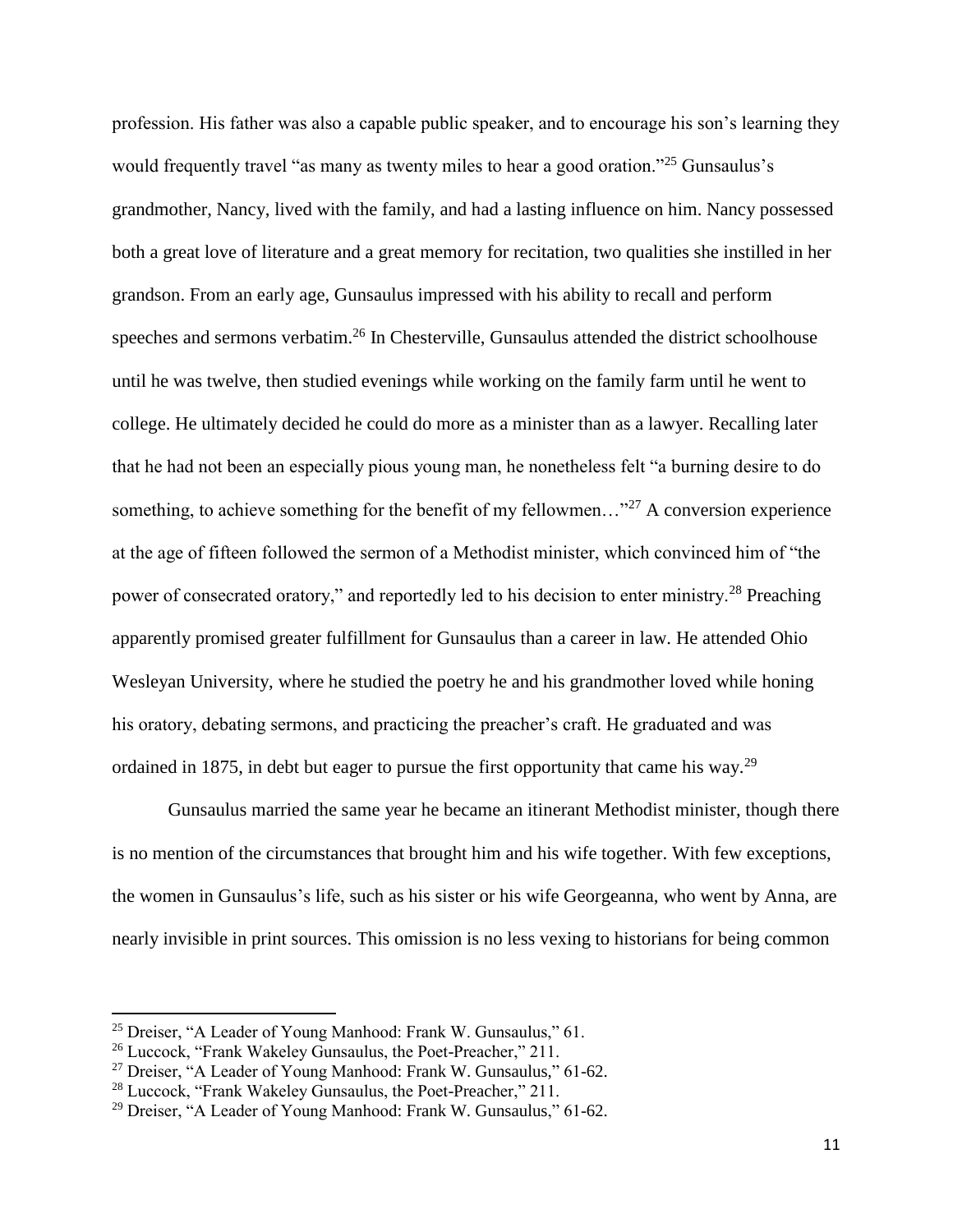profession. His father was also a capable public speaker, and to encourage his son's learning they would frequently travel "as many as twenty miles to hear a good oration."[25] Gunsaulus's grandmother, Nancy, lived with the family, and had a lasting influence on him. Nancy possessed both a great love of literature and a great memory for recitation, two qualities she instilled in her grandson. From an early age, Gunsaulus impressed with his ability to recall and perform speeches and sermons verbatim.[26] In Chesterville, Gunsaulus attended the district schoolhouse until he was twelve, then studied evenings while working on the family farm until he went to college. He ultimately decided he could do more as a minister than as a lawyer. Recalling later that he had not been an especially pious young man, he nonetheless felt "a burning desire to do something, to achieve something for the benefit of my fellowmen…"[27] A conversion experience at the age of fifteen followed the sermon of a Methodist minister, which convinced him of "the power of consecrated oratory," and reportedly led to his decision to enter ministry.[28] Preaching apparently promised greater fulfillment for Gunsaulus than a career in law. He attended Ohio Wesleyan University, where he studied the poetry he and his grandmother loved while honing his oratory, debating sermons, and practicing the preacher's craft. He graduated and was ordained in 1875, in debt but eager to pursue the first opportunity that came his way.[29]

Gunsaulus married the same year he became an itinerant Methodist minister, though there is no mention of the circumstances that brought him and his wife together. With few exceptions, the women in Gunsaulus's life, such as his sister or his wife Georgeanna, who went by Anna, are nearly invisible in print sources. This omission is no less vexing to historians for being common

---

[25] Dreiser, "A Leader of Young Manhood: Frank W. Gunsaulus," 61.

[26] Luccock, "Frank Wakeley Gunsaulus, the Poet-Preacher," 211.

[27] Dreiser, "A Leader of Young Manhood: Frank W. Gunsaulus," 61-62.

[28] Luccock, "Frank Wakeley Gunsaulus, the Poet-Preacher," 211.

[29] Dreiser, "A Leader of Young Manhood: Frank W. Gunsaulus," 61-62.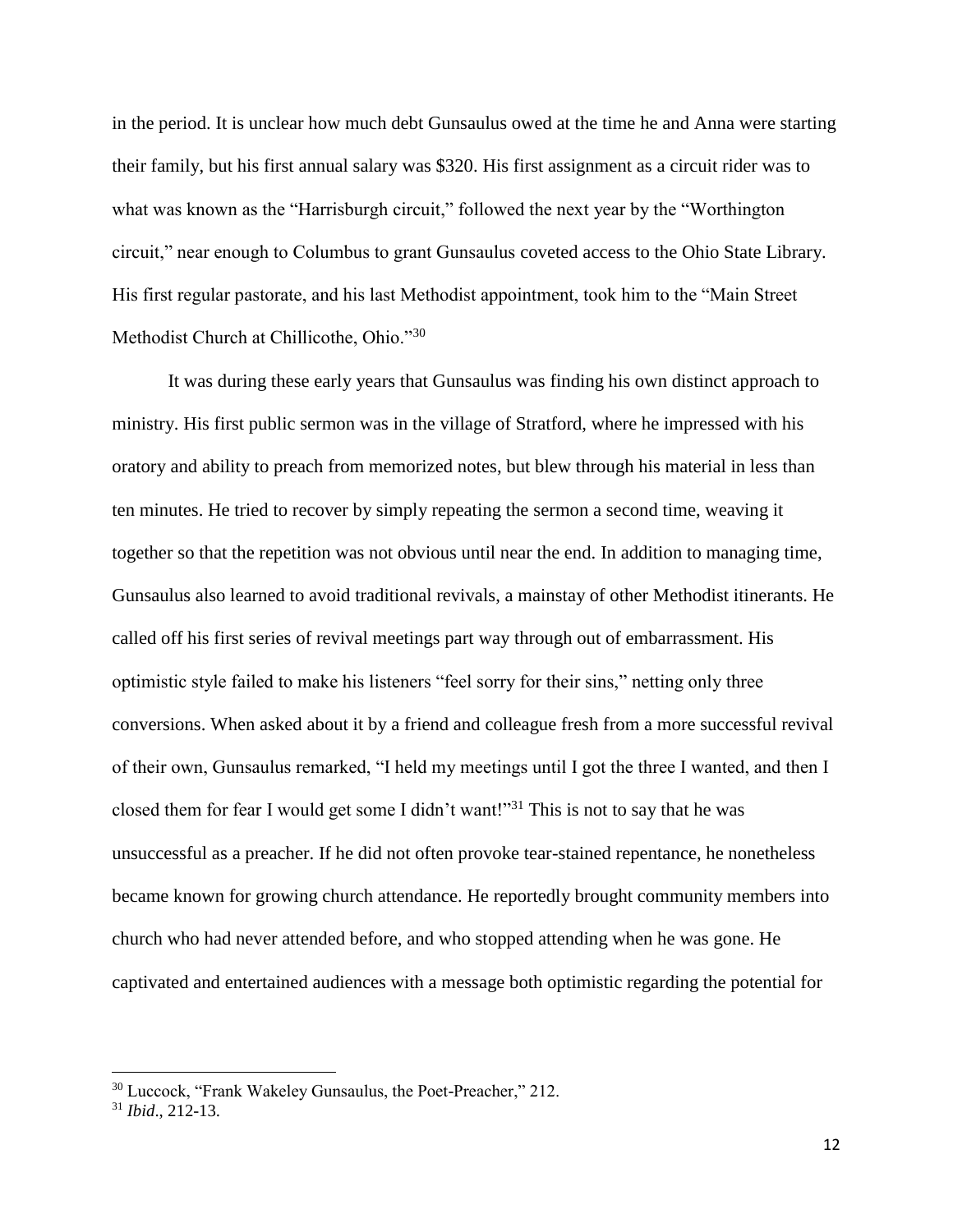in the period. It is unclear how much debt Gunsaulus owed at the time he and Anna were starting their family, but his first annual salary was $320. His first assignment as a circuit rider was to what was known as the "Harrisburgh circuit," followed the next year by the "Worthington circuit," near enough to Columbus to grant Gunsaulus coveted access to the Ohio State Library. His first regular pastorate, and his last Methodist appointment, took him to the "Main Street Methodist Church at Chillicothe, Ohio."[30]

It was during these early years that Gunsaulus was finding his own distinct approach to ministry. His first public sermon was in the village of Stratford, where he impressed with his oratory and ability to preach from memorized notes, but blew through his material in less than ten minutes. He tried to recover by simply repeating the sermon a second time, weaving it together so that the repetition was not obvious until near the end. In addition to managing time, Gunsaulus also learned to avoid traditional revivals, a mainstay of other Methodist itinerants. He called off his first series of revival meetings part way through out of embarrassment. His optimistic style failed to make his listeners "feel sorry for their sins," netting only three conversions. When asked about it by a friend and colleague fresh from a more successful revival of their own, Gunsaulus remarked, "I held my meetings until I got the three I wanted, and then I closed them for fear I would get some I didn't want!"[31] This is not to say that he was unsuccessful as a preacher. If he did not often provoke tear-stained repentance, he nonetheless became known for growing church attendance. He reportedly brought community members into church who had never attended before, and who stopped attending when he was gone. He captivated and entertained audiences with a message both optimistic regarding the potential for

---

[30] Luccock, "Frank Wakeley Gunsaulus, the Poet-Preacher," 212.

[31] *Ibid*., 212-13.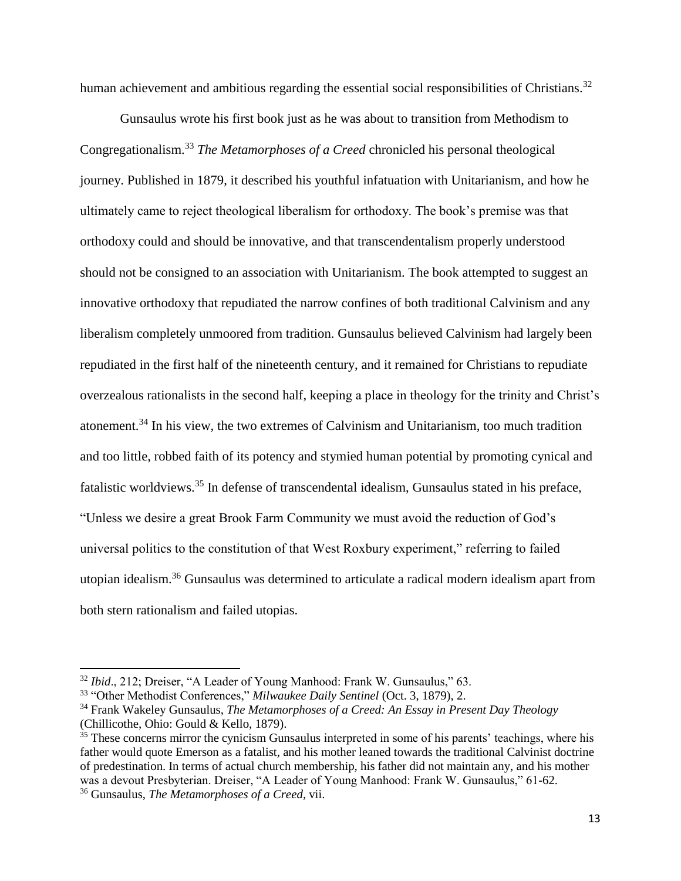human achievement and ambitious regarding the essential social responsibilities of Christians.[32]

Gunsaulus wrote his first book just as he was about to transition from Methodism to Congregationalism.[33] *The Metamorphoses of a Creed* chronicled his personal theological journey. Published in 1879, it described his youthful infatuation with Unitarianism, and how he ultimately came to reject theological liberalism for orthodoxy. The book's premise was that orthodoxy could and should be innovative, and that transcendentalism properly understood should not be consigned to an association with Unitarianism. The book attempted to suggest an innovative orthodoxy that repudiated the narrow confines of both traditional Calvinism and any liberalism completely unmoored from tradition. Gunsaulus believed Calvinism had largely been repudiated in the first half of the nineteenth century, and it remained for Christians to repudiate overzealous rationalists in the second half, keeping a place in theology for the trinity and Christ's atonement.[34] In his view, the two extremes of Calvinism and Unitarianism, too much tradition and too little, robbed faith of its potency and stymied human potential by promoting cynical and fatalistic worldviews.[35] In defense of transcendental idealism, Gunsaulus stated in his preface, "Unless we desire a great Brook Farm Community we must avoid the reduction of God's universal politics to the constitution of that West Roxbury experiment," referring to failed utopian idealism.[36] Gunsaulus was determined to articulate a radical modern idealism apart from both stern rationalism and failed utopias.

---

[32] *Ibid*., 212; Dreiser, "A Leader of Young Manhood: Frank W. Gunsaulus," 63.

[33] "Other Methodist Conferences," *Milwaukee Daily Sentinel* (Oct. 3, 1879), 2.

[34] Frank Wakeley Gunsaulus, *The Metamorphoses of a Creed: An Essay in Present Day Theology* (Chillicothe, Ohio: Gould & Kello, 1879).

[35] These concerns mirror the cynicism Gunsaulus interpreted in some of his parents' teachings, where his father would quote Emerson as a fatalist, and his mother leaned towards the traditional Calvinist doctrine of predestination. In terms of actual church membership, his father did not maintain any, and his mother was a devout Presbyterian. Dreiser, "A Leader of Young Manhood: Frank W. Gunsaulus," 61-62.

[36] Gunsaulus, *The Metamorphoses of a Creed*, vii.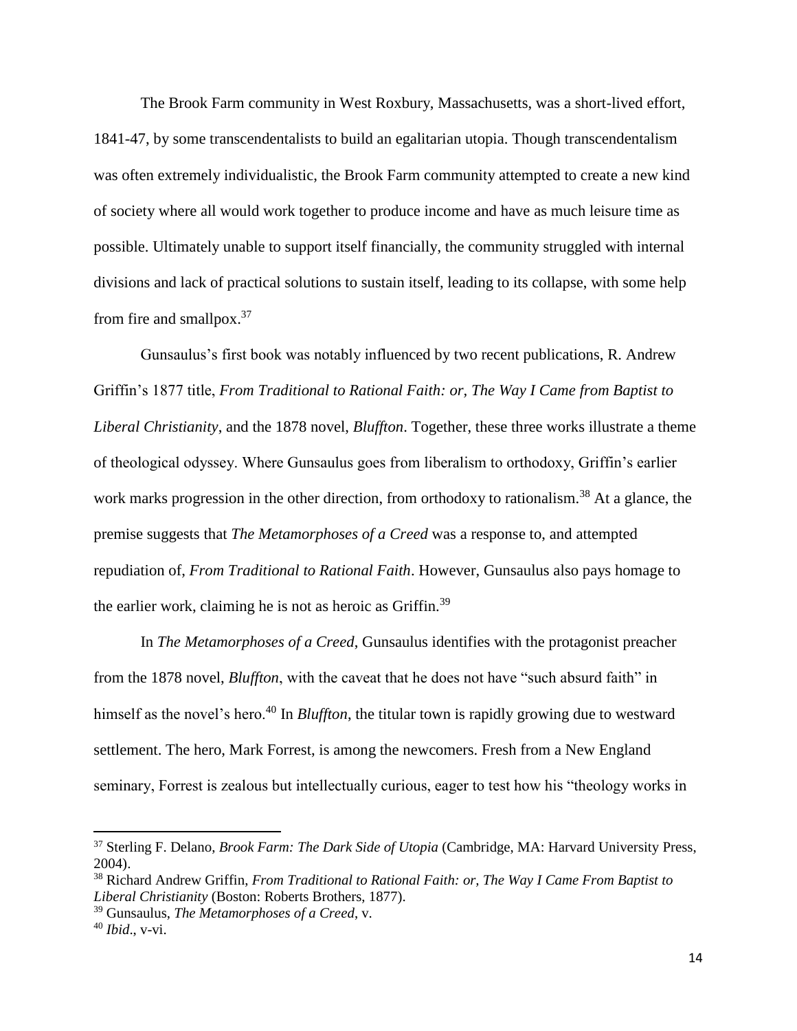The Brook Farm community in West Roxbury, Massachusetts, was a short-lived effort, 1841-47, by some transcendentalists to build an egalitarian utopia. Though transcendentalism was often extremely individualistic, the Brook Farm community attempted to create a new kind of society where all would work together to produce income and have as much leisure time as possible. Ultimately unable to support itself financially, the community struggled with internal divisions and lack of practical solutions to sustain itself, leading to its collapse, with some help from fire and smallpox.[37]

Gunsaulus's first book was notably influenced by two recent publications, R. Andrew Griffin's 1877 title, *From Traditional to Rational Faith: or, The Way I Came from Baptist to Liberal Christianity*, and the 1878 novel, *Bluffton*. Together, these three works illustrate a theme of theological odyssey. Where Gunsaulus goes from liberalism to orthodoxy, Griffin's earlier work marks progression in the other direction, from orthodoxy to rationalism.[38] At a glance, the premise suggests that *The Metamorphoses of a Creed* was a response to, and attempted repudiation of, *From Traditional to Rational Faith*. However, Gunsaulus also pays homage to the earlier work, claiming he is not as heroic as Griffin.[39]

In *The Metamorphoses of a Creed*, Gunsaulus identifies with the protagonist preacher from the 1878 novel, *Bluffton*, with the caveat that he does not have "such absurd faith" in himself as the novel's hero.[40] In *Bluffton*, the titular town is rapidly growing due to westward settlement. The hero, Mark Forrest, is among the newcomers. Fresh from a New England seminary, Forrest is zealous but intellectually curious, eager to test how his "theology works in

---

[37] Sterling F. Delano, *Brook Farm: The Dark Side of Utopia* (Cambridge, MA: Harvard University Press, 2004).

[38] Richard Andrew Griffin, *From Traditional to Rational Faith: or, The Way I Came From Baptist to Liberal Christianity* (Boston: Roberts Brothers, 1877).

[39] Gunsaulus, *The Metamorphoses of a Creed*, v.

[40] *Ibid*., v-vi.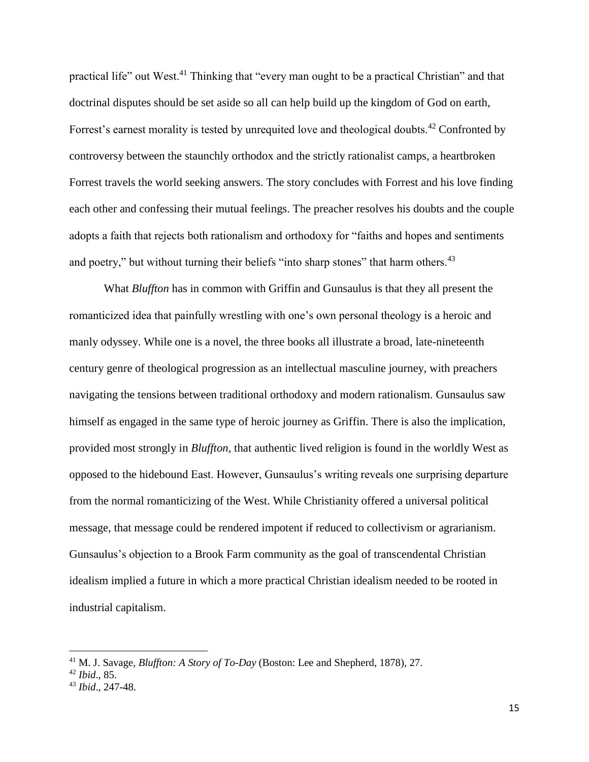practical life" out West.[41] Thinking that "every man ought to be a practical Christian" and that doctrinal disputes should be set aside so all can help build up the kingdom of God on earth, Forrest's earnest morality is tested by unrequited love and theological doubts.[42] Confronted by controversy between the staunchly orthodox and the strictly rationalist camps, a heartbroken Forrest travels the world seeking answers. The story concludes with Forrest and his love finding each other and confessing their mutual feelings. The preacher resolves his doubts and the couple adopts a faith that rejects both rationalism and orthodoxy for "faiths and hopes and sentiments and poetry," but without turning their beliefs "into sharp stones" that harm others.[43]

What *Bluffton* has in common with Griffin and Gunsaulus is that they all present the romanticized idea that painfully wrestling with one's own personal theology is a heroic and manly odyssey. While one is a novel, the three books all illustrate a broad, late-nineteenth century genre of theological progression as an intellectual masculine journey, with preachers navigating the tensions between traditional orthodoxy and modern rationalism. Gunsaulus saw himself as engaged in the same type of heroic journey as Griffin. There is also the implication, provided most strongly in *Bluffton*, that authentic lived religion is found in the worldly West as opposed to the hidebound East. However, Gunsaulus's writing reveals one surprising departure from the normal romanticizing of the West. While Christianity offered a universal political message, that message could be rendered impotent if reduced to collectivism or agrarianism. Gunsaulus's objection to a Brook Farm community as the goal of transcendental Christian idealism implied a future in which a more practical Christian idealism needed to be rooted in industrial capitalism.

---

[41] M. J. Savage, *Bluffton: A Story of To-Day* (Boston: Lee and Shepherd, 1878), 27.

[42] *Ibid*., 85.

[43] *Ibid*., 247-48.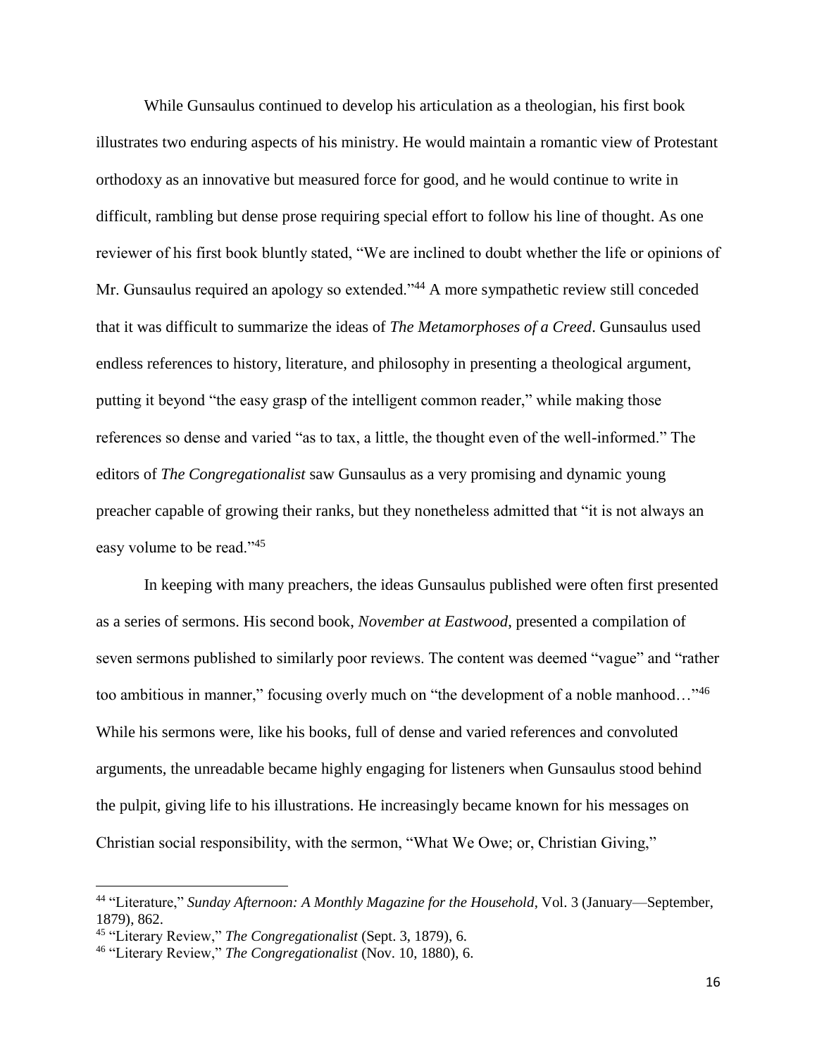While Gunsaulus continued to develop his articulation as a theologian, his first book illustrates two enduring aspects of his ministry. He would maintain a romantic view of Protestant orthodoxy as an innovative but measured force for good, and he would continue to write in difficult, rambling but dense prose requiring special effort to follow his line of thought. As one reviewer of his first book bluntly stated, "We are inclined to doubt whether the life or opinions of Mr. Gunsaulus required an apology so extended."[44] A more sympathetic review still conceded that it was difficult to summarize the ideas of *The Metamorphoses of a Creed*. Gunsaulus used endless references to history, literature, and philosophy in presenting a theological argument, putting it beyond "the easy grasp of the intelligent common reader," while making those references so dense and varied "as to tax, a little, the thought even of the well-informed." The editors of *The Congregationalist* saw Gunsaulus as a very promising and dynamic young preacher capable of growing their ranks, but they nonetheless admitted that "it is not always an easy volume to be read."[45]

In keeping with many preachers, the ideas Gunsaulus published were often first presented as a series of sermons. His second book, *November at Eastwood*, presented a compilation of seven sermons published to similarly poor reviews. The content was deemed "vague" and "rather too ambitious in manner," focusing overly much on "the development of a noble manhood…"[46] While his sermons were, like his books, full of dense and varied references and convoluted arguments, the unreadable became highly engaging for listeners when Gunsaulus stood behind the pulpit, giving life to his illustrations. He increasingly became known for his messages on Christian social responsibility, with the sermon, "What We Owe; or, Christian Giving,"

---

[44] "Literature," *Sunday Afternoon: A Monthly Magazine for the Household*, Vol. 3 (January—September, 1879), 862.

[45] "Literary Review," *The Congregationalist* (Sept. 3, 1879), 6.

[46] "Literary Review," *The Congregationalist* (Nov. 10, 1880), 6.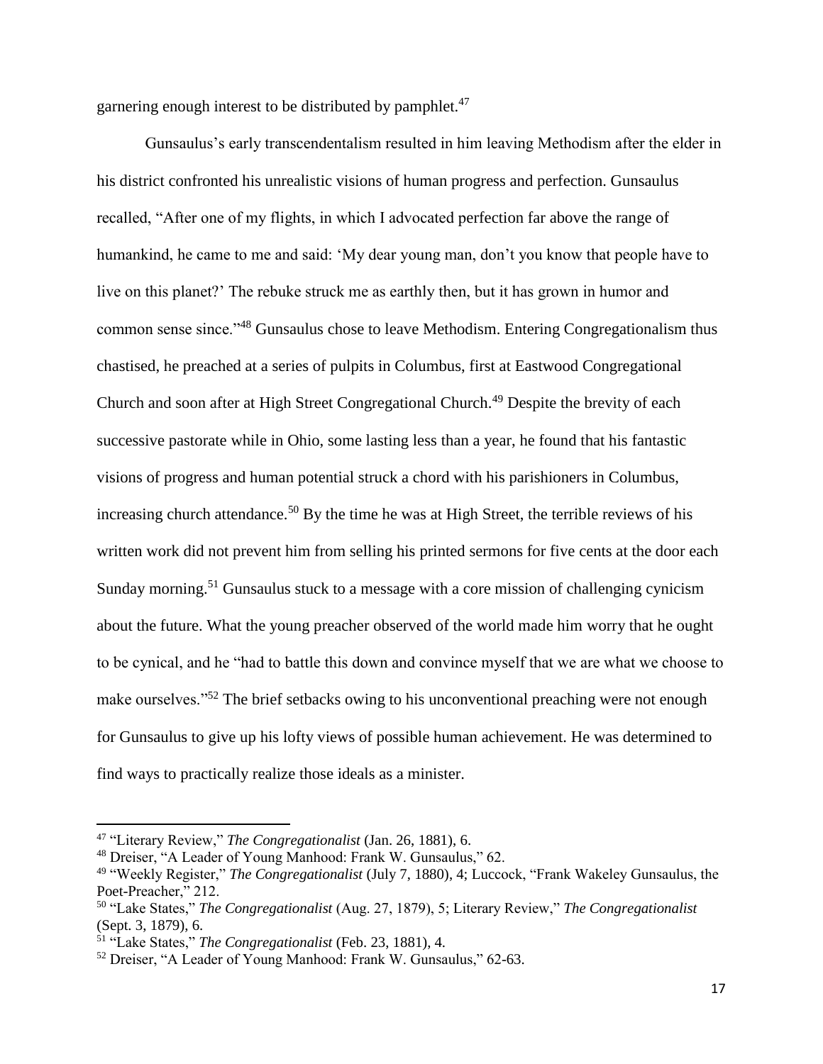garnering enough interest to be distributed by pamphlet.[47]

Gunsaulus's early transcendentalism resulted in him leaving Methodism after the elder in his district confronted his unrealistic visions of human progress and perfection. Gunsaulus recalled, "After one of my flights, in which I advocated perfection far above the range of humankind, he came to me and said: 'My dear young man, don't you know that people have to live on this planet?' The rebuke struck me as earthly then, but it has grown in humor and common sense since."[48] Gunsaulus chose to leave Methodism. Entering Congregationalism thus chastised, he preached at a series of pulpits in Columbus, first at Eastwood Congregational Church and soon after at High Street Congregational Church.[49] Despite the brevity of each successive pastorate while in Ohio, some lasting less than a year, he found that his fantastic visions of progress and human potential struck a chord with his parishioners in Columbus, increasing church attendance.[50] By the time he was at High Street, the terrible reviews of his written work did not prevent him from selling his printed sermons for five cents at the door each Sunday morning.[51] Gunsaulus stuck to a message with a core mission of challenging cynicism about the future. What the young preacher observed of the world made him worry that he ought to be cynical, and he "had to battle this down and convince myself that we are what we choose to make ourselves."[52] The brief setbacks owing to his unconventional preaching were not enough for Gunsaulus to give up his lofty views of possible human achievement. He was determined to find ways to practically realize those ideals as a minister.

---

[47] "Literary Review," *The Congregationalist* (Jan. 26, 1881), 6.

[48] Dreiser, "A Leader of Young Manhood: Frank W. Gunsaulus," 62.

[49] "Weekly Register," *The Congregationalist* (July 7, 1880), 4; Luccock, "Frank Wakeley Gunsaulus, the Poet-Preacher," 212.

[50] "Lake States," *The Congregationalist* (Aug. 27, 1879), 5; Literary Review," *The Congregationalist* (Sept. 3, 1879), 6.

[51] "Lake States," *The Congregationalist* (Feb. 23, 1881), 4.

[52] Dreiser, "A Leader of Young Manhood: Frank W. Gunsaulus," 62-63.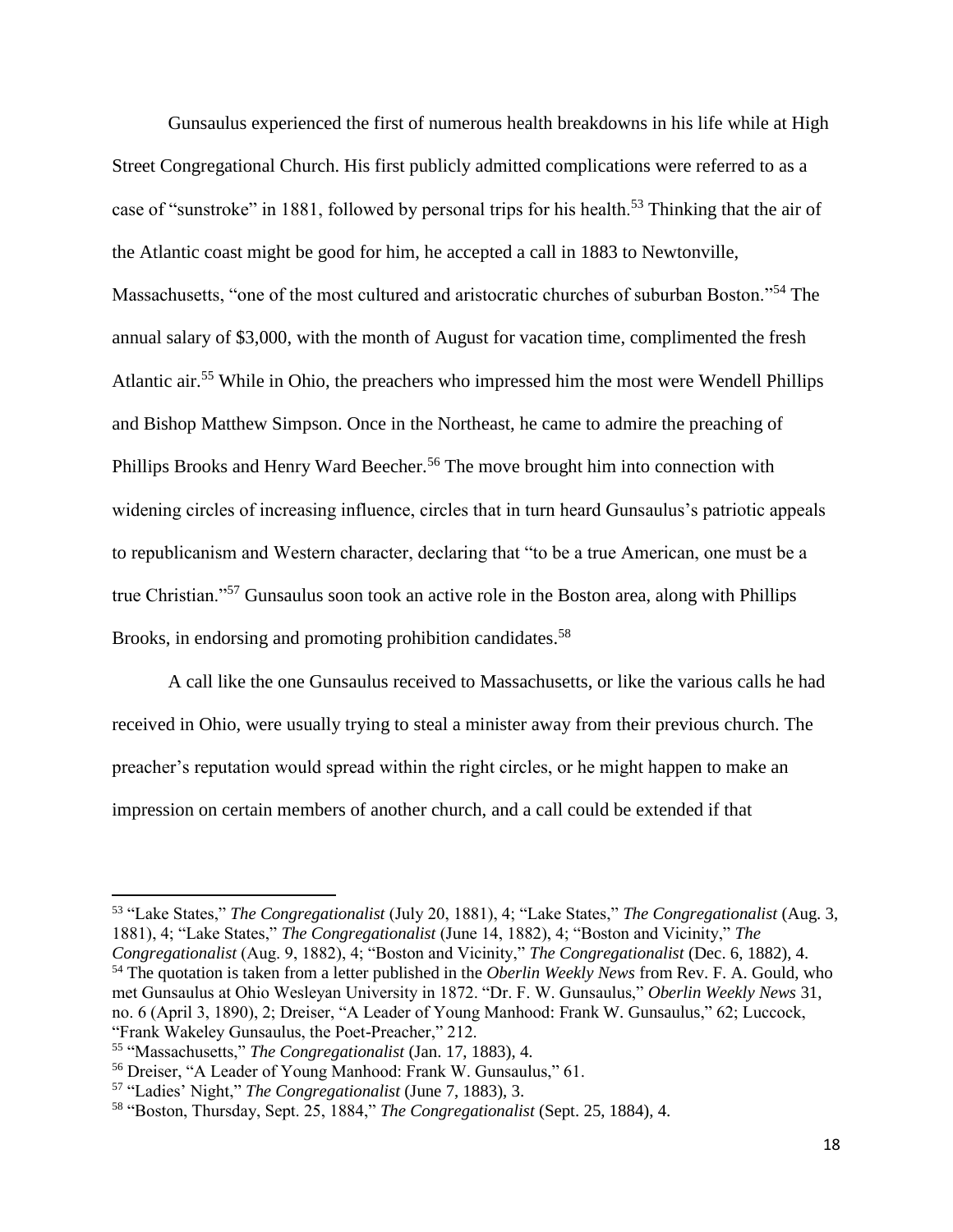Gunsaulus experienced the first of numerous health breakdowns in his life while at High Street Congregational Church. His first publicly admitted complications were referred to as a case of "sunstroke" in 1881, followed by personal trips for his health.[53] Thinking that the air of the Atlantic coast might be good for him, he accepted a call in 1883 to Newtonville, Massachusetts, "one of the most cultured and aristocratic churches of suburban Boston."[54] The annual salary of $3,000, with the month of August for vacation time, complimented the fresh Atlantic air.[55] While in Ohio, the preachers who impressed him the most were Wendell Phillips and Bishop Matthew Simpson. Once in the Northeast, he came to admire the preaching of Phillips Brooks and Henry Ward Beecher.[56] The move brought him into connection with widening circles of increasing influence, circles that in turn heard Gunsaulus's patriotic appeals to republicanism and Western character, declaring that "to be a true American, one must be a true Christian."[57] Gunsaulus soon took an active role in the Boston area, along with Phillips Brooks, in endorsing and promoting prohibition candidates.[58]

A call like the one Gunsaulus received to Massachusetts, or like the various calls he had received in Ohio, were usually trying to steal a minister away from their previous church. The preacher's reputation would spread within the right circles, or he might happen to make an impression on certain members of another church, and a call could be extended if that

---

[53] "Lake States," *The Congregationalist* (July 20, 1881), 4; "Lake States," *The Congregationalist* (Aug. 3, 1881), 4; "Lake States," *The Congregationalist* (June 14, 1882), 4; "Boston and Vicinity," *The Congregationalist* (Aug. 9, 1882), 4; "Boston and Vicinity," *The Congregationalist* (Dec. 6, 1882), 4.

[54] The quotation is taken from a letter published in the *Oberlin Weekly News* from Rev. F. A. Gould, who met Gunsaulus at Ohio Wesleyan University in 1872. "Dr. F. W. Gunsaulus," *Oberlin Weekly News* 31, no. 6 (April 3, 1890), 2; Dreiser, "A Leader of Young Manhood: Frank W. Gunsaulus," 62; Luccock, "Frank Wakeley Gunsaulus, the Poet-Preacher," 212.

[55] "Massachusetts," *The Congregationalist* (Jan. 17, 1883), 4.

[56] Dreiser, "A Leader of Young Manhood: Frank W. Gunsaulus," 61.

[57] "Ladies' Night," *The Congregationalist* (June 7, 1883), 3.

[58] "Boston, Thursday, Sept. 25, 1884," *The Congregationalist* (Sept. 25, 1884), 4.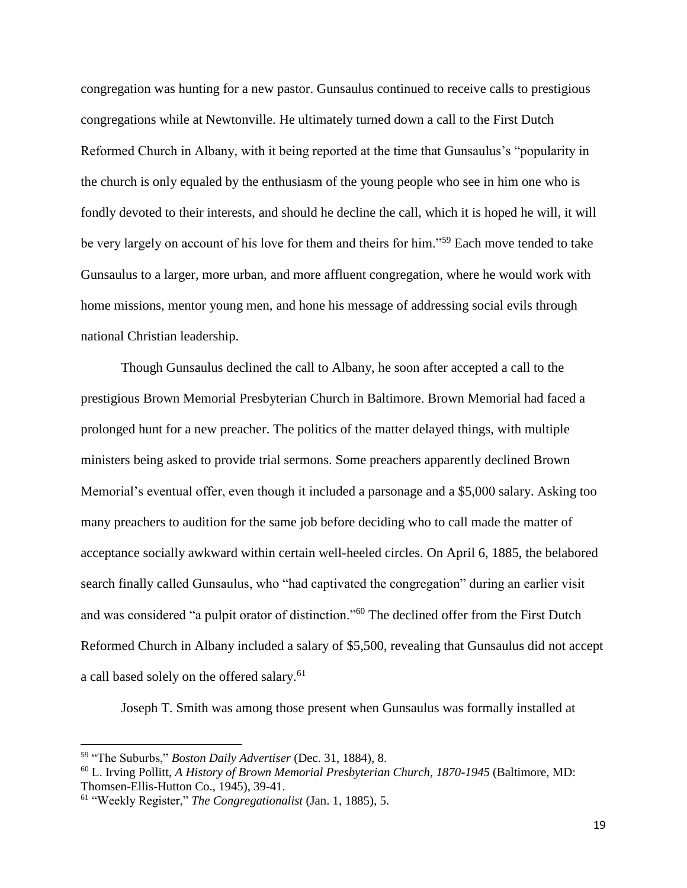congregation was hunting for a new pastor. Gunsaulus continued to receive calls to prestigious congregations while at Newtonville. He ultimately turned down a call to the First Dutch Reformed Church in Albany, with it being reported at the time that Gunsaulus's "popularity in the church is only equaled by the enthusiasm of the young people who see in him one who is fondly devoted to their interests, and should he decline the call, which it is hoped he will, it will be very largely on account of his love for them and theirs for him."[59] Each move tended to take Gunsaulus to a larger, more urban, and more affluent congregation, where he would work with home missions, mentor young men, and hone his message of addressing social evils through national Christian leadership.

Though Gunsaulus declined the call to Albany, he soon after accepted a call to the prestigious Brown Memorial Presbyterian Church in Baltimore. Brown Memorial had faced a prolonged hunt for a new preacher. The politics of the matter delayed things, with multiple ministers being asked to provide trial sermons. Some preachers apparently declined Brown Memorial's eventual offer, even though it included a parsonage and a $5,000 salary. Asking too many preachers to audition for the same job before deciding who to call made the matter of acceptance socially awkward within certain well-heeled circles. On April 6, 1885, the belabored search finally called Gunsaulus, who "had captivated the congregation" during an earlier visit and was considered "a pulpit orator of distinction."[60] The declined offer from the First Dutch Reformed Church in Albany included a salary of $5,500, revealing that Gunsaulus did not accept a call based solely on the offered salary.[61]

Joseph T. Smith was among those present when Gunsaulus was formally installed at

---

[59] "The Suburbs," *Boston Daily Advertiser* (Dec. 31, 1884), 8.

[60] L. Irving Pollitt, *A History of Brown Memorial Presbyterian Church, 1870-1945* (Baltimore, MD: Thomsen-Ellis-Hutton Co., 1945), 39-41.

[61] "Weekly Register," *The Congregationalist* (Jan. 1, 1885), 5.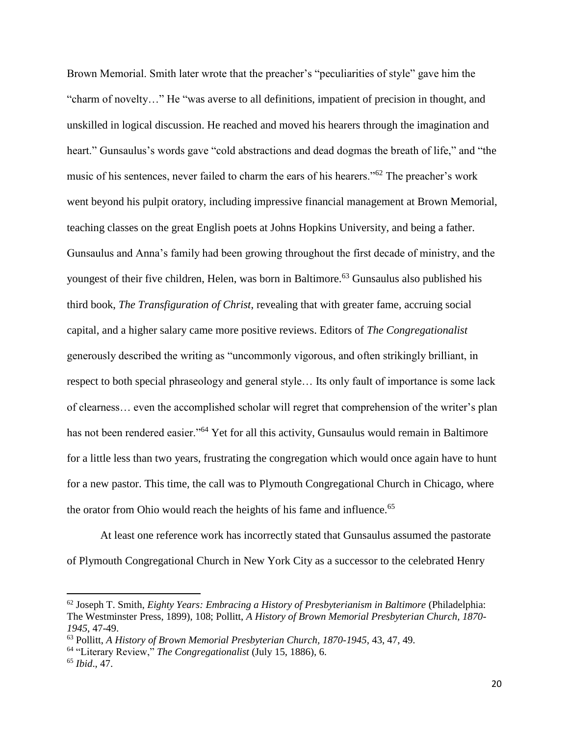Brown Memorial. Smith later wrote that the preacher's "peculiarities of style" gave him the "charm of novelty…" He "was averse to all definitions, impatient of precision in thought, and unskilled in logical discussion. He reached and moved his hearers through the imagination and heart." Gunsaulus's words gave "cold abstractions and dead dogmas the breath of life," and "the music of his sentences, never failed to charm the ears of his hearers."[62] The preacher's work went beyond his pulpit oratory, including impressive financial management at Brown Memorial, teaching classes on the great English poets at Johns Hopkins University, and being a father. Gunsaulus and Anna's family had been growing throughout the first decade of ministry, and the youngest of their five children, Helen, was born in Baltimore.[63] Gunsaulus also published his third book, *The Transfiguration of Christ*, revealing that with greater fame, accruing social capital, and a higher salary came more positive reviews. Editors of *The Congregationalist* generously described the writing as "uncommonly vigorous, and often strikingly brilliant, in respect to both special phraseology and general style… Its only fault of importance is some lack of clearness… even the accomplished scholar will regret that comprehension of the writer's plan has not been rendered easier."[64] Yet for all this activity, Gunsaulus would remain in Baltimore for a little less than two years, frustrating the congregation which would once again have to hunt for a new pastor. This time, the call was to Plymouth Congregational Church in Chicago, where the orator from Ohio would reach the heights of his fame and influence.[65]

At least one reference work has incorrectly stated that Gunsaulus assumed the pastorate of Plymouth Congregational Church in New York City as a successor to the celebrated Henry

---

[62] Joseph T. Smith, *Eighty Years: Embracing a History of Presbyterianism in Baltimore* (Philadelphia: The Westminster Press, 1899), 108; Pollitt, *A History of Brown Memorial Presbyterian Church, 1870-1945*, 47-49.

[63] Pollitt, *A History of Brown Memorial Presbyterian Church, 1870-1945*, 43, 47, 49.

[64] "Literary Review," *The Congregationalist* (July 15, 1886), 6.

[65] *Ibid*., 47.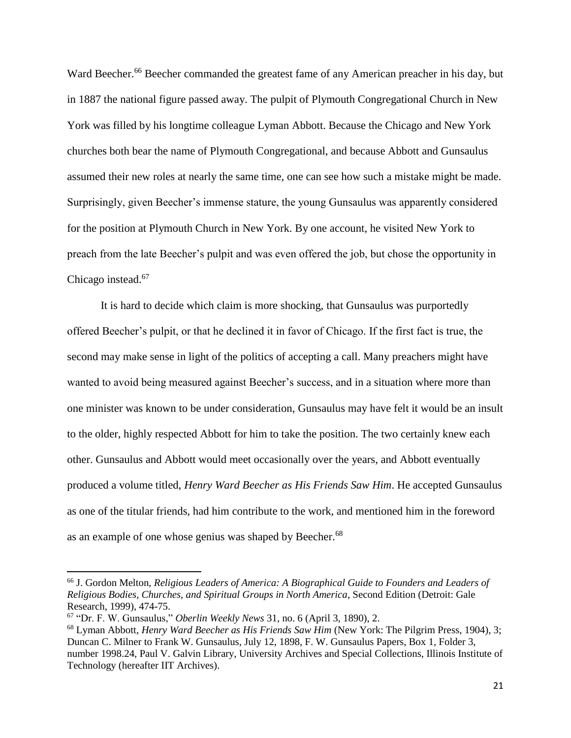Ward Beecher.[66] Beecher commanded the greatest fame of any American preacher in his day, but in 1887 the national figure passed away. The pulpit of Plymouth Congregational Church in New York was filled by his longtime colleague Lyman Abbott. Because the Chicago and New York churches both bear the name of Plymouth Congregational, and because Abbott and Gunsaulus assumed their new roles at nearly the same time, one can see how such a mistake might be made. Surprisingly, given Beecher's immense stature, the young Gunsaulus was apparently considered for the position at Plymouth Church in New York. By one account, he visited New York to preach from the late Beecher's pulpit and was even offered the job, but chose the opportunity in Chicago instead.[67]

It is hard to decide which claim is more shocking, that Gunsaulus was purportedly offered Beecher's pulpit, or that he declined it in favor of Chicago. If the first fact is true, the second may make sense in light of the politics of accepting a call. Many preachers might have wanted to avoid being measured against Beecher's success, and in a situation where more than one minister was known to be under consideration, Gunsaulus may have felt it would be an insult to the older, highly respected Abbott for him to take the position. The two certainly knew each other. Gunsaulus and Abbott would meet occasionally over the years, and Abbott eventually produced a volume titled, *Henry Ward Beecher as His Friends Saw Him*. He accepted Gunsaulus as one of the titular friends, had him contribute to the work, and mentioned him in the foreword as an example of one whose genius was shaped by Beecher.[68]

---

[66] J. Gordon Melton, *Religious Leaders of America: A Biographical Guide to Founders and Leaders of Religious Bodies, Churches, and Spiritual Groups in North America*, Second Edition (Detroit: Gale Research, 1999), 474-75.

[67] "Dr. F. W. Gunsaulus," *Oberlin Weekly News* 31, no. 6 (April 3, 1890), 2.

[68] Lyman Abbott, *Henry Ward Beecher as His Friends Saw Him* (New York: The Pilgrim Press, 1904), 3; Duncan C. Milner to Frank W. Gunsaulus, July 12, 1898, F. W. Gunsaulus Papers, Box 1, Folder 3, number 1998.24, Paul V. Galvin Library, University Archives and Special Collections, Illinois Institute of Technology (hereafter IIT Archives).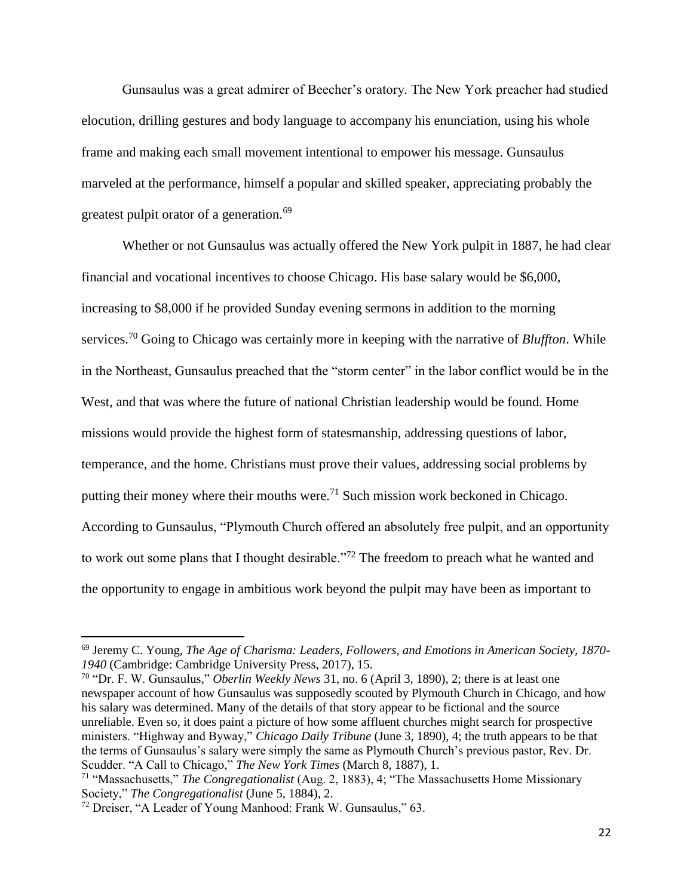Gunsaulus was a great admirer of Beecher's oratory. The New York preacher had studied elocution, drilling gestures and body language to accompany his enunciation, using his whole frame and making each small movement intentional to empower his message. Gunsaulus marveled at the performance, himself a popular and skilled speaker, appreciating probably the greatest pulpit orator of a generation.[69]

Whether or not Gunsaulus was actually offered the New York pulpit in 1887, he had clear financial and vocational incentives to choose Chicago. His base salary would be $6,000, increasing to $8,000 if he provided Sunday evening sermons in addition to the morning services.[70] Going to Chicago was certainly more in keeping with the narrative of *Bluffton*. While in the Northeast, Gunsaulus preached that the "storm center" in the labor conflict would be in the West, and that was where the future of national Christian leadership would be found. Home missions would provide the highest form of statesmanship, addressing questions of labor, temperance, and the home. Christians must prove their values, addressing social problems by putting their money where their mouths were.[71] Such mission work beckoned in Chicago. According to Gunsaulus, "Plymouth Church offered an absolutely free pulpit, and an opportunity to work out some plans that I thought desirable."[72] The freedom to preach what he wanted and the opportunity to engage in ambitious work beyond the pulpit may have been as important to

---

[69] Jeremy C. Young, *The Age of Charisma: Leaders, Followers, and Emotions in American Society, 1870-1940* (Cambridge: Cambridge University Press, 2017), 15.

[70] "Dr. F. W. Gunsaulus," *Oberlin Weekly News* 31, no. 6 (April 3, 1890), 2; there is at least one newspaper account of how Gunsaulus was supposedly scouted by Plymouth Church in Chicago, and how his salary was determined. Many of the details of that story appear to be fictional and the source unreliable. Even so, it does paint a picture of how some affluent churches might search for prospective ministers. "Highway and Byway," *Chicago Daily Tribune* (June 3, 1890), 4; the truth appears to be that the terms of Gunsaulus's salary were simply the same as Plymouth Church's previous pastor, Rev. Dr. Scudder. "A Call to Chicago," *The New York Times* (March 8, 1887), 1.

[71] "Massachusetts," *The Congregationalist* (Aug. 2, 1883), 4; "The Massachusetts Home Missionary Society," *The Congregationalist* (June 5, 1884), 2.

[72] Dreiser, "A Leader of Young Manhood: Frank W. Gunsaulus," 63.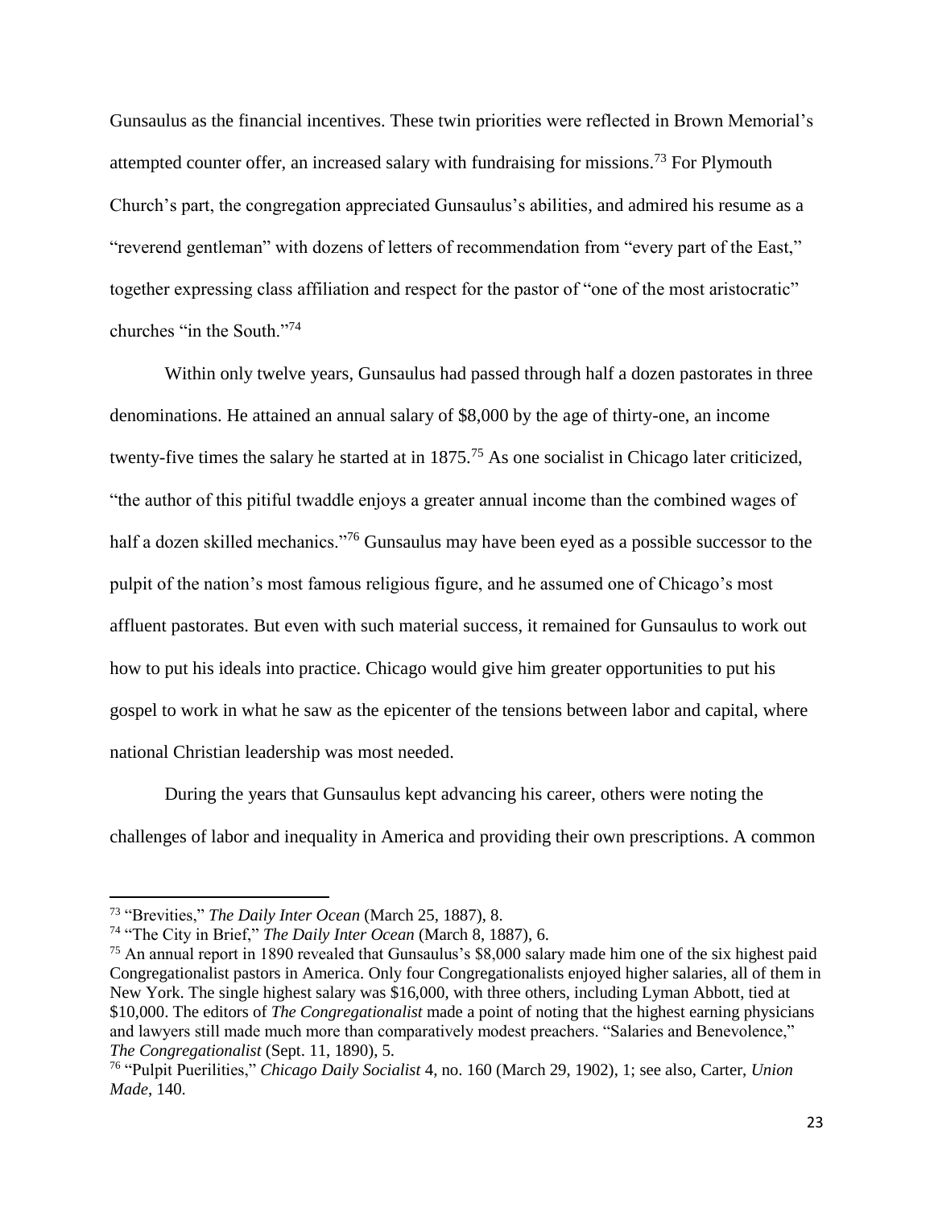Gunsaulus as the financial incentives. These twin priorities were reflected in Brown Memorial's attempted counter offer, an increased salary with fundraising for missions.[73] For Plymouth Church's part, the congregation appreciated Gunsaulus's abilities, and admired his resume as a "reverend gentleman" with dozens of letters of recommendation from "every part of the East," together expressing class affiliation and respect for the pastor of "one of the most aristocratic" churches "in the South."[74]

Within only twelve years, Gunsaulus had passed through half a dozen pastorates in three denominations. He attained an annual salary of $8,000 by the age of thirty-one, an income twenty-five times the salary he started at in 1875.[75] As one socialist in Chicago later criticized, "the author of this pitiful twaddle enjoys a greater annual income than the combined wages of half a dozen skilled mechanics."[76] Gunsaulus may have been eyed as a possible successor to the pulpit of the nation's most famous religious figure, and he assumed one of Chicago's most affluent pastorates. But even with such material success, it remained for Gunsaulus to work out how to put his ideals into practice. Chicago would give him greater opportunities to put his gospel to work in what he saw as the epicenter of the tensions between labor and capital, where national Christian leadership was most needed.

During the years that Gunsaulus kept advancing his career, others were noting the challenges of labor and inequality in America and providing their own prescriptions. A common

---

[73] "Brevities," *The Daily Inter Ocean* (March 25, 1887), 8.

[74] "The City in Brief," *The Daily Inter Ocean* (March 8, 1887), 6.

[75] An annual report in 1890 revealed that Gunsaulus's $8,000 salary made him one of the six highest paid Congregationalist pastors in America. Only four Congregationalists enjoyed higher salaries, all of them in New York. The single highest salary was $16,000, with three others, including Lyman Abbott, tied at $10,000. The editors of *The Congregationalist* made a point of noting that the highest earning physicians and lawyers still made much more than comparatively modest preachers. "Salaries and Benevolence," *The Congregationalist* (Sept. 11, 1890), 5.

[76] "Pulpit Puerilities," *Chicago Daily Socialist* 4, no. 160 (March 29, 1902), 1; see also, Carter, *Union Made*, 140.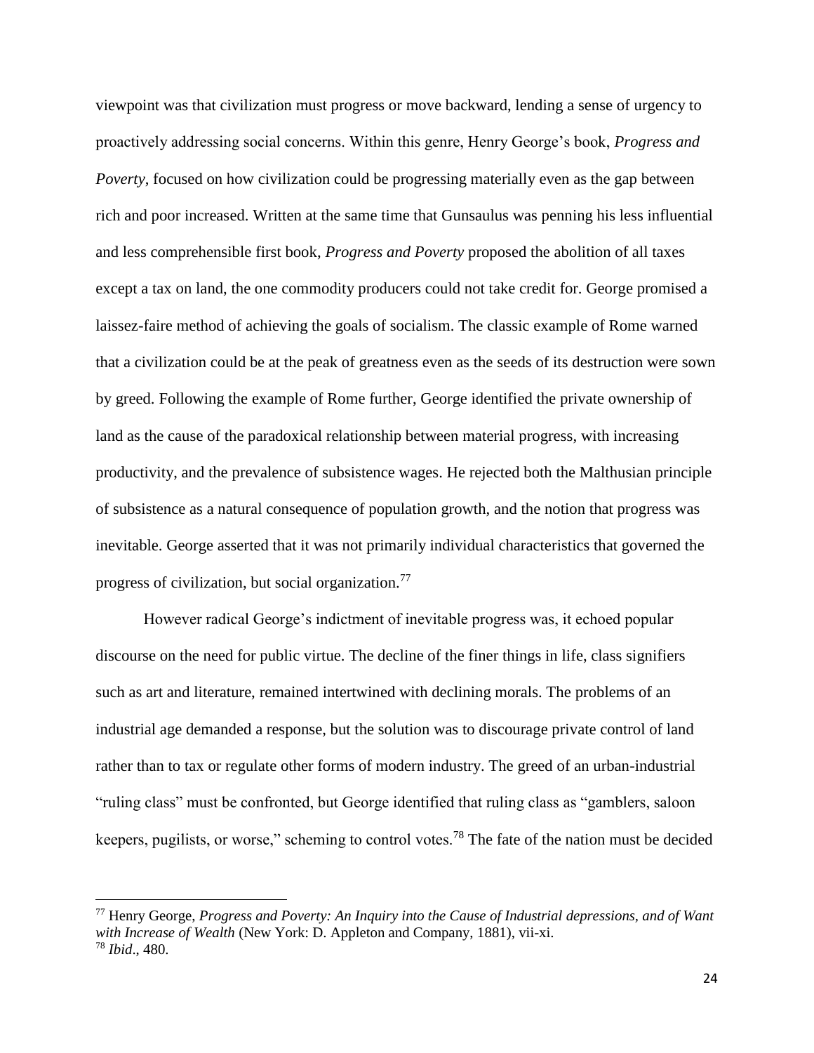viewpoint was that civilization must progress or move backward, lending a sense of urgency to proactively addressing social concerns. Within this genre, Henry George's book, *Progress and Poverty*, focused on how civilization could be progressing materially even as the gap between rich and poor increased. Written at the same time that Gunsaulus was penning his less influential and less comprehensible first book, *Progress and Poverty* proposed the abolition of all taxes except a tax on land, the one commodity producers could not take credit for. George promised a laissez-faire method of achieving the goals of socialism. The classic example of Rome warned that a civilization could be at the peak of greatness even as the seeds of its destruction were sown by greed. Following the example of Rome further, George identified the private ownership of land as the cause of the paradoxical relationship between material progress, with increasing productivity, and the prevalence of subsistence wages. He rejected both the Malthusian principle of subsistence as a natural consequence of population growth, and the notion that progress was inevitable. George asserted that it was not primarily individual characteristics that governed the progress of civilization, but social organization.[77]

However radical George's indictment of inevitable progress was, it echoed popular discourse on the need for public virtue. The decline of the finer things in life, class signifiers such as art and literature, remained intertwined with declining morals. The problems of an industrial age demanded a response, but the solution was to discourage private control of land rather than to tax or regulate other forms of modern industry. The greed of an urban-industrial "ruling class" must be confronted, but George identified that ruling class as "gamblers, saloon keepers, pugilists, or worse," scheming to control votes.[78] The fate of the nation must be decided

---

[77] Henry George, *Progress and Poverty: An Inquiry into the Cause of Industrial depressions, and of Want with Increase of Wealth* (New York: D. Appleton and Company, 1881), vii-xi.
[78] *Ibid*., 480.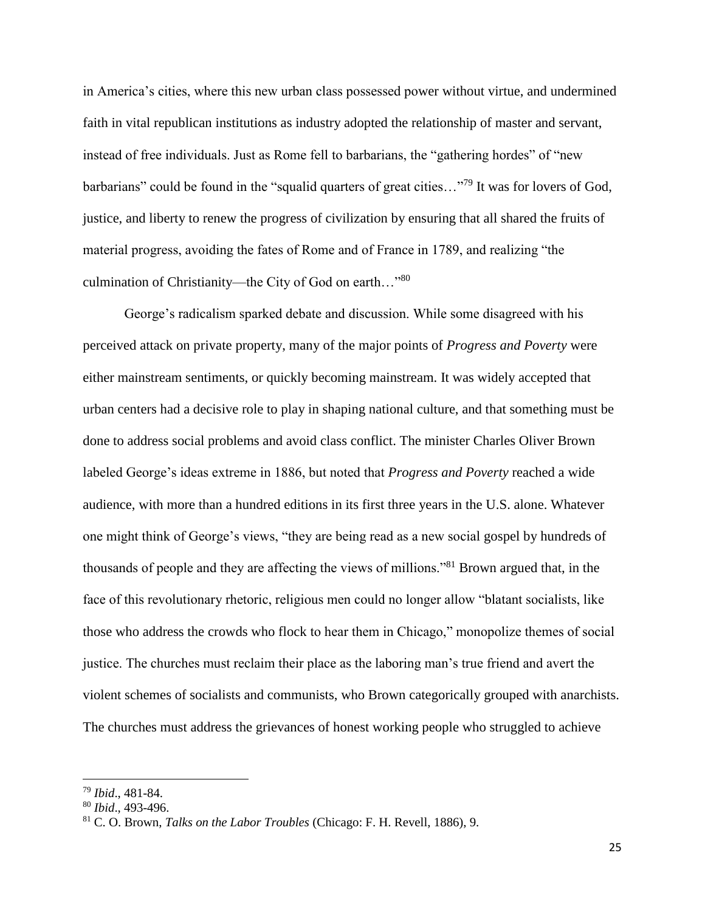in America's cities, where this new urban class possessed power without virtue, and undermined faith in vital republican institutions as industry adopted the relationship of master and servant, instead of free individuals. Just as Rome fell to barbarians, the "gathering hordes" of "new barbarians" could be found in the "squalid quarters of great cities…"[79] It was for lovers of God, justice, and liberty to renew the progress of civilization by ensuring that all shared the fruits of material progress, avoiding the fates of Rome and of France in 1789, and realizing "the culmination of Christianity—the City of God on earth…"[80]

George's radicalism sparked debate and discussion. While some disagreed with his perceived attack on private property, many of the major points of *Progress and Poverty* were either mainstream sentiments, or quickly becoming mainstream. It was widely accepted that urban centers had a decisive role to play in shaping national culture, and that something must be done to address social problems and avoid class conflict. The minister Charles Oliver Brown labeled George's ideas extreme in 1886, but noted that *Progress and Poverty* reached a wide audience, with more than a hundred editions in its first three years in the U.S. alone. Whatever one might think of George's views, "they are being read as a new social gospel by hundreds of thousands of people and they are affecting the views of millions."[81] Brown argued that, in the face of this revolutionary rhetoric, religious men could no longer allow "blatant socialists, like those who address the crowds who flock to hear them in Chicago," monopolize themes of social justice. The churches must reclaim their place as the laboring man's true friend and avert the violent schemes of socialists and communists, who Brown categorically grouped with anarchists. The churches must address the grievances of honest working people who struggled to achieve

[79] *Ibid*., 481-84.

[80] *Ibid*., 493-496.

[81] C. O. Brown, *Talks on the Labor Troubles* (Chicago: F. H. Revell, 1886), 9.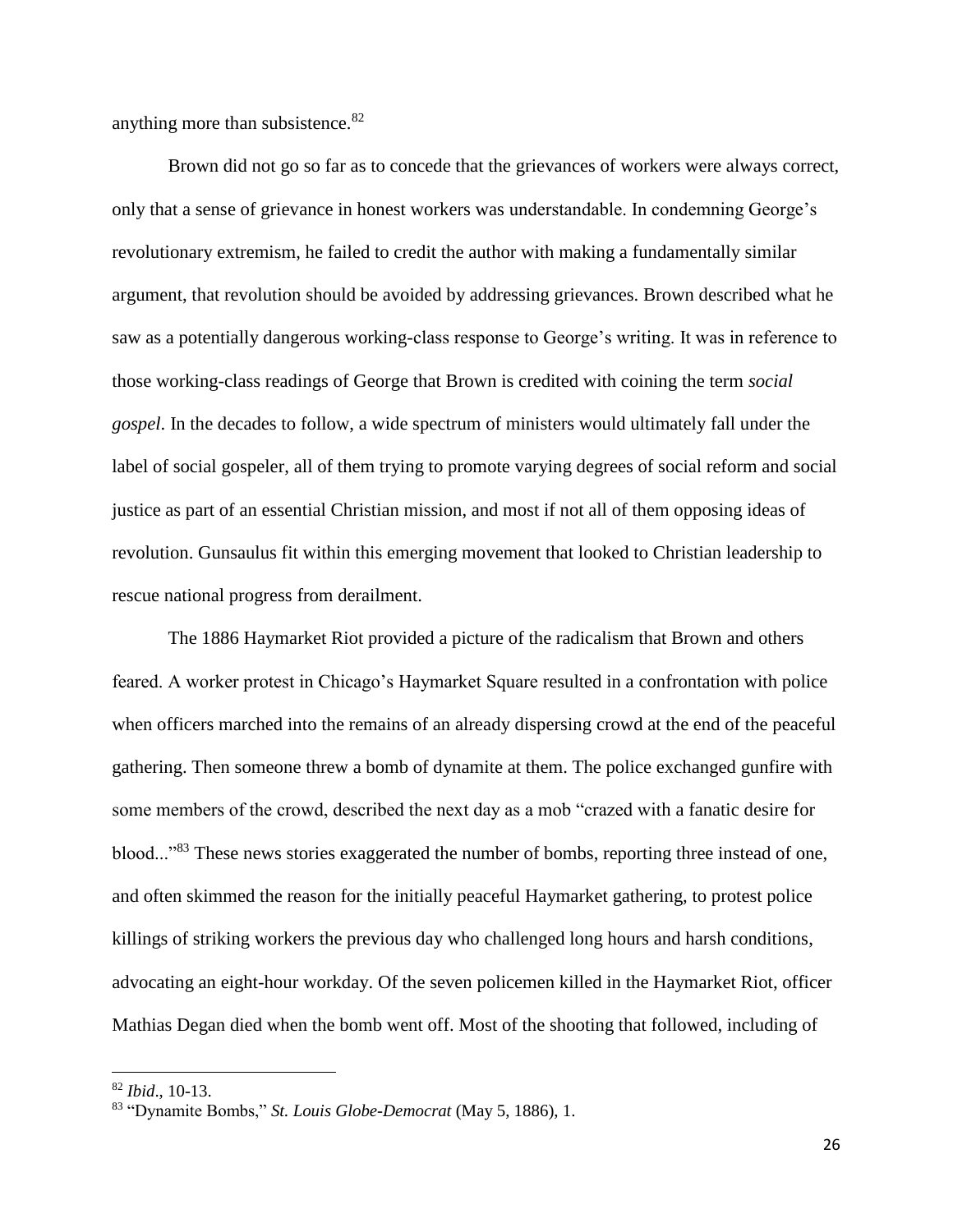anything more than subsistence.[82]

Brown did not go so far as to concede that the grievances of workers were always correct, only that a sense of grievance in honest workers was understandable. In condemning George's revolutionary extremism, he failed to credit the author with making a fundamentally similar argument, that revolution should be avoided by addressing grievances. Brown described what he saw as a potentially dangerous working-class response to George's writing. It was in reference to those working-class readings of George that Brown is credited with coining the term *social gospel*. In the decades to follow, a wide spectrum of ministers would ultimately fall under the label of social gospeler, all of them trying to promote varying degrees of social reform and social justice as part of an essential Christian mission, and most if not all of them opposing ideas of revolution. Gunsaulus fit within this emerging movement that looked to Christian leadership to rescue national progress from derailment.

The 1886 Haymarket Riot provided a picture of the radicalism that Brown and others feared. A worker protest in Chicago's Haymarket Square resulted in a confrontation with police when officers marched into the remains of an already dispersing crowd at the end of the peaceful gathering. Then someone threw a bomb of dynamite at them. The police exchanged gunfire with some members of the crowd, described the next day as a mob "crazed with a fanatic desire for blood..."[83] These news stories exaggerated the number of bombs, reporting three instead of one, and often skimmed the reason for the initially peaceful Haymarket gathering, to protest police killings of striking workers the previous day who challenged long hours and harsh conditions, advocating an eight-hour workday. Of the seven policemen killed in the Haymarket Riot, officer Mathias Degan died when the bomb went off. Most of the shooting that followed, including of

---

[82] *Ibid*., 10-13.

[83] "Dynamite Bombs," *St. Louis Globe-Democrat* (May 5, 1886), 1.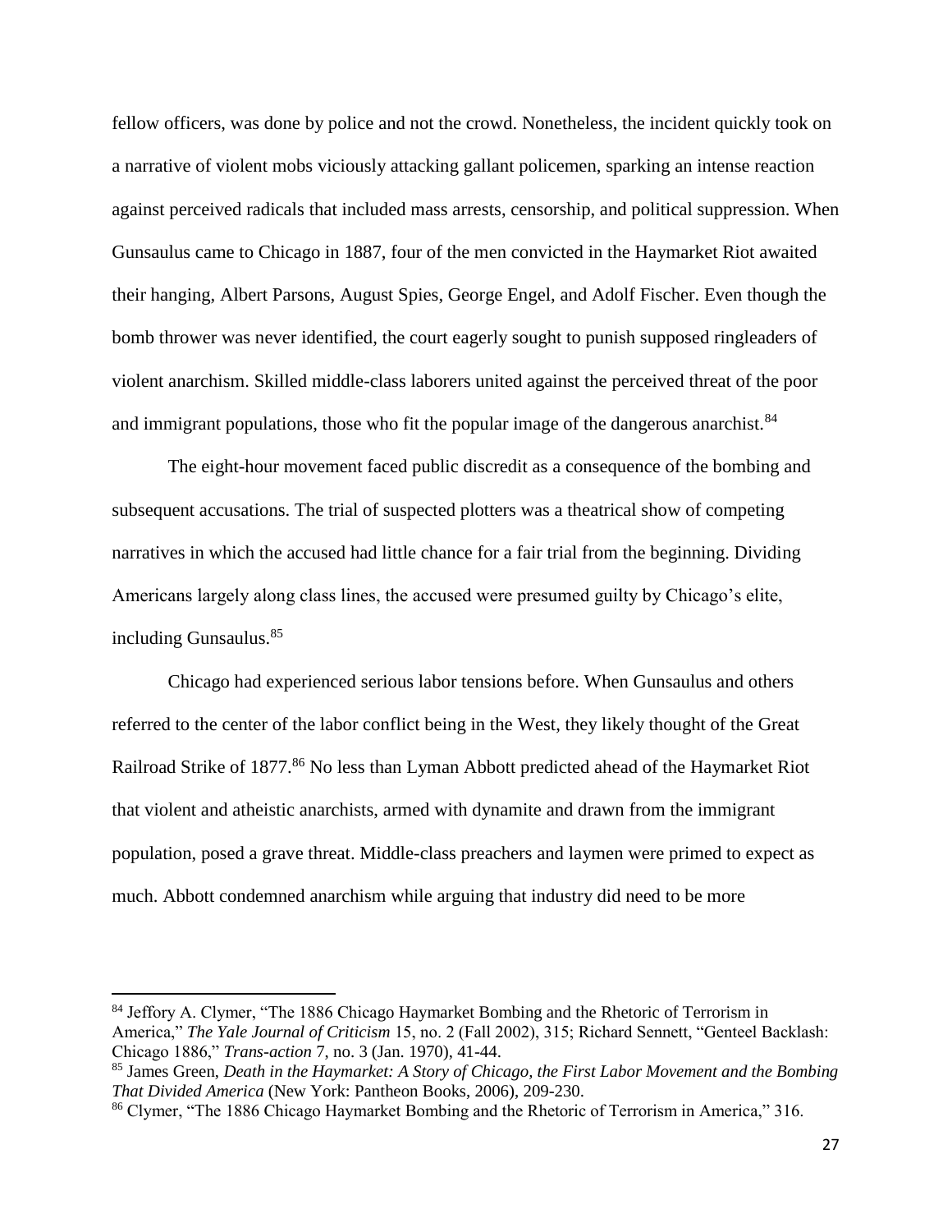fellow officers, was done by police and not the crowd. Nonetheless, the incident quickly took on a narrative of violent mobs viciously attacking gallant policemen, sparking an intense reaction against perceived radicals that included mass arrests, censorship, and political suppression. When Gunsaulus came to Chicago in 1887, four of the men convicted in the Haymarket Riot awaited their hanging, Albert Parsons, August Spies, George Engel, and Adolf Fischer. Even though the bomb thrower was never identified, the court eagerly sought to punish supposed ringleaders of violent anarchism. Skilled middle-class laborers united against the perceived threat of the poor and immigrant populations, those who fit the popular image of the dangerous anarchist.[84]

The eight-hour movement faced public discredit as a consequence of the bombing and subsequent accusations. The trial of suspected plotters was a theatrical show of competing narratives in which the accused had little chance for a fair trial from the beginning. Dividing Americans largely along class lines, the accused were presumed guilty by Chicago's elite, including Gunsaulus.[85]

Chicago had experienced serious labor tensions before. When Gunsaulus and others referred to the center of the labor conflict being in the West, they likely thought of the Great Railroad Strike of 1877.[86] No less than Lyman Abbott predicted ahead of the Haymarket Riot that violent and atheistic anarchists, armed with dynamite and drawn from the immigrant population, posed a grave threat. Middle-class preachers and laymen were primed to expect as much. Abbott condemned anarchism while arguing that industry did need to be more

---

[84] Jeffory A. Clymer, "The 1886 Chicago Haymarket Bombing and the Rhetoric of Terrorism in America," *The Yale Journal of Criticism* 15, no. 2 (Fall 2002), 315; Richard Sennett, "Genteel Backlash: Chicago 1886," *Trans-action* 7, no. 3 (Jan. 1970), 41-44.

[85] James Green, *Death in the Haymarket: A Story of Chicago, the First Labor Movement and the Bombing That Divided America* (New York: Pantheon Books, 2006), 209-230.

[86] Clymer, "The 1886 Chicago Haymarket Bombing and the Rhetoric of Terrorism in America," 316.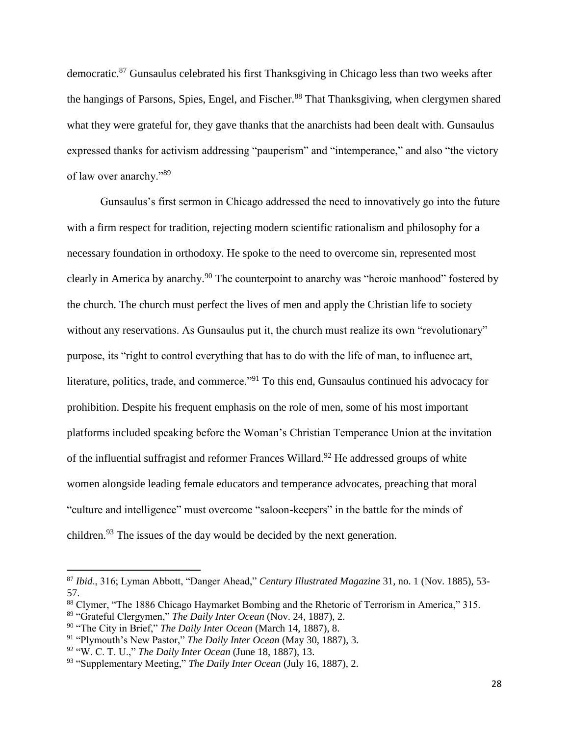democratic.[87] Gunsaulus celebrated his first Thanksgiving in Chicago less than two weeks after the hangings of Parsons, Spies, Engel, and Fischer.[88] That Thanksgiving, when clergymen shared what they were grateful for, they gave thanks that the anarchists had been dealt with. Gunsaulus expressed thanks for activism addressing "pauperism" and "intemperance," and also "the victory of law over anarchy."[89]

Gunsaulus's first sermon in Chicago addressed the need to innovatively go into the future with a firm respect for tradition, rejecting modern scientific rationalism and philosophy for a necessary foundation in orthodoxy. He spoke to the need to overcome sin, represented most clearly in America by anarchy.[90] The counterpoint to anarchy was "heroic manhood" fostered by the church. The church must perfect the lives of men and apply the Christian life to society without any reservations. As Gunsaulus put it, the church must realize its own "revolutionary" purpose, its "right to control everything that has to do with the life of man, to influence art, literature, politics, trade, and commerce."[91] To this end, Gunsaulus continued his advocacy for prohibition. Despite his frequent emphasis on the role of men, some of his most important platforms included speaking before the Woman's Christian Temperance Union at the invitation of the influential suffragist and reformer Frances Willard.[92] He addressed groups of white women alongside leading female educators and temperance advocates, preaching that moral "culture and intelligence" must overcome "saloon-keepers" in the battle for the minds of children.[93] The issues of the day would be decided by the next generation.

---

[87] *Ibid*., 316; Lyman Abbott, "Danger Ahead," *Century Illustrated Magazine* 31, no. 1 (Nov. 1885), 53-57.

[88] Clymer, "The 1886 Chicago Haymarket Bombing and the Rhetoric of Terrorism in America," 315.

[89] "Grateful Clergymen," *The Daily Inter Ocean* (Nov. 24, 1887), 2.

[90] "The City in Brief," *The Daily Inter Ocean* (March 14, 1887), 8.

[91] "Plymouth's New Pastor," *The Daily Inter Ocean* (May 30, 1887), 3.

[92] "W. C. T. U.," *The Daily Inter Ocean* (June 18, 1887), 13.

[93] "Supplementary Meeting," *The Daily Inter Ocean* (July 16, 1887), 2.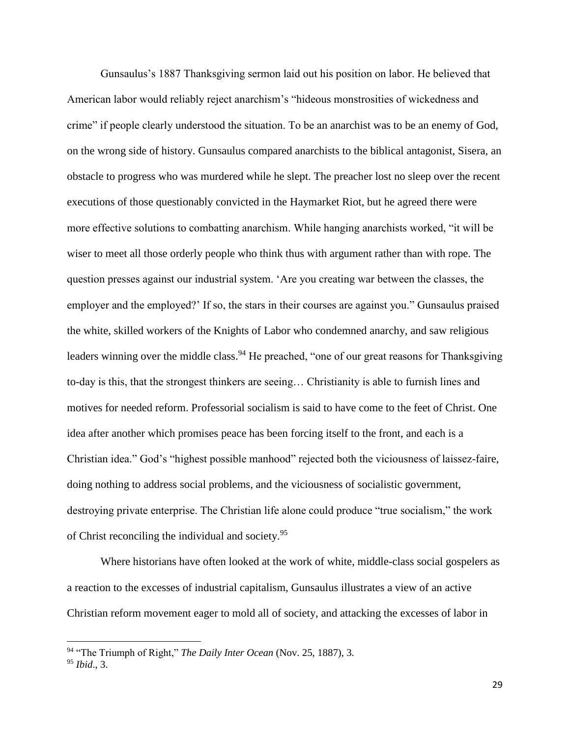Gunsaulus's 1887 Thanksgiving sermon laid out his position on labor. He believed that American labor would reliably reject anarchism's "hideous monstrosities of wickedness and crime" if people clearly understood the situation. To be an anarchist was to be an enemy of God, on the wrong side of history. Gunsaulus compared anarchists to the biblical antagonist, Sisera, an obstacle to progress who was murdered while he slept. The preacher lost no sleep over the recent executions of those questionably convicted in the Haymarket Riot, but he agreed there were more effective solutions to combatting anarchism. While hanging anarchists worked, "it will be wiser to meet all those orderly people who think thus with argument rather than with rope. The question presses against our industrial system. 'Are you creating war between the classes, the employer and the employed?' If so, the stars in their courses are against you." Gunsaulus praised the white, skilled workers of the Knights of Labor who condemned anarchy, and saw religious leaders winning over the middle class.[94] He preached, "one of our great reasons for Thanksgiving to-day is this, that the strongest thinkers are seeing… Christianity is able to furnish lines and motives for needed reform. Professorial socialism is said to have come to the feet of Christ. One idea after another which promises peace has been forcing itself to the front, and each is a Christian idea." God's "highest possible manhood" rejected both the viciousness of laissez-faire, doing nothing to address social problems, and the viciousness of socialistic government, destroying private enterprise. The Christian life alone could produce "true socialism," the work of Christ reconciling the individual and society.[95]

Where historians have often looked at the work of white, middle-class social gospelers as a reaction to the excesses of industrial capitalism, Gunsaulus illustrates a view of an active Christian reform movement eager to mold all of society, and attacking the excesses of labor in

---

[94] "The Triumph of Right," *The Daily Inter Ocean* (Nov. 25, 1887), 3.

[95] *Ibid*., 3.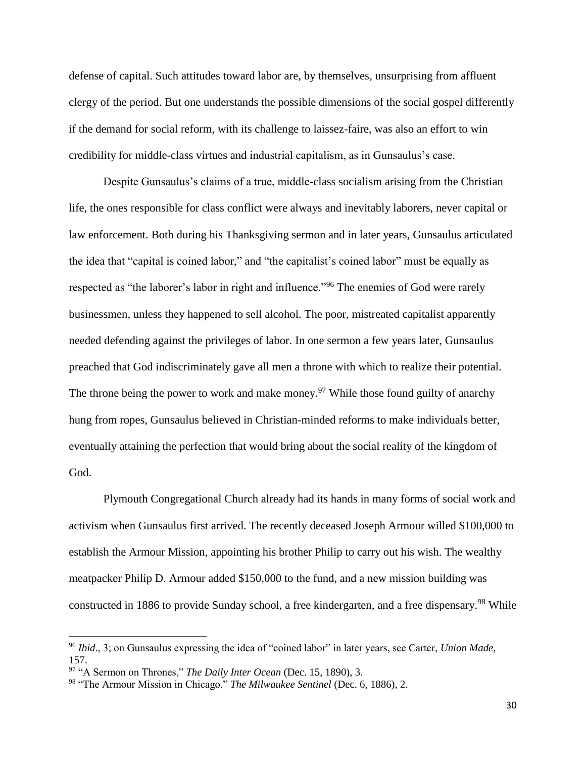defense of capital. Such attitudes toward labor are, by themselves, unsurprising from affluent clergy of the period. But one understands the possible dimensions of the social gospel differently if the demand for social reform, with its challenge to laissez-faire, was also an effort to win credibility for middle-class virtues and industrial capitalism, as in Gunsaulus's case.

Despite Gunsaulus's claims of a true, middle-class socialism arising from the Christian life, the ones responsible for class conflict were always and inevitably laborers, never capital or law enforcement. Both during his Thanksgiving sermon and in later years, Gunsaulus articulated the idea that "capital is coined labor," and "the capitalist's coined labor" must be equally as respected as "the laborer's labor in right and influence."[96] The enemies of God were rarely businessmen, unless they happened to sell alcohol. The poor, mistreated capitalist apparently needed defending against the privileges of labor. In one sermon a few years later, Gunsaulus preached that God indiscriminately gave all men a throne with which to realize their potential. The throne being the power to work and make money.[97] While those found guilty of anarchy hung from ropes, Gunsaulus believed in Christian-minded reforms to make individuals better, eventually attaining the perfection that would bring about the social reality of the kingdom of God.

Plymouth Congregational Church already had its hands in many forms of social work and activism when Gunsaulus first arrived. The recently deceased Joseph Armour willed $100,000 to establish the Armour Mission, appointing his brother Philip to carry out his wish. The wealthy meatpacker Philip D. Armour added $150,000 to the fund, and a new mission building was constructed in 1886 to provide Sunday school, a free kindergarten, and a free dispensary.[98] While

---

[96] *Ibid*., 3; on Gunsaulus expressing the idea of "coined labor" in later years, see Carter, *Union Made*, 157.

[97] "A Sermon on Thrones," *The Daily Inter Ocean* (Dec. 15, 1890), 3.

[98] "The Armour Mission in Chicago," *The Milwaukee Sentinel* (Dec. 6, 1886), 2.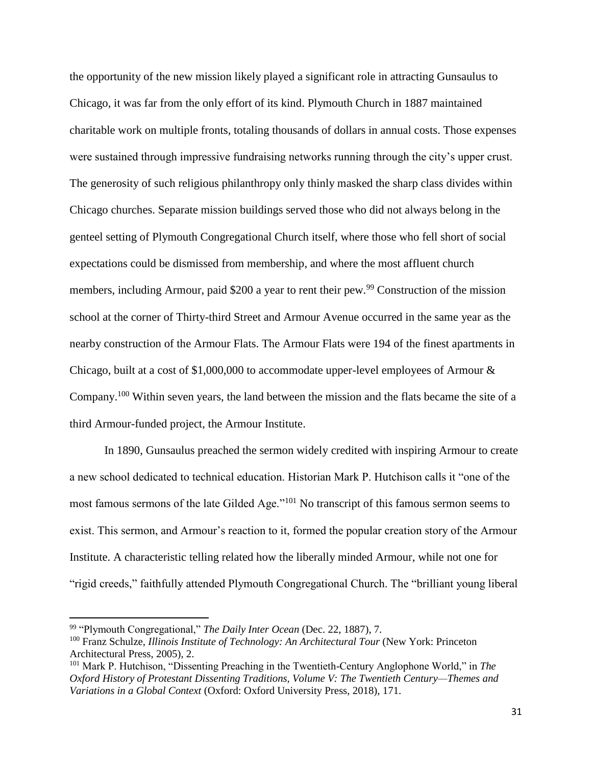the opportunity of the new mission likely played a significant role in attracting Gunsaulus to Chicago, it was far from the only effort of its kind. Plymouth Church in 1887 maintained charitable work on multiple fronts, totaling thousands of dollars in annual costs. Those expenses were sustained through impressive fundraising networks running through the city's upper crust. The generosity of such religious philanthropy only thinly masked the sharp class divides within Chicago churches. Separate mission buildings served those who did not always belong in the genteel setting of Plymouth Congregational Church itself, where those who fell short of social expectations could be dismissed from membership, and where the most affluent church members, including Armour, paid $200 a year to rent their pew.[99] Construction of the mission school at the corner of Thirty-third Street and Armour Avenue occurred in the same year as the nearby construction of the Armour Flats. The Armour Flats were 194 of the finest apartments in Chicago, built at a cost of $1,000,000 to accommodate upper-level employees of Armour & Company.[100] Within seven years, the land between the mission and the flats became the site of a third Armour-funded project, the Armour Institute.

In 1890, Gunsaulus preached the sermon widely credited with inspiring Armour to create a new school dedicated to technical education. Historian Mark P. Hutchison calls it "one of the most famous sermons of the late Gilded Age."[101] No transcript of this famous sermon seems to exist. This sermon, and Armour's reaction to it, formed the popular creation story of the Armour Institute. A characteristic telling related how the liberally minded Armour, while not one for "rigid creeds," faithfully attended Plymouth Congregational Church. The "brilliant young liberal

---

[99] "Plymouth Congregational," *The Daily Inter Ocean* (Dec. 22, 1887), 7.

[100] Franz Schulze, *Illinois Institute of Technology: An Architectural Tour* (New York: Princeton Architectural Press, 2005), 2.

[101] Mark P. Hutchison, "Dissenting Preaching in the Twentieth-Century Anglophone World," in *The Oxford History of Protestant Dissenting Traditions, Volume V: The Twentieth Century—Themes and Variations in a Global Context* (Oxford: Oxford University Press, 2018), 171.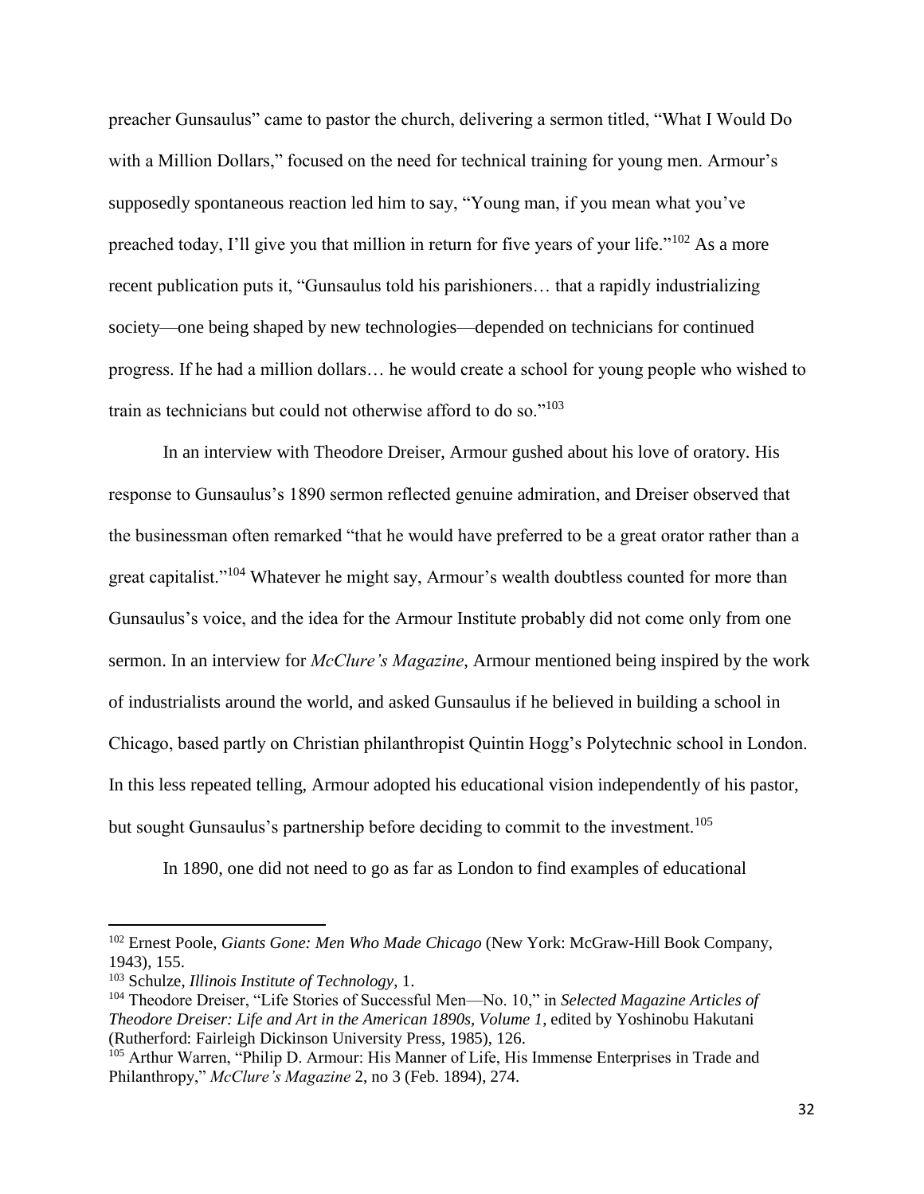preacher Gunsaulus" came to pastor the church, delivering a sermon titled, "What I Would Do with a Million Dollars," focused on the need for technical training for young men. Armour's supposedly spontaneous reaction led him to say, "Young man, if you mean what you've preached today, I'll give you that million in return for five years of your life."[102] As a more recent publication puts it, "Gunsaulus told his parishioners… that a rapidly industrializing society—one being shaped by new technologies—depended on technicians for continued progress. If he had a million dollars… he would create a school for young people who wished to train as technicians but could not otherwise afford to do so."[103]

In an interview with Theodore Dreiser, Armour gushed about his love of oratory. His response to Gunsaulus's 1890 sermon reflected genuine admiration, and Dreiser observed that the businessman often remarked "that he would have preferred to be a great orator rather than a great capitalist."[104] Whatever he might say, Armour's wealth doubtless counted for more than Gunsaulus's voice, and the idea for the Armour Institute probably did not come only from one sermon. In an interview for *McClure's Magazine*, Armour mentioned being inspired by the work of industrialists around the world, and asked Gunsaulus if he believed in building a school in Chicago, based partly on Christian philanthropist Quintin Hogg's Polytechnic school in London. In this less repeated telling, Armour adopted his educational vision independently of his pastor, but sought Gunsaulus's partnership before deciding to commit to the investment.[105]

In 1890, one did not need to go as far as London to find examples of educational

---

[102] Ernest Poole, *Giants Gone: Men Who Made Chicago* (New York: McGraw-Hill Book Company, 1943), 155.

[103] Schulze, *Illinois Institute of Technology*, 1.

[104] Theodore Dreiser, "Life Stories of Successful Men—No. 10," in *Selected Magazine Articles of Theodore Dreiser: Life and Art in the American 1890s, Volume 1*, edited by Yoshinobu Hakutani (Rutherford: Fairleigh Dickinson University Press, 1985), 126.

[105] Arthur Warren, "Philip D. Armour: His Manner of Life, His Immense Enterprises in Trade and Philanthropy," *McClure's Magazine* 2, no 3 (Feb. 1894), 274.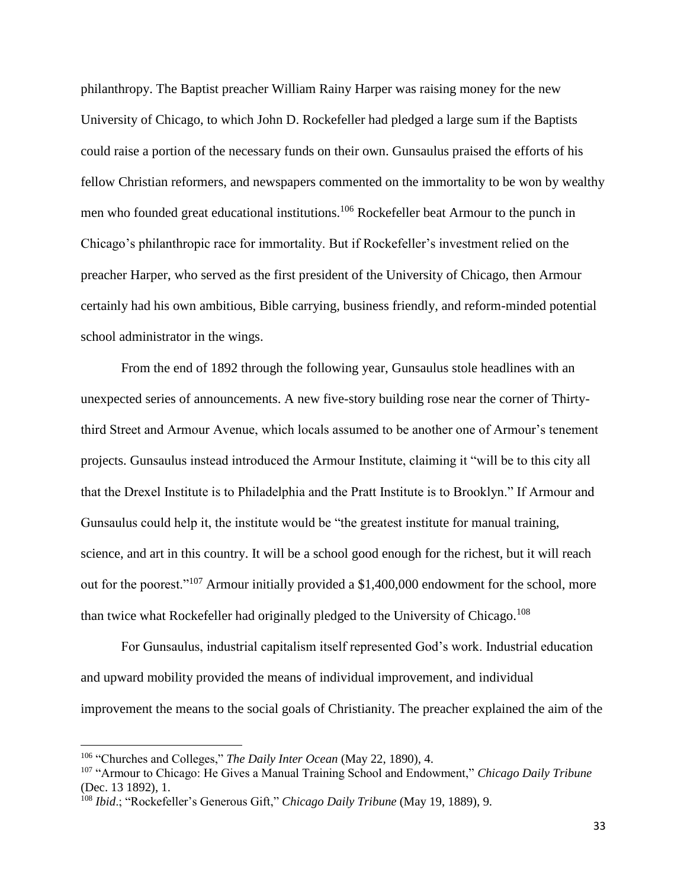philanthropy. The Baptist preacher William Rainy Harper was raising money for the new University of Chicago, to which John D. Rockefeller had pledged a large sum if the Baptists could raise a portion of the necessary funds on their own. Gunsaulus praised the efforts of his fellow Christian reformers, and newspapers commented on the immortality to be won by wealthy men who founded great educational institutions.[106] Rockefeller beat Armour to the punch in Chicago's philanthropic race for immortality. But if Rockefeller's investment relied on the preacher Harper, who served as the first president of the University of Chicago, then Armour certainly had his own ambitious, Bible carrying, business friendly, and reform-minded potential school administrator in the wings.

From the end of 1892 through the following year, Gunsaulus stole headlines with an unexpected series of announcements. A new five-story building rose near the corner of Thirty-third Street and Armour Avenue, which locals assumed to be another one of Armour's tenement projects. Gunsaulus instead introduced the Armour Institute, claiming it "will be to this city all that the Drexel Institute is to Philadelphia and the Pratt Institute is to Brooklyn." If Armour and Gunsaulus could help it, the institute would be "the greatest institute for manual training, science, and art in this country. It will be a school good enough for the richest, but it will reach out for the poorest."[107] Armour initially provided a $1,400,000 endowment for the school, more than twice what Rockefeller had originally pledged to the University of Chicago.[108]

For Gunsaulus, industrial capitalism itself represented God's work. Industrial education and upward mobility provided the means of individual improvement, and individual improvement the means to the social goals of Christianity. The preacher explained the aim of the

---

[106] "Churches and Colleges," *The Daily Inter Ocean* (May 22, 1890), 4.

[107] "Armour to Chicago: He Gives a Manual Training School and Endowment," *Chicago Daily Tribune* (Dec. 13 1892), 1.

[108] *Ibid*.; "Rockefeller's Generous Gift," *Chicago Daily Tribune* (May 19, 1889), 9.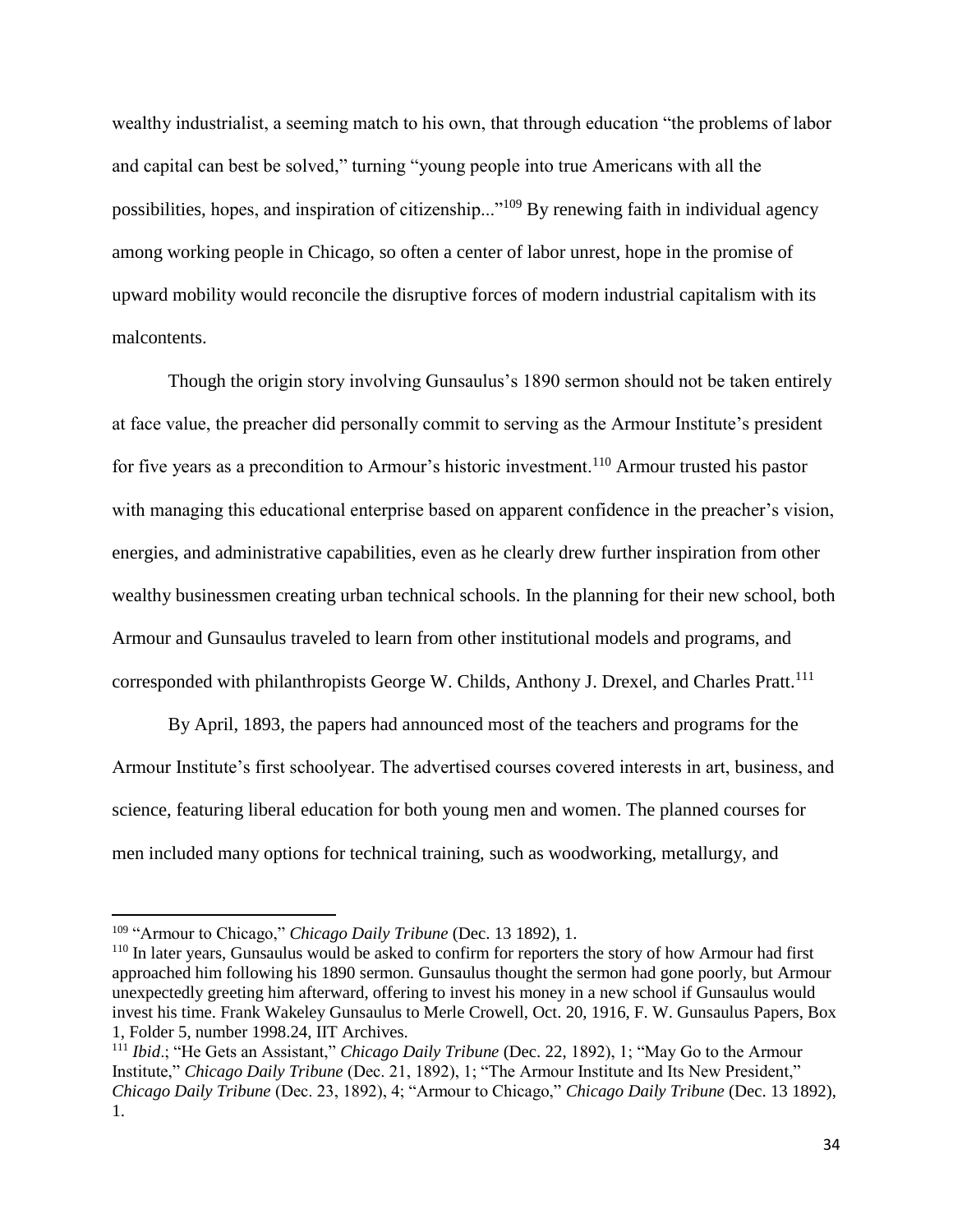wealthy industrialist, a seeming match to his own, that through education "the problems of labor and capital can best be solved," turning "young people into true Americans with all the possibilities, hopes, and inspiration of citizenship..."[109] By renewing faith in individual agency among working people in Chicago, so often a center of labor unrest, hope in the promise of upward mobility would reconcile the disruptive forces of modern industrial capitalism with its malcontents.

Though the origin story involving Gunsaulus's 1890 sermon should not be taken entirely at face value, the preacher did personally commit to serving as the Armour Institute's president for five years as a precondition to Armour's historic investment.[110] Armour trusted his pastor with managing this educational enterprise based on apparent confidence in the preacher's vision, energies, and administrative capabilities, even as he clearly drew further inspiration from other wealthy businessmen creating urban technical schools. In the planning for their new school, both Armour and Gunsaulus traveled to learn from other institutional models and programs, and corresponded with philanthropists George W. Childs, Anthony J. Drexel, and Charles Pratt.[111]

By April, 1893, the papers had announced most of the teachers and programs for the Armour Institute's first schoolyear. The advertised courses covered interests in art, business, and science, featuring liberal education for both young men and women. The planned courses for men included many options for technical training, such as woodworking, metallurgy, and

---

[109] "Armour to Chicago," *Chicago Daily Tribune* (Dec. 13 1892), 1.

[110] In later years, Gunsaulus would be asked to confirm for reporters the story of how Armour had first approached him following his 1890 sermon. Gunsaulus thought the sermon had gone poorly, but Armour unexpectedly greeting him afterward, offering to invest his money in a new school if Gunsaulus would invest his time. Frank Wakeley Gunsaulus to Merle Crowell, Oct. 20, 1916, F. W. Gunsaulus Papers, Box 1, Folder 5, number 1998.24, IIT Archives.

[111] *Ibid*.; "He Gets an Assistant," *Chicago Daily Tribune* (Dec. 22, 1892), 1; "May Go to the Armour Institute," *Chicago Daily Tribune* (Dec. 21, 1892), 1; "The Armour Institute and Its New President," *Chicago Daily Tribune* (Dec. 23, 1892), 4; "Armour to Chicago," *Chicago Daily Tribune* (Dec. 13 1892), 1.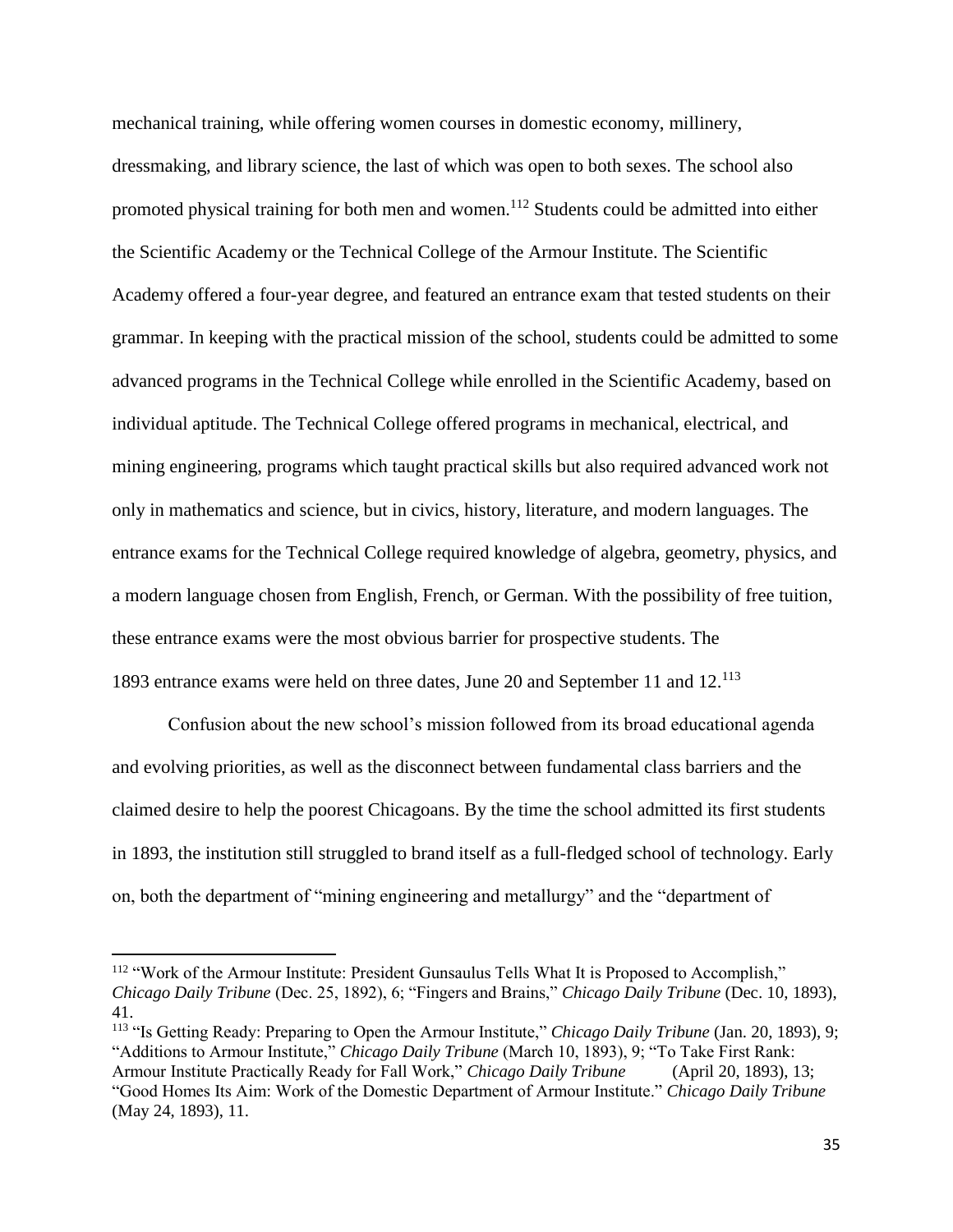mechanical training, while offering women courses in domestic economy, millinery, dressmaking, and library science, the last of which was open to both sexes. The school also promoted physical training for both men and women.[112] Students could be admitted into either the Scientific Academy or the Technical College of the Armour Institute. The Scientific Academy offered a four-year degree, and featured an entrance exam that tested students on their grammar. In keeping with the practical mission of the school, students could be admitted to some advanced programs in the Technical College while enrolled in the Scientific Academy, based on individual aptitude. The Technical College offered programs in mechanical, electrical, and mining engineering, programs which taught practical skills but also required advanced work not only in mathematics and science, but in civics, history, literature, and modern languages. The entrance exams for the Technical College required knowledge of algebra, geometry, physics, and a modern language chosen from English, French, or German. With the possibility of free tuition, these entrance exams were the most obvious barrier for prospective students. The 1893 entrance exams were held on three dates, June 20 and September 11 and 12.[113]

Confusion about the new school's mission followed from its broad educational agenda and evolving priorities, as well as the disconnect between fundamental class barriers and the claimed desire to help the poorest Chicagoans. By the time the school admitted its first students in 1893, the institution still struggled to brand itself as a full-fledged school of technology. Early on, both the department of "mining engineering and metallurgy" and the "department of

---

[112] "Work of the Armour Institute: President Gunsaulus Tells What It is Proposed to Accomplish," *Chicago Daily Tribune* (Dec. 25, 1892), 6; "Fingers and Brains," *Chicago Daily Tribune* (Dec. 10, 1893), 41.

[113] "Is Getting Ready: Preparing to Open the Armour Institute," *Chicago Daily Tribune* (Jan. 20, 1893), 9; "Additions to Armour Institute," *Chicago Daily Tribune* (March 10, 1893), 9; "To Take First Rank: Armour Institute Practically Ready for Fall Work," *Chicago Daily Tribune* (April 20, 1893), 13; "Good Homes Its Aim: Work of the Domestic Department of Armour Institute." *Chicago Daily Tribune* (May 24, 1893), 11.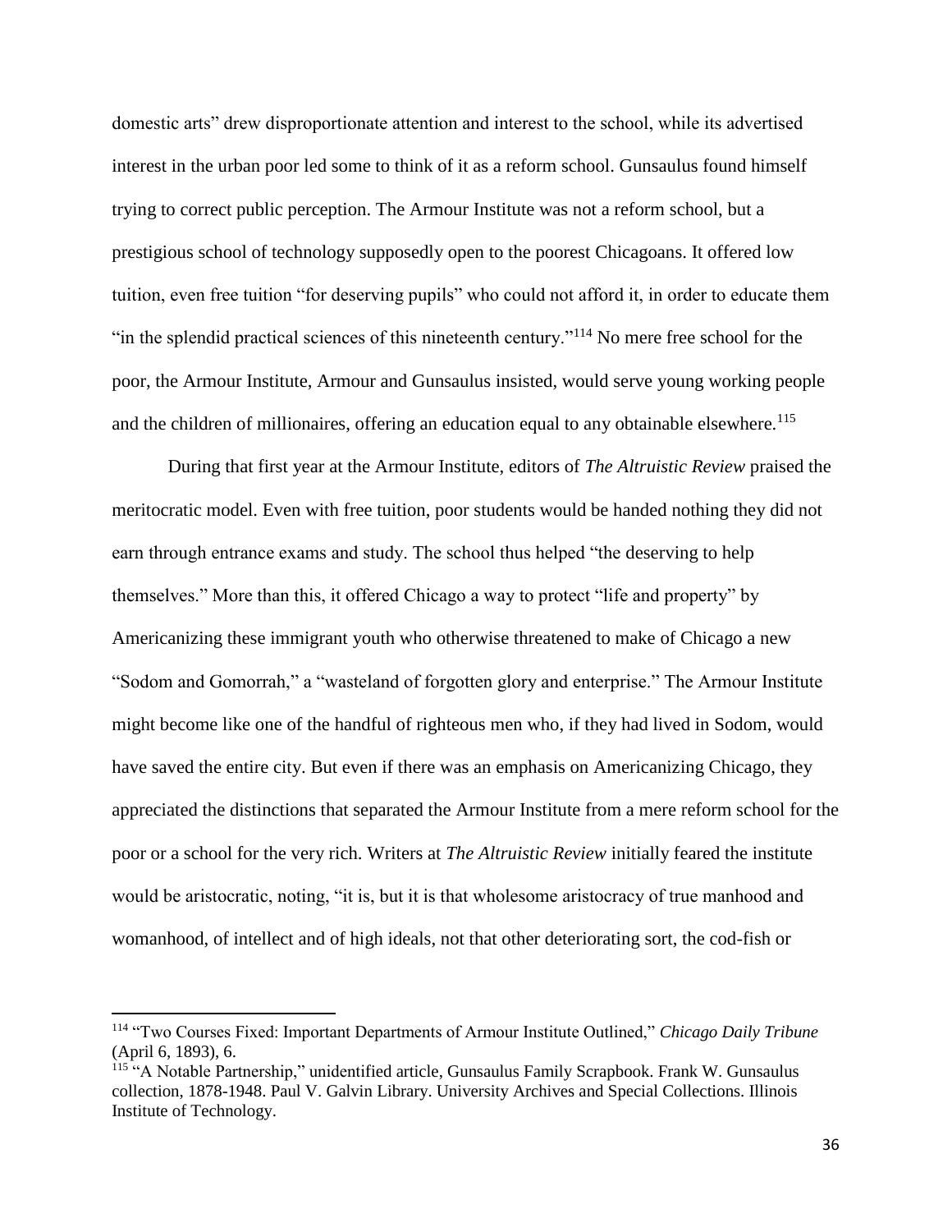domestic arts" drew disproportionate attention and interest to the school, while its advertised interest in the urban poor led some to think of it as a reform school. Gunsaulus found himself trying to correct public perception. The Armour Institute was not a reform school, but a prestigious school of technology supposedly open to the poorest Chicagoans. It offered low tuition, even free tuition "for deserving pupils" who could not afford it, in order to educate them "in the splendid practical sciences of this nineteenth century."[114] No mere free school for the poor, the Armour Institute, Armour and Gunsaulus insisted, would serve young working people and the children of millionaires, offering an education equal to any obtainable elsewhere.[115]

During that first year at the Armour Institute, editors of *The Altruistic Review* praised the meritocratic model. Even with free tuition, poor students would be handed nothing they did not earn through entrance exams and study. The school thus helped "the deserving to help themselves." More than this, it offered Chicago a way to protect "life and property" by Americanizing these immigrant youth who otherwise threatened to make of Chicago a new "Sodom and Gomorrah," a "wasteland of forgotten glory and enterprise." The Armour Institute might become like one of the handful of righteous men who, if they had lived in Sodom, would have saved the entire city. But even if there was an emphasis on Americanizing Chicago, they appreciated the distinctions that separated the Armour Institute from a mere reform school for the poor or a school for the very rich. Writers at *The Altruistic Review* initially feared the institute would be aristocratic, noting, "it is, but it is that wholesome aristocracy of true manhood and womanhood, of intellect and of high ideals, not that other deteriorating sort, the cod-fish or

---

[114] "Two Courses Fixed: Important Departments of Armour Institute Outlined," *Chicago Daily Tribune* (April 6, 1893), 6.

[115] "A Notable Partnership," unidentified article, Gunsaulus Family Scrapbook. Frank W. Gunsaulus collection, 1878-1948. Paul V. Galvin Library. University Archives and Special Collections. Illinois Institute of Technology.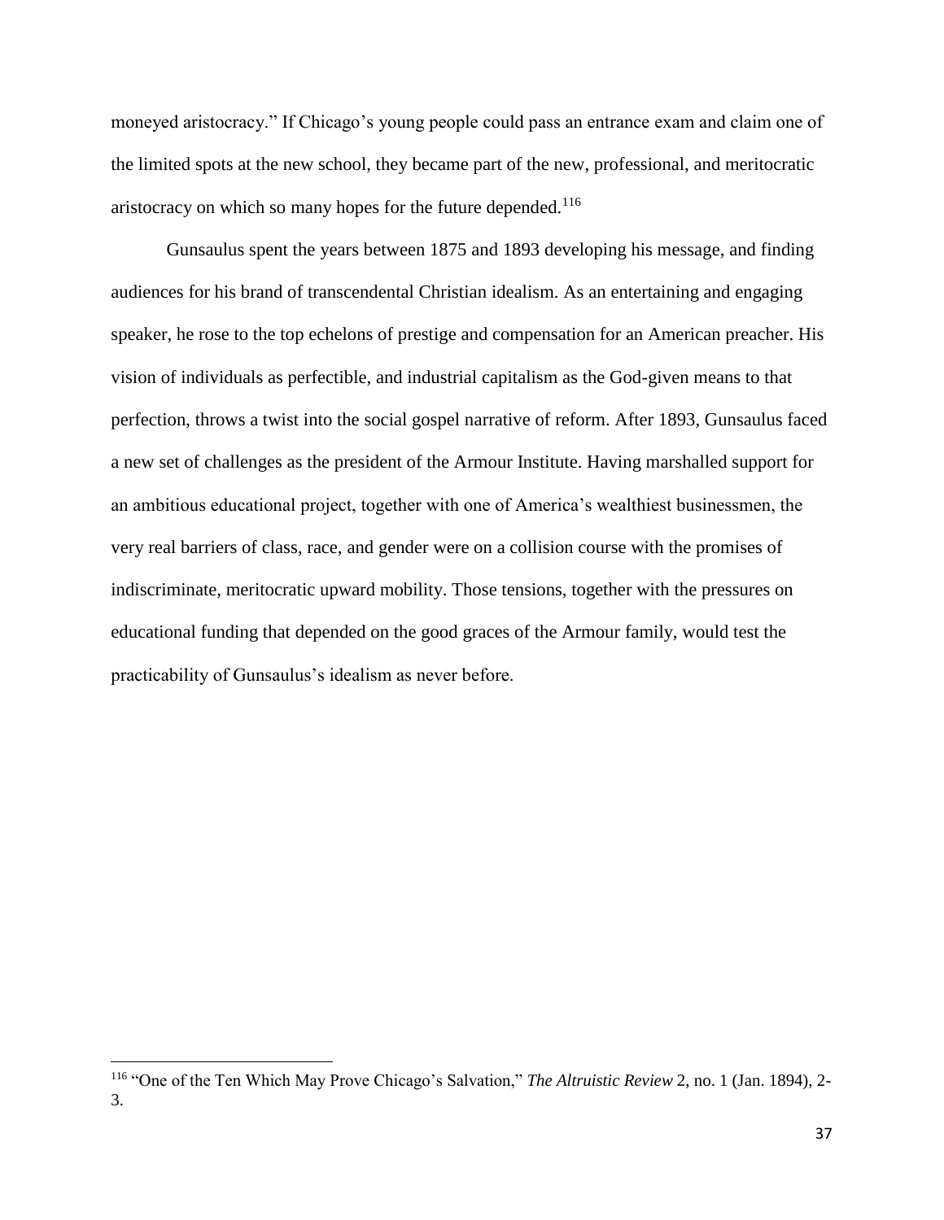moneyed aristocracy." If Chicago's young people could pass an entrance exam and claim one of the limited spots at the new school, they became part of the new, professional, and meritocratic aristocracy on which so many hopes for the future depended.[116]

Gunsaulus spent the years between 1875 and 1893 developing his message, and finding audiences for his brand of transcendental Christian idealism. As an entertaining and engaging speaker, he rose to the top echelons of prestige and compensation for an American preacher. His vision of individuals as perfectible, and industrial capitalism as the God-given means to that perfection, throws a twist into the social gospel narrative of reform. After 1893, Gunsaulus faced a new set of challenges as the president of the Armour Institute. Having marshalled support for an ambitious educational project, together with one of America's wealthiest businessmen, the very real barriers of class, race, and gender were on a collision course with the promises of indiscriminate, meritocratic upward mobility. Those tensions, together with the pressures on educational funding that depended on the good graces of the Armour family, would test the practicability of Gunsaulus's idealism as never before.

---

[116] "One of the Ten Which May Prove Chicago's Salvation," *The Altruistic Review* 2, no. 1 (Jan. 1894), 2-3.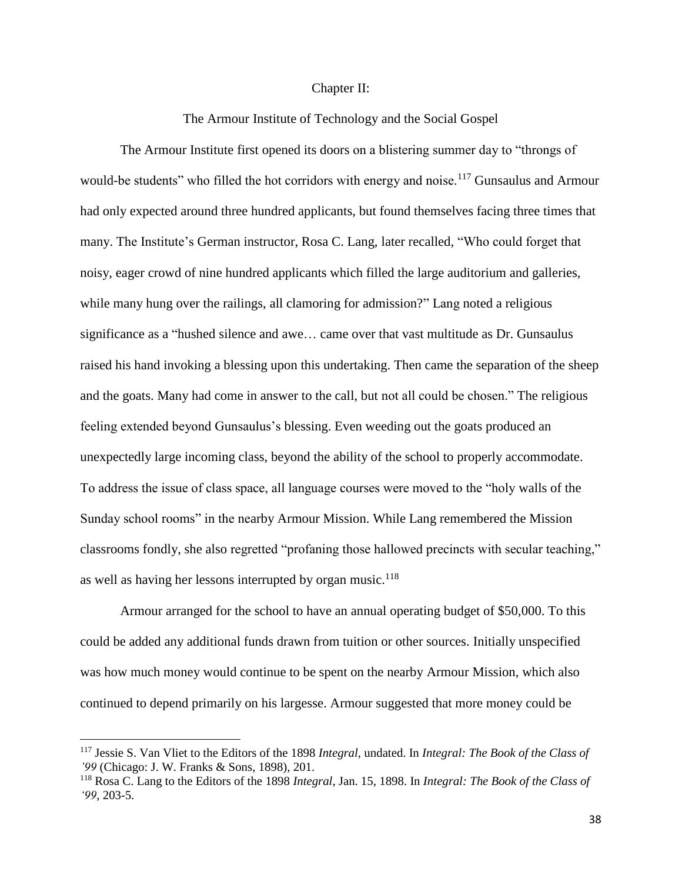# Chapter II:

## The Armour Institute of Technology and the Social Gospel

The Armour Institute first opened its doors on a blistering summer day to "throngs of would-be students" who filled the hot corridors with energy and noise.[117] Gunsaulus and Armour had only expected around three hundred applicants, but found themselves facing three times that many. The Institute's German instructor, Rosa C. Lang, later recalled, "Who could forget that noisy, eager crowd of nine hundred applicants which filled the large auditorium and galleries, while many hung over the railings, all clamoring for admission?" Lang noted a religious significance as a "hushed silence and awe… came over that vast multitude as Dr. Gunsaulus raised his hand invoking a blessing upon this undertaking. Then came the separation of the sheep and the goats. Many had come in answer to the call, but not all could be chosen." The religious feeling extended beyond Gunsaulus's blessing. Even weeding out the goats produced an unexpectedly large incoming class, beyond the ability of the school to properly accommodate. To address the issue of class space, all language courses were moved to the "holy walls of the Sunday school rooms" in the nearby Armour Mission. While Lang remembered the Mission classrooms fondly, she also regretted "profaning those hallowed precincts with secular teaching," as well as having her lessons interrupted by organ music.[118]

Armour arranged for the school to have an annual operating budget of $50,000. To this could be added any additional funds drawn from tuition or other sources. Initially unspecified was how much money would continue to be spent on the nearby Armour Mission, which also continued to depend primarily on his largesse. Armour suggested that more money could be

---

[117] Jessie S. Van Vliet to the Editors of the 1898 *Integral*, undated. In *Integral: The Book of the Class of '99* (Chicago: J. W. Franks & Sons, 1898), 201.

[118] Rosa C. Lang to the Editors of the 1898 *Integral*, Jan. 15, 1898. In *Integral: The Book of the Class of '99*, 203-5.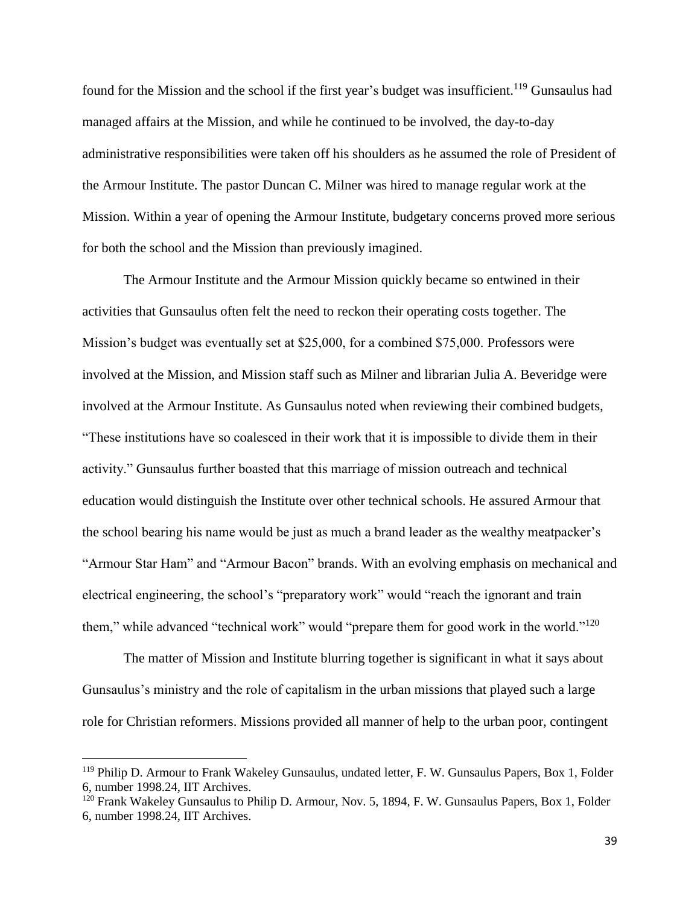found for the Mission and the school if the first year's budget was insufficient.[119] Gunsaulus had managed affairs at the Mission, and while he continued to be involved, the day-to-day administrative responsibilities were taken off his shoulders as he assumed the role of President of the Armour Institute. The pastor Duncan C. Milner was hired to manage regular work at the Mission. Within a year of opening the Armour Institute, budgetary concerns proved more serious for both the school and the Mission than previously imagined.

The Armour Institute and the Armour Mission quickly became so entwined in their activities that Gunsaulus often felt the need to reckon their operating costs together. The Mission's budget was eventually set at $25,000, for a combined $75,000. Professors were involved at the Mission, and Mission staff such as Milner and librarian Julia A. Beveridge were involved at the Armour Institute. As Gunsaulus noted when reviewing their combined budgets, "These institutions have so coalesced in their work that it is impossible to divide them in their activity." Gunsaulus further boasted that this marriage of mission outreach and technical education would distinguish the Institute over other technical schools. He assured Armour that the school bearing his name would be just as much a brand leader as the wealthy meatpacker's "Armour Star Ham" and "Armour Bacon" brands. With an evolving emphasis on mechanical and electrical engineering, the school's "preparatory work" would "reach the ignorant and train them," while advanced "technical work" would "prepare them for good work in the world."[120]

The matter of Mission and Institute blurring together is significant in what it says about Gunsaulus's ministry and the role of capitalism in the urban missions that played such a large role for Christian reformers. Missions provided all manner of help to the urban poor, contingent

---

[119] Philip D. Armour to Frank Wakeley Gunsaulus, undated letter, F. W. Gunsaulus Papers, Box 1, Folder 6, number 1998.24, IIT Archives.

[120] Frank Wakeley Gunsaulus to Philip D. Armour, Nov. 5, 1894, F. W. Gunsaulus Papers, Box 1, Folder 6, number 1998.24, IIT Archives.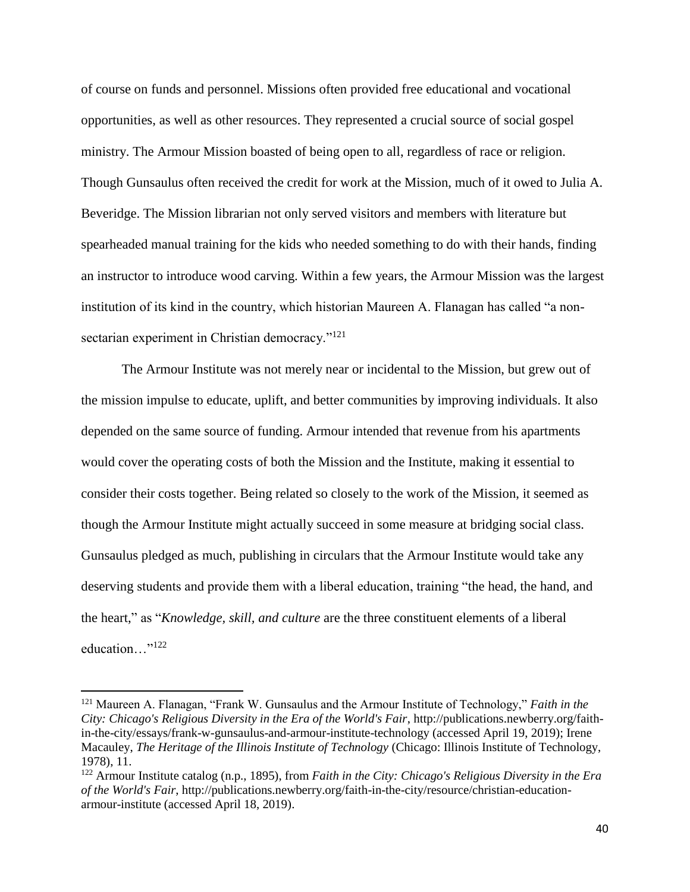of course on funds and personnel. Missions often provided free educational and vocational opportunities, as well as other resources. They represented a crucial source of social gospel ministry. The Armour Mission boasted of being open to all, regardless of race or religion. Though Gunsaulus often received the credit for work at the Mission, much of it owed to Julia A. Beveridge. The Mission librarian not only served visitors and members with literature but spearheaded manual training for the kids who needed something to do with their hands, finding an instructor to introduce wood carving. Within a few years, the Armour Mission was the largest institution of its kind in the country, which historian Maureen A. Flanagan has called "a non-sectarian experiment in Christian democracy."[121]

The Armour Institute was not merely near or incidental to the Mission, but grew out of the mission impulse to educate, uplift, and better communities by improving individuals. It also depended on the same source of funding. Armour intended that revenue from his apartments would cover the operating costs of both the Mission and the Institute, making it essential to consider their costs together. Being related so closely to the work of the Mission, it seemed as though the Armour Institute might actually succeed in some measure at bridging social class. Gunsaulus pledged as much, publishing in circulars that the Armour Institute would take any deserving students and provide them with a liberal education, training "the head, the hand, and the heart," as "*Knowledge, skill, and culture* are the three constituent elements of a liberal education…"[122]

---

[121] Maureen A. Flanagan, "Frank W. Gunsaulus and the Armour Institute of Technology," *Faith in the City: Chicago's Religious Diversity in the Era of the World's Fair*, http://publications.newberry.org/faith-in-the-city/essays/frank-w-gunsaulus-and-armour-institute-technology (accessed April 19, 2019); Irene Macauley, *The Heritage of the Illinois Institute of Technology* (Chicago: Illinois Institute of Technology, 1978), 11.

[122] Armour Institute catalog (n.p., 1895), from *Faith in the City: Chicago's Religious Diversity in the Era of the World's Fair*, http://publications.newberry.org/faith-in-the-city/resource/christian-education-armour-institute (accessed April 18, 2019).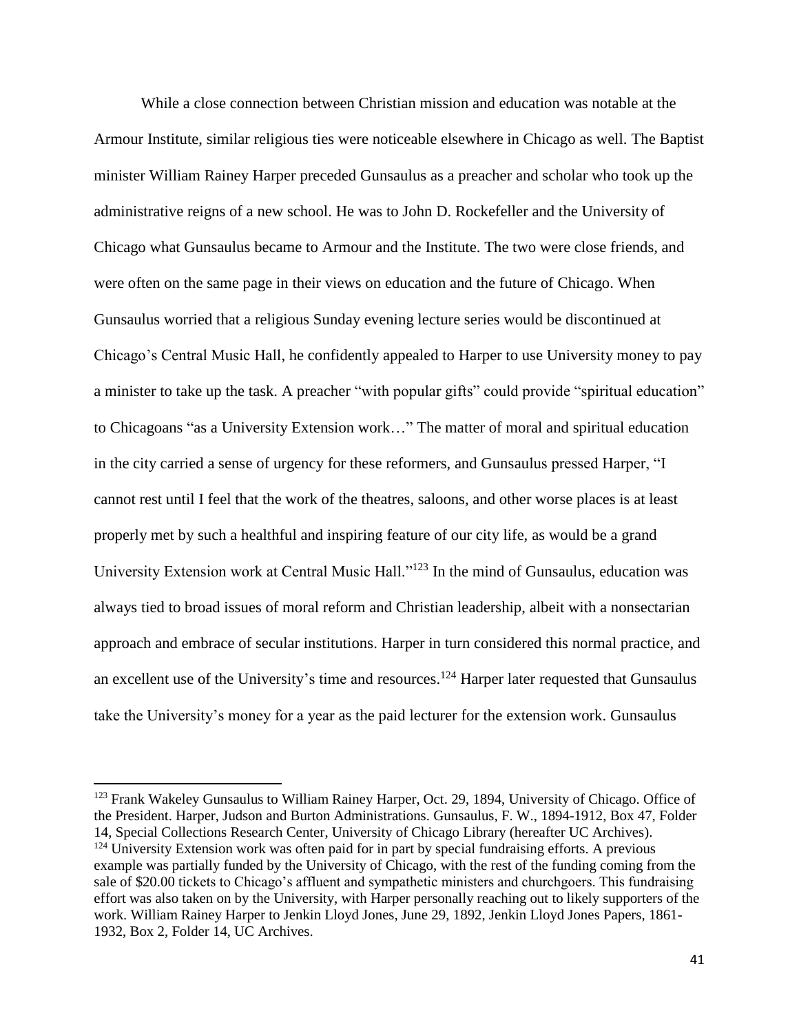While a close connection between Christian mission and education was notable at the Armour Institute, similar religious ties were noticeable elsewhere in Chicago as well. The Baptist minister William Rainey Harper preceded Gunsaulus as a preacher and scholar who took up the administrative reigns of a new school. He was to John D. Rockefeller and the University of Chicago what Gunsaulus became to Armour and the Institute. The two were close friends, and were often on the same page in their views on education and the future of Chicago. When Gunsaulus worried that a religious Sunday evening lecture series would be discontinued at Chicago's Central Music Hall, he confidently appealed to Harper to use University money to pay a minister to take up the task. A preacher "with popular gifts" could provide "spiritual education" to Chicagoans "as a University Extension work…" The matter of moral and spiritual education in the city carried a sense of urgency for these reformers, and Gunsaulus pressed Harper, "I cannot rest until I feel that the work of the theatres, saloons, and other worse places is at least properly met by such a healthful and inspiring feature of our city life, as would be a grand University Extension work at Central Music Hall."[123] In the mind of Gunsaulus, education was always tied to broad issues of moral reform and Christian leadership, albeit with a nonsectarian approach and embrace of secular institutions. Harper in turn considered this normal practice, and an excellent use of the University's time and resources.[124] Harper later requested that Gunsaulus take the University's money for a year as the paid lecturer for the extension work. Gunsaulus

---

[123] Frank Wakeley Gunsaulus to William Rainey Harper, Oct. 29, 1894, University of Chicago. Office of the President. Harper, Judson and Burton Administrations. Gunsaulus, F. W., 1894-1912, Box 47, Folder 14, Special Collections Research Center, University of Chicago Library (hereafter UC Archives).

[124] University Extension work was often paid for in part by special fundraising efforts. A previous example was partially funded by the University of Chicago, with the rest of the funding coming from the sale of $20.00 tickets to Chicago's affluent and sympathetic ministers and churchgoers. This fundraising effort was also taken on by the University, with Harper personally reaching out to likely supporters of the work. William Rainey Harper to Jenkin Lloyd Jones, June 29, 1892, Jenkin Lloyd Jones Papers, 1861-1932, Box 2, Folder 14, UC Archives.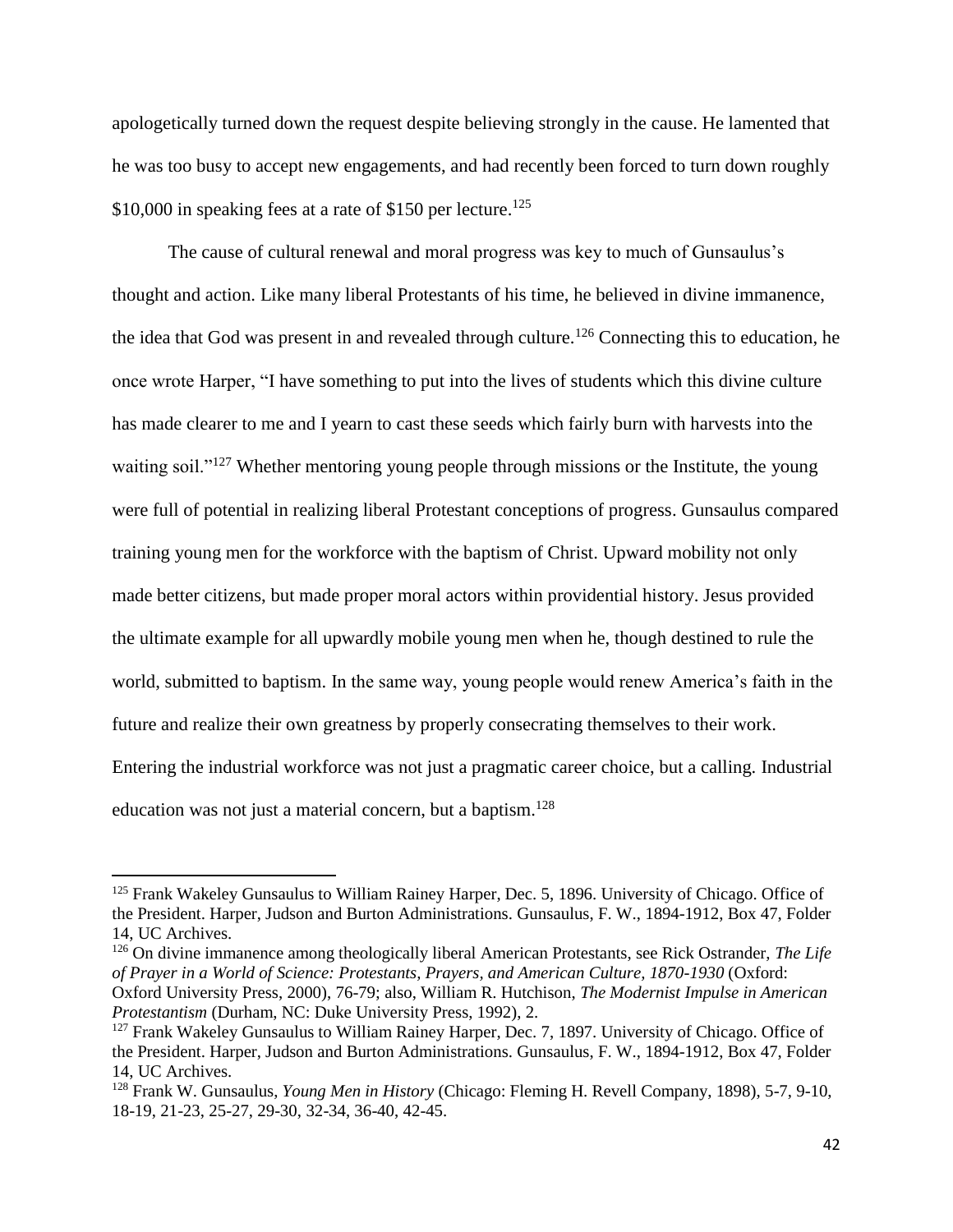apologetically turned down the request despite believing strongly in the cause. He lamented that he was too busy to accept new engagements, and had recently been forced to turn down roughly $10,000 in speaking fees at a rate of $150 per lecture.[125]

The cause of cultural renewal and moral progress was key to much of Gunsaulus's thought and action. Like many liberal Protestants of his time, he believed in divine immanence, the idea that God was present in and revealed through culture.[126] Connecting this to education, he once wrote Harper, "I have something to put into the lives of students which this divine culture has made clearer to me and I yearn to cast these seeds which fairly burn with harvests into the waiting soil."[127] Whether mentoring young people through missions or the Institute, the young were full of potential in realizing liberal Protestant conceptions of progress. Gunsaulus compared training young men for the workforce with the baptism of Christ. Upward mobility not only made better citizens, but made proper moral actors within providential history. Jesus provided the ultimate example for all upwardly mobile young men when he, though destined to rule the world, submitted to baptism. In the same way, young people would renew America's faith in the future and realize their own greatness by properly consecrating themselves to their work. Entering the industrial workforce was not just a pragmatic career choice, but a calling. Industrial education was not just a material concern, but a baptism.[128]

---

[125] Frank Wakeley Gunsaulus to William Rainey Harper, Dec. 5, 1896. University of Chicago. Office of the President. Harper, Judson and Burton Administrations. Gunsaulus, F. W., 1894-1912, Box 47, Folder 14, UC Archives.

[126] On divine immanence among theologically liberal American Protestants, see Rick Ostrander, *The Life of Prayer in a World of Science: Protestants, Prayers, and American Culture, 1870-1930* (Oxford: Oxford University Press, 2000), 76-79; also, William R. Hutchison, *The Modernist Impulse in American Protestantism* (Durham, NC: Duke University Press, 1992), 2.

[127] Frank Wakeley Gunsaulus to William Rainey Harper, Dec. 7, 1897. University of Chicago. Office of the President. Harper, Judson and Burton Administrations. Gunsaulus, F. W., 1894-1912, Box 47, Folder 14, UC Archives.

[128] Frank W. Gunsaulus, *Young Men in History* (Chicago: Fleming H. Revell Company, 1898), 5-7, 9-10, 18-19, 21-23, 25-27, 29-30, 32-34, 36-40, 42-45.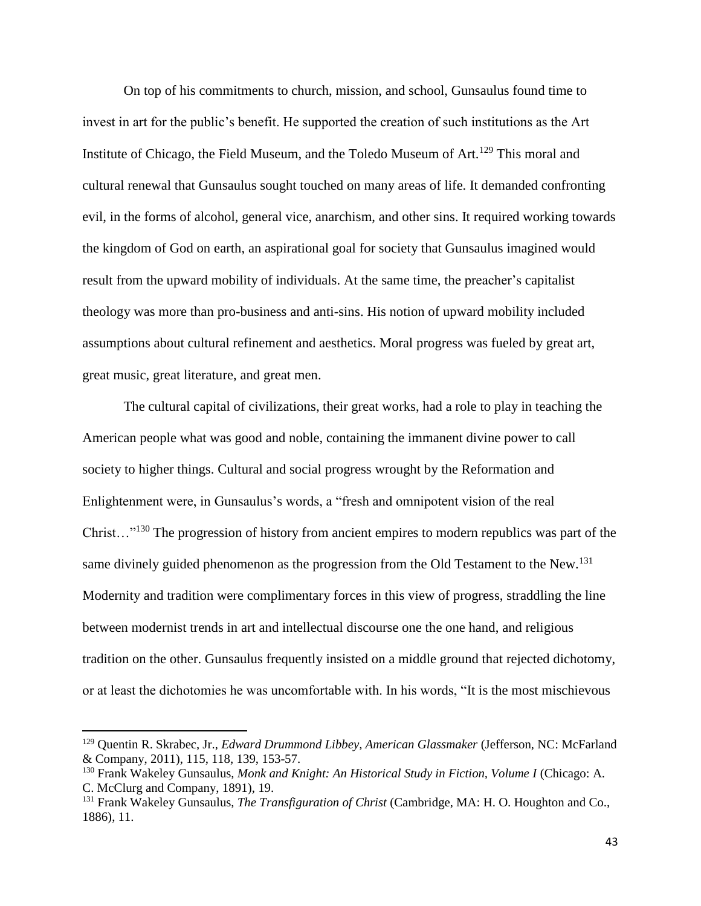On top of his commitments to church, mission, and school, Gunsaulus found time to invest in art for the public's benefit. He supported the creation of such institutions as the Art Institute of Chicago, the Field Museum, and the Toledo Museum of Art.[129] This moral and cultural renewal that Gunsaulus sought touched on many areas of life. It demanded confronting evil, in the forms of alcohol, general vice, anarchism, and other sins. It required working towards the kingdom of God on earth, an aspirational goal for society that Gunsaulus imagined would result from the upward mobility of individuals. At the same time, the preacher's capitalist theology was more than pro-business and anti-sins. His notion of upward mobility included assumptions about cultural refinement and aesthetics. Moral progress was fueled by great art, great music, great literature, and great men.

The cultural capital of civilizations, their great works, had a role to play in teaching the American people what was good and noble, containing the immanent divine power to call society to higher things. Cultural and social progress wrought by the Reformation and Enlightenment were, in Gunsaulus's words, a "fresh and omnipotent vision of the real Christ…"[130] The progression of history from ancient empires to modern republics was part of the same divinely guided phenomenon as the progression from the Old Testament to the New.[131] Modernity and tradition were complimentary forces in this view of progress, straddling the line between modernist trends in art and intellectual discourse one the one hand, and religious tradition on the other. Gunsaulus frequently insisted on a middle ground that rejected dichotomy, or at least the dichotomies he was uncomfortable with. In his words, "It is the most mischievous

---

[129] Quentin R. Skrabec, Jr., *Edward Drummond Libbey, American Glassmaker* (Jefferson, NC: McFarland & Company, 2011), 115, 118, 139, 153-57.

[130] Frank Wakeley Gunsaulus, *Monk and Knight: An Historical Study in Fiction, Volume I* (Chicago: A. C. McClurg and Company, 1891), 19.

[131] Frank Wakeley Gunsaulus, *The Transfiguration of Christ* (Cambridge, MA: H. O. Houghton and Co., 1886), 11.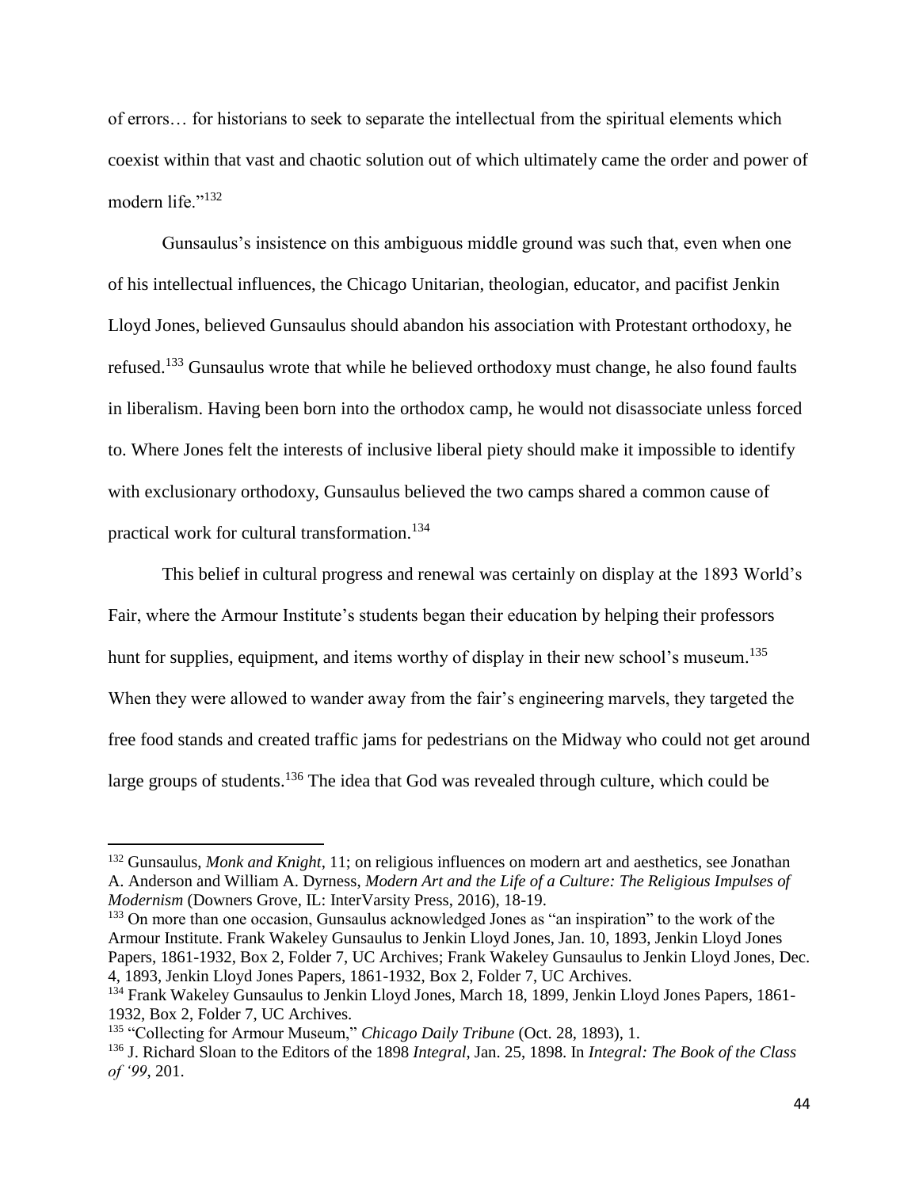of errors… for historians to seek to separate the intellectual from the spiritual elements which coexist within that vast and chaotic solution out of which ultimately came the order and power of modern life."[132]

Gunsaulus's insistence on this ambiguous middle ground was such that, even when one of his intellectual influences, the Chicago Unitarian, theologian, educator, and pacifist Jenkin Lloyd Jones, believed Gunsaulus should abandon his association with Protestant orthodoxy, he refused.[133] Gunsaulus wrote that while he believed orthodoxy must change, he also found faults in liberalism. Having been born into the orthodox camp, he would not disassociate unless forced to. Where Jones felt the interests of inclusive liberal piety should make it impossible to identify with exclusionary orthodoxy, Gunsaulus believed the two camps shared a common cause of practical work for cultural transformation.[134]

This belief in cultural progress and renewal was certainly on display at the 1893 World's Fair, where the Armour Institute's students began their education by helping their professors hunt for supplies, equipment, and items worthy of display in their new school's museum.[135] When they were allowed to wander away from the fair's engineering marvels, they targeted the free food stands and created traffic jams for pedestrians on the Midway who could not get around large groups of students.[136] The idea that God was revealed through culture, which could be

---

[132] Gunsaulus, *Monk and Knight*, 11; on religious influences on modern art and aesthetics, see Jonathan A. Anderson and William A. Dyrness, *Modern Art and the Life of a Culture: The Religious Impulses of Modernism* (Downers Grove, IL: InterVarsity Press, 2016), 18-19.

[133] On more than one occasion, Gunsaulus acknowledged Jones as "an inspiration" to the work of the Armour Institute. Frank Wakeley Gunsaulus to Jenkin Lloyd Jones, Jan. 10, 1893, Jenkin Lloyd Jones Papers, 1861-1932, Box 2, Folder 7, UC Archives; Frank Wakeley Gunsaulus to Jenkin Lloyd Jones, Dec. 4, 1893, Jenkin Lloyd Jones Papers, 1861-1932, Box 2, Folder 7, UC Archives.

[134] Frank Wakeley Gunsaulus to Jenkin Lloyd Jones, March 18, 1899, Jenkin Lloyd Jones Papers, 1861-1932, Box 2, Folder 7, UC Archives.

[135] "Collecting for Armour Museum," *Chicago Daily Tribune* (Oct. 28, 1893), 1.

[136] J. Richard Sloan to the Editors of the 1898 *Integral*, Jan. 25, 1898. In *Integral: The Book of the Class of '99*, 201.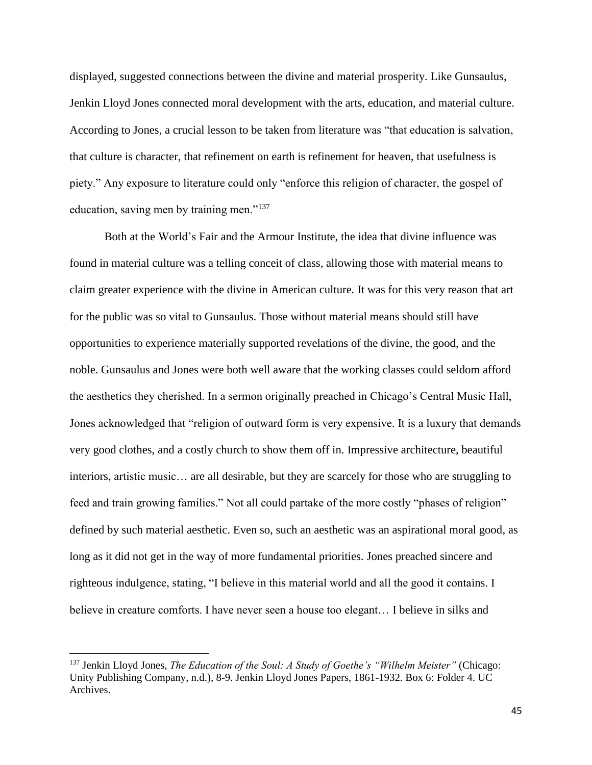displayed, suggested connections between the divine and material prosperity. Like Gunsaulus, Jenkin Lloyd Jones connected moral development with the arts, education, and material culture. According to Jones, a crucial lesson to be taken from literature was "that education is salvation, that culture is character, that refinement on earth is refinement for heaven, that usefulness is piety." Any exposure to literature could only "enforce this religion of character, the gospel of education, saving men by training men."[137]

Both at the World's Fair and the Armour Institute, the idea that divine influence was found in material culture was a telling conceit of class, allowing those with material means to claim greater experience with the divine in American culture. It was for this very reason that art for the public was so vital to Gunsaulus. Those without material means should still have opportunities to experience materially supported revelations of the divine, the good, and the noble. Gunsaulus and Jones were both well aware that the working classes could seldom afford the aesthetics they cherished. In a sermon originally preached in Chicago's Central Music Hall, Jones acknowledged that "religion of outward form is very expensive. It is a luxury that demands very good clothes, and a costly church to show them off in. Impressive architecture, beautiful interiors, artistic music… are all desirable, but they are scarcely for those who are struggling to feed and train growing families." Not all could partake of the more costly "phases of religion" defined by such material aesthetic. Even so, such an aesthetic was an aspirational moral good, as long as it did not get in the way of more fundamental priorities. Jones preached sincere and righteous indulgence, stating, "I believe in this material world and all the good it contains. I believe in creature comforts. I have never seen a house too elegant… I believe in silks and

---

[137] Jenkin Lloyd Jones, *The Education of the Soul: A Study of Goethe's "Wilhelm Meister"* (Chicago: Unity Publishing Company, n.d.), 8-9. Jenkin Lloyd Jones Papers, 1861-1932. Box 6: Folder 4. UC Archives.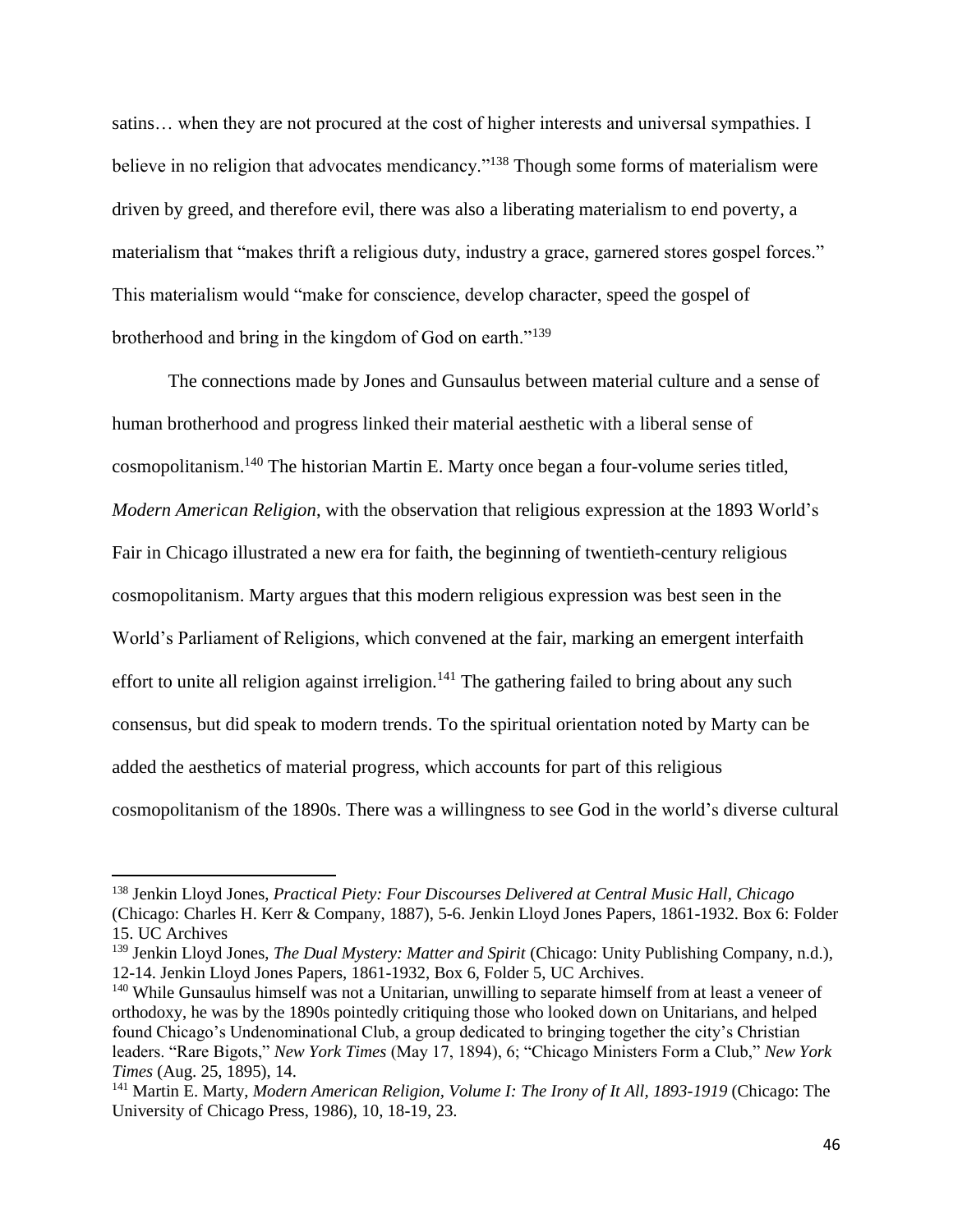satins… when they are not procured at the cost of higher interests and universal sympathies. I believe in no religion that advocates mendicancy."[138] Though some forms of materialism were driven by greed, and therefore evil, there was also a liberating materialism to end poverty, a materialism that "makes thrift a religious duty, industry a grace, garnered stores gospel forces." This materialism would "make for conscience, develop character, speed the gospel of brotherhood and bring in the kingdom of God on earth."[139]

The connections made by Jones and Gunsaulus between material culture and a sense of human brotherhood and progress linked their material aesthetic with a liberal sense of cosmopolitanism.[140] The historian Martin E. Marty once began a four-volume series titled, *Modern American Religion*, with the observation that religious expression at the 1893 World's Fair in Chicago illustrated a new era for faith, the beginning of twentieth-century religious cosmopolitanism. Marty argues that this modern religious expression was best seen in the World's Parliament of Religions, which convened at the fair, marking an emergent interfaith effort to unite all religion against irreligion.[141] The gathering failed to bring about any such consensus, but did speak to modern trends. To the spiritual orientation noted by Marty can be added the aesthetics of material progress, which accounts for part of this religious cosmopolitanism of the 1890s. There was a willingness to see God in the world's diverse cultural

---

[138] Jenkin Lloyd Jones, *Practical Piety: Four Discourses Delivered at Central Music Hall, Chicago* (Chicago: Charles H. Kerr & Company, 1887), 5-6. Jenkin Lloyd Jones Papers, 1861-1932. Box 6: Folder 15. UC Archives

[139] Jenkin Lloyd Jones, *The Dual Mystery: Matter and Spirit* (Chicago: Unity Publishing Company, n.d.), 12-14. Jenkin Lloyd Jones Papers, 1861-1932, Box 6, Folder 5, UC Archives.

[140] While Gunsaulus himself was not a Unitarian, unwilling to separate himself from at least a veneer of orthodoxy, he was by the 1890s pointedly critiquing those who looked down on Unitarians, and helped found Chicago's Undenominational Club, a group dedicated to bringing together the city's Christian leaders. "Rare Bigots," *New York Times* (May 17, 1894), 6; "Chicago Ministers Form a Club," *New York Times* (Aug. 25, 1895), 14.

[141] Martin E. Marty, *Modern American Religion, Volume I: The Irony of It All, 1893-1919* (Chicago: The University of Chicago Press, 1986), 10, 18-19, 23.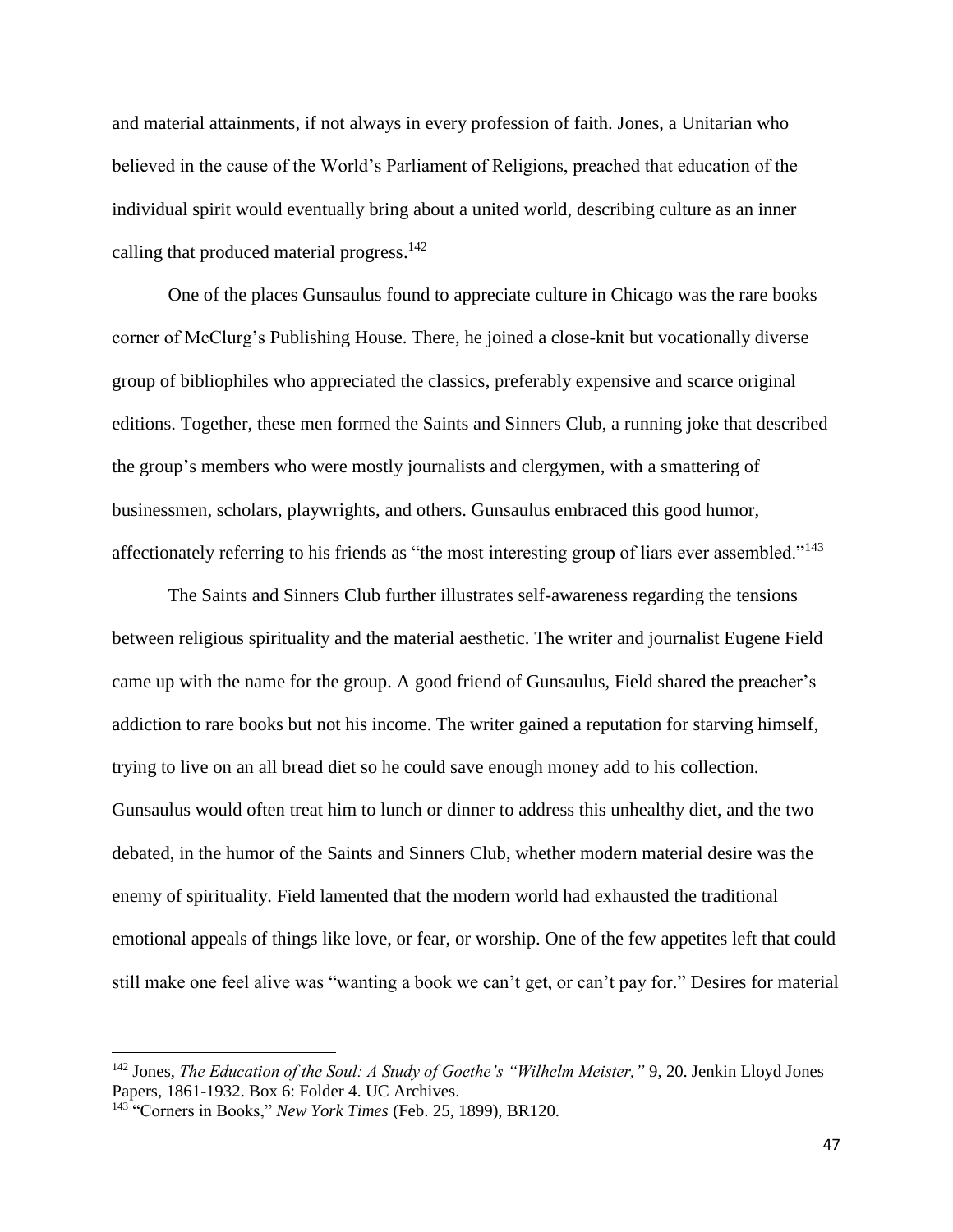and material attainments, if not always in every profession of faith. Jones, a Unitarian who believed in the cause of the World's Parliament of Religions, preached that education of the individual spirit would eventually bring about a united world, describing culture as an inner calling that produced material progress.[142]

One of the places Gunsaulus found to appreciate culture in Chicago was the rare books corner of McClurg's Publishing House. There, he joined a close-knit but vocationally diverse group of bibliophiles who appreciated the classics, preferably expensive and scarce original editions. Together, these men formed the Saints and Sinners Club, a running joke that described the group's members who were mostly journalists and clergymen, with a smattering of businessmen, scholars, playwrights, and others. Gunsaulus embraced this good humor, affectionately referring to his friends as "the most interesting group of liars ever assembled."[143]

The Saints and Sinners Club further illustrates self-awareness regarding the tensions between religious spirituality and the material aesthetic. The writer and journalist Eugene Field came up with the name for the group. A good friend of Gunsaulus, Field shared the preacher's addiction to rare books but not his income. The writer gained a reputation for starving himself, trying to live on an all bread diet so he could save enough money add to his collection. Gunsaulus would often treat him to lunch or dinner to address this unhealthy diet, and the two debated, in the humor of the Saints and Sinners Club, whether modern material desire was the enemy of spirituality. Field lamented that the modern world had exhausted the traditional emotional appeals of things like love, or fear, or worship. One of the few appetites left that could still make one feel alive was "wanting a book we can't get, or can't pay for." Desires for material

---

[142] Jones, *The Education of the Soul: A Study of Goethe's "Wilhelm Meister,"* 9, 20. Jenkin Lloyd Jones Papers, 1861-1932. Box 6: Folder 4. UC Archives.

[143] "Corners in Books," *New York Times* (Feb. 25, 1899), BR120.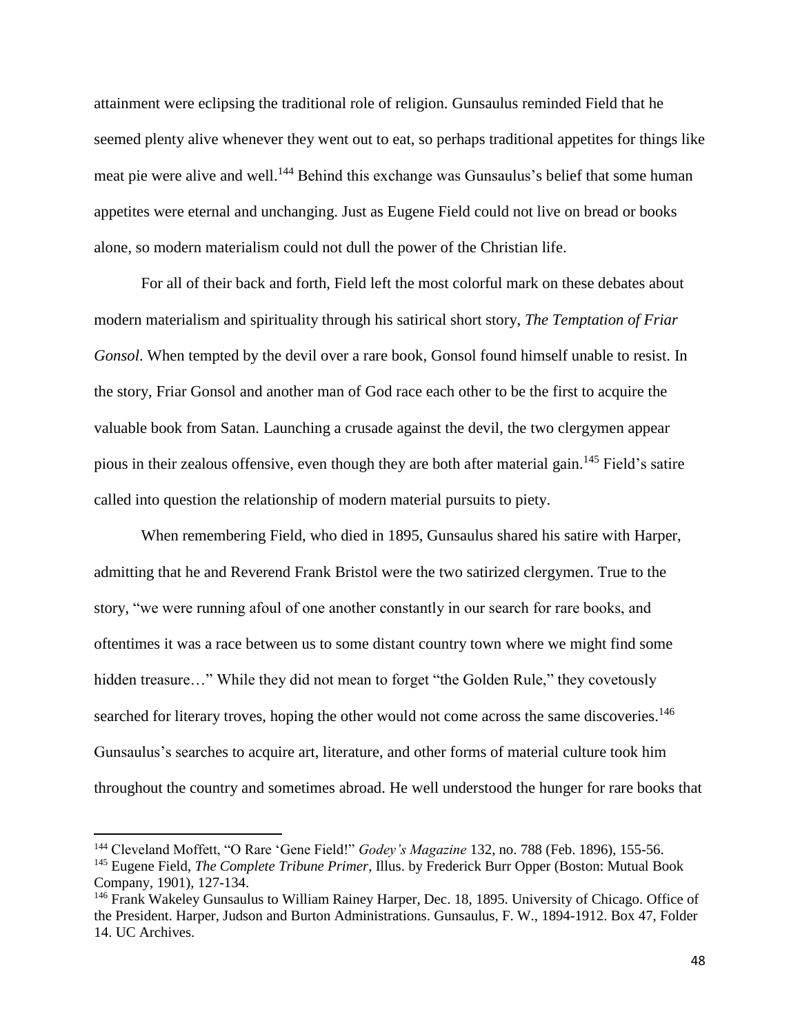attainment were eclipsing the traditional role of religion. Gunsaulus reminded Field that he seemed plenty alive whenever they went out to eat, so perhaps traditional appetites for things like meat pie were alive and well.[144] Behind this exchange was Gunsaulus's belief that some human appetites were eternal and unchanging. Just as Eugene Field could not live on bread or books alone, so modern materialism could not dull the power of the Christian life.

For all of their back and forth, Field left the most colorful mark on these debates about modern materialism and spirituality through his satirical short story, *The Temptation of Friar Gonsol*. When tempted by the devil over a rare book, Gonsol found himself unable to resist. In the story, Friar Gonsol and another man of God race each other to be the first to acquire the valuable book from Satan. Launching a crusade against the devil, the two clergymen appear pious in their zealous offensive, even though they are both after material gain.[145] Field's satire called into question the relationship of modern material pursuits to piety.

When remembering Field, who died in 1895, Gunsaulus shared his satire with Harper, admitting that he and Reverend Frank Bristol were the two satirized clergymen. True to the story, "we were running afoul of one another constantly in our search for rare books, and oftentimes it was a race between us to some distant country town where we might find some hidden treasure…" While they did not mean to forget "the Golden Rule," they covetously searched for literary troves, hoping the other would not come across the same discoveries.[146] Gunsaulus's searches to acquire art, literature, and other forms of material culture took him throughout the country and sometimes abroad. He well understood the hunger for rare books that

---

[144] Cleveland Moffett, "O Rare 'Gene Field!" *Godey's Magazine* 132, no. 788 (Feb. 1896), 155-56.

[145] Eugene Field, *The Complete Tribune Primer*, Illus. by Frederick Burr Opper (Boston: Mutual Book Company, 1901), 127-134.

[146] Frank Wakeley Gunsaulus to William Rainey Harper, Dec. 18, 1895. University of Chicago. Office of the President. Harper, Judson and Burton Administrations. Gunsaulus, F. W., 1894-1912. Box 47, Folder 14. UC Archives.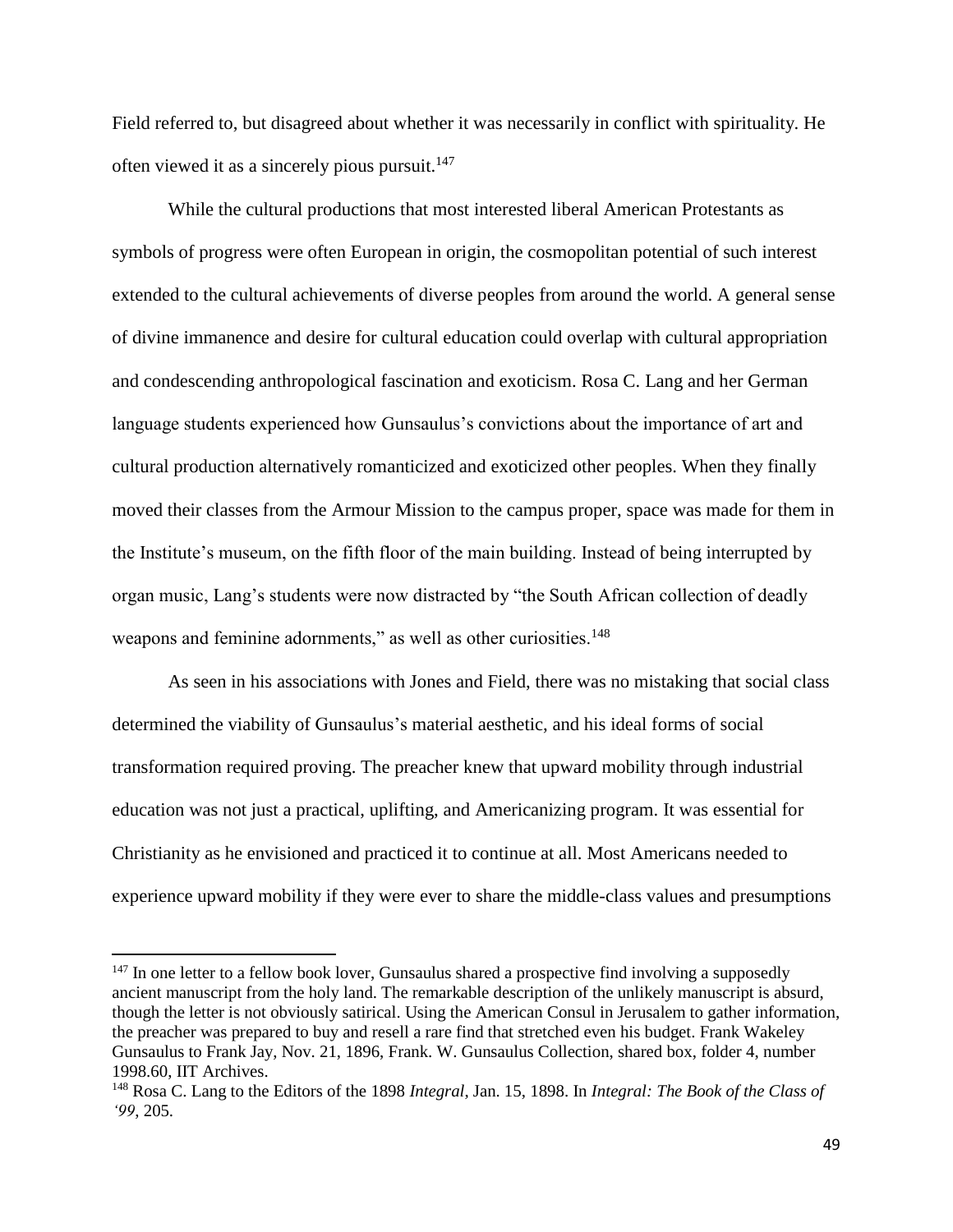Field referred to, but disagreed about whether it was necessarily in conflict with spirituality. He often viewed it as a sincerely pious pursuit.[147]

While the cultural productions that most interested liberal American Protestants as symbols of progress were often European in origin, the cosmopolitan potential of such interest extended to the cultural achievements of diverse peoples from around the world. A general sense of divine immanence and desire for cultural education could overlap with cultural appropriation and condescending anthropological fascination and exoticism. Rosa C. Lang and her German language students experienced how Gunsaulus's convictions about the importance of art and cultural production alternatively romanticized and exoticized other peoples. When they finally moved their classes from the Armour Mission to the campus proper, space was made for them in the Institute's museum, on the fifth floor of the main building. Instead of being interrupted by organ music, Lang's students were now distracted by "the South African collection of deadly weapons and feminine adornments," as well as other curiosities.[148]

As seen in his associations with Jones and Field, there was no mistaking that social class determined the viability of Gunsaulus's material aesthetic, and his ideal forms of social transformation required proving. The preacher knew that upward mobility through industrial education was not just a practical, uplifting, and Americanizing program. It was essential for Christianity as he envisioned and practiced it to continue at all. Most Americans needed to experience upward mobility if they were ever to share the middle-class values and presumptions

---

[147] In one letter to a fellow book lover, Gunsaulus shared a prospective find involving a supposedly ancient manuscript from the holy land. The remarkable description of the unlikely manuscript is absurd, though the letter is not obviously satirical. Using the American Consul in Jerusalem to gather information, the preacher was prepared to buy and resell a rare find that stretched even his budget. Frank Wakeley Gunsaulus to Frank Jay, Nov. 21, 1896, Frank. W. Gunsaulus Collection, shared box, folder 4, number 1998.60, IIT Archives.

[148] Rosa C. Lang to the Editors of the 1898 *Integral*, Jan. 15, 1898. In *Integral: The Book of the Class of '99*, 205.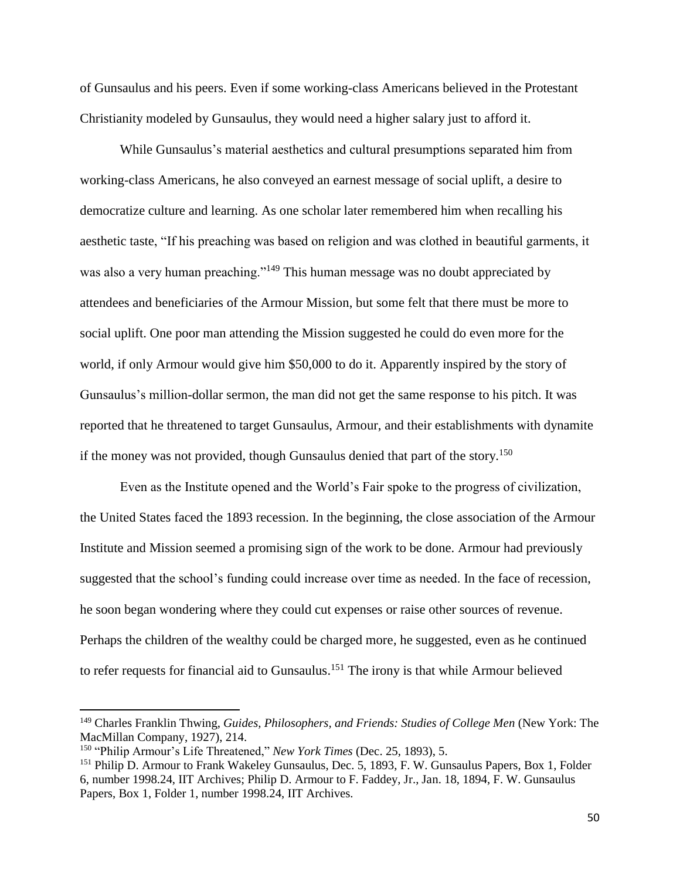of Gunsaulus and his peers. Even if some working-class Americans believed in the Protestant Christianity modeled by Gunsaulus, they would need a higher salary just to afford it.

While Gunsaulus's material aesthetics and cultural presumptions separated him from working-class Americans, he also conveyed an earnest message of social uplift, a desire to democratize culture and learning. As one scholar later remembered him when recalling his aesthetic taste, "If his preaching was based on religion and was clothed in beautiful garments, it was also a very human preaching."[149] This human message was no doubt appreciated by attendees and beneficiaries of the Armour Mission, but some felt that there must be more to social uplift. One poor man attending the Mission suggested he could do even more for the world, if only Armour would give him $50,000 to do it. Apparently inspired by the story of Gunsaulus's million-dollar sermon, the man did not get the same response to his pitch. It was reported that he threatened to target Gunsaulus, Armour, and their establishments with dynamite if the money was not provided, though Gunsaulus denied that part of the story.[150]

Even as the Institute opened and the World's Fair spoke to the progress of civilization, the United States faced the 1893 recession. In the beginning, the close association of the Armour Institute and Mission seemed a promising sign of the work to be done. Armour had previously suggested that the school's funding could increase over time as needed. In the face of recession, he soon began wondering where they could cut expenses or raise other sources of revenue. Perhaps the children of the wealthy could be charged more, he suggested, even as he continued to refer requests for financial aid to Gunsaulus.[151] The irony is that while Armour believed

---

[149] Charles Franklin Thwing, *Guides, Philosophers, and Friends: Studies of College Men* (New York: The MacMillan Company, 1927), 214.

[150] "Philip Armour's Life Threatened," *New York Times* (Dec. 25, 1893), 5.

[151] Philip D. Armour to Frank Wakeley Gunsaulus, Dec. 5, 1893, F. W. Gunsaulus Papers, Box 1, Folder 6, number 1998.24, IIT Archives; Philip D. Armour to F. Faddey, Jr., Jan. 18, 1894, F. W. Gunsaulus Papers, Box 1, Folder 1, number 1998.24, IIT Archives.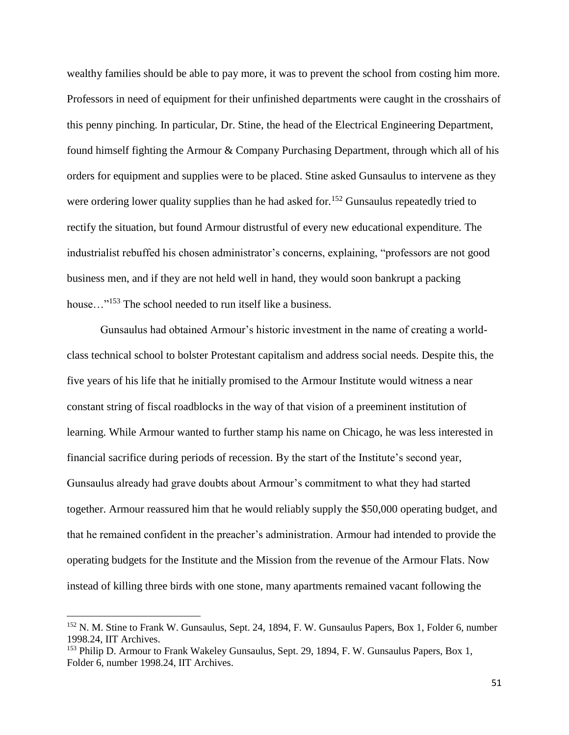wealthy families should be able to pay more, it was to prevent the school from costing him more. Professors in need of equipment for their unfinished departments were caught in the crosshairs of this penny pinching. In particular, Dr. Stine, the head of the Electrical Engineering Department, found himself fighting the Armour & Company Purchasing Department, through which all of his orders for equipment and supplies were to be placed. Stine asked Gunsaulus to intervene as they were ordering lower quality supplies than he had asked for.[152] Gunsaulus repeatedly tried to rectify the situation, but found Armour distrustful of every new educational expenditure. The industrialist rebuffed his chosen administrator's concerns, explaining, "professors are not good business men, and if they are not held well in hand, they would soon bankrupt a packing house…"[153] The school needed to run itself like a business.

Gunsaulus had obtained Armour's historic investment in the name of creating a world-class technical school to bolster Protestant capitalism and address social needs. Despite this, the five years of his life that he initially promised to the Armour Institute would witness a near constant string of fiscal roadblocks in the way of that vision of a preeminent institution of learning. While Armour wanted to further stamp his name on Chicago, he was less interested in financial sacrifice during periods of recession. By the start of the Institute's second year, Gunsaulus already had grave doubts about Armour's commitment to what they had started together. Armour reassured him that he would reliably supply the $50,000 operating budget, and that he remained confident in the preacher's administration. Armour had intended to provide the operating budgets for the Institute and the Mission from the revenue of the Armour Flats. Now instead of killing three birds with one stone, many apartments remained vacant following the

---

[152] N. M. Stine to Frank W. Gunsaulus, Sept. 24, 1894, F. W. Gunsaulus Papers, Box 1, Folder 6, number 1998.24, IIT Archives.

[153] Philip D. Armour to Frank Wakeley Gunsaulus, Sept. 29, 1894, F. W. Gunsaulus Papers, Box 1, Folder 6, number 1998.24, IIT Archives.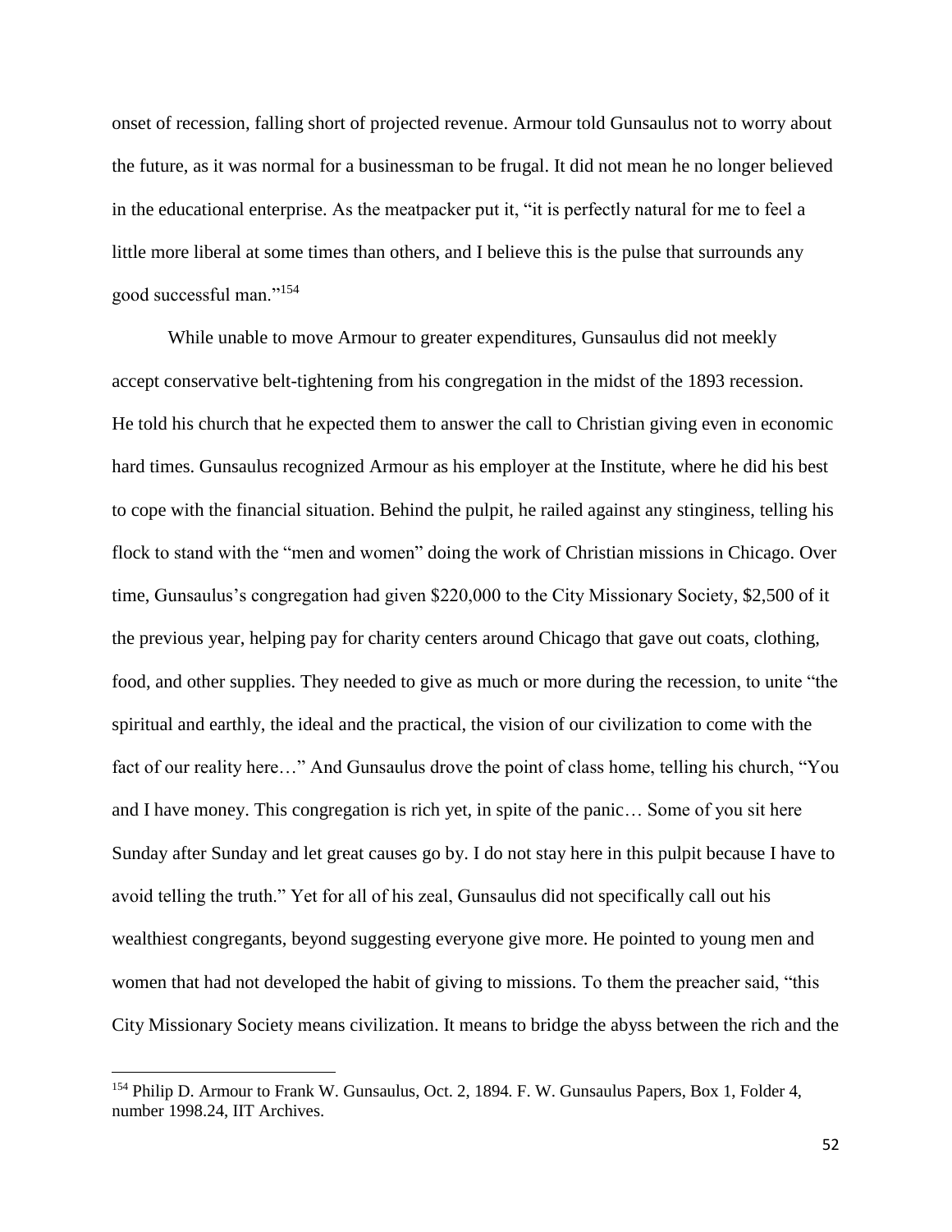onset of recession, falling short of projected revenue. Armour told Gunsaulus not to worry about the future, as it was normal for a businessman to be frugal. It did not mean he no longer believed in the educational enterprise. As the meatpacker put it, "it is perfectly natural for me to feel a little more liberal at some times than others, and I believe this is the pulse that surrounds any good successful man."[154]

While unable to move Armour to greater expenditures, Gunsaulus did not meekly accept conservative belt-tightening from his congregation in the midst of the 1893 recession. He told his church that he expected them to answer the call to Christian giving even in economic hard times. Gunsaulus recognized Armour as his employer at the Institute, where he did his best to cope with the financial situation. Behind the pulpit, he railed against any stinginess, telling his flock to stand with the "men and women" doing the work of Christian missions in Chicago. Over time, Gunsaulus's congregation had given $220,000 to the City Missionary Society, $2,500 of it the previous year, helping pay for charity centers around Chicago that gave out coats, clothing, food, and other supplies. They needed to give as much or more during the recession, to unite "the spiritual and earthly, the ideal and the practical, the vision of our civilization to come with the fact of our reality here…" And Gunsaulus drove the point of class home, telling his church, "You and I have money. This congregation is rich yet, in spite of the panic… Some of you sit here Sunday after Sunday and let great causes go by. I do not stay here in this pulpit because I have to avoid telling the truth." Yet for all of his zeal, Gunsaulus did not specifically call out his wealthiest congregants, beyond suggesting everyone give more. He pointed to young men and women that had not developed the habit of giving to missions. To them the preacher said, "this City Missionary Society means civilization. It means to bridge the abyss between the rich and the

[154] Philip D. Armour to Frank W. Gunsaulus, Oct. 2, 1894. F. W. Gunsaulus Papers, Box 1, Folder 4, number 1998.24, IIT Archives.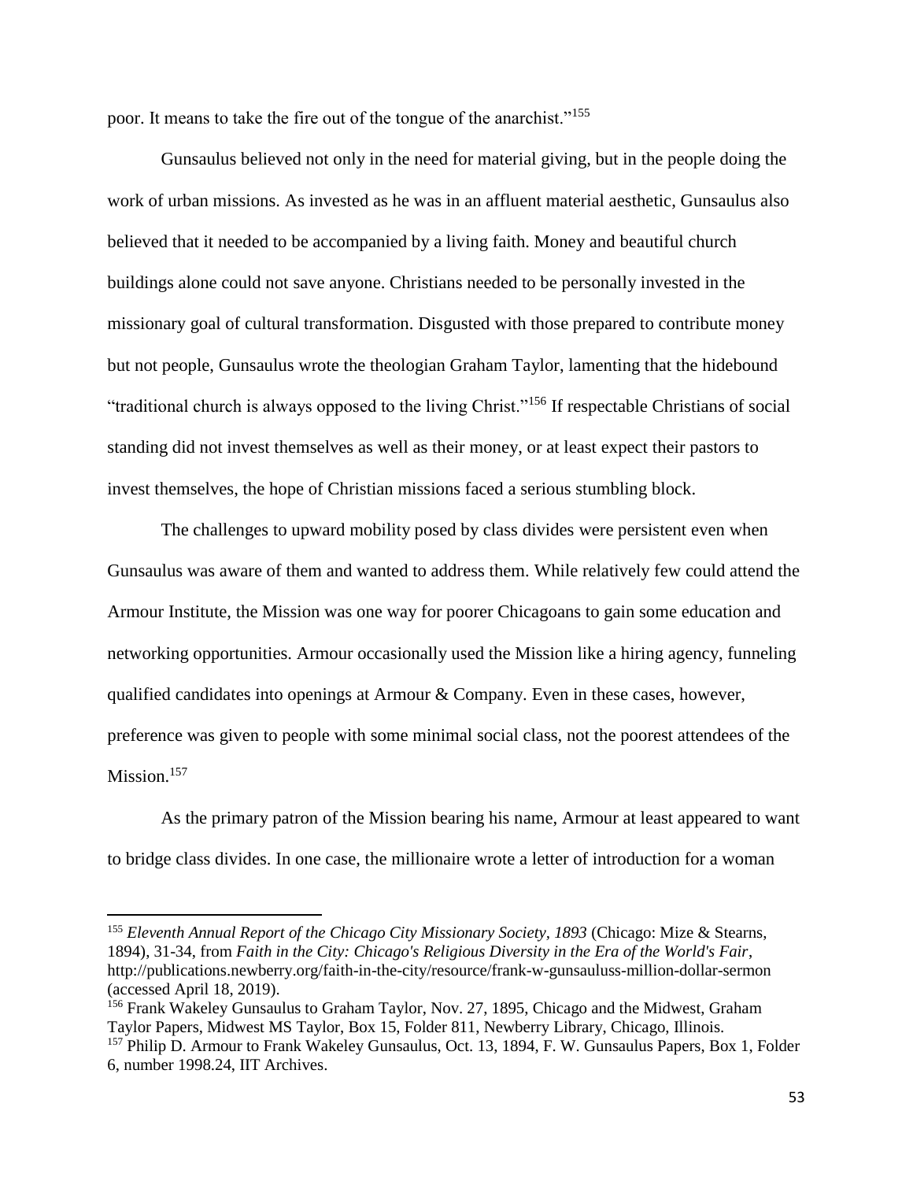poor. It means to take the fire out of the tongue of the anarchist."[155]

Gunsaulus believed not only in the need for material giving, but in the people doing the work of urban missions. As invested as he was in an affluent material aesthetic, Gunsaulus also believed that it needed to be accompanied by a living faith. Money and beautiful church buildings alone could not save anyone. Christians needed to be personally invested in the missionary goal of cultural transformation. Disgusted with those prepared to contribute money but not people, Gunsaulus wrote the theologian Graham Taylor, lamenting that the hidebound "traditional church is always opposed to the living Christ."[156] If respectable Christians of social standing did not invest themselves as well as their money, or at least expect their pastors to invest themselves, the hope of Christian missions faced a serious stumbling block.

The challenges to upward mobility posed by class divides were persistent even when Gunsaulus was aware of them and wanted to address them. While relatively few could attend the Armour Institute, the Mission was one way for poorer Chicagoans to gain some education and networking opportunities. Armour occasionally used the Mission like a hiring agency, funneling qualified candidates into openings at Armour & Company. Even in these cases, however, preference was given to people with some minimal social class, not the poorest attendees of the Mission.[157]

As the primary patron of the Mission bearing his name, Armour at least appeared to want to bridge class divides. In one case, the millionaire wrote a letter of introduction for a woman

---

[155] *Eleventh Annual Report of the Chicago City Missionary Society, 1893* (Chicago: Mize & Stearns, 1894), 31-34, from *Faith in the City: Chicago's Religious Diversity in the Era of the World's Fair*, http://publications.newberry.org/faith-in-the-city/resource/frank-w-gunsauluss-million-dollar-sermon (accessed April 18, 2019).

[156] Frank Wakeley Gunsaulus to Graham Taylor, Nov. 27, 1895, Chicago and the Midwest, Graham Taylor Papers, Midwest MS Taylor, Box 15, Folder 811, Newberry Library, Chicago, Illinois.

[157] Philip D. Armour to Frank Wakeley Gunsaulus, Oct. 13, 1894, F. W. Gunsaulus Papers, Box 1, Folder 6, number 1998.24, IIT Archives.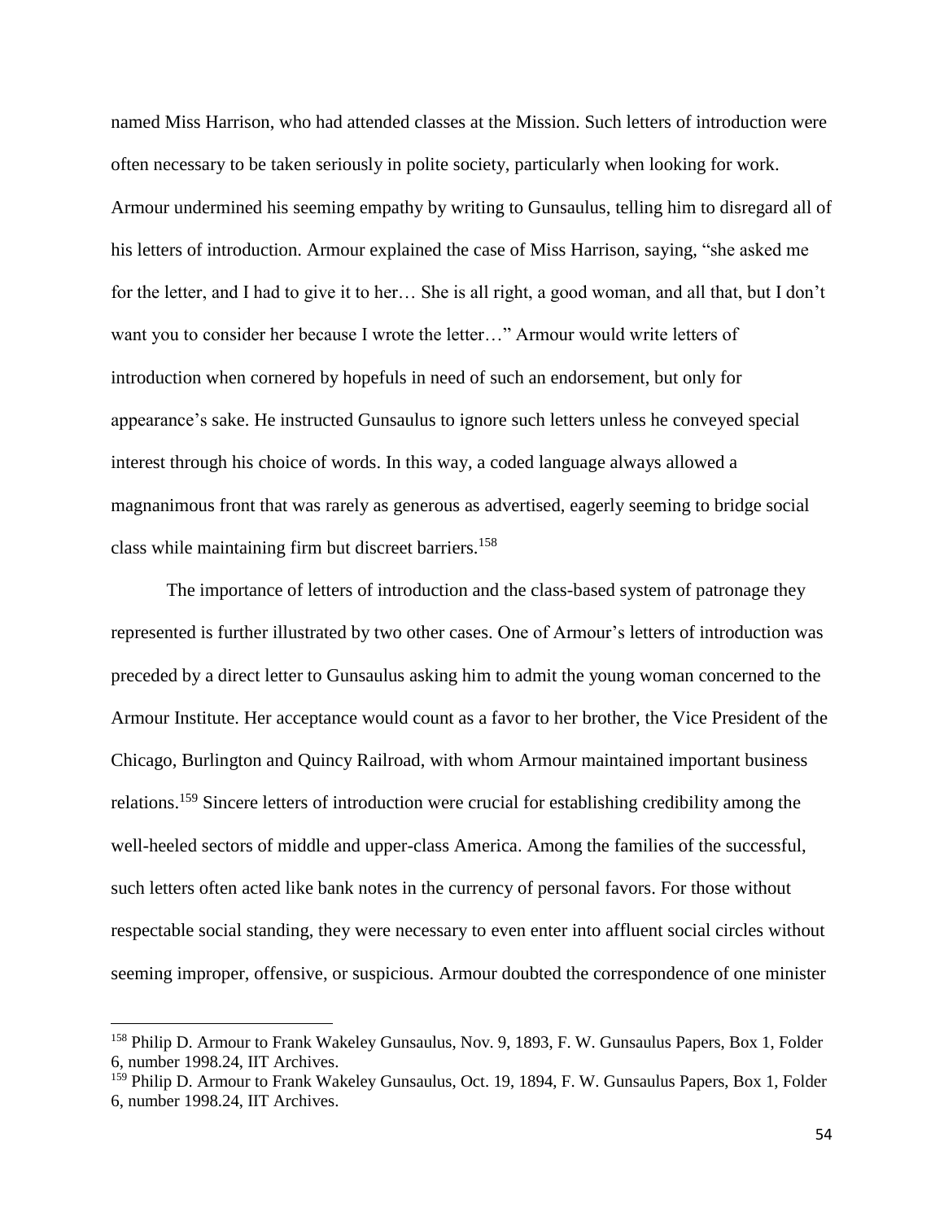named Miss Harrison, who had attended classes at the Mission. Such letters of introduction were often necessary to be taken seriously in polite society, particularly when looking for work. Armour undermined his seeming empathy by writing to Gunsaulus, telling him to disregard all of his letters of introduction. Armour explained the case of Miss Harrison, saying, "she asked me for the letter, and I had to give it to her… She is all right, a good woman, and all that, but I don't want you to consider her because I wrote the letter…" Armour would write letters of introduction when cornered by hopefuls in need of such an endorsement, but only for appearance's sake. He instructed Gunsaulus to ignore such letters unless he conveyed special interest through his choice of words. In this way, a coded language always allowed a magnanimous front that was rarely as generous as advertised, eagerly seeming to bridge social class while maintaining firm but discreet barriers.[158]

The importance of letters of introduction and the class-based system of patronage they represented is further illustrated by two other cases. One of Armour's letters of introduction was preceded by a direct letter to Gunsaulus asking him to admit the young woman concerned to the Armour Institute. Her acceptance would count as a favor to her brother, the Vice President of the Chicago, Burlington and Quincy Railroad, with whom Armour maintained important business relations.[159] Sincere letters of introduction were crucial for establishing credibility among the well-heeled sectors of middle and upper-class America. Among the families of the successful, such letters often acted like bank notes in the currency of personal favors. For those without respectable social standing, they were necessary to even enter into affluent social circles without seeming improper, offensive, or suspicious. Armour doubted the correspondence of one minister

---

[158] Philip D. Armour to Frank Wakeley Gunsaulus, Nov. 9, 1893, F. W. Gunsaulus Papers, Box 1, Folder 6, number 1998.24, IIT Archives.

[159] Philip D. Armour to Frank Wakeley Gunsaulus, Oct. 19, 1894, F. W. Gunsaulus Papers, Box 1, Folder 6, number 1998.24, IIT Archives.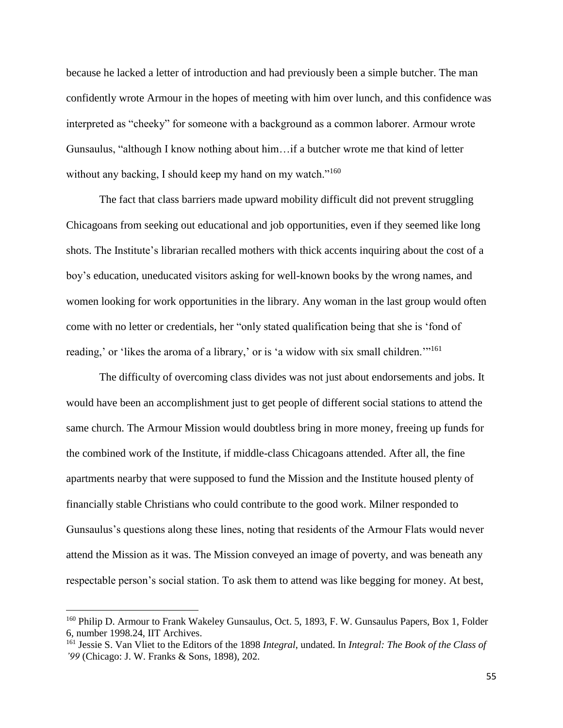because he lacked a letter of introduction and had previously been a simple butcher. The man confidently wrote Armour in the hopes of meeting with him over lunch, and this confidence was interpreted as "cheeky" for someone with a background as a common laborer. Armour wrote Gunsaulus, "although I know nothing about him…if a butcher wrote me that kind of letter without any backing, I should keep my hand on my watch."[160]

The fact that class barriers made upward mobility difficult did not prevent struggling Chicagoans from seeking out educational and job opportunities, even if they seemed like long shots. The Institute's librarian recalled mothers with thick accents inquiring about the cost of a boy's education, uneducated visitors asking for well-known books by the wrong names, and women looking for work opportunities in the library. Any woman in the last group would often come with no letter or credentials, her "only stated qualification being that she is 'fond of reading,' or 'likes the aroma of a library,' or is 'a widow with six small children.'"[161]

The difficulty of overcoming class divides was not just about endorsements and jobs. It would have been an accomplishment just to get people of different social stations to attend the same church. The Armour Mission would doubtless bring in more money, freeing up funds for the combined work of the Institute, if middle-class Chicagoans attended. After all, the fine apartments nearby that were supposed to fund the Mission and the Institute housed plenty of financially stable Christians who could contribute to the good work. Milner responded to Gunsaulus's questions along these lines, noting that residents of the Armour Flats would never attend the Mission as it was. The Mission conveyed an image of poverty, and was beneath any respectable person's social station. To ask them to attend was like begging for money. At best,

---

[160] Philip D. Armour to Frank Wakeley Gunsaulus, Oct. 5, 1893, F. W. Gunsaulus Papers, Box 1, Folder 6, number 1998.24, IIT Archives.

[161] Jessie S. Van Vliet to the Editors of the 1898 *Integral*, undated. In *Integral: The Book of the Class of '99* (Chicago: J. W. Franks & Sons, 1898), 202.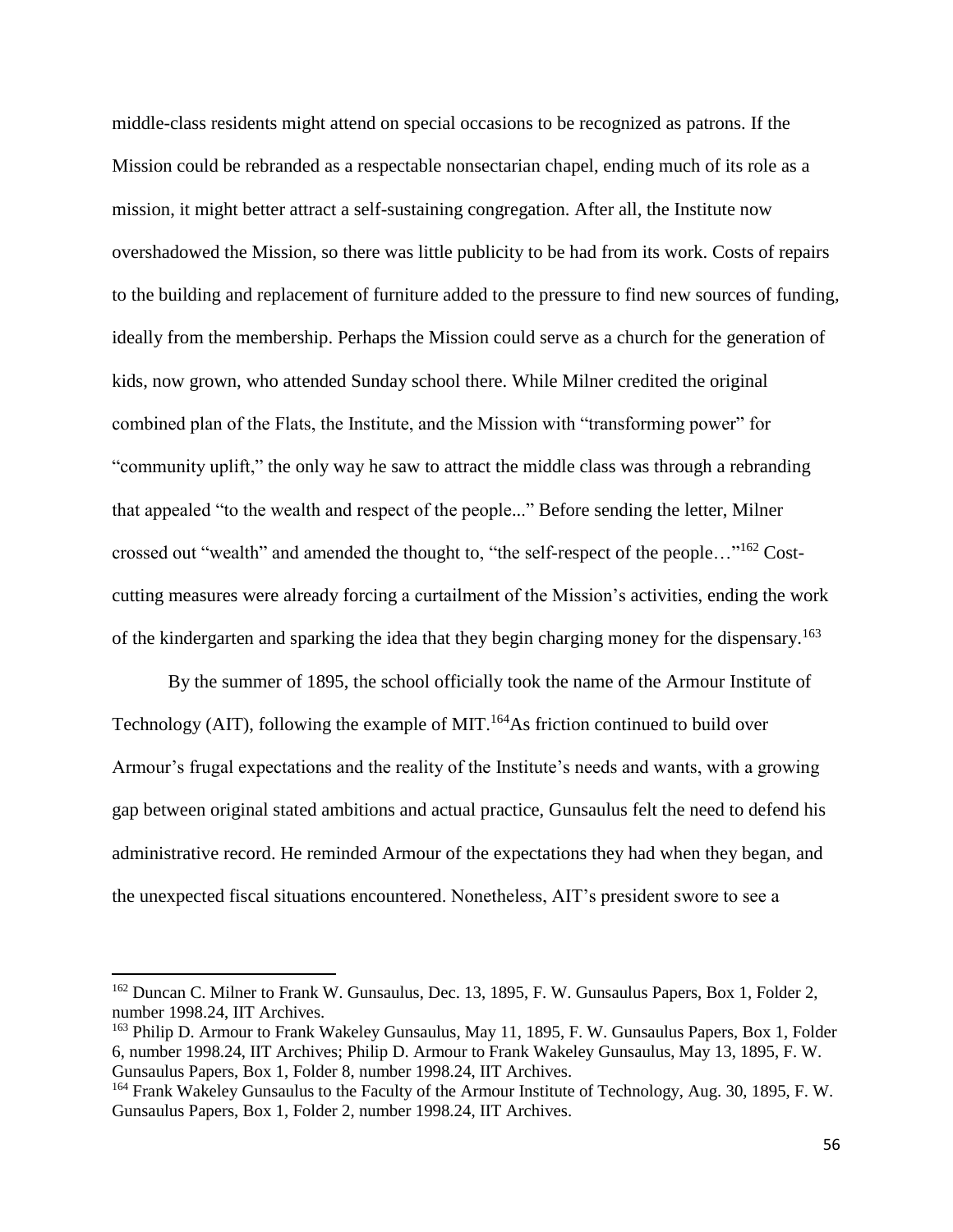middle-class residents might attend on special occasions to be recognized as patrons. If the Mission could be rebranded as a respectable nonsectarian chapel, ending much of its role as a mission, it might better attract a self-sustaining congregation. After all, the Institute now overshadowed the Mission, so there was little publicity to be had from its work. Costs of repairs to the building and replacement of furniture added to the pressure to find new sources of funding, ideally from the membership. Perhaps the Mission could serve as a church for the generation of kids, now grown, who attended Sunday school there. While Milner credited the original combined plan of the Flats, the Institute, and the Mission with "transforming power" for "community uplift," the only way he saw to attract the middle class was through a rebranding that appealed "to the wealth and respect of the people..." Before sending the letter, Milner crossed out "wealth" and amended the thought to, "the self-respect of the people…"[162] Cost-cutting measures were already forcing a curtailment of the Mission's activities, ending the work of the kindergarten and sparking the idea that they begin charging money for the dispensary.[163]

By the summer of 1895, the school officially took the name of the Armour Institute of Technology (AIT), following the example of MIT.[164] As friction continued to build over Armour's frugal expectations and the reality of the Institute's needs and wants, with a growing gap between original stated ambitions and actual practice, Gunsaulus felt the need to defend his administrative record. He reminded Armour of the expectations they had when they began, and the unexpected fiscal situations encountered. Nonetheless, AIT's president swore to see a

---

[162] Duncan C. Milner to Frank W. Gunsaulus, Dec. 13, 1895, F. W. Gunsaulus Papers, Box 1, Folder 2, number 1998.24, IIT Archives.

[163] Philip D. Armour to Frank Wakeley Gunsaulus, May 11, 1895, F. W. Gunsaulus Papers, Box 1, Folder 6, number 1998.24, IIT Archives; Philip D. Armour to Frank Wakeley Gunsaulus, May 13, 1895, F. W. Gunsaulus Papers, Box 1, Folder 8, number 1998.24, IIT Archives.

[164] Frank Wakeley Gunsaulus to the Faculty of the Armour Institute of Technology, Aug. 30, 1895, F. W. Gunsaulus Papers, Box 1, Folder 2, number 1998.24, IIT Archives.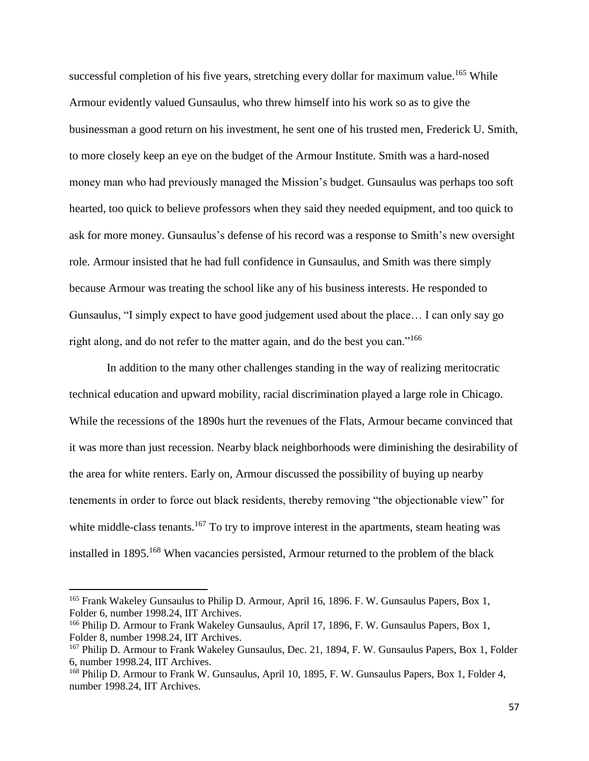successful completion of his five years, stretching every dollar for maximum value.[165] While Armour evidently valued Gunsaulus, who threw himself into his work so as to give the businessman a good return on his investment, he sent one of his trusted men, Frederick U. Smith, to more closely keep an eye on the budget of the Armour Institute. Smith was a hard-nosed money man who had previously managed the Mission's budget. Gunsaulus was perhaps too soft hearted, too quick to believe professors when they said they needed equipment, and too quick to ask for more money. Gunsaulus's defense of his record was a response to Smith's new oversight role. Armour insisted that he had full confidence in Gunsaulus, and Smith was there simply because Armour was treating the school like any of his business interests. He responded to Gunsaulus, "I simply expect to have good judgement used about the place… I can only say go right along, and do not refer to the matter again, and do the best you can."[166]

In addition to the many other challenges standing in the way of realizing meritocratic technical education and upward mobility, racial discrimination played a large role in Chicago. While the recessions of the 1890s hurt the revenues of the Flats, Armour became convinced that it was more than just recession. Nearby black neighborhoods were diminishing the desirability of the area for white renters. Early on, Armour discussed the possibility of buying up nearby tenements in order to force out black residents, thereby removing "the objectionable view" for white middle-class tenants.[167] To try to improve interest in the apartments, steam heating was installed in 1895.[168] When vacancies persisted, Armour returned to the problem of the black

---

[165] Frank Wakeley Gunsaulus to Philip D. Armour, April 16, 1896. F. W. Gunsaulus Papers, Box 1, Folder 6, number 1998.24, IIT Archives.

[166] Philip D. Armour to Frank Wakeley Gunsaulus, April 17, 1896, F. W. Gunsaulus Papers, Box 1, Folder 8, number 1998.24, IIT Archives.

[167] Philip D. Armour to Frank Wakeley Gunsaulus, Dec. 21, 1894, F. W. Gunsaulus Papers, Box 1, Folder 6, number 1998.24, IIT Archives.

[168] Philip D. Armour to Frank W. Gunsaulus, April 10, 1895, F. W. Gunsaulus Papers, Box 1, Folder 4, number 1998.24, IIT Archives.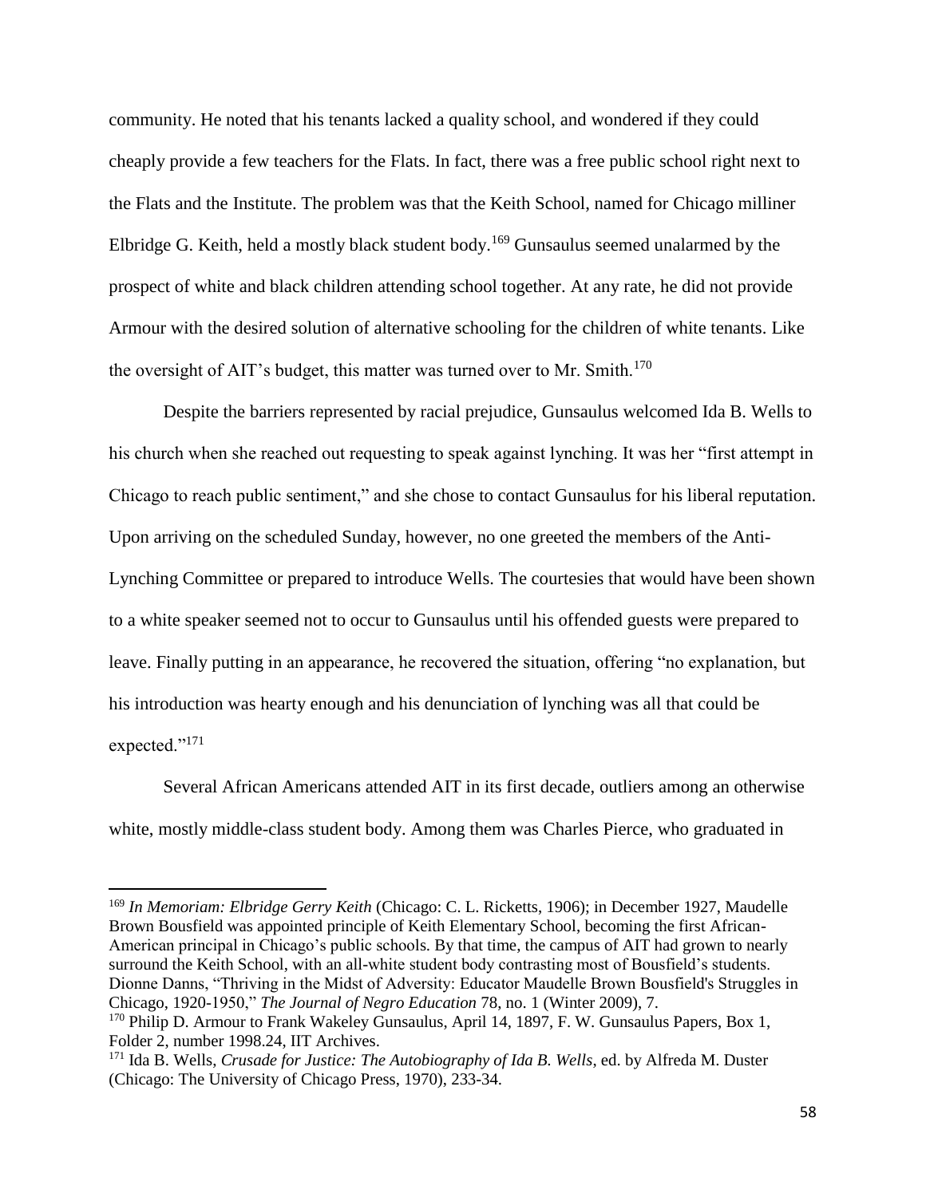community. He noted that his tenants lacked a quality school, and wondered if they could cheaply provide a few teachers for the Flats. In fact, there was a free public school right next to the Flats and the Institute. The problem was that the Keith School, named for Chicago milliner Elbridge G. Keith, held a mostly black student body.[169] Gunsaulus seemed unalarmed by the prospect of white and black children attending school together. At any rate, he did not provide Armour with the desired solution of alternative schooling for the children of white tenants. Like the oversight of AIT's budget, this matter was turned over to Mr. Smith.[170]

Despite the barriers represented by racial prejudice, Gunsaulus welcomed Ida B. Wells to his church when she reached out requesting to speak against lynching. It was her "first attempt in Chicago to reach public sentiment," and she chose to contact Gunsaulus for his liberal reputation. Upon arriving on the scheduled Sunday, however, no one greeted the members of the Anti-Lynching Committee or prepared to introduce Wells. The courtesies that would have been shown to a white speaker seemed not to occur to Gunsaulus until his offended guests were prepared to leave. Finally putting in an appearance, he recovered the situation, offering "no explanation, but his introduction was hearty enough and his denunciation of lynching was all that could be expected."[171]

Several African Americans attended AIT in its first decade, outliers among an otherwise white, mostly middle-class student body. Among them was Charles Pierce, who graduated in

---

[169] *In Memoriam: Elbridge Gerry Keith* (Chicago: C. L. Ricketts, 1906); in December 1927, Maudelle Brown Bousfield was appointed principle of Keith Elementary School, becoming the first African-American principal in Chicago's public schools. By that time, the campus of AIT had grown to nearly surround the Keith School, with an all-white student body contrasting most of Bousfield's students. Dionne Danns, "Thriving in the Midst of Adversity: Educator Maudelle Brown Bousfield's Struggles in Chicago, 1920-1950," *The Journal of Negro Education* 78, no. 1 (Winter 2009), 7.

[170] Philip D. Armour to Frank Wakeley Gunsaulus, April 14, 1897, F. W. Gunsaulus Papers, Box 1, Folder 2, number 1998.24, IIT Archives.

[171] Ida B. Wells, *Crusade for Justice: The Autobiography of Ida B. Wells*, ed. by Alfreda M. Duster (Chicago: The University of Chicago Press, 1970), 233-34.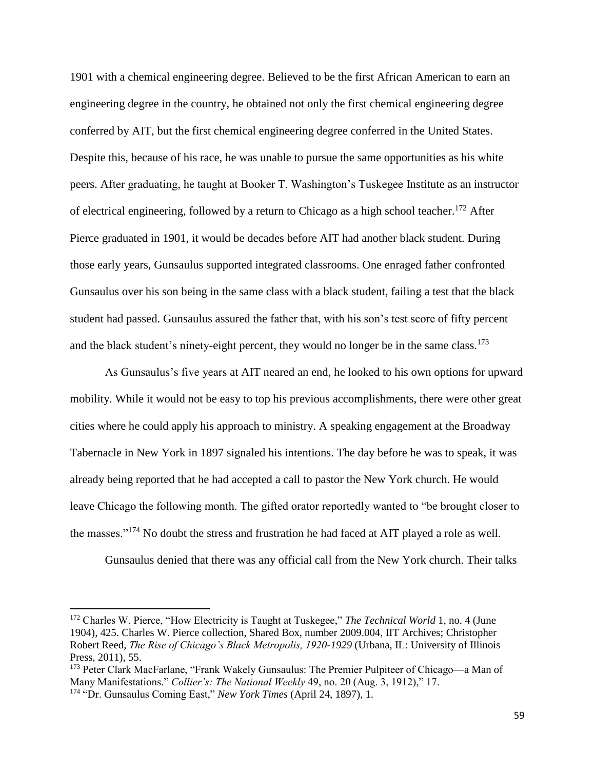1901 with a chemical engineering degree. Believed to be the first African American to earn an engineering degree in the country, he obtained not only the first chemical engineering degree conferred by AIT, but the first chemical engineering degree conferred in the United States. Despite this, because of his race, he was unable to pursue the same opportunities as his white peers. After graduating, he taught at Booker T. Washington's Tuskegee Institute as an instructor of electrical engineering, followed by a return to Chicago as a high school teacher.[172] After Pierce graduated in 1901, it would be decades before AIT had another black student. During those early years, Gunsaulus supported integrated classrooms. One enraged father confronted Gunsaulus over his son being in the same class with a black student, failing a test that the black student had passed. Gunsaulus assured the father that, with his son's test score of fifty percent and the black student's ninety-eight percent, they would no longer be in the same class.[173]

As Gunsaulus's five years at AIT neared an end, he looked to his own options for upward mobility. While it would not be easy to top his previous accomplishments, there were other great cities where he could apply his approach to ministry. A speaking engagement at the Broadway Tabernacle in New York in 1897 signaled his intentions. The day before he was to speak, it was already being reported that he had accepted a call to pastor the New York church. He would leave Chicago the following month. The gifted orator reportedly wanted to "be brought closer to the masses."[174] No doubt the stress and frustration he had faced at AIT played a role as well.

Gunsaulus denied that there was any official call from the New York church. Their talks

---

[172] Charles W. Pierce, "How Electricity is Taught at Tuskegee," *The Technical World* 1, no. 4 (June 1904), 425. Charles W. Pierce collection, Shared Box, number 2009.004, IIT Archives; Christopher Robert Reed, *The Rise of Chicago's Black Metropolis, 1920-1929* (Urbana, IL: University of Illinois Press, 2011), 55.

[173] Peter Clark MacFarlane, "Frank Wakely Gunsaulus: The Premier Pulpiteer of Chicago—a Man of Many Manifestations." *Collier's: The National Weekly* 49, no. 20 (Aug. 3, 1912)," 17.

[174] "Dr. Gunsaulus Coming East," *New York Times* (April 24, 1897), 1.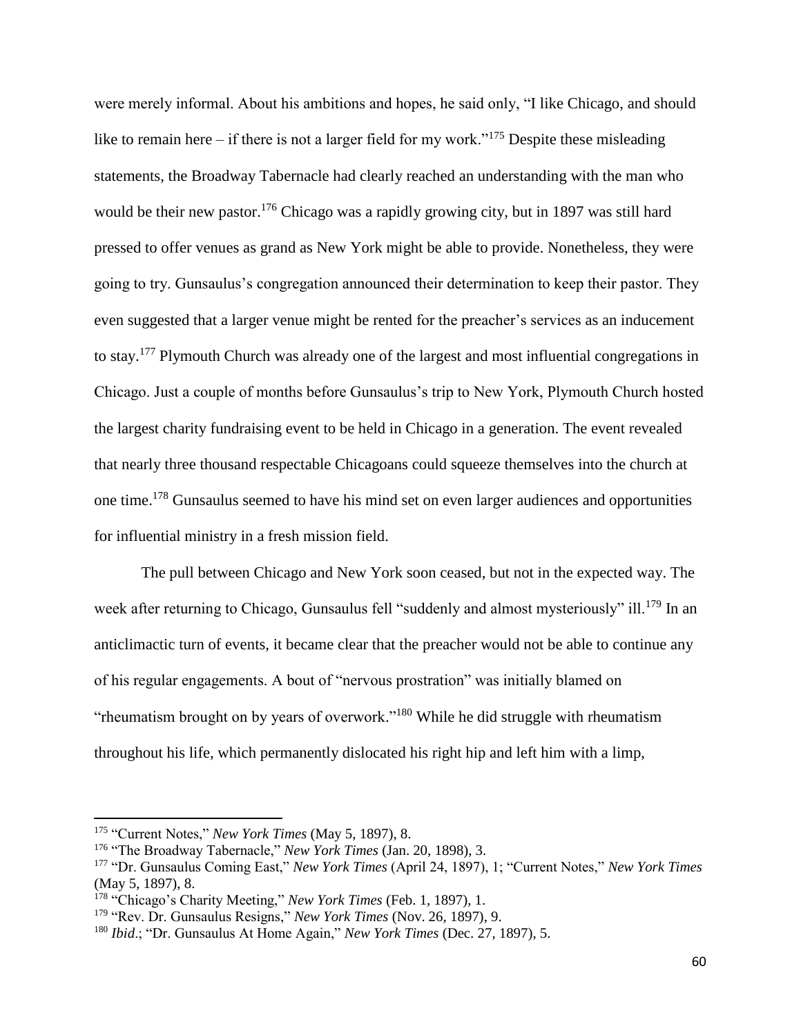were merely informal. About his ambitions and hopes, he said only, "I like Chicago, and should like to remain here – if there is not a larger field for my work."[175] Despite these misleading statements, the Broadway Tabernacle had clearly reached an understanding with the man who would be their new pastor.[176] Chicago was a rapidly growing city, but in 1897 was still hard pressed to offer venues as grand as New York might be able to provide. Nonetheless, they were going to try. Gunsaulus's congregation announced their determination to keep their pastor. They even suggested that a larger venue might be rented for the preacher's services as an inducement to stay.[177] Plymouth Church was already one of the largest and most influential congregations in Chicago. Just a couple of months before Gunsaulus's trip to New York, Plymouth Church hosted the largest charity fundraising event to be held in Chicago in a generation. The event revealed that nearly three thousand respectable Chicagoans could squeeze themselves into the church at one time.[178] Gunsaulus seemed to have his mind set on even larger audiences and opportunities for influential ministry in a fresh mission field.

The pull between Chicago and New York soon ceased, but not in the expected way. The week after returning to Chicago, Gunsaulus fell "suddenly and almost mysteriously" ill.[179] In an anticlimactic turn of events, it became clear that the preacher would not be able to continue any of his regular engagements. A bout of "nervous prostration" was initially blamed on "rheumatism brought on by years of overwork."[180] While he did struggle with rheumatism throughout his life, which permanently dislocated his right hip and left him with a limp,

---

[175] "Current Notes," *New York Times* (May 5, 1897), 8.

[176] "The Broadway Tabernacle," *New York Times* (Jan. 20, 1898), 3.

[177] "Dr. Gunsaulus Coming East," *New York Times* (April 24, 1897), 1; "Current Notes," *New York Times* (May 5, 1897), 8.

[178] "Chicago's Charity Meeting," *New York Times* (Feb. 1, 1897), 1.

[179] "Rev. Dr. Gunsaulus Resigns," *New York Times* (Nov. 26, 1897), 9.

[180] *Ibid*.; "Dr. Gunsaulus At Home Again," *New York Times* (Dec. 27, 1897), 5.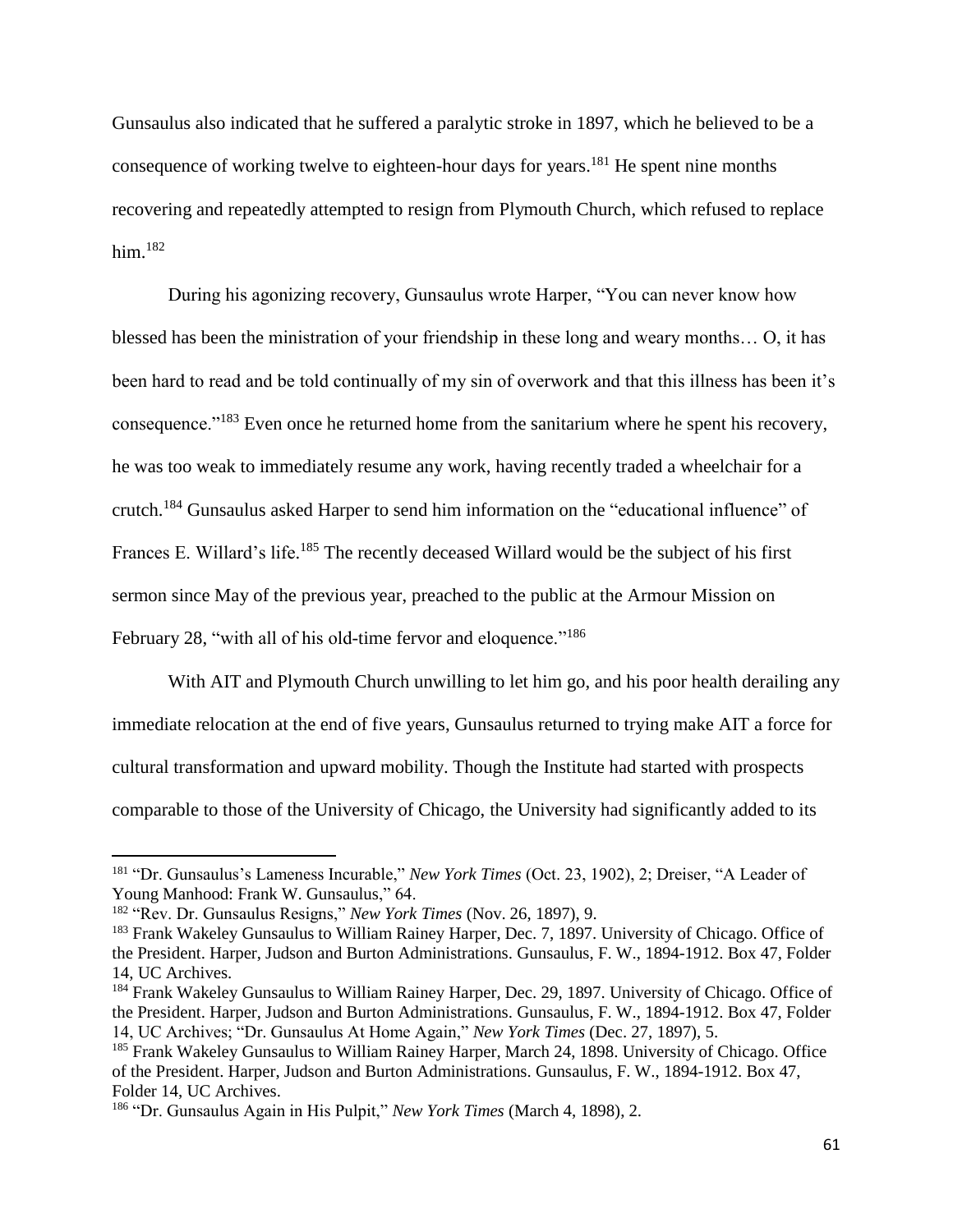Gunsaulus also indicated that he suffered a paralytic stroke in 1897, which he believed to be a consequence of working twelve to eighteen-hour days for years.[181] He spent nine months recovering and repeatedly attempted to resign from Plymouth Church, which refused to replace him.[182]

During his agonizing recovery, Gunsaulus wrote Harper, "You can never know how blessed has been the ministration of your friendship in these long and weary months… O, it has been hard to read and be told continually of my sin of overwork and that this illness has been it's consequence."[183] Even once he returned home from the sanitarium where he spent his recovery, he was too weak to immediately resume any work, having recently traded a wheelchair for a crutch.[184] Gunsaulus asked Harper to send him information on the "educational influence" of Frances E. Willard's life.[185] The recently deceased Willard would be the subject of his first sermon since May of the previous year, preached to the public at the Armour Mission on February 28, "with all of his old-time fervor and eloquence."[186]

With AIT and Plymouth Church unwilling to let him go, and his poor health derailing any immediate relocation at the end of five years, Gunsaulus returned to trying make AIT a force for cultural transformation and upward mobility. Though the Institute had started with prospects comparable to those of the University of Chicago, the University had significantly added to its

---

[181] "Dr. Gunsaulus's Lameness Incurable," *New York Times* (Oct. 23, 1902), 2; Dreiser, "A Leader of Young Manhood: Frank W. Gunsaulus," 64.

[182] "Rev. Dr. Gunsaulus Resigns," *New York Times* (Nov. 26, 1897), 9.

[183] Frank Wakeley Gunsaulus to William Rainey Harper, Dec. 7, 1897. University of Chicago. Office of the President. Harper, Judson and Burton Administrations. Gunsaulus, F. W., 1894-1912. Box 47, Folder 14, UC Archives.

[184] Frank Wakeley Gunsaulus to William Rainey Harper, Dec. 29, 1897. University of Chicago. Office of the President. Harper, Judson and Burton Administrations. Gunsaulus, F. W., 1894-1912. Box 47, Folder 14, UC Archives; "Dr. Gunsaulus At Home Again," *New York Times* (Dec. 27, 1897), 5.

[185] Frank Wakeley Gunsaulus to William Rainey Harper, March 24, 1898. University of Chicago. Office of the President. Harper, Judson and Burton Administrations. Gunsaulus, F. W., 1894-1912. Box 47, Folder 14, UC Archives.

[186] "Dr. Gunsaulus Again in His Pulpit," *New York Times* (March 4, 1898), 2.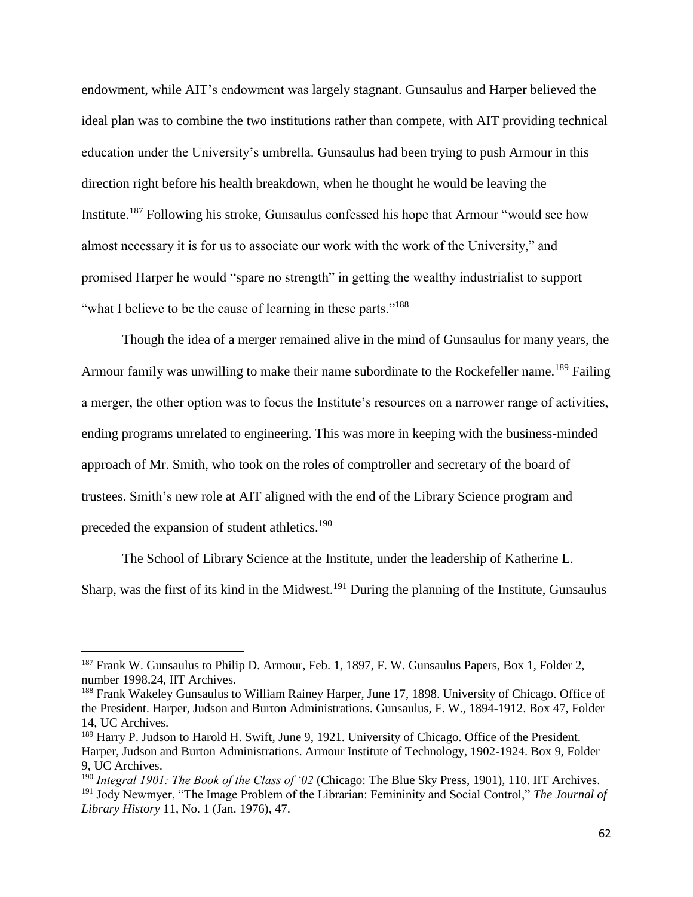endowment, while AIT's endowment was largely stagnant. Gunsaulus and Harper believed the ideal plan was to combine the two institutions rather than compete, with AIT providing technical education under the University's umbrella. Gunsaulus had been trying to push Armour in this direction right before his health breakdown, when he thought he would be leaving the Institute.[187] Following his stroke, Gunsaulus confessed his hope that Armour "would see how almost necessary it is for us to associate our work with the work of the University," and promised Harper he would "spare no strength" in getting the wealthy industrialist to support "what I believe to be the cause of learning in these parts."[188]

Though the idea of a merger remained alive in the mind of Gunsaulus for many years, the Armour family was unwilling to make their name subordinate to the Rockefeller name.[189] Failing a merger, the other option was to focus the Institute's resources on a narrower range of activities, ending programs unrelated to engineering. This was more in keeping with the business-minded approach of Mr. Smith, who took on the roles of comptroller and secretary of the board of trustees. Smith's new role at AIT aligned with the end of the Library Science program and preceded the expansion of student athletics.[190]

The School of Library Science at the Institute, under the leadership of Katherine L. Sharp, was the first of its kind in the Midwest.[191] During the planning of the Institute, Gunsaulus

---

[187] Frank W. Gunsaulus to Philip D. Armour, Feb. 1, 1897, F. W. Gunsaulus Papers, Box 1, Folder 2, number 1998.24, IIT Archives.

[188] Frank Wakeley Gunsaulus to William Rainey Harper, June 17, 1898. University of Chicago. Office of the President. Harper, Judson and Burton Administrations. Gunsaulus, F. W., 1894-1912. Box 47, Folder 14, UC Archives.

[189] Harry P. Judson to Harold H. Swift, June 9, 1921. University of Chicago. Office of the President. Harper, Judson and Burton Administrations. Armour Institute of Technology, 1902-1924. Box 9, Folder 9, UC Archives.

[190] *Integral 1901: The Book of the Class of '02* (Chicago: The Blue Sky Press, 1901), 110. IIT Archives.

[191] Jody Newmyer, "The Image Problem of the Librarian: Femininity and Social Control," *The Journal of Library History* 11, No. 1 (Jan. 1976), 47.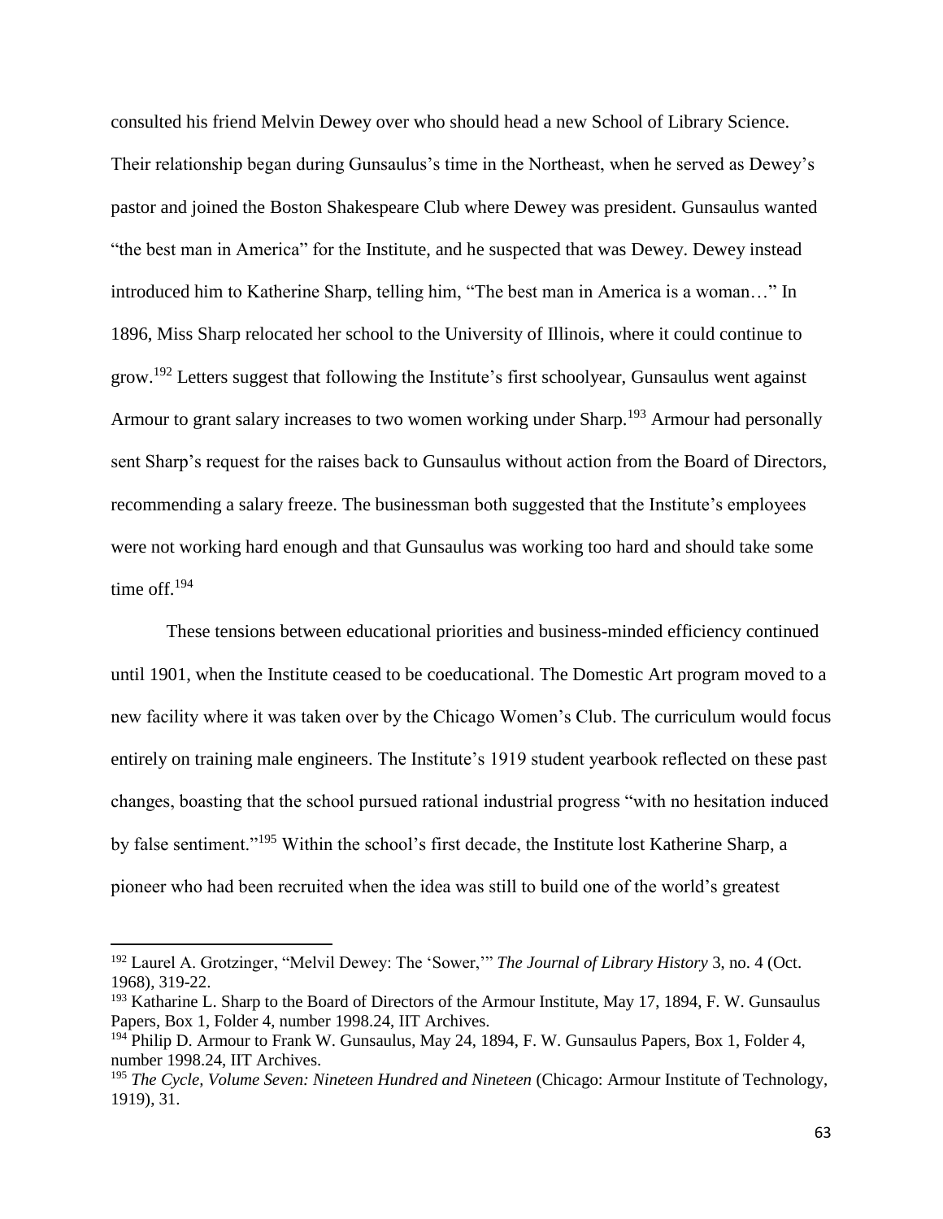consulted his friend Melvin Dewey over who should head a new School of Library Science. Their relationship began during Gunsaulus's time in the Northeast, when he served as Dewey's pastor and joined the Boston Shakespeare Club where Dewey was president. Gunsaulus wanted "the best man in America" for the Institute, and he suspected that was Dewey. Dewey instead introduced him to Katherine Sharp, telling him, "The best man in America is a woman…" In 1896, Miss Sharp relocated her school to the University of Illinois, where it could continue to grow.[192] Letters suggest that following the Institute's first schoolyear, Gunsaulus went against Armour to grant salary increases to two women working under Sharp.[193] Armour had personally sent Sharp's request for the raises back to Gunsaulus without action from the Board of Directors, recommending a salary freeze. The businessman both suggested that the Institute's employees were not working hard enough and that Gunsaulus was working too hard and should take some time off.[194]

These tensions between educational priorities and business-minded efficiency continued until 1901, when the Institute ceased to be coeducational. The Domestic Art program moved to a new facility where it was taken over by the Chicago Women's Club. The curriculum would focus entirely on training male engineers. The Institute's 1919 student yearbook reflected on these past changes, boasting that the school pursued rational industrial progress "with no hesitation induced by false sentiment."[195] Within the school's first decade, the Institute lost Katherine Sharp, a pioneer who had been recruited when the idea was still to build one of the world's greatest

---

[192] Laurel A. Grotzinger, "Melvil Dewey: The 'Sower,'" *The Journal of Library History* 3, no. 4 (Oct. 1968), 319-22.

[193] Katharine L. Sharp to the Board of Directors of the Armour Institute, May 17, 1894, F. W. Gunsaulus Papers, Box 1, Folder 4, number 1998.24, IIT Archives.

[194] Philip D. Armour to Frank W. Gunsaulus, May 24, 1894, F. W. Gunsaulus Papers, Box 1, Folder 4, number 1998.24, IIT Archives.

[195] *The Cycle, Volume Seven: Nineteen Hundred and Nineteen* (Chicago: Armour Institute of Technology, 1919), 31.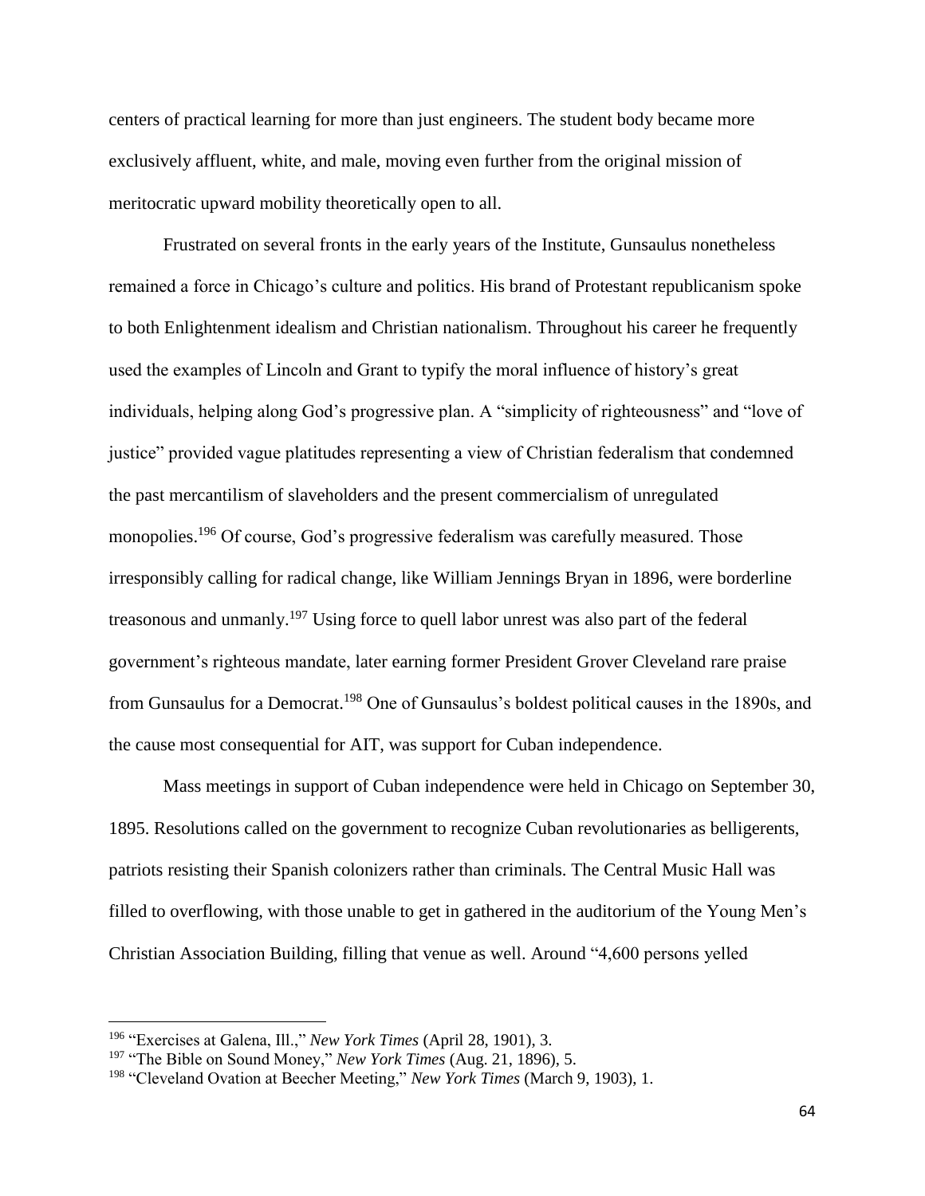centers of practical learning for more than just engineers. The student body became more exclusively affluent, white, and male, moving even further from the original mission of meritocratic upward mobility theoretically open to all.

Frustrated on several fronts in the early years of the Institute, Gunsaulus nonetheless remained a force in Chicago's culture and politics. His brand of Protestant republicanism spoke to both Enlightenment idealism and Christian nationalism. Throughout his career he frequently used the examples of Lincoln and Grant to typify the moral influence of history's great individuals, helping along God's progressive plan. A "simplicity of righteousness" and "love of justice" provided vague platitudes representing a view of Christian federalism that condemned the past mercantilism of slaveholders and the present commercialism of unregulated monopolies.[196] Of course, God's progressive federalism was carefully measured. Those irresponsibly calling for radical change, like William Jennings Bryan in 1896, were borderline treasonous and unmanly.[197] Using force to quell labor unrest was also part of the federal government's righteous mandate, later earning former President Grover Cleveland rare praise from Gunsaulus for a Democrat.[198] One of Gunsaulus's boldest political causes in the 1890s, and the cause most consequential for AIT, was support for Cuban independence.

Mass meetings in support of Cuban independence were held in Chicago on September 30, 1895. Resolutions called on the government to recognize Cuban revolutionaries as belligerents, patriots resisting their Spanish colonizers rather than criminals. The Central Music Hall was filled to overflowing, with those unable to get in gathered in the auditorium of the Young Men's Christian Association Building, filling that venue as well. Around "4,600 persons yelled

---

[196] "Exercises at Galena, Ill.," *New York Times* (April 28, 1901), 3.

[197] "The Bible on Sound Money," *New York Times* (Aug. 21, 1896), 5.

[198] "Cleveland Ovation at Beecher Meeting," *New York Times* (March 9, 1903), 1.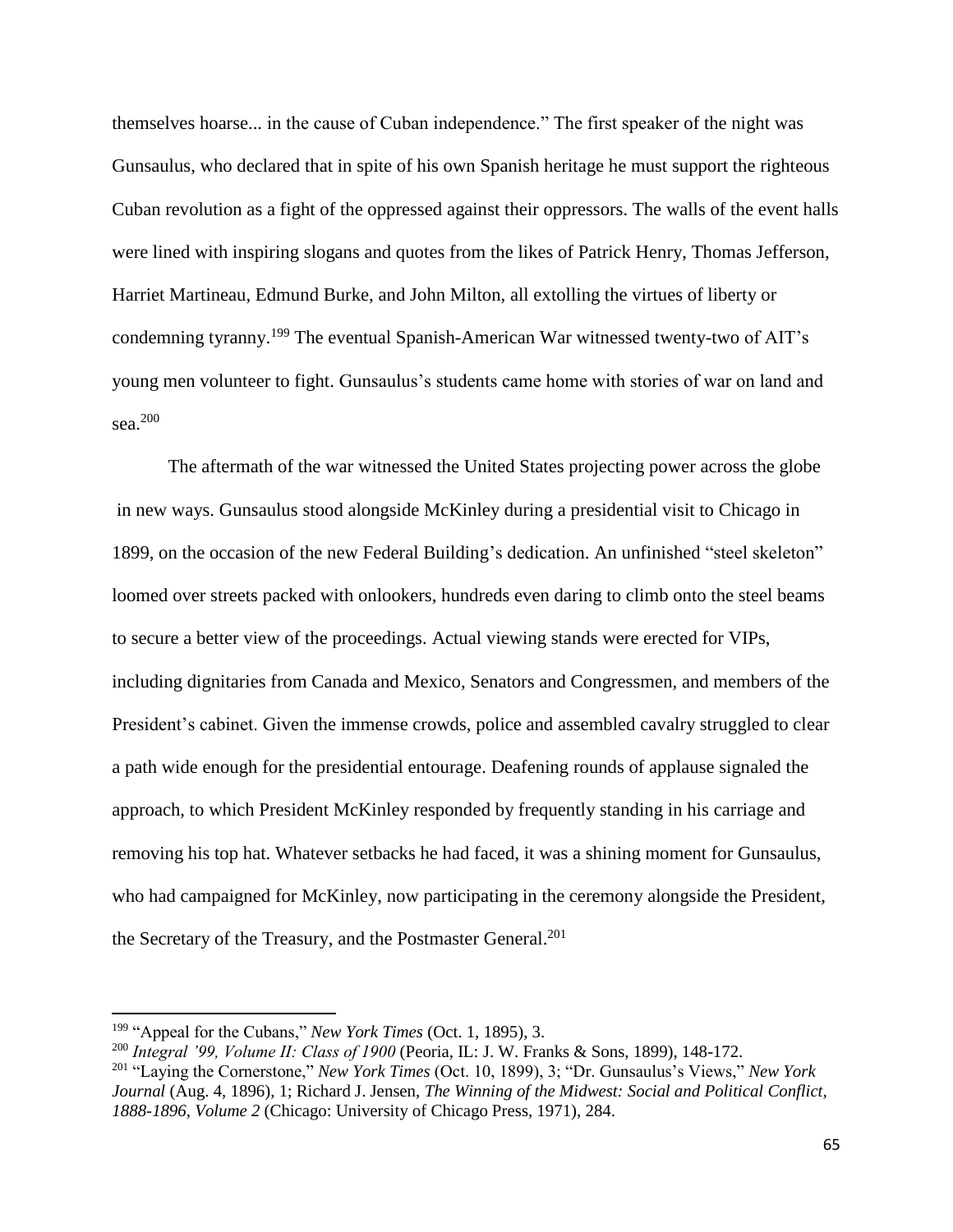themselves hoarse... in the cause of Cuban independence." The first speaker of the night was Gunsaulus, who declared that in spite of his own Spanish heritage he must support the righteous Cuban revolution as a fight of the oppressed against their oppressors. The walls of the event halls were lined with inspiring slogans and quotes from the likes of Patrick Henry, Thomas Jefferson, Harriet Martineau, Edmund Burke, and John Milton, all extolling the virtues of liberty or condemning tyranny.[199] The eventual Spanish-American War witnessed twenty-two of AIT's young men volunteer to fight. Gunsaulus's students came home with stories of war on land and sea.[200]

The aftermath of the war witnessed the United States projecting power across the globe in new ways. Gunsaulus stood alongside McKinley during a presidential visit to Chicago in 1899, on the occasion of the new Federal Building's dedication. An unfinished "steel skeleton" loomed over streets packed with onlookers, hundreds even daring to climb onto the steel beams to secure a better view of the proceedings. Actual viewing stands were erected for VIPs, including dignitaries from Canada and Mexico, Senators and Congressmen, and members of the President's cabinet. Given the immense crowds, police and assembled cavalry struggled to clear a path wide enough for the presidential entourage. Deafening rounds of applause signaled the approach, to which President McKinley responded by frequently standing in his carriage and removing his top hat. Whatever setbacks he had faced, it was a shining moment for Gunsaulus, who had campaigned for McKinley, now participating in the ceremony alongside the President, the Secretary of the Treasury, and the Postmaster General.[201]

---

[199] "Appeal for the Cubans," *New York Times* (Oct. 1, 1895), 3.

[200] *Integral '99, Volume II: Class of 1900* (Peoria, IL: J. W. Franks & Sons, 1899), 148-172.

[201] "Laying the Cornerstone," *New York Times* (Oct. 10, 1899), 3; "Dr. Gunsaulus's Views," *New York Journal* (Aug. 4, 1896), 1; Richard J. Jensen, *The Winning of the Midwest: Social and Political Conflict, 1888-1896, Volume 2* (Chicago: University of Chicago Press, 1971), 284.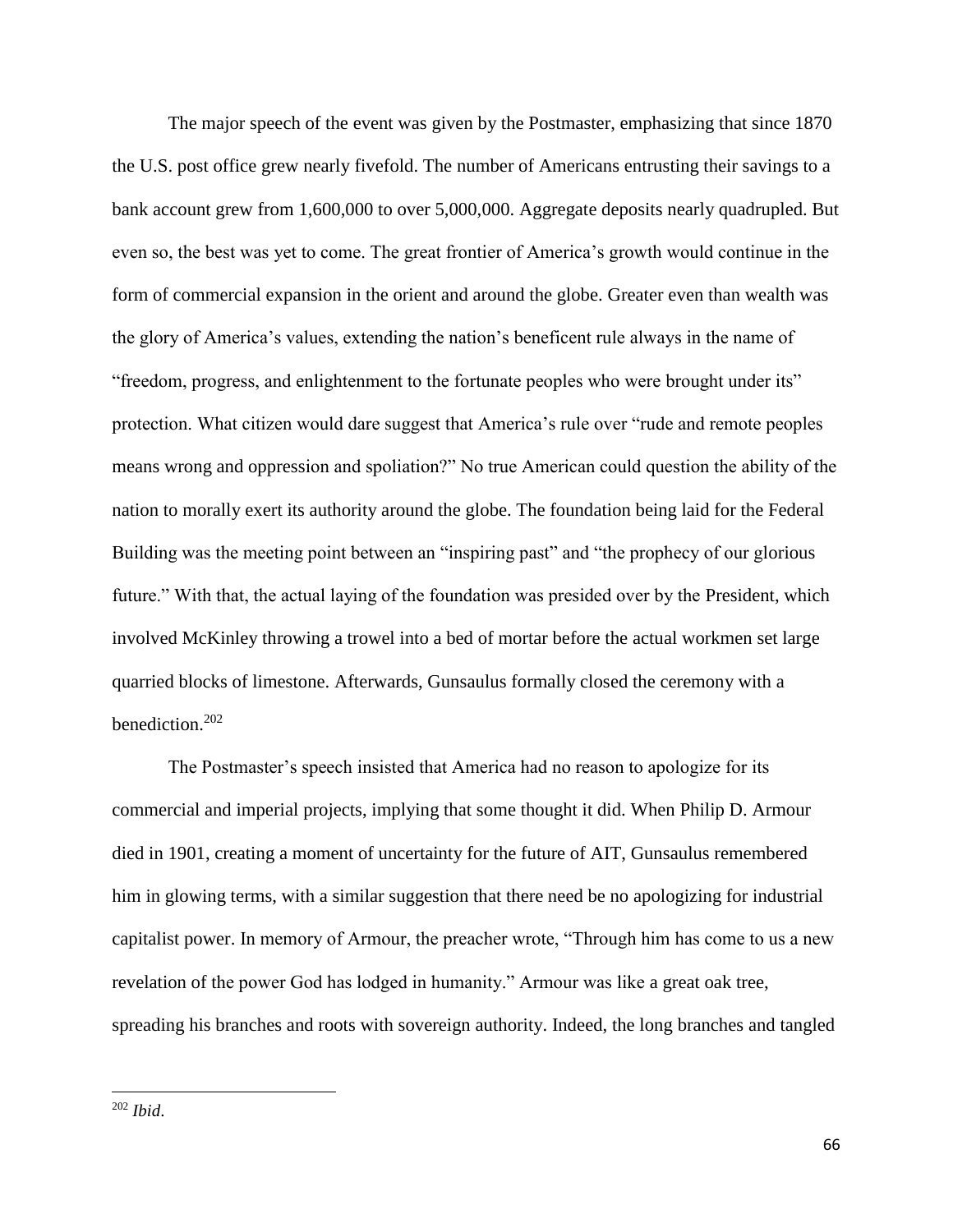The major speech of the event was given by the Postmaster, emphasizing that since 1870 the U.S. post office grew nearly fivefold. The number of Americans entrusting their savings to a bank account grew from 1,600,000 to over 5,000,000. Aggregate deposits nearly quadrupled. But even so, the best was yet to come. The great frontier of America's growth would continue in the form of commercial expansion in the orient and around the globe. Greater even than wealth was the glory of America's values, extending the nation's beneficent rule always in the name of "freedom, progress, and enlightenment to the fortunate peoples who were brought under its" protection. What citizen would dare suggest that America's rule over "rude and remote peoples means wrong and oppression and spoliation?" No true American could question the ability of the nation to morally exert its authority around the globe. The foundation being laid for the Federal Building was the meeting point between an "inspiring past" and "the prophecy of our glorious future." With that, the actual laying of the foundation was presided over by the President, which involved McKinley throwing a trowel into a bed of mortar before the actual workmen set large quarried blocks of limestone. Afterwards, Gunsaulus formally closed the ceremony with a benediction.[202]

The Postmaster's speech insisted that America had no reason to apologize for its commercial and imperial projects, implying that some thought it did. When Philip D. Armour died in 1901, creating a moment of uncertainty for the future of AIT, Gunsaulus remembered him in glowing terms, with a similar suggestion that there need be no apologizing for industrial capitalist power. In memory of Armour, the preacher wrote, "Through him has come to us a new revelation of the power God has lodged in humanity." Armour was like a great oak tree, spreading his branches and roots with sovereign authority. Indeed, the long branches and tangled

---

[202] *Ibid*.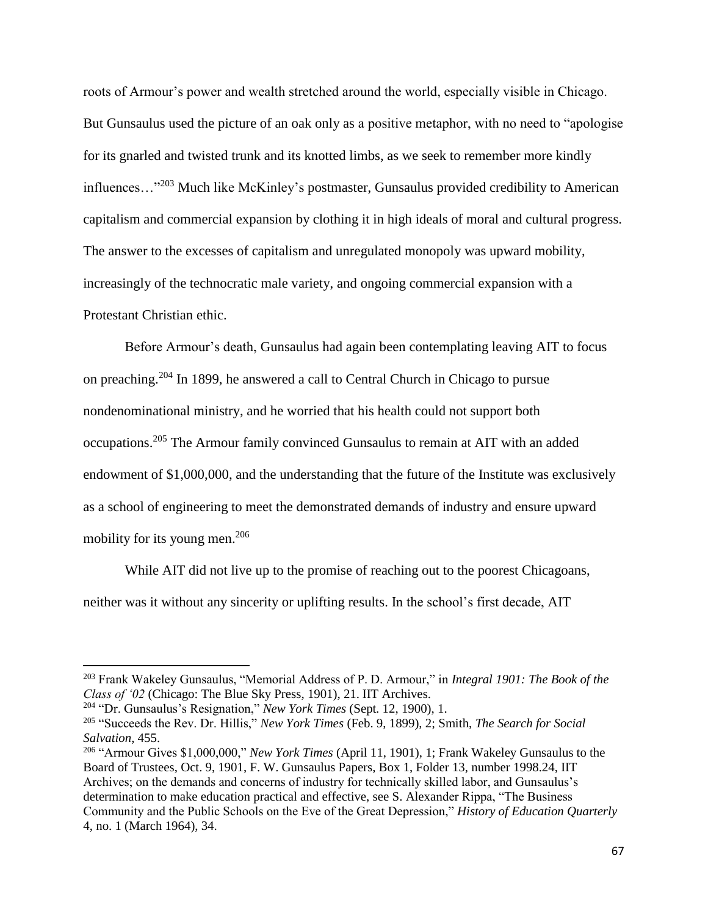roots of Armour's power and wealth stretched around the world, especially visible in Chicago. But Gunsaulus used the picture of an oak only as a positive metaphor, with no need to "apologise for its gnarled and twisted trunk and its knotted limbs, as we seek to remember more kindly influences…"[203] Much like McKinley's postmaster, Gunsaulus provided credibility to American capitalism and commercial expansion by clothing it in high ideals of moral and cultural progress. The answer to the excesses of capitalism and unregulated monopoly was upward mobility, increasingly of the technocratic male variety, and ongoing commercial expansion with a Protestant Christian ethic.

Before Armour's death, Gunsaulus had again been contemplating leaving AIT to focus on preaching.[204] In 1899, he answered a call to Central Church in Chicago to pursue nondenominational ministry, and he worried that his health could not support both occupations.[205] The Armour family convinced Gunsaulus to remain at AIT with an added endowment of $1,000,000, and the understanding that the future of the Institute was exclusively as a school of engineering to meet the demonstrated demands of industry and ensure upward mobility for its young men.[206]

While AIT did not live up to the promise of reaching out to the poorest Chicagoans, neither was it without any sincerity or uplifting results. In the school's first decade, AIT

---

[203] Frank Wakeley Gunsaulus, "Memorial Address of P. D. Armour," in *Integral 1901: The Book of the Class of '02* (Chicago: The Blue Sky Press, 1901), 21. IIT Archives.

[204] "Dr. Gunsaulus's Resignation," *New York Times* (Sept. 12, 1900), 1.

[205] "Succeeds the Rev. Dr. Hillis," *New York Times* (Feb. 9, 1899), 2; Smith, *The Search for Social Salvation*, 455.

[206] "Armour Gives $1,000,000," *New York Times* (April 11, 1901), 1; Frank Wakeley Gunsaulus to the Board of Trustees, Oct. 9, 1901, F. W. Gunsaulus Papers, Box 1, Folder 13, number 1998.24, IIT Archives; on the demands and concerns of industry for technically skilled labor, and Gunsaulus's determination to make education practical and effective, see S. Alexander Rippa, "The Business Community and the Public Schools on the Eve of the Great Depression," *History of Education Quarterly* 4, no. 1 (March 1964), 34.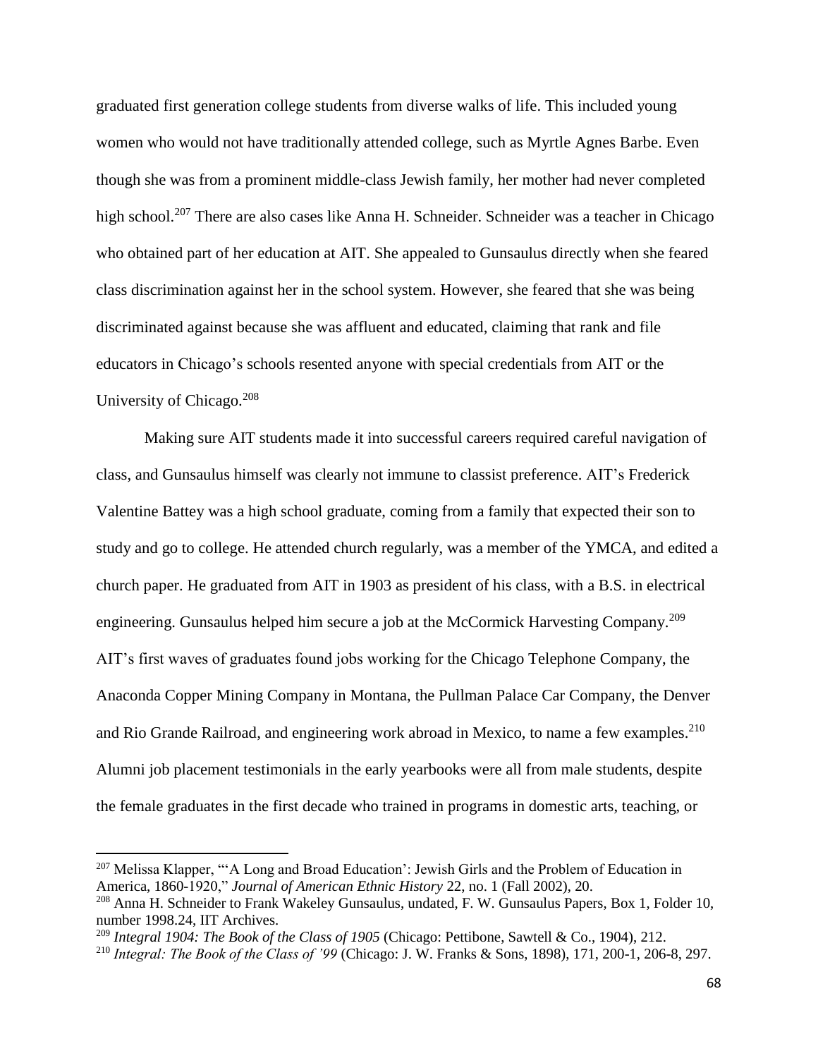graduated first generation college students from diverse walks of life. This included young women who would not have traditionally attended college, such as Myrtle Agnes Barbe. Even though she was from a prominent middle-class Jewish family, her mother had never completed high school.[207] There are also cases like Anna H. Schneider. Schneider was a teacher in Chicago who obtained part of her education at AIT. She appealed to Gunsaulus directly when she feared class discrimination against her in the school system. However, she feared that she was being discriminated against because she was affluent and educated, claiming that rank and file educators in Chicago's schools resented anyone with special credentials from AIT or the University of Chicago.[208]

Making sure AIT students made it into successful careers required careful navigation of class, and Gunsaulus himself was clearly not immune to classist preference. AIT's Frederick Valentine Battey was a high school graduate, coming from a family that expected their son to study and go to college. He attended church regularly, was a member of the YMCA, and edited a church paper. He graduated from AIT in 1903 as president of his class, with a B.S. in electrical engineering. Gunsaulus helped him secure a job at the McCormick Harvesting Company.[209] AIT's first waves of graduates found jobs working for the Chicago Telephone Company, the Anaconda Copper Mining Company in Montana, the Pullman Palace Car Company, the Denver and Rio Grande Railroad, and engineering work abroad in Mexico, to name a few examples.[210] Alumni job placement testimonials in the early yearbooks were all from male students, despite the female graduates in the first decade who trained in programs in domestic arts, teaching, or

---

[207] Melissa Klapper, "'A Long and Broad Education': Jewish Girls and the Problem of Education in America, 1860-1920," *Journal of American Ethnic History* 22, no. 1 (Fall 2002), 20.

[208] Anna H. Schneider to Frank Wakeley Gunsaulus, undated, F. W. Gunsaulus Papers, Box 1, Folder 10, number 1998.24, IIT Archives.

[209] *Integral 1904: The Book of the Class of 1905* (Chicago: Pettibone, Sawtell & Co., 1904), 212.

[210] *Integral: The Book of the Class of '99* (Chicago: J. W. Franks & Sons, 1898), 171, 200-1, 206-8, 297.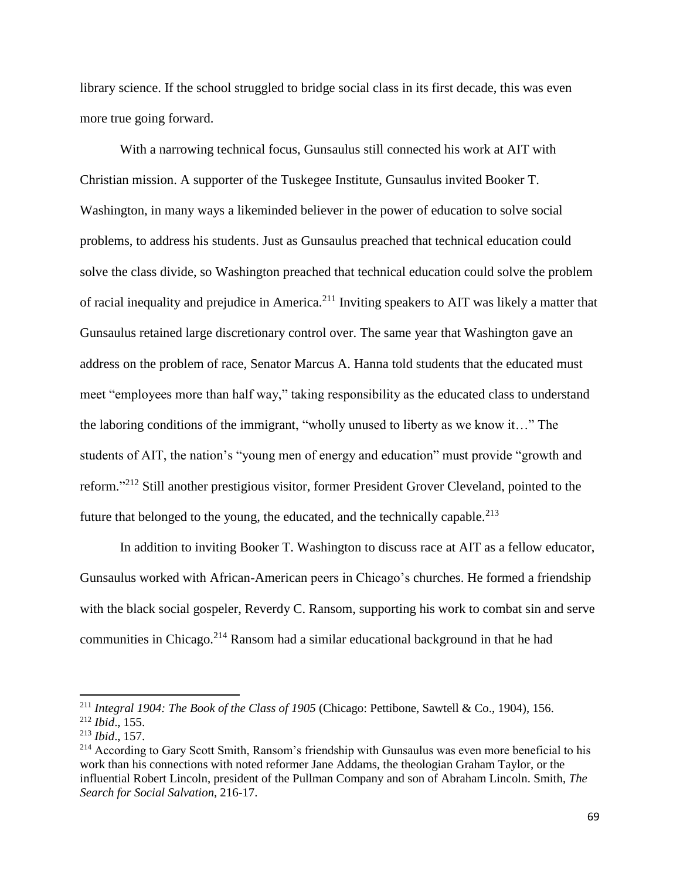library science. If the school struggled to bridge social class in its first decade, this was even more true going forward.

With a narrowing technical focus, Gunsaulus still connected his work at AIT with Christian mission. A supporter of the Tuskegee Institute, Gunsaulus invited Booker T. Washington, in many ways a likeminded believer in the power of education to solve social problems, to address his students. Just as Gunsaulus preached that technical education could solve the class divide, so Washington preached that technical education could solve the problem of racial inequality and prejudice in America.[211] Inviting speakers to AIT was likely a matter that Gunsaulus retained large discretionary control over. The same year that Washington gave an address on the problem of race, Senator Marcus A. Hanna told students that the educated must meet "employees more than half way," taking responsibility as the educated class to understand the laboring conditions of the immigrant, "wholly unused to liberty as we know it…" The students of AIT, the nation's "young men of energy and education" must provide "growth and reform."[212] Still another prestigious visitor, former President Grover Cleveland, pointed to the future that belonged to the young, the educated, and the technically capable.[213]

In addition to inviting Booker T. Washington to discuss race at AIT as a fellow educator, Gunsaulus worked with African-American peers in Chicago's churches. He formed a friendship with the black social gospeler, Reverdy C. Ransom, supporting his work to combat sin and serve communities in Chicago.[214] Ransom had a similar educational background in that he had

---

[211] *Integral 1904: The Book of the Class of 1905* (Chicago: Pettibone, Sawtell & Co., 1904), 156.

[212] *Ibid*., 155.

[213] *Ibid*., 157.

[214] According to Gary Scott Smith, Ransom's friendship with Gunsaulus was even more beneficial to his work than his connections with noted reformer Jane Addams, the theologian Graham Taylor, or the influential Robert Lincoln, president of the Pullman Company and son of Abraham Lincoln. Smith, *The Search for Social Salvation*, 216-17.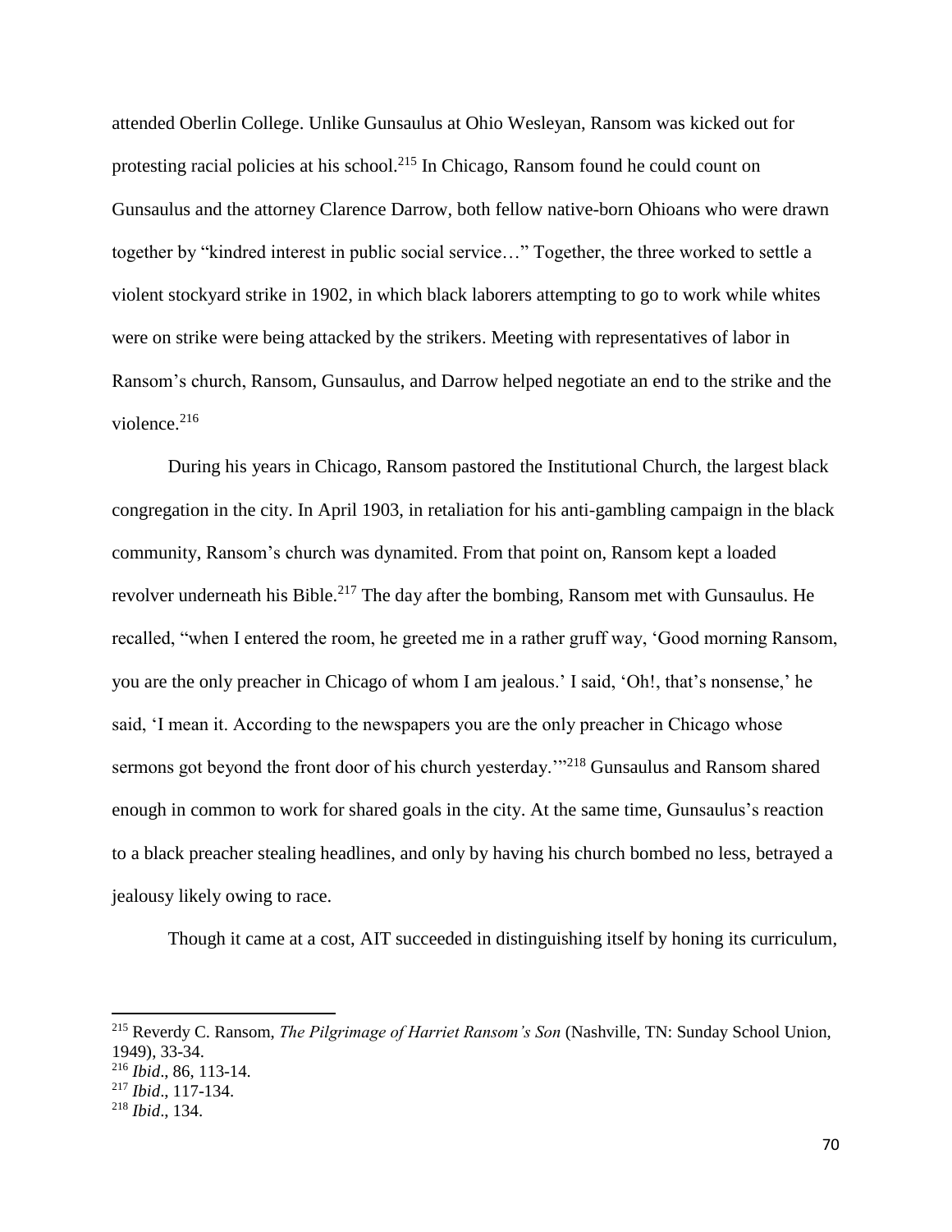attended Oberlin College. Unlike Gunsaulus at Ohio Wesleyan, Ransom was kicked out for protesting racial policies at his school.[215] In Chicago, Ransom found he could count on Gunsaulus and the attorney Clarence Darrow, both fellow native-born Ohioans who were drawn together by "kindred interest in public social service…" Together, the three worked to settle a violent stockyard strike in 1902, in which black laborers attempting to go to work while whites were on strike were being attacked by the strikers. Meeting with representatives of labor in Ransom's church, Ransom, Gunsaulus, and Darrow helped negotiate an end to the strike and the violence.[216]

During his years in Chicago, Ransom pastored the Institutional Church, the largest black congregation in the city. In April 1903, in retaliation for his anti-gambling campaign in the black community, Ransom's church was dynamited. From that point on, Ransom kept a loaded revolver underneath his Bible.[217] The day after the bombing, Ransom met with Gunsaulus. He recalled, "when I entered the room, he greeted me in a rather gruff way, 'Good morning Ransom, you are the only preacher in Chicago of whom I am jealous.' I said, 'Oh!, that's nonsense,' he said, 'I mean it. According to the newspapers you are the only preacher in Chicago whose sermons got beyond the front door of his church yesterday.'"[218] Gunsaulus and Ransom shared enough in common to work for shared goals in the city. At the same time, Gunsaulus's reaction to a black preacher stealing headlines, and only by having his church bombed no less, betrayed a jealousy likely owing to race.

Though it came at a cost, AIT succeeded in distinguishing itself by honing its curriculum,

---

[215] Reverdy C. Ransom, *The Pilgrimage of Harriet Ransom's Son* (Nashville, TN: Sunday School Union, 1949), 33-34.

[216] *Ibid*., 86, 113-14.

[217] *Ibid*., 117-134.

[218] *Ibid*., 134.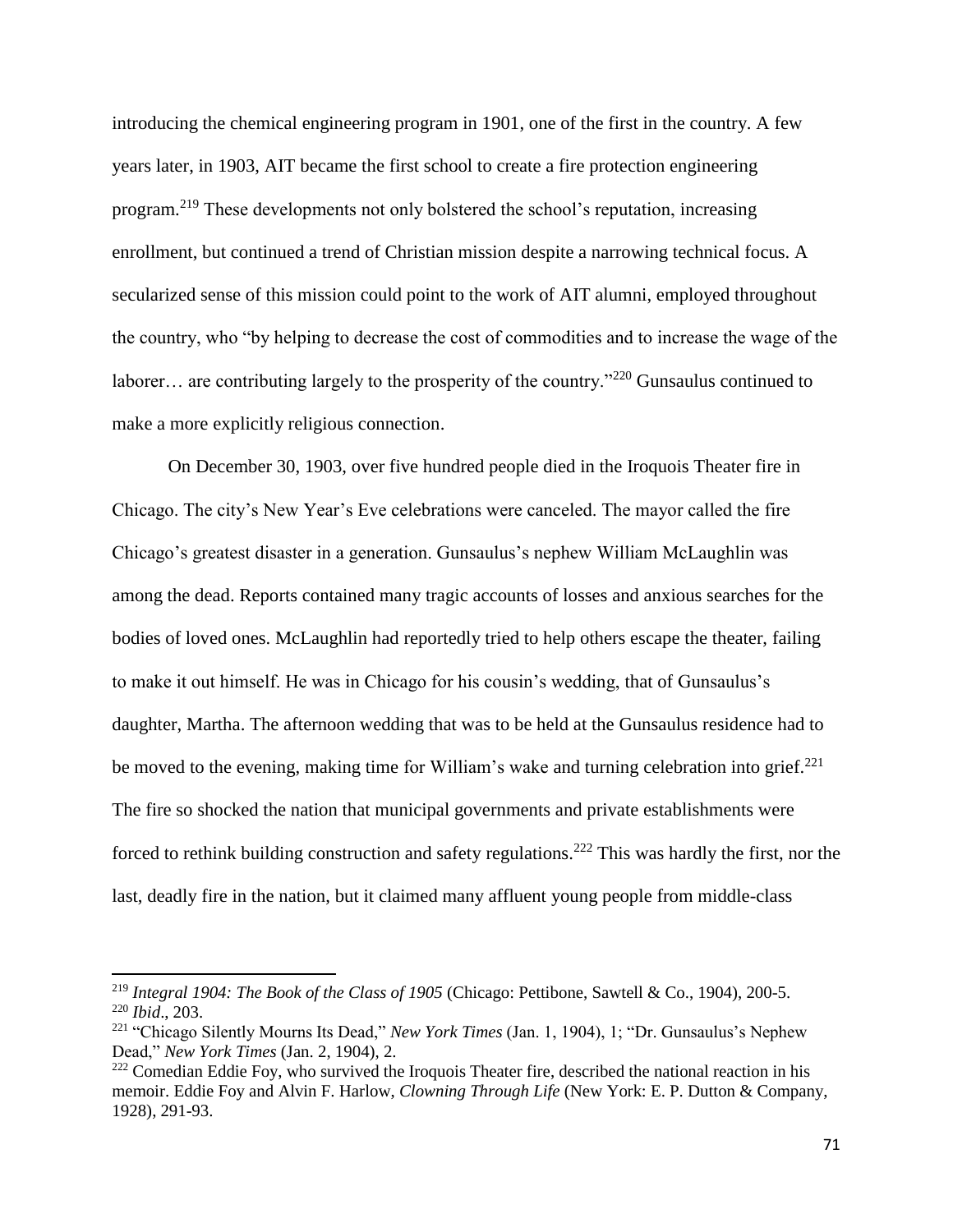introducing the chemical engineering program in 1901, one of the first in the country. A few years later, in 1903, AIT became the first school to create a fire protection engineering program.[219] These developments not only bolstered the school's reputation, increasing enrollment, but continued a trend of Christian mission despite a narrowing technical focus. A secularized sense of this mission could point to the work of AIT alumni, employed throughout the country, who "by helping to decrease the cost of commodities and to increase the wage of the laborer… are contributing largely to the prosperity of the country."[220] Gunsaulus continued to make a more explicitly religious connection.

On December 30, 1903, over five hundred people died in the Iroquois Theater fire in Chicago. The city's New Year's Eve celebrations were canceled. The mayor called the fire Chicago's greatest disaster in a generation. Gunsaulus's nephew William McLaughlin was among the dead. Reports contained many tragic accounts of losses and anxious searches for the bodies of loved ones. McLaughlin had reportedly tried to help others escape the theater, failing to make it out himself. He was in Chicago for his cousin's wedding, that of Gunsaulus's daughter, Martha. The afternoon wedding that was to be held at the Gunsaulus residence had to be moved to the evening, making time for William's wake and turning celebration into grief.[221] The fire so shocked the nation that municipal governments and private establishments were forced to rethink building construction and safety regulations.[222] This was hardly the first, nor the last, deadly fire in the nation, but it claimed many affluent young people from middle-class

---

[219] *Integral 1904: The Book of the Class of 1905* (Chicago: Pettibone, Sawtell & Co., 1904), 200-5.
[220] *Ibid*., 203.
[221] "Chicago Silently Mourns Its Dead," *New York Times* (Jan. 1, 1904), 1; "Dr. Gunsaulus's Nephew Dead," *New York Times* (Jan. 2, 1904), 2.
[222] Comedian Eddie Foy, who survived the Iroquois Theater fire, described the national reaction in his memoir. Eddie Foy and Alvin F. Harlow, *Clowning Through Life* (New York: E. P. Dutton & Company, 1928), 291-93.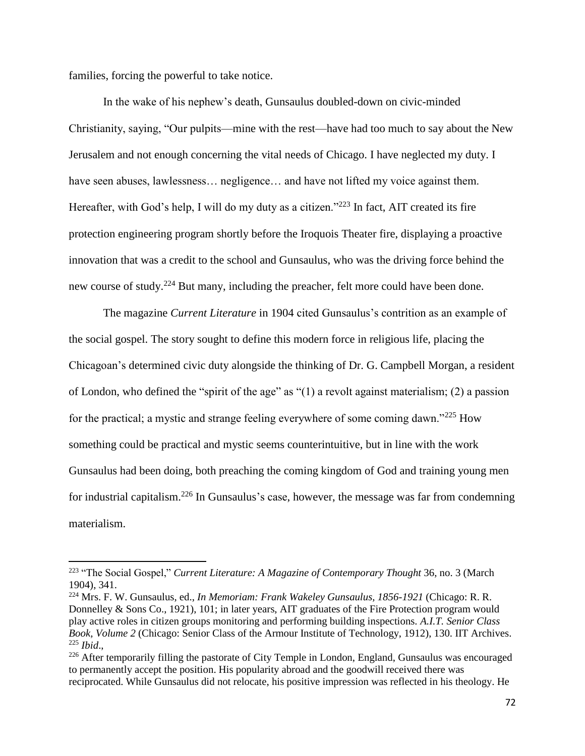families, forcing the powerful to take notice.

In the wake of his nephew's death, Gunsaulus doubled-down on civic-minded Christianity, saying, "Our pulpits—mine with the rest—have had too much to say about the New Jerusalem and not enough concerning the vital needs of Chicago. I have neglected my duty. I have seen abuses, lawlessness… negligence… and have not lifted my voice against them. Hereafter, with God's help, I will do my duty as a citizen."[223] In fact, AIT created its fire protection engineering program shortly before the Iroquois Theater fire, displaying a proactive innovation that was a credit to the school and Gunsaulus, who was the driving force behind the new course of study.[224] But many, including the preacher, felt more could have been done.

The magazine *Current Literature* in 1904 cited Gunsaulus's contrition as an example of the social gospel. The story sought to define this modern force in religious life, placing the Chicagoan's determined civic duty alongside the thinking of Dr. G. Campbell Morgan, a resident of London, who defined the "spirit of the age" as "(1) a revolt against materialism; (2) a passion for the practical; a mystic and strange feeling everywhere of some coming dawn."[225] How something could be practical and mystic seems counterintuitive, but in line with the work Gunsaulus had been doing, both preaching the coming kingdom of God and training young men for industrial capitalism.[226] In Gunsaulus's case, however, the message was far from condemning materialism.

---

[223] "The Social Gospel," *Current Literature: A Magazine of Contemporary Thought* 36, no. 3 (March 1904), 341.

[224] Mrs. F. W. Gunsaulus, ed., *In Memoriam: Frank Wakeley Gunsaulus, 1856-1921* (Chicago: R. R. Donnelley & Sons Co., 1921), 101; in later years, AIT graduates of the Fire Protection program would play active roles in citizen groups monitoring and performing building inspections. *A.I.T. Senior Class Book, Volume 2* (Chicago: Senior Class of the Armour Institute of Technology, 1912), 130. IIT Archives.

[225] *Ibid*.,

[226] After temporarily filling the pastorate of City Temple in London, England, Gunsaulus was encouraged to permanently accept the position. His popularity abroad and the goodwill received there was reciprocated. While Gunsaulus did not relocate, his positive impression was reflected in his theology. He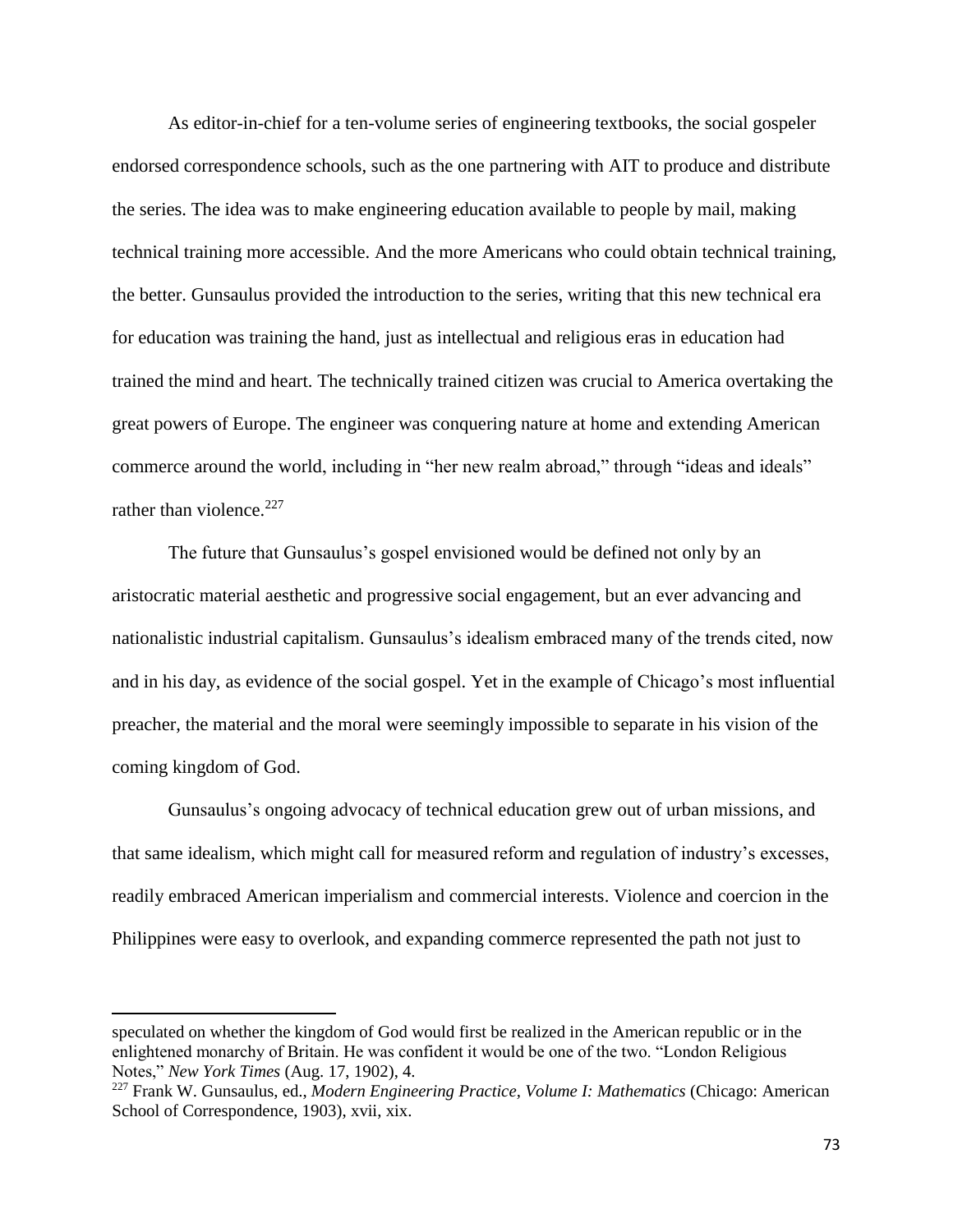As editor-in-chief for a ten-volume series of engineering textbooks, the social gospeler endorsed correspondence schools, such as the one partnering with AIT to produce and distribute the series. The idea was to make engineering education available to people by mail, making technical training more accessible. And the more Americans who could obtain technical training, the better. Gunsaulus provided the introduction to the series, writing that this new technical era for education was training the hand, just as intellectual and religious eras in education had trained the mind and heart. The technically trained citizen was crucial to America overtaking the great powers of Europe. The engineer was conquering nature at home and extending American commerce around the world, including in "her new realm abroad," through "ideas and ideals" rather than violence.[227]

The future that Gunsaulus's gospel envisioned would be defined not only by an aristocratic material aesthetic and progressive social engagement, but an ever advancing and nationalistic industrial capitalism. Gunsaulus's idealism embraced many of the trends cited, now and in his day, as evidence of the social gospel. Yet in the example of Chicago's most influential preacher, the material and the moral were seemingly impossible to separate in his vision of the coming kingdom of God.

Gunsaulus's ongoing advocacy of technical education grew out of urban missions, and that same idealism, which might call for measured reform and regulation of industry's excesses, readily embraced American imperialism and commercial interests. Violence and coercion in the Philippines were easy to overlook, and expanding commerce represented the path not just to

---

speculated on whether the kingdom of God would first be realized in the American republic or in the enlightened monarchy of Britain. He was confident it would be one of the two. "London Religious Notes," *New York Times* (Aug. 17, 1902), 4.

[227] Frank W. Gunsaulus, ed., *Modern Engineering Practice, Volume I: Mathematics* (Chicago: American School of Correspondence, 1903), xvii, xix.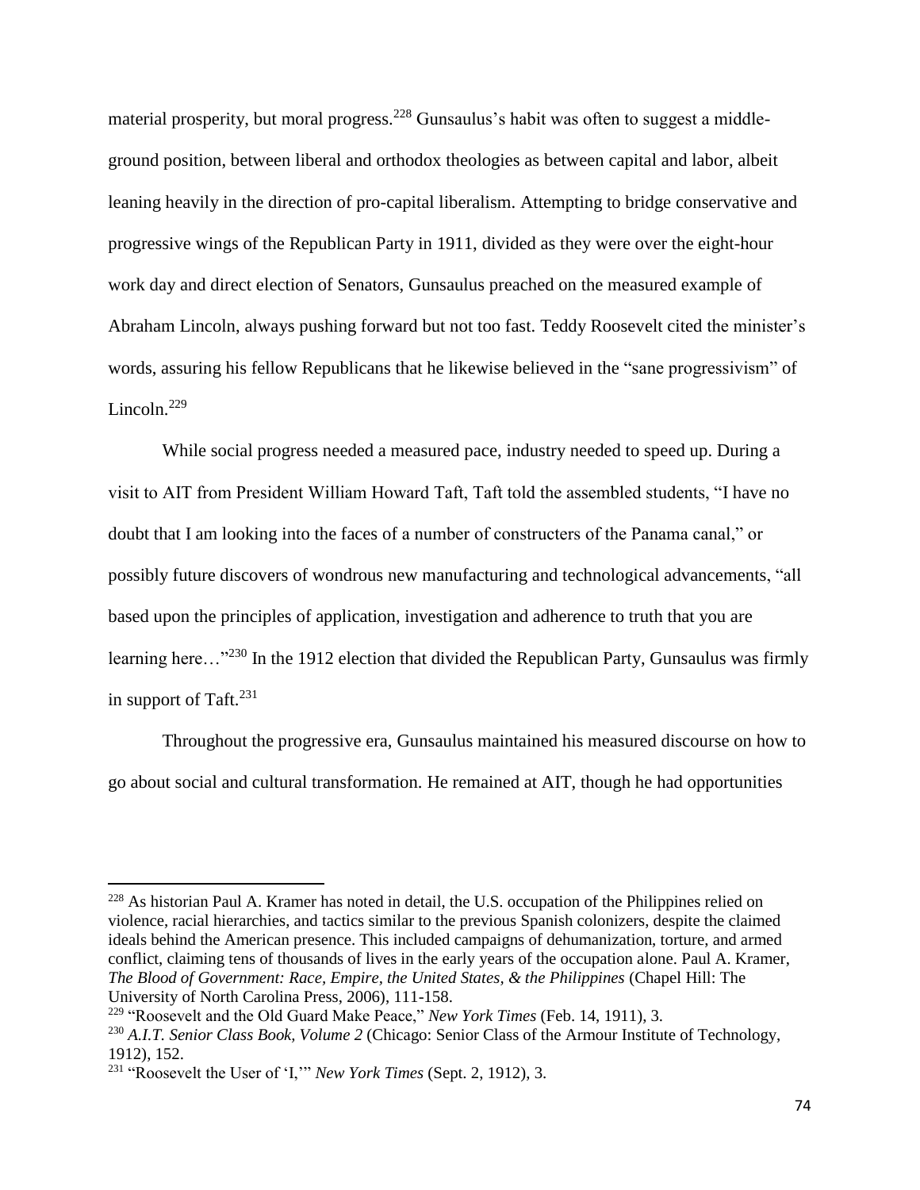material prosperity, but moral progress.[228] Gunsaulus's habit was often to suggest a middle-ground position, between liberal and orthodox theologies as between capital and labor, albeit leaning heavily in the direction of pro-capital liberalism. Attempting to bridge conservative and progressive wings of the Republican Party in 1911, divided as they were over the eight-hour work day and direct election of Senators, Gunsaulus preached on the measured example of Abraham Lincoln, always pushing forward but not too fast. Teddy Roosevelt cited the minister's words, assuring his fellow Republicans that he likewise believed in the "sane progressivism" of Lincoln.[229]

While social progress needed a measured pace, industry needed to speed up. During a visit to AIT from President William Howard Taft, Taft told the assembled students, "I have no doubt that I am looking into the faces of a number of constructers of the Panama canal," or possibly future discovers of wondrous new manufacturing and technological advancements, "all based upon the principles of application, investigation and adherence to truth that you are learning here…"[230] In the 1912 election that divided the Republican Party, Gunsaulus was firmly in support of Taft.[231]

Throughout the progressive era, Gunsaulus maintained his measured discourse on how to go about social and cultural transformation. He remained at AIT, though he had opportunities

---

[228] As historian Paul A. Kramer has noted in detail, the U.S. occupation of the Philippines relied on violence, racial hierarchies, and tactics similar to the previous Spanish colonizers, despite the claimed ideals behind the American presence. This included campaigns of dehumanization, torture, and armed conflict, claiming tens of thousands of lives in the early years of the occupation alone. Paul A. Kramer, *The Blood of Government: Race, Empire, the United States, & the Philippines* (Chapel Hill: The University of North Carolina Press, 2006), 111-158.

[229] "Roosevelt and the Old Guard Make Peace," *New York Times* (Feb. 14, 1911), 3.

[230] *A.I.T. Senior Class Book, Volume 2* (Chicago: Senior Class of the Armour Institute of Technology, 1912), 152.

[231] "Roosevelt the User of 'I,'" *New York Times* (Sept. 2, 1912), 3.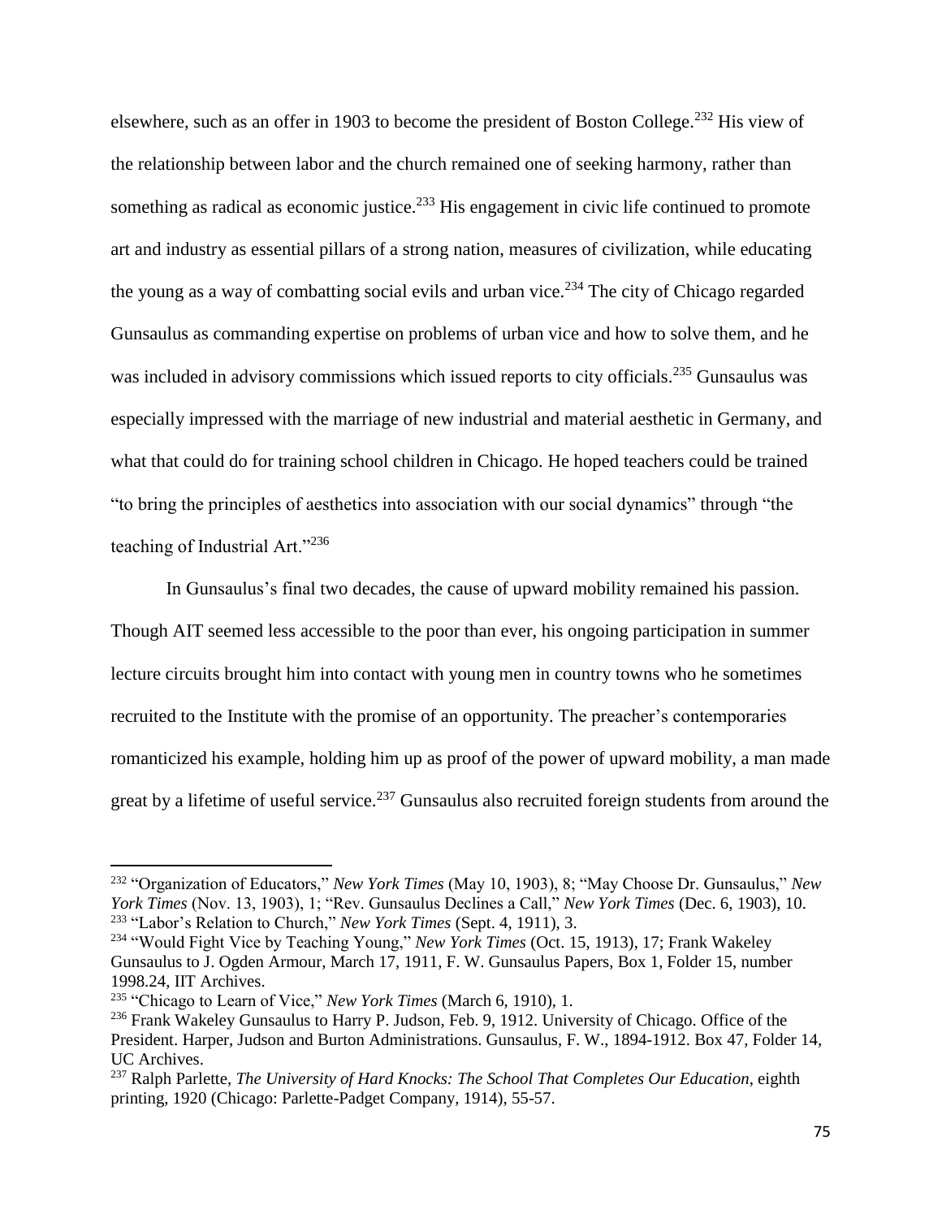elsewhere, such as an offer in 1903 to become the president of Boston College.[232] His view of the relationship between labor and the church remained one of seeking harmony, rather than something as radical as economic justice.[233] His engagement in civic life continued to promote art and industry as essential pillars of a strong nation, measures of civilization, while educating the young as a way of combatting social evils and urban vice.[234] The city of Chicago regarded Gunsaulus as commanding expertise on problems of urban vice and how to solve them, and he was included in advisory commissions which issued reports to city officials.[235] Gunsaulus was especially impressed with the marriage of new industrial and material aesthetic in Germany, and what that could do for training school children in Chicago. He hoped teachers could be trained "to bring the principles of aesthetics into association with our social dynamics" through "the teaching of Industrial Art."[236]

In Gunsaulus's final two decades, the cause of upward mobility remained his passion. Though AIT seemed less accessible to the poor than ever, his ongoing participation in summer lecture circuits brought him into contact with young men in country towns who he sometimes recruited to the Institute with the promise of an opportunity. The preacher's contemporaries romanticized his example, holding him up as proof of the power of upward mobility, a man made great by a lifetime of useful service.[237] Gunsaulus also recruited foreign students from around the

---

[232] "Organization of Educators," *New York Times* (May 10, 1903), 8; "May Choose Dr. Gunsaulus," *New York Times* (Nov. 13, 1903), 1; "Rev. Gunsaulus Declines a Call," *New York Times* (Dec. 6, 1903), 10.

[233] "Labor's Relation to Church," *New York Times* (Sept. 4, 1911), 3.

[234] "Would Fight Vice by Teaching Young," *New York Times* (Oct. 15, 1913), 17; Frank Wakeley Gunsaulus to J. Ogden Armour, March 17, 1911, F. W. Gunsaulus Papers, Box 1, Folder 15, number 1998.24, IIT Archives.

[235] "Chicago to Learn of Vice," *New York Times* (March 6, 1910), 1.

[236] Frank Wakeley Gunsaulus to Harry P. Judson, Feb. 9, 1912. University of Chicago. Office of the President. Harper, Judson and Burton Administrations. Gunsaulus, F. W., 1894-1912. Box 47, Folder 14, UC Archives.

[237] Ralph Parlette, *The University of Hard Knocks: The School That Completes Our Education*, eighth printing, 1920 (Chicago: Parlette-Padget Company, 1914), 55-57.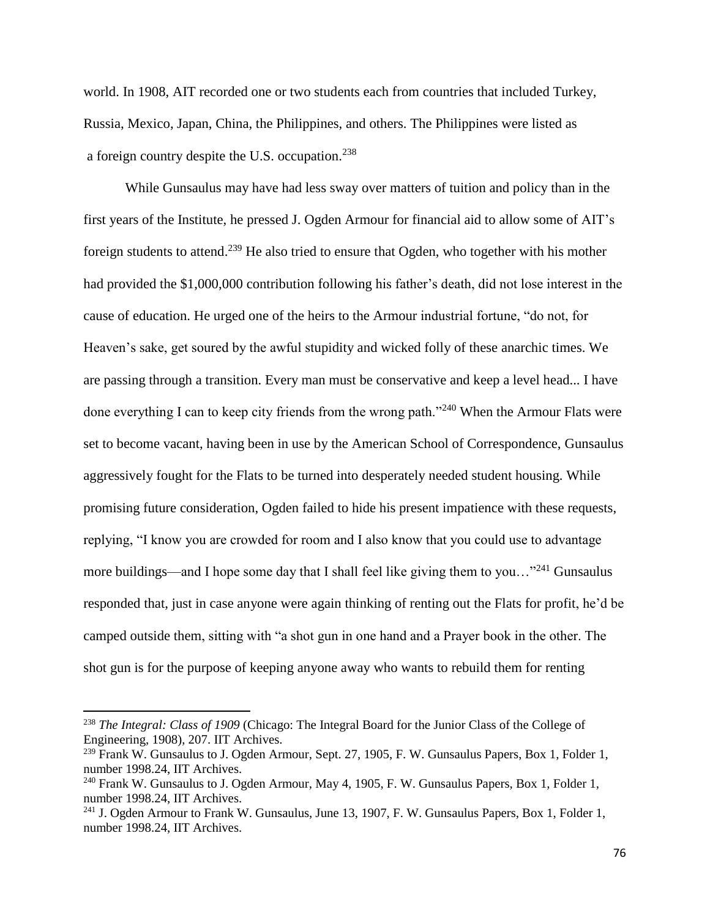world. In 1908, AIT recorded one or two students each from countries that included Turkey, Russia, Mexico, Japan, China, the Philippines, and others. The Philippines were listed as a foreign country despite the U.S. occupation.[238]

While Gunsaulus may have had less sway over matters of tuition and policy than in the first years of the Institute, he pressed J. Ogden Armour for financial aid to allow some of AIT's foreign students to attend.[239] He also tried to ensure that Ogden, who together with his mother had provided the $1,000,000 contribution following his father's death, did not lose interest in the cause of education. He urged one of the heirs to the Armour industrial fortune, "do not, for Heaven's sake, get soured by the awful stupidity and wicked folly of these anarchic times. We are passing through a transition. Every man must be conservative and keep a level head... I have done everything I can to keep city friends from the wrong path."[240] When the Armour Flats were set to become vacant, having been in use by the American School of Correspondence, Gunsaulus aggressively fought for the Flats to be turned into desperately needed student housing. While promising future consideration, Ogden failed to hide his present impatience with these requests, replying, "I know you are crowded for room and I also know that you could use to advantage more buildings—and I hope some day that I shall feel like giving them to you…"[241] Gunsaulus responded that, just in case anyone were again thinking of renting out the Flats for profit, he'd be camped outside them, sitting with "a shot gun in one hand and a Prayer book in the other. The shot gun is for the purpose of keeping anyone away who wants to rebuild them for renting

---

[238] *The Integral: Class of 1909* (Chicago: The Integral Board for the Junior Class of the College of Engineering, 1908), 207. IIT Archives.

[239] Frank W. Gunsaulus to J. Ogden Armour, Sept. 27, 1905, F. W. Gunsaulus Papers, Box 1, Folder 1, number 1998.24, IIT Archives.

[240] Frank W. Gunsaulus to J. Ogden Armour, May 4, 1905, F. W. Gunsaulus Papers, Box 1, Folder 1, number 1998.24, IIT Archives.

[241] J. Ogden Armour to Frank W. Gunsaulus, June 13, 1907, F. W. Gunsaulus Papers, Box 1, Folder 1, number 1998.24, IIT Archives.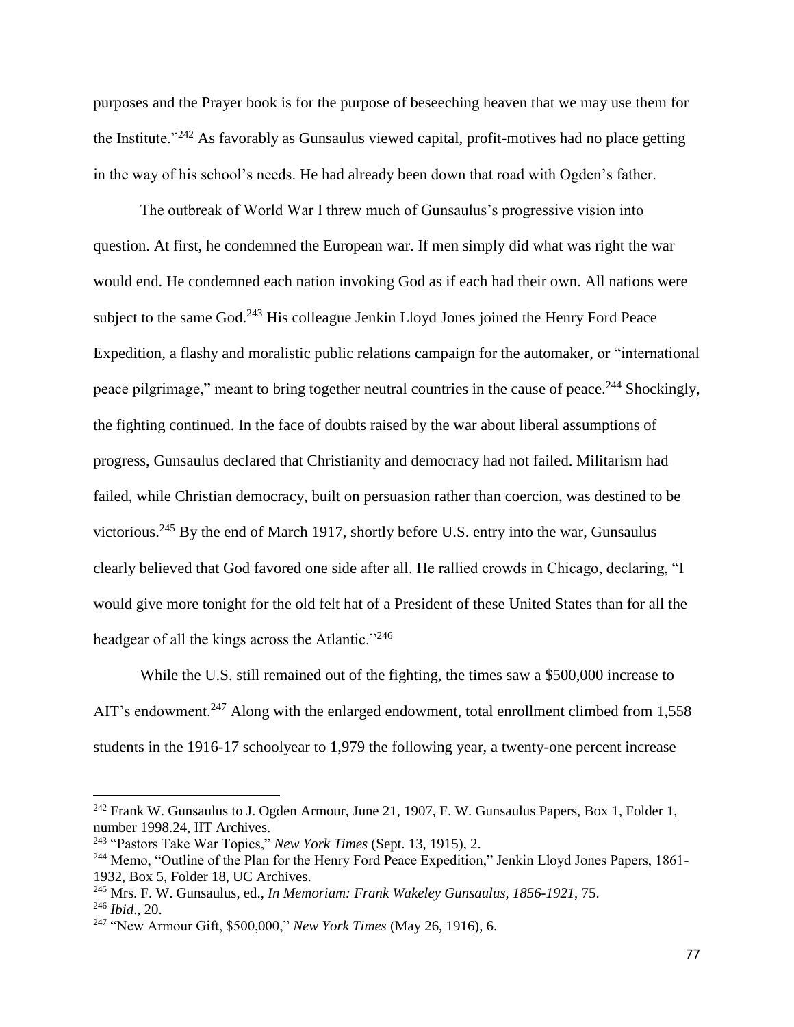purposes and the Prayer book is for the purpose of beseeching heaven that we may use them for the Institute."[242] As favorably as Gunsaulus viewed capital, profit-motives had no place getting in the way of his school's needs. He had already been down that road with Ogden's father.

The outbreak of World War I threw much of Gunsaulus's progressive vision into question. At first, he condemned the European war. If men simply did what was right the war would end. He condemned each nation invoking God as if each had their own. All nations were subject to the same God.[243] His colleague Jenkin Lloyd Jones joined the Henry Ford Peace Expedition, a flashy and moralistic public relations campaign for the automaker, or "international peace pilgrimage," meant to bring together neutral countries in the cause of peace.[244] Shockingly, the fighting continued. In the face of doubts raised by the war about liberal assumptions of progress, Gunsaulus declared that Christianity and democracy had not failed. Militarism had failed, while Christian democracy, built on persuasion rather than coercion, was destined to be victorious.[245] By the end of March 1917, shortly before U.S. entry into the war, Gunsaulus clearly believed that God favored one side after all. He rallied crowds in Chicago, declaring, "I would give more tonight for the old felt hat of a President of these United States than for all the headgear of all the kings across the Atlantic."[246]

While the U.S. still remained out of the fighting, the times saw a $500,000 increase to AIT's endowment.[247] Along with the enlarged endowment, total enrollment climbed from 1,558 students in the 1916-17 schoolyear to 1,979 the following year, a twenty-one percent increase

---

[242] Frank W. Gunsaulus to J. Ogden Armour, June 21, 1907, F. W. Gunsaulus Papers, Box 1, Folder 1, number 1998.24, IIT Archives.

[243] "Pastors Take War Topics," *New York Times* (Sept. 13, 1915), 2.

[244] Memo, "Outline of the Plan for the Henry Ford Peace Expedition," Jenkin Lloyd Jones Papers, 1861-1932, Box 5, Folder 18, UC Archives.

[245] Mrs. F. W. Gunsaulus, ed., *In Memoriam: Frank Wakeley Gunsaulus, 1856-1921*, 75.

[246] *Ibid*., 20.

[247] "New Armour Gift, $500,000," *New York Times* (May 26, 1916), 6.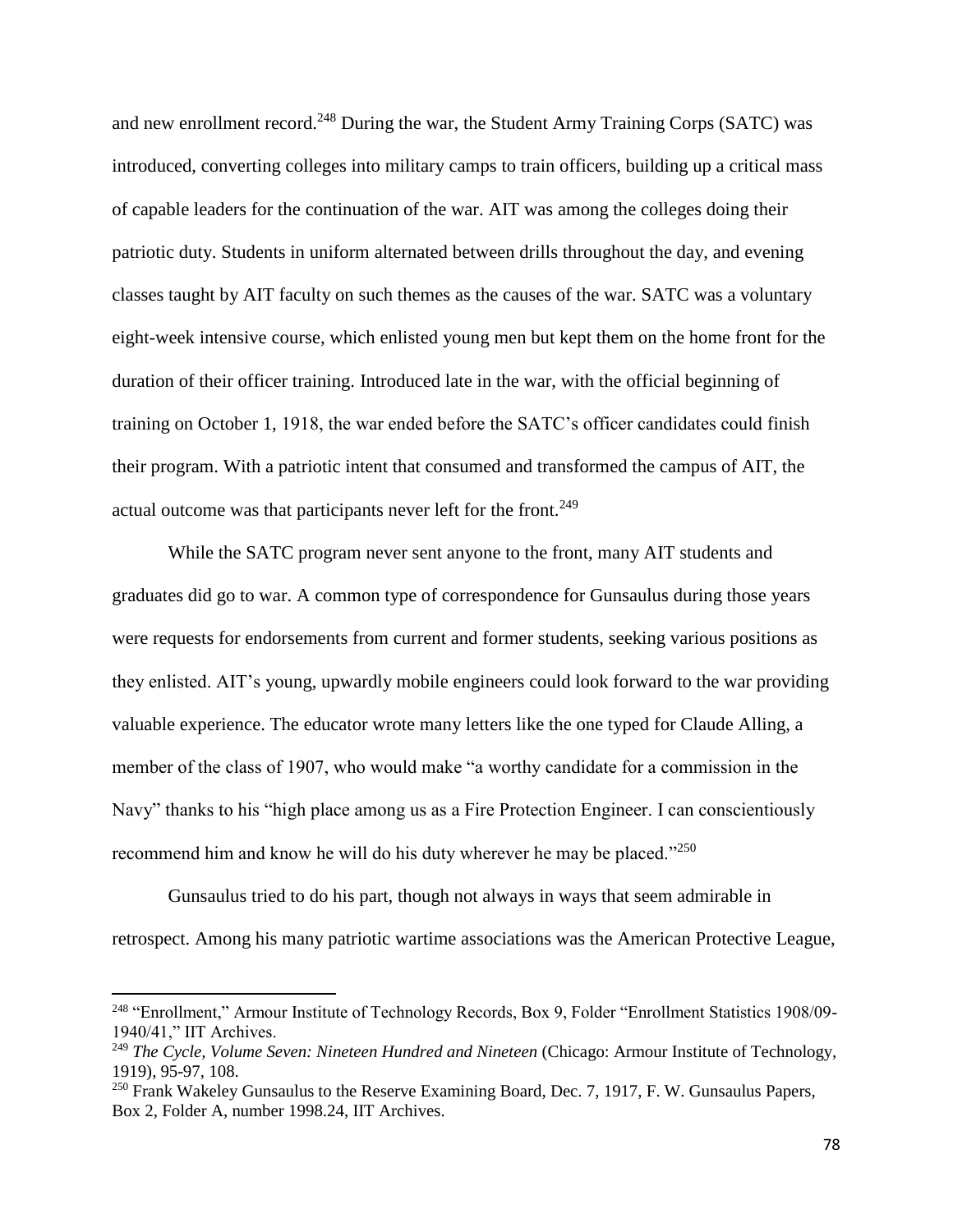and new enrollment record.[248] During the war, the Student Army Training Corps (SATC) was introduced, converting colleges into military camps to train officers, building up a critical mass of capable leaders for the continuation of the war. AIT was among the colleges doing their patriotic duty. Students in uniform alternated between drills throughout the day, and evening classes taught by AIT faculty on such themes as the causes of the war. SATC was a voluntary eight-week intensive course, which enlisted young men but kept them on the home front for the duration of their officer training. Introduced late in the war, with the official beginning of training on October 1, 1918, the war ended before the SATC's officer candidates could finish their program. With a patriotic intent that consumed and transformed the campus of AIT, the actual outcome was that participants never left for the front.[249]

While the SATC program never sent anyone to the front, many AIT students and graduates did go to war. A common type of correspondence for Gunsaulus during those years were requests for endorsements from current and former students, seeking various positions as they enlisted. AIT's young, upwardly mobile engineers could look forward to the war providing valuable experience. The educator wrote many letters like the one typed for Claude Alling, a member of the class of 1907, who would make "a worthy candidate for a commission in the Navy" thanks to his "high place among us as a Fire Protection Engineer. I can conscientiously recommend him and know he will do his duty wherever he may be placed."[250]

Gunsaulus tried to do his part, though not always in ways that seem admirable in retrospect. Among his many patriotic wartime associations was the American Protective League,

---

[248] "Enrollment," Armour Institute of Technology Records, Box 9, Folder "Enrollment Statistics 1908/09-1940/41," IIT Archives.

[249] *The Cycle, Volume Seven: Nineteen Hundred and Nineteen* (Chicago: Armour Institute of Technology, 1919), 95-97, 108.

[250] Frank Wakeley Gunsaulus to the Reserve Examining Board, Dec. 7, 1917, F. W. Gunsaulus Papers, Box 2, Folder A, number 1998.24, IIT Archives.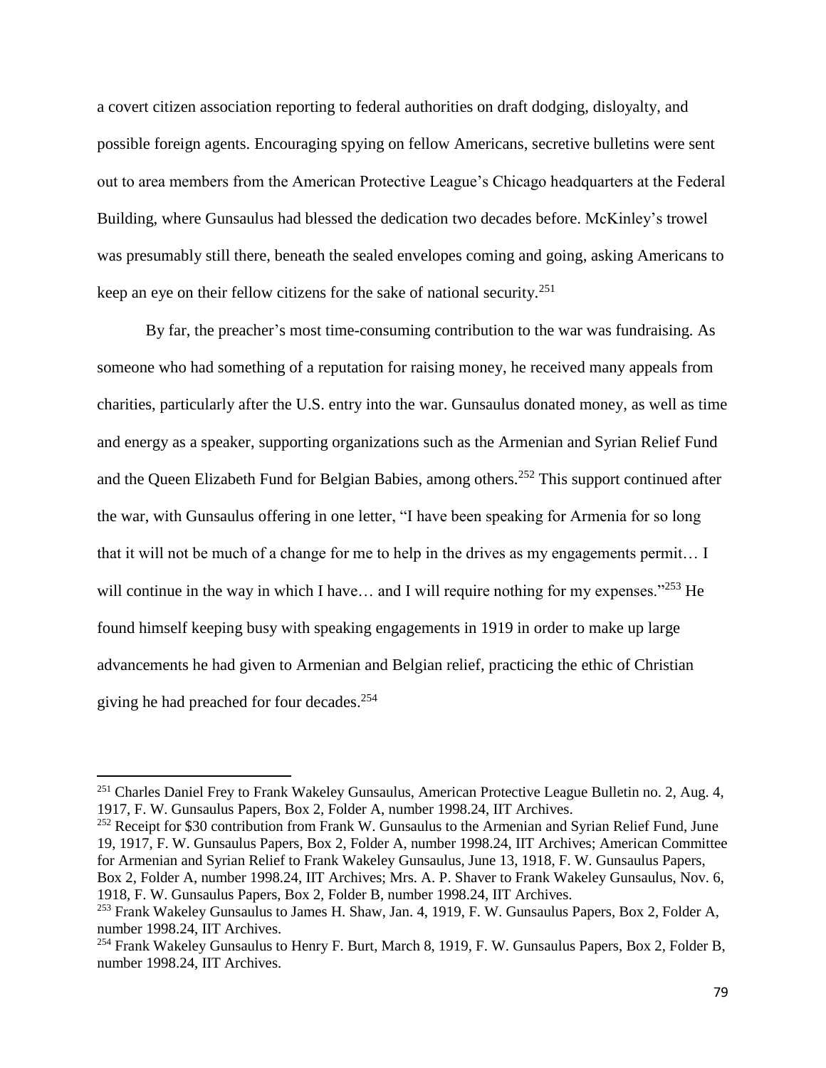a covert citizen association reporting to federal authorities on draft dodging, disloyalty, and possible foreign agents. Encouraging spying on fellow Americans, secretive bulletins were sent out to area members from the American Protective League's Chicago headquarters at the Federal Building, where Gunsaulus had blessed the dedication two decades before. McKinley's trowel was presumably still there, beneath the sealed envelopes coming and going, asking Americans to keep an eye on their fellow citizens for the sake of national security.[251]

By far, the preacher's most time-consuming contribution to the war was fundraising. As someone who had something of a reputation for raising money, he received many appeals from charities, particularly after the U.S. entry into the war. Gunsaulus donated money, as well as time and energy as a speaker, supporting organizations such as the Armenian and Syrian Relief Fund and the Queen Elizabeth Fund for Belgian Babies, among others.[252] This support continued after the war, with Gunsaulus offering in one letter, "I have been speaking for Armenia for so long that it will not be much of a change for me to help in the drives as my engagements permit… I will continue in the way in which I have… and I will require nothing for my expenses."[253] He found himself keeping busy with speaking engagements in 1919 in order to make up large advancements he had given to Armenian and Belgian relief, practicing the ethic of Christian giving he had preached for four decades.[254]

---

[251] Charles Daniel Frey to Frank Wakeley Gunsaulus, American Protective League Bulletin no. 2, Aug. 4, 1917, F. W. Gunsaulus Papers, Box 2, Folder A, number 1998.24, IIT Archives.

[252] Receipt for $30 contribution from Frank W. Gunsaulus to the Armenian and Syrian Relief Fund, June 19, 1917, F. W. Gunsaulus Papers, Box 2, Folder A, number 1998.24, IIT Archives; American Committee for Armenian and Syrian Relief to Frank Wakeley Gunsaulus, June 13, 1918, F. W. Gunsaulus Papers, Box 2, Folder A, number 1998.24, IIT Archives; Mrs. A. P. Shaver to Frank Wakeley Gunsaulus, Nov. 6, 1918, F. W. Gunsaulus Papers, Box 2, Folder B, number 1998.24, IIT Archives.

[253] Frank Wakeley Gunsaulus to James H. Shaw, Jan. 4, 1919, F. W. Gunsaulus Papers, Box 2, Folder A, number 1998.24, IIT Archives.

[254] Frank Wakeley Gunsaulus to Henry F. Burt, March 8, 1919, F. W. Gunsaulus Papers, Box 2, Folder B, number 1998.24, IIT Archives.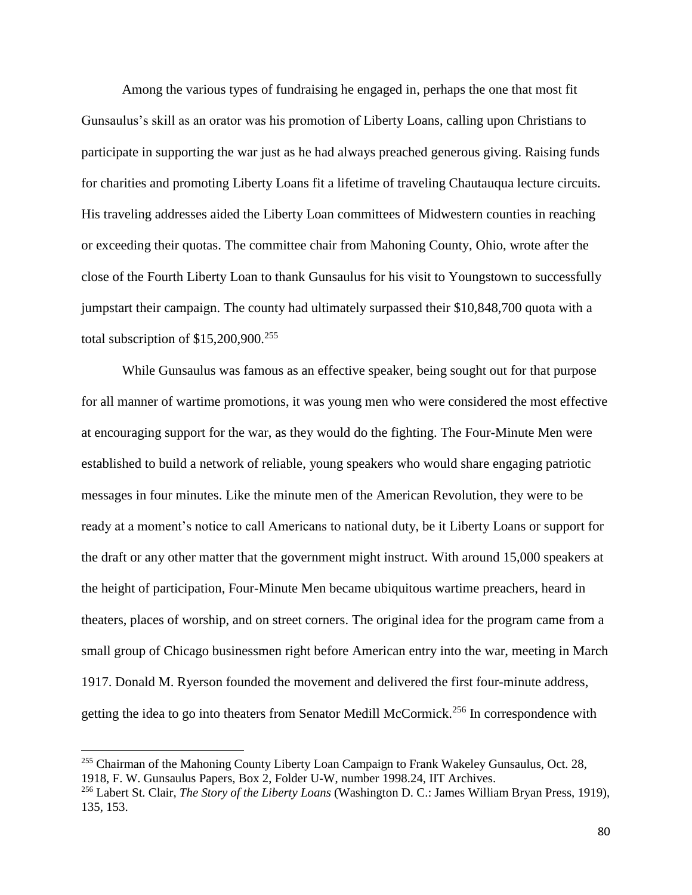Among the various types of fundraising he engaged in, perhaps the one that most fit Gunsaulus's skill as an orator was his promotion of Liberty Loans, calling upon Christians to participate in supporting the war just as he had always preached generous giving. Raising funds for charities and promoting Liberty Loans fit a lifetime of traveling Chautauqua lecture circuits. His traveling addresses aided the Liberty Loan committees of Midwestern counties in reaching or exceeding their quotas. The committee chair from Mahoning County, Ohio, wrote after the close of the Fourth Liberty Loan to thank Gunsaulus for his visit to Youngstown to successfully jumpstart their campaign. The county had ultimately surpassed their \$10,848,700 quota with a total subscription of \$15,200,900.[255]

While Gunsaulus was famous as an effective speaker, being sought out for that purpose for all manner of wartime promotions, it was young men who were considered the most effective at encouraging support for the war, as they would do the fighting. The Four-Minute Men were established to build a network of reliable, young speakers who would share engaging patriotic messages in four minutes. Like the minute men of the American Revolution, they were to be ready at a moment's notice to call Americans to national duty, be it Liberty Loans or support for the draft or any other matter that the government might instruct. With around 15,000 speakers at the height of participation, Four-Minute Men became ubiquitous wartime preachers, heard in theaters, places of worship, and on street corners. The original idea for the program came from a small group of Chicago businessmen right before American entry into the war, meeting in March 1917. Donald M. Ryerson founded the movement and delivered the first four-minute address, getting the idea to go into theaters from Senator Medill McCormick.[256] In correspondence with

---

[255] Chairman of the Mahoning County Liberty Loan Campaign to Frank Wakeley Gunsaulus, Oct. 28, 1918, F. W. Gunsaulus Papers, Box 2, Folder U-W, number 1998.24, IIT Archives.

[256] Labert St. Clair, *The Story of the Liberty Loans* (Washington D. C.: James William Bryan Press, 1919), 135, 153.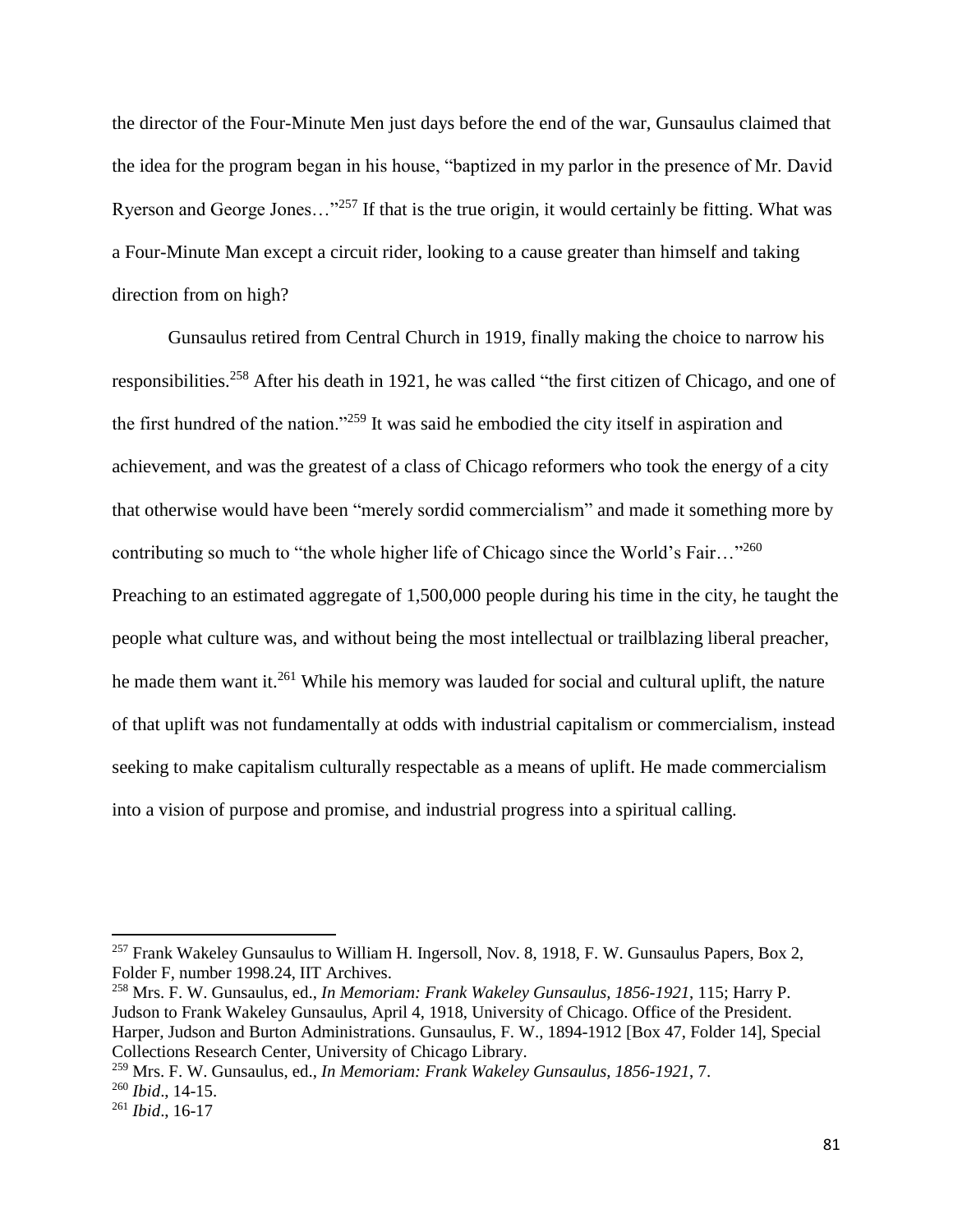the director of the Four-Minute Men just days before the end of the war, Gunsaulus claimed that the idea for the program began in his house, "baptized in my parlor in the presence of Mr. David Ryerson and George Jones…"[257] If that is the true origin, it would certainly be fitting. What was a Four-Minute Man except a circuit rider, looking to a cause greater than himself and taking direction from on high?

Gunsaulus retired from Central Church in 1919, finally making the choice to narrow his responsibilities.[258] After his death in 1921, he was called "the first citizen of Chicago, and one of the first hundred of the nation."[259] It was said he embodied the city itself in aspiration and achievement, and was the greatest of a class of Chicago reformers who took the energy of a city that otherwise would have been "merely sordid commercialism" and made it something more by contributing so much to "the whole higher life of Chicago since the World's Fair…"[260] Preaching to an estimated aggregate of 1,500,000 people during his time in the city, he taught the people what culture was, and without being the most intellectual or trailblazing liberal preacher, he made them want it.[261] While his memory was lauded for social and cultural uplift, the nature of that uplift was not fundamentally at odds with industrial capitalism or commercialism, instead seeking to make capitalism culturally respectable as a means of uplift. He made commercialism into a vision of purpose and promise, and industrial progress into a spiritual calling.

---

[257] Frank Wakeley Gunsaulus to William H. Ingersoll, Nov. 8, 1918, F. W. Gunsaulus Papers, Box 2, Folder F, number 1998.24, IIT Archives.

[258] Mrs. F. W. Gunsaulus, ed., *In Memoriam: Frank Wakeley Gunsaulus, 1856-1921*, 115; Harry P. Judson to Frank Wakeley Gunsaulus, April 4, 1918, University of Chicago. Office of the President. Harper, Judson and Burton Administrations. Gunsaulus, F. W., 1894-1912 [Box 47, Folder 14], Special Collections Research Center, University of Chicago Library.

[259] Mrs. F. W. Gunsaulus, ed., *In Memoriam: Frank Wakeley Gunsaulus, 1856-1921*, 7.

[260] *Ibid*., 14-15.

[261] *Ibid*., 16-17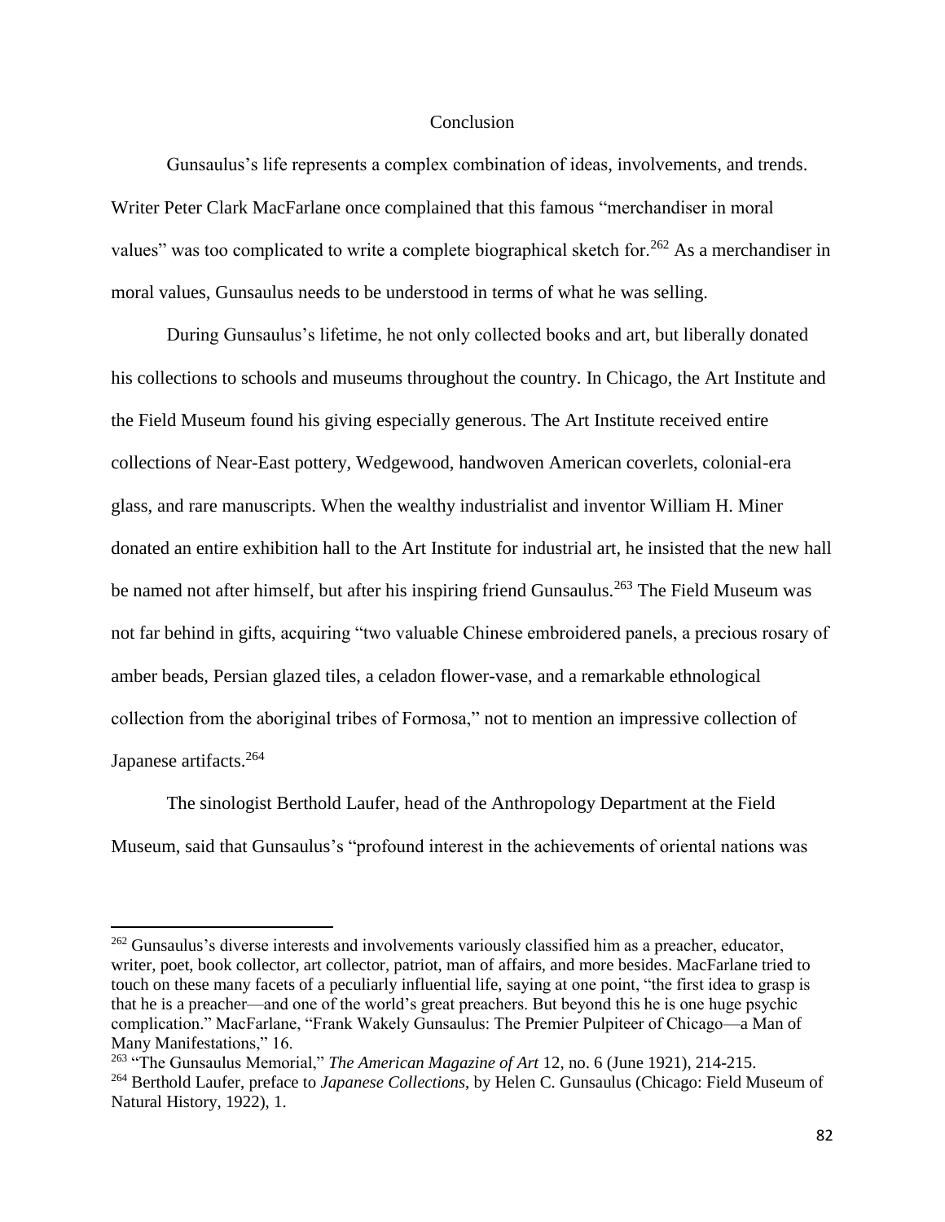# Conclusion

Gunsaulus's life represents a complex combination of ideas, involvements, and trends. Writer Peter Clark MacFarlane once complained that this famous "merchandiser in moral values" was too complicated to write a complete biographical sketch for.[262] As a merchandiser in moral values, Gunsaulus needs to be understood in terms of what he was selling.

During Gunsaulus's lifetime, he not only collected books and art, but liberally donated his collections to schools and museums throughout the country. In Chicago, the Art Institute and the Field Museum found his giving especially generous. The Art Institute received entire collections of Near-East pottery, Wedgewood, handwoven American coverlets, colonial-era glass, and rare manuscripts. When the wealthy industrialist and inventor William H. Miner donated an entire exhibition hall to the Art Institute for industrial art, he insisted that the new hall be named not after himself, but after his inspiring friend Gunsaulus.[263] The Field Museum was not far behind in gifts, acquiring "two valuable Chinese embroidered panels, a precious rosary of amber beads, Persian glazed tiles, a celadon flower-vase, and a remarkable ethnological collection from the aboriginal tribes of Formosa," not to mention an impressive collection of Japanese artifacts.[264]

The sinologist Berthold Laufer, head of the Anthropology Department at the Field Museum, said that Gunsaulus's "profound interest in the achievements of oriental nations was

---

[262] Gunsaulus's diverse interests and involvements variously classified him as a preacher, educator, writer, poet, book collector, art collector, patriot, man of affairs, and more besides. MacFarlane tried to touch on these many facets of a peculiarly influential life, saying at one point, "the first idea to grasp is that he is a preacher—and one of the world's great preachers. But beyond this he is one huge psychic complication." MacFarlane, "Frank Wakely Gunsaulus: The Premier Pulpiteer of Chicago—a Man of Many Manifestations," 16.

[263] "The Gunsaulus Memorial," *The American Magazine of Art* 12, no. 6 (June 1921), 214-215.

[264] Berthold Laufer, preface to *Japanese Collections*, by Helen C. Gunsaulus (Chicago: Field Museum of Natural History, 1922), 1.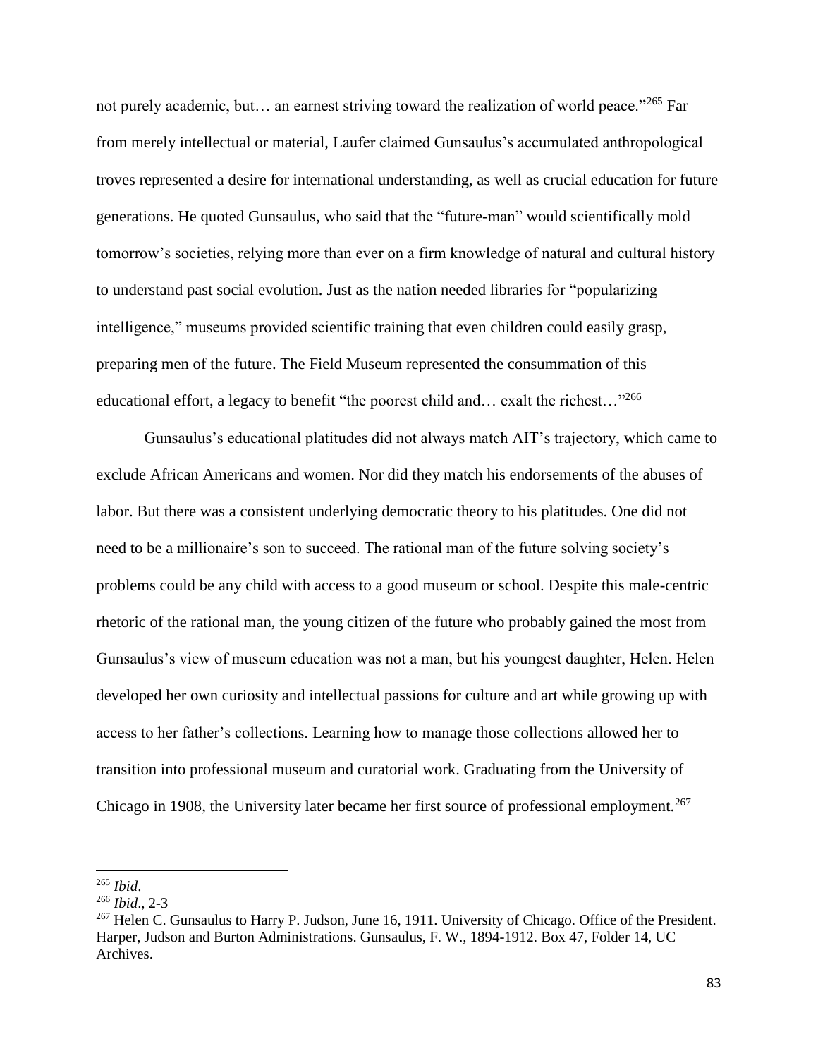not purely academic, but… an earnest striving toward the realization of world peace."[265] Far from merely intellectual or material, Laufer claimed Gunsaulus's accumulated anthropological troves represented a desire for international understanding, as well as crucial education for future generations. He quoted Gunsaulus, who said that the "future-man" would scientifically mold tomorrow's societies, relying more than ever on a firm knowledge of natural and cultural history to understand past social evolution. Just as the nation needed libraries for "popularizing intelligence," museums provided scientific training that even children could easily grasp, preparing men of the future. The Field Museum represented the consummation of this educational effort, a legacy to benefit "the poorest child and… exalt the richest…"[266]

Gunsaulus's educational platitudes did not always match AIT's trajectory, which came to exclude African Americans and women. Nor did they match his endorsements of the abuses of labor. But there was a consistent underlying democratic theory to his platitudes. One did not need to be a millionaire's son to succeed. The rational man of the future solving society's problems could be any child with access to a good museum or school. Despite this male-centric rhetoric of the rational man, the young citizen of the future who probably gained the most from Gunsaulus's view of museum education was not a man, but his youngest daughter, Helen. Helen developed her own curiosity and intellectual passions for culture and art while growing up with access to her father's collections. Learning how to manage those collections allowed her to transition into professional museum and curatorial work. Graduating from the University of Chicago in 1908, the University later became her first source of professional employment.[267]

---

[265] *Ibid*.

[266] *Ibid*., 2-3

[267] Helen C. Gunsaulus to Harry P. Judson, June 16, 1911. University of Chicago. Office of the President. Harper, Judson and Burton Administrations. Gunsaulus, F. W., 1894-1912. Box 47, Folder 14, UC Archives.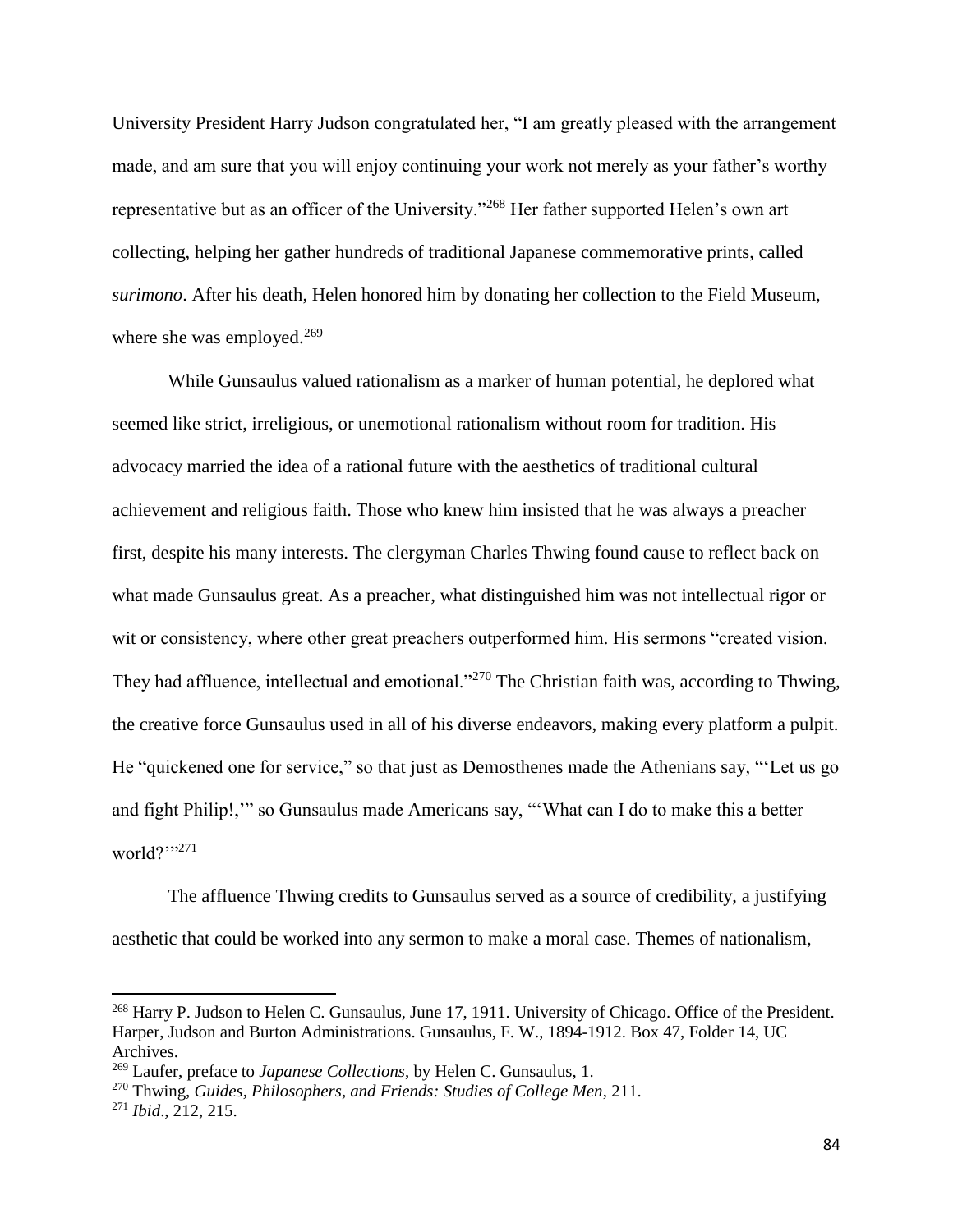University President Harry Judson congratulated her, "I am greatly pleased with the arrangement made, and am sure that you will enjoy continuing your work not merely as your father's worthy representative but as an officer of the University."[268] Her father supported Helen's own art collecting, helping her gather hundreds of traditional Japanese commemorative prints, called *surimono*. After his death, Helen honored him by donating her collection to the Field Museum, where she was employed.[269]

While Gunsaulus valued rationalism as a marker of human potential, he deplored what seemed like strict, irreligious, or unemotional rationalism without room for tradition. His advocacy married the idea of a rational future with the aesthetics of traditional cultural achievement and religious faith. Those who knew him insisted that he was always a preacher first, despite his many interests. The clergyman Charles Thwing found cause to reflect back on what made Gunsaulus great. As a preacher, what distinguished him was not intellectual rigor or wit or consistency, where other great preachers outperformed him. His sermons "created vision. They had affluence, intellectual and emotional."[270] The Christian faith was, according to Thwing, the creative force Gunsaulus used in all of his diverse endeavors, making every platform a pulpit. He "quickened one for service," so that just as Demosthenes made the Athenians say, "'Let us go and fight Philip!,'" so Gunsaulus made Americans say, "'What can I do to make this a better world?'"[271]

The affluence Thwing credits to Gunsaulus served as a source of credibility, a justifying aesthetic that could be worked into any sermon to make a moral case. Themes of nationalism,

---

[268] Harry P. Judson to Helen C. Gunsaulus, June 17, 1911. University of Chicago. Office of the President. Harper, Judson and Burton Administrations. Gunsaulus, F. W., 1894-1912. Box 47, Folder 14, UC Archives.

[269] Laufer, preface to *Japanese Collections*, by Helen C. Gunsaulus, 1.

[270] Thwing, *Guides, Philosophers, and Friends: Studies of College Men*, 211.

[271] *Ibid*., 212, 215.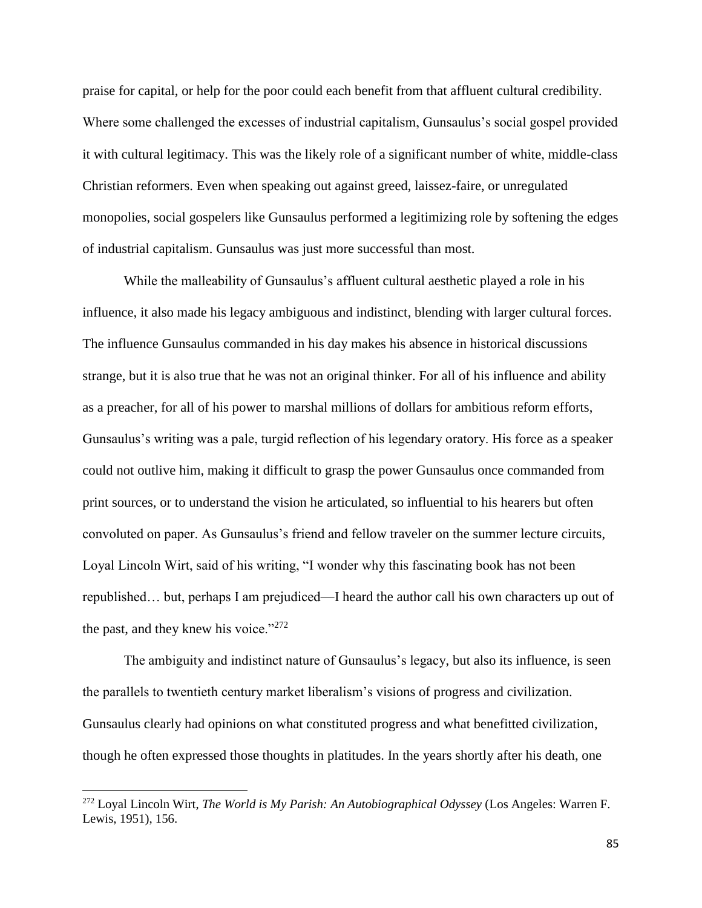praise for capital, or help for the poor could each benefit from that affluent cultural credibility. Where some challenged the excesses of industrial capitalism, Gunsaulus's social gospel provided it with cultural legitimacy. This was the likely role of a significant number of white, middle-class Christian reformers. Even when speaking out against greed, laissez-faire, or unregulated monopolies, social gospelers like Gunsaulus performed a legitimizing role by softening the edges of industrial capitalism. Gunsaulus was just more successful than most.

While the malleability of Gunsaulus's affluent cultural aesthetic played a role in his influence, it also made his legacy ambiguous and indistinct, blending with larger cultural forces. The influence Gunsaulus commanded in his day makes his absence in historical discussions strange, but it is also true that he was not an original thinker. For all of his influence and ability as a preacher, for all of his power to marshal millions of dollars for ambitious reform efforts, Gunsaulus's writing was a pale, turgid reflection of his legendary oratory. His force as a speaker could not outlive him, making it difficult to grasp the power Gunsaulus once commanded from print sources, or to understand the vision he articulated, so influential to his hearers but often convoluted on paper. As Gunsaulus's friend and fellow traveler on the summer lecture circuits, Loyal Lincoln Wirt, said of his writing, "I wonder why this fascinating book has not been republished… but, perhaps I am prejudiced—I heard the author call his own characters up out of the past, and they knew his voice."[272]

The ambiguity and indistinct nature of Gunsaulus's legacy, but also its influence, is seen the parallels to twentieth century market liberalism's visions of progress and civilization. Gunsaulus clearly had opinions on what constituted progress and what benefitted civilization, though he often expressed those thoughts in platitudes. In the years shortly after his death, one

---

[272] Loyal Lincoln Wirt, *The World is My Parish: An Autobiographical Odyssey* (Los Angeles: Warren F. Lewis, 1951), 156.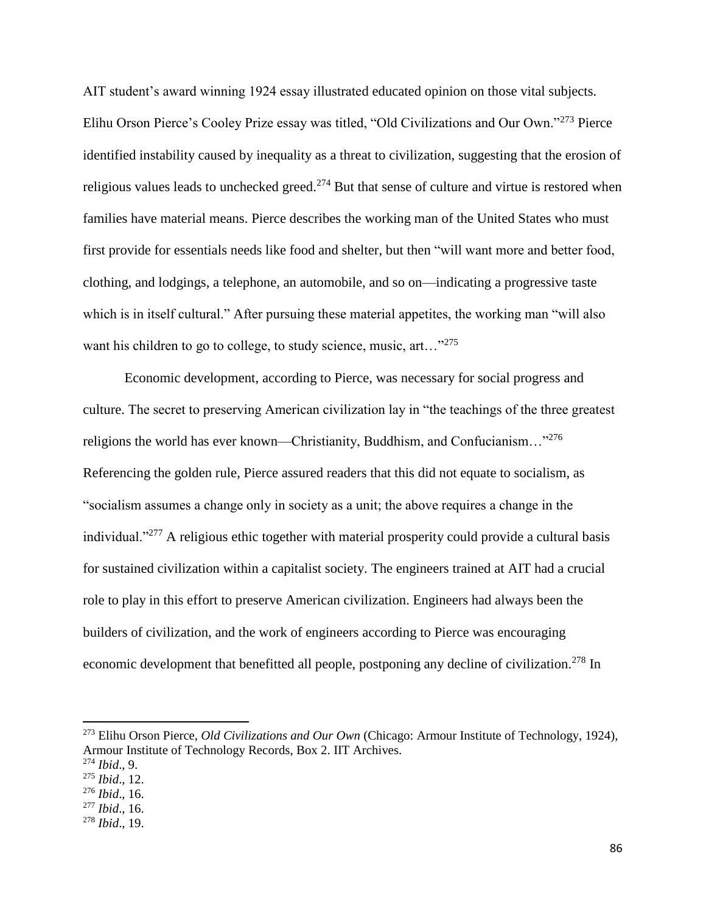AIT student's award winning 1924 essay illustrated educated opinion on those vital subjects. Elihu Orson Pierce's Cooley Prize essay was titled, "Old Civilizations and Our Own."[273] Pierce identified instability caused by inequality as a threat to civilization, suggesting that the erosion of religious values leads to unchecked greed.[274] But that sense of culture and virtue is restored when families have material means. Pierce describes the working man of the United States who must first provide for essentials needs like food and shelter, but then "will want more and better food, clothing, and lodgings, a telephone, an automobile, and so on—indicating a progressive taste which is in itself cultural." After pursuing these material appetites, the working man "will also want his children to go to college, to study science, music, art…"[275]

Economic development, according to Pierce, was necessary for social progress and culture. The secret to preserving American civilization lay in "the teachings of the three greatest religions the world has ever known—Christianity, Buddhism, and Confucianism…"[276] Referencing the golden rule, Pierce assured readers that this did not equate to socialism, as "socialism assumes a change only in society as a unit; the above requires a change in the individual."[277] A religious ethic together with material prosperity could provide a cultural basis for sustained civilization within a capitalist society. The engineers trained at AIT had a crucial role to play in this effort to preserve American civilization. Engineers had always been the builders of civilization, and the work of engineers according to Pierce was encouraging economic development that benefitted all people, postponing any decline of civilization.[278] In

---

[273] Elihu Orson Pierce, *Old Civilizations and Our Own* (Chicago: Armour Institute of Technology, 1924), Armour Institute of Technology Records, Box 2. IIT Archives.

[274] *Ibid*., 9.

[275] *Ibid*., 12.

[276] *Ibid*., 16.

[277] *Ibid*., 16.

[278] *Ibid*., 19.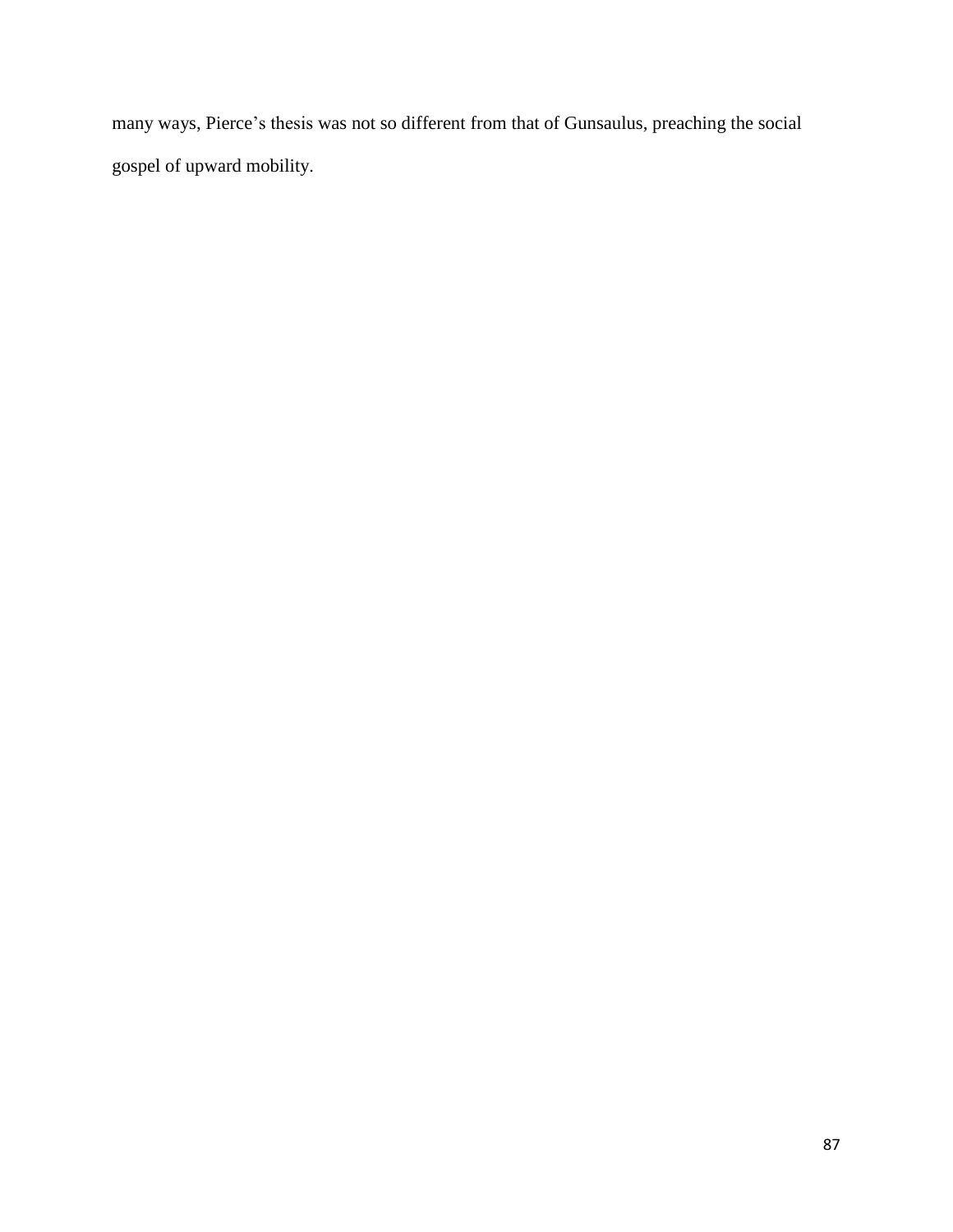many ways, Pierce's thesis was not so different from that of Gunsaulus, preaching the social gospel of upward mobility.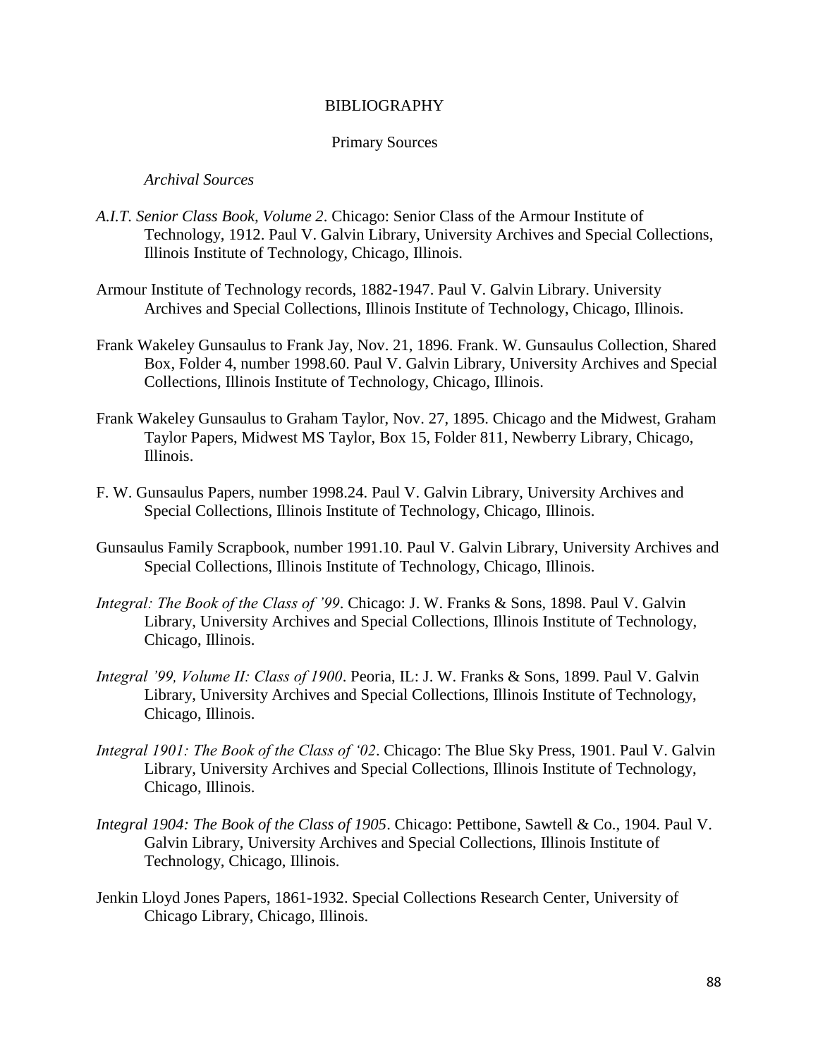# BIBLIOGRAPHY

## Primary Sources

### *Archival Sources*

*A.I.T. Senior Class Book, Volume 2*. Chicago: Senior Class of the Armour Institute of Technology, 1912. Paul V. Galvin Library, University Archives and Special Collections, Illinois Institute of Technology, Chicago, Illinois.

Armour Institute of Technology records, 1882-1947. Paul V. Galvin Library. University Archives and Special Collections, Illinois Institute of Technology, Chicago, Illinois.

Frank Wakeley Gunsaulus to Frank Jay, Nov. 21, 1896. Frank. W. Gunsaulus Collection, Shared Box, Folder 4, number 1998.60. Paul V. Galvin Library, University Archives and Special Collections, Illinois Institute of Technology, Chicago, Illinois.

Frank Wakeley Gunsaulus to Graham Taylor, Nov. 27, 1895. Chicago and the Midwest, Graham Taylor Papers, Midwest MS Taylor, Box 15, Folder 811, Newberry Library, Chicago, Illinois.

F. W. Gunsaulus Papers, number 1998.24. Paul V. Galvin Library, University Archives and Special Collections, Illinois Institute of Technology, Chicago, Illinois.

Gunsaulus Family Scrapbook, number 1991.10. Paul V. Galvin Library, University Archives and Special Collections, Illinois Institute of Technology, Chicago, Illinois.

*Integral: The Book of the Class of '99*. Chicago: J. W. Franks & Sons, 1898. Paul V. Galvin Library, University Archives and Special Collections, Illinois Institute of Technology, Chicago, Illinois.

*Integral '99, Volume II: Class of 1900*. Peoria, IL: J. W. Franks & Sons, 1899. Paul V. Galvin Library, University Archives and Special Collections, Illinois Institute of Technology, Chicago, Illinois.

*Integral 1901: The Book of the Class of '02*. Chicago: The Blue Sky Press, 1901. Paul V. Galvin Library, University Archives and Special Collections, Illinois Institute of Technology, Chicago, Illinois.

*Integral 1904: The Book of the Class of 1905*. Chicago: Pettibone, Sawtell & Co., 1904. Paul V. Galvin Library, University Archives and Special Collections, Illinois Institute of Technology, Chicago, Illinois.

Jenkin Lloyd Jones Papers, 1861-1932. Special Collections Research Center, University of Chicago Library, Chicago, Illinois.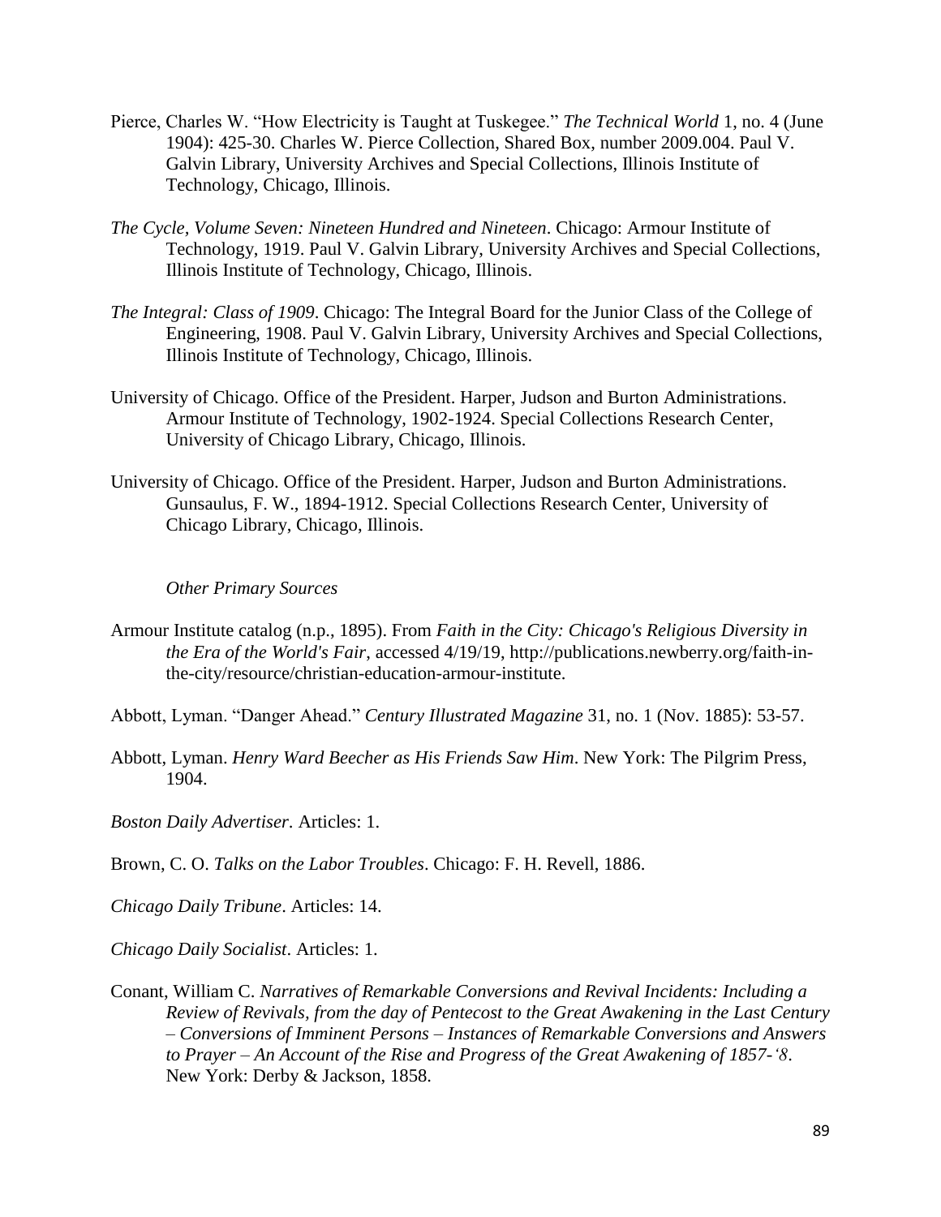Pierce, Charles W. "How Electricity is Taught at Tuskegee." *The Technical World* 1, no. 4 (June 1904): 425-30. Charles W. Pierce Collection, Shared Box, number 2009.004. Paul V. Galvin Library, University Archives and Special Collections, Illinois Institute of Technology, Chicago, Illinois.

*The Cycle, Volume Seven: Nineteen Hundred and Nineteen*. Chicago: Armour Institute of Technology, 1919. Paul V. Galvin Library, University Archives and Special Collections, Illinois Institute of Technology, Chicago, Illinois.

*The Integral: Class of 1909*. Chicago: The Integral Board for the Junior Class of the College of Engineering, 1908. Paul V. Galvin Library, University Archives and Special Collections, Illinois Institute of Technology, Chicago, Illinois.

University of Chicago. Office of the President. Harper, Judson and Burton Administrations. Armour Institute of Technology, 1902-1924. Special Collections Research Center, University of Chicago Library, Chicago, Illinois.

University of Chicago. Office of the President. Harper, Judson and Burton Administrations. Gunsaulus, F. W., 1894-1912. Special Collections Research Center, University of Chicago Library, Chicago, Illinois.

*Other Primary Sources*

Armour Institute catalog (n.p., 1895). From *Faith in the City: Chicago's Religious Diversity in the Era of the World's Fair*, accessed 4/19/19, http://publications.newberry.org/faith-in-the-city/resource/christian-education-armour-institute.

Abbott, Lyman. "Danger Ahead." *Century Illustrated Magazine* 31, no. 1 (Nov. 1885): 53-57.

Abbott, Lyman. *Henry Ward Beecher as His Friends Saw Him*. New York: The Pilgrim Press, 1904.

*Boston Daily Advertiser*. Articles: 1.

Brown, C. O. *Talks on the Labor Troubles*. Chicago: F. H. Revell, 1886.

*Chicago Daily Tribune*. Articles: 14.

*Chicago Daily Socialist*. Articles: 1.

Conant, William C. *Narratives of Remarkable Conversions and Revival Incidents: Including a Review of Revivals, from the day of Pentecost to the Great Awakening in the Last Century – Conversions of Imminent Persons – Instances of Remarkable Conversions and Answers to Prayer – An Account of the Rise and Progress of the Great Awakening of 1857-'8*. New York: Derby & Jackson, 1858.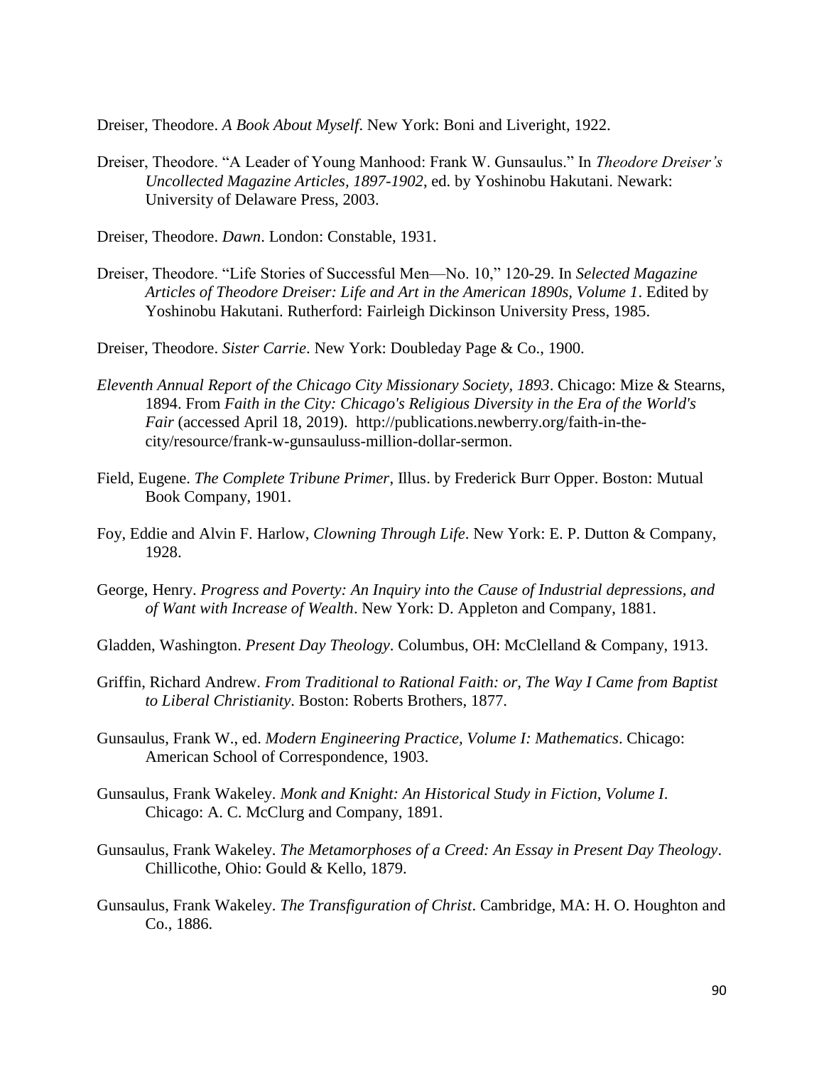Dreiser, Theodore. *A Book About Myself*. New York: Boni and Liveright, 1922.

Dreiser, Theodore. "A Leader of Young Manhood: Frank W. Gunsaulus." In *Theodore Dreiser's Uncollected Magazine Articles, 1897-1902*, ed. by Yoshinobu Hakutani. Newark: University of Delaware Press, 2003.

Dreiser, Theodore. *Dawn*. London: Constable, 1931.

Dreiser, Theodore. "Life Stories of Successful Men—No. 10," 120-29. In *Selected Magazine Articles of Theodore Dreiser: Life and Art in the American 1890s, Volume 1*. Edited by Yoshinobu Hakutani. Rutherford: Fairleigh Dickinson University Press, 1985.

Dreiser, Theodore. *Sister Carrie*. New York: Doubleday Page & Co., 1900.

*Eleventh Annual Report of the Chicago City Missionary Society, 1893*. Chicago: Mize & Stearns, 1894. From *Faith in the City: Chicago's Religious Diversity in the Era of the World's Fair* (accessed April 18, 2019). http://publications.newberry.org/faith-in-the-city/resource/frank-w-gunsauluss-million-dollar-sermon.

Field, Eugene. *The Complete Tribune Primer*, Illus. by Frederick Burr Opper. Boston: Mutual Book Company, 1901.

Foy, Eddie and Alvin F. Harlow, *Clowning Through Life*. New York: E. P. Dutton & Company, 1928.

George, Henry. *Progress and Poverty: An Inquiry into the Cause of Industrial depressions, and of Want with Increase of Wealth*. New York: D. Appleton and Company, 1881.

Gladden, Washington. *Present Day Theology*. Columbus, OH: McClelland & Company, 1913.

Griffin, Richard Andrew. *From Traditional to Rational Faith: or, The Way I Came from Baptist to Liberal Christianity*. Boston: Roberts Brothers, 1877.

Gunsaulus, Frank W., ed. *Modern Engineering Practice, Volume I: Mathematics*. Chicago: American School of Correspondence, 1903.

Gunsaulus, Frank Wakeley. *Monk and Knight: An Historical Study in Fiction, Volume I*. Chicago: A. C. McClurg and Company, 1891.

Gunsaulus, Frank Wakeley. *The Metamorphoses of a Creed: An Essay in Present Day Theology*. Chillicothe, Ohio: Gould & Kello, 1879.

Gunsaulus, Frank Wakeley. *The Transfiguration of Christ*. Cambridge, MA: H. O. Houghton and Co., 1886.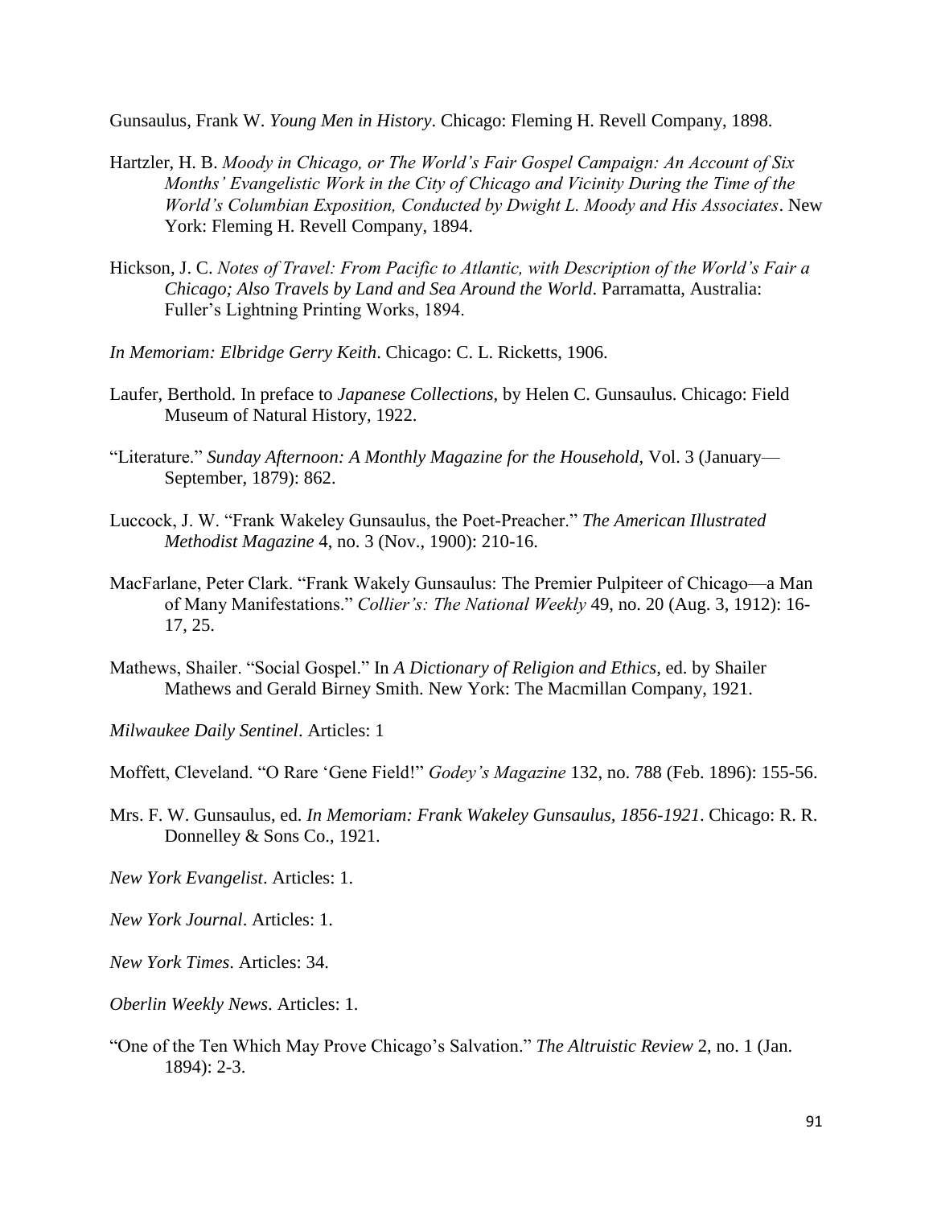Gunsaulus, Frank W. *Young Men in History*. Chicago: Fleming H. Revell Company, 1898.

Hartzler, H. B. *Moody in Chicago, or The World's Fair Gospel Campaign: An Account of Six Months' Evangelistic Work in the City of Chicago and Vicinity During the Time of the World's Columbian Exposition, Conducted by Dwight L. Moody and His Associates*. New York: Fleming H. Revell Company, 1894.

Hickson, J. C. *Notes of Travel: From Pacific to Atlantic, with Description of the World's Fair a Chicago; Also Travels by Land and Sea Around the World*. Parramatta, Australia: Fuller's Lightning Printing Works, 1894.

*In Memoriam: Elbridge Gerry Keith*. Chicago: C. L. Ricketts, 1906.

Laufer, Berthold. In preface to *Japanese Collections*, by Helen C. Gunsaulus. Chicago: Field Museum of Natural History, 1922.

"Literature." *Sunday Afternoon: A Monthly Magazine for the Household*, Vol. 3 (January—September, 1879): 862.

Luccock, J. W. "Frank Wakeley Gunsaulus, the Poet-Preacher." *The American Illustrated Methodist Magazine* 4, no. 3 (Nov., 1900): 210-16.

MacFarlane, Peter Clark. "Frank Wakely Gunsaulus: The Premier Pulpiteer of Chicago—a Man of Many Manifestations." *Collier's: The National Weekly* 49, no. 20 (Aug. 3, 1912): 16-17, 25.

Mathews, Shailer. "Social Gospel." In *A Dictionary of Religion and Ethics*, ed. by Shailer Mathews and Gerald Birney Smith. New York: The Macmillan Company, 1921.

*Milwaukee Daily Sentinel*. Articles: 1

Moffett, Cleveland. "O Rare 'Gene Field!" *Godey's Magazine* 132, no. 788 (Feb. 1896): 155-56.

Mrs. F. W. Gunsaulus, ed. *In Memoriam: Frank Wakeley Gunsaulus, 1856-1921*. Chicago: R. R. Donnelley & Sons Co., 1921.

*New York Evangelist*. Articles: 1.

*New York Journal*. Articles: 1.

*New York Times*. Articles: 34.

*Oberlin Weekly News*. Articles: 1.

"One of the Ten Which May Prove Chicago's Salvation." *The Altruistic Review* 2, no. 1 (Jan. 1894): 2-3.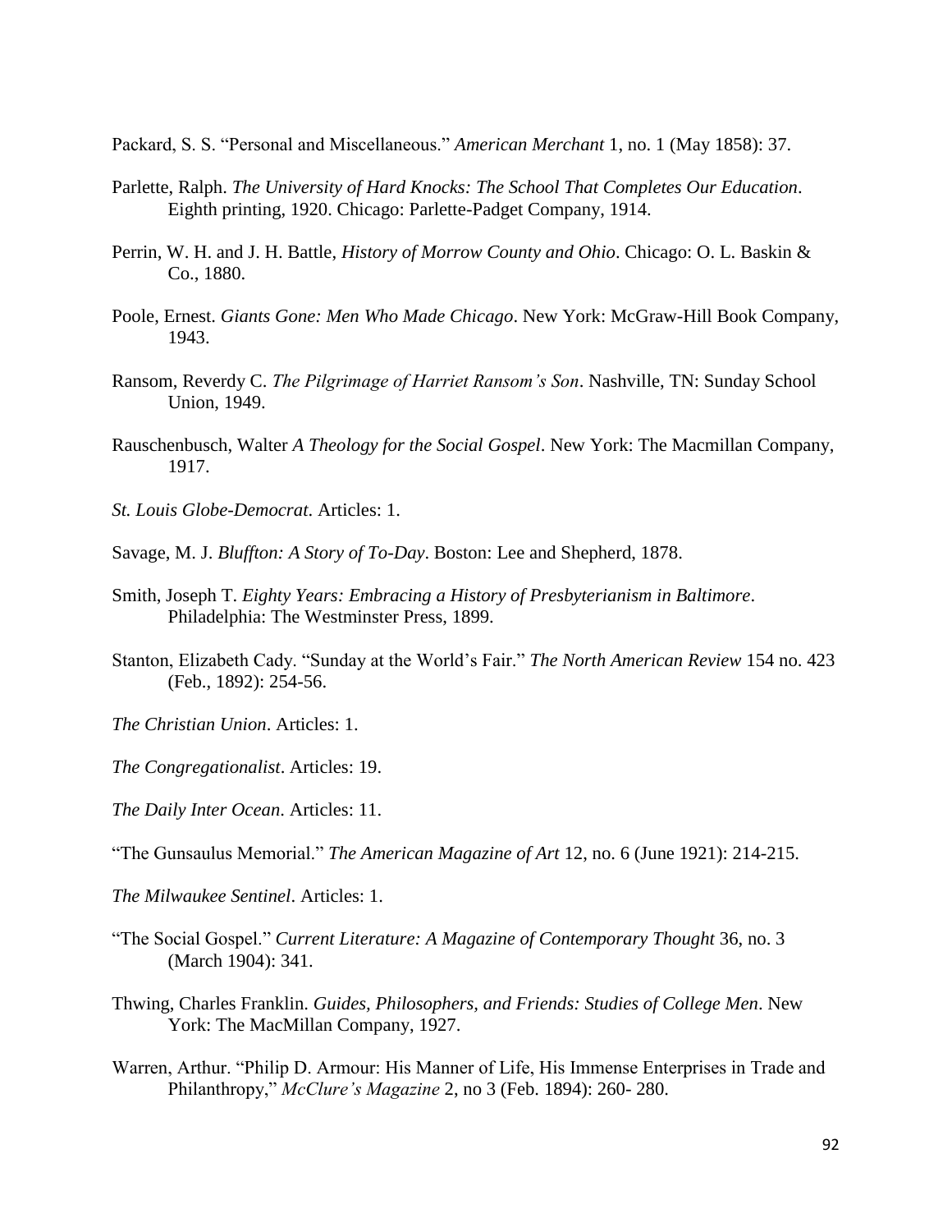Packard, S. S. "Personal and Miscellaneous." *American Merchant* 1, no. 1 (May 1858): 37.

Parlette, Ralph. *The University of Hard Knocks: The School That Completes Our Education*. Eighth printing, 1920. Chicago: Parlette-Padget Company, 1914.

Perrin, W. H. and J. H. Battle, *History of Morrow County and Ohio*. Chicago: O. L. Baskin & Co., 1880.

Poole, Ernest. *Giants Gone: Men Who Made Chicago*. New York: McGraw-Hill Book Company, 1943.

Ransom, Reverdy C. *The Pilgrimage of Harriet Ransom's Son*. Nashville, TN: Sunday School Union, 1949.

Rauschenbusch, Walter *A Theology for the Social Gospel*. New York: The Macmillan Company, 1917.

*St. Louis Globe-Democrat*. Articles: 1.

Savage, M. J. *Bluffton: A Story of To-Day*. Boston: Lee and Shepherd, 1878.

Smith, Joseph T. *Eighty Years: Embracing a History of Presbyterianism in Baltimore*. Philadelphia: The Westminster Press, 1899.

Stanton, Elizabeth Cady. "Sunday at the World's Fair." *The North American Review* 154 no. 423 (Feb., 1892): 254-56.

*The Christian Union*. Articles: 1.

*The Congregationalist*. Articles: 19.

*The Daily Inter Ocean*. Articles: 11.

"The Gunsaulus Memorial." *The American Magazine of Art* 12, no. 6 (June 1921): 214-215.

*The Milwaukee Sentinel*. Articles: 1.

"The Social Gospel." *Current Literature: A Magazine of Contemporary Thought* 36, no. 3 (March 1904): 341.

Thwing, Charles Franklin. *Guides, Philosophers, and Friends: Studies of College Men*. New York: The MacMillan Company, 1927.

Warren, Arthur. "Philip D. Armour: His Manner of Life, His Immense Enterprises in Trade and Philanthropy," *McClure's Magazine* 2, no 3 (Feb. 1894): 260- 280.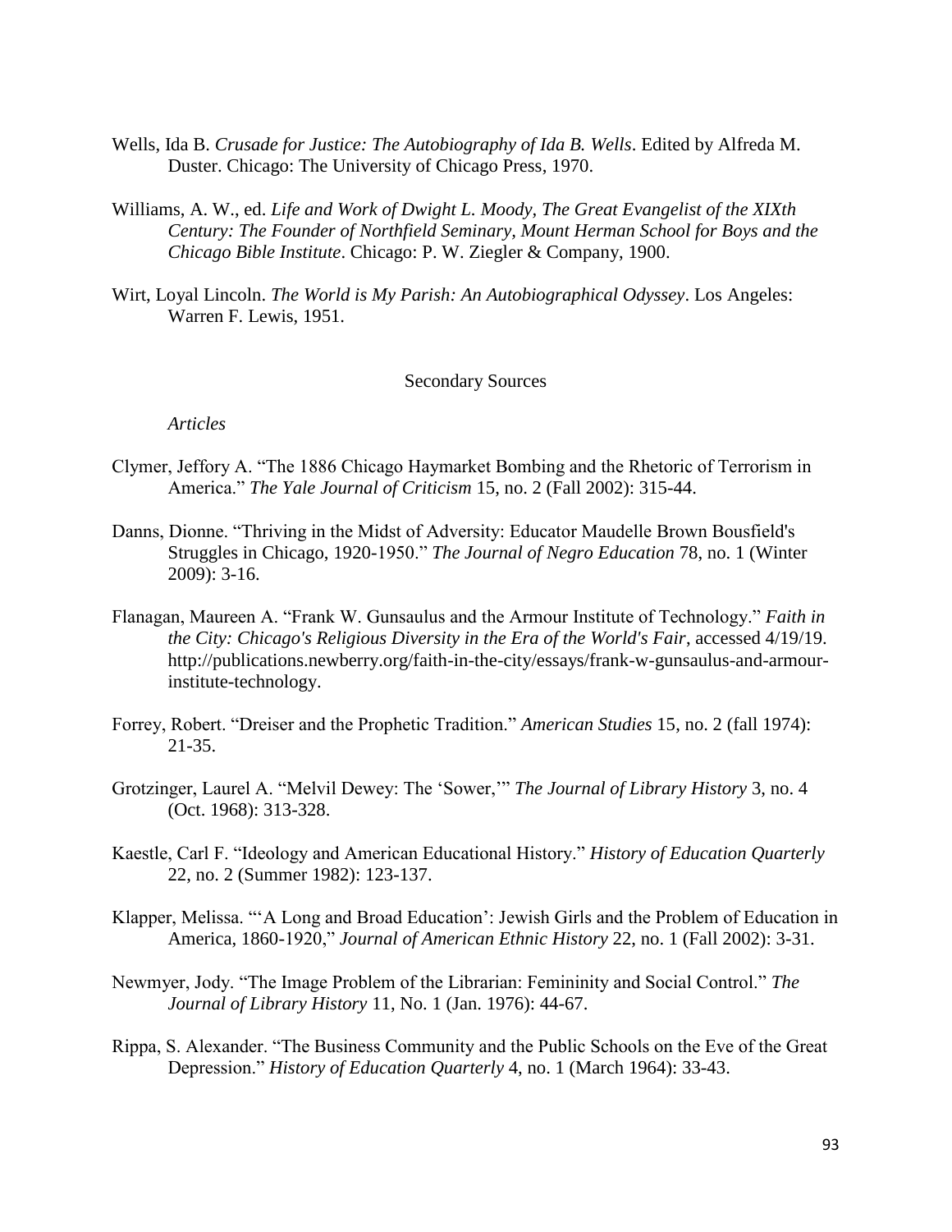Wells, Ida B. *Crusade for Justice: The Autobiography of Ida B. Wells*. Edited by Alfreda M. Duster. Chicago: The University of Chicago Press, 1970.

Williams, A. W., ed. *Life and Work of Dwight L. Moody, The Great Evangelist of the XIXth Century: The Founder of Northfield Seminary, Mount Herman School for Boys and the Chicago Bible Institute*. Chicago: P. W. Ziegler & Company, 1900.

Wirt, Loyal Lincoln. *The World is My Parish: An Autobiographical Odyssey*. Los Angeles: Warren F. Lewis, 1951.

## Secondary Sources

### *Articles*

Clymer, Jeffory A. "The 1886 Chicago Haymarket Bombing and the Rhetoric of Terrorism in America." *The Yale Journal of Criticism* 15, no. 2 (Fall 2002): 315-44.

Danns, Dionne. "Thriving in the Midst of Adversity: Educator Maudelle Brown Bousfield's Struggles in Chicago, 1920-1950." *The Journal of Negro Education* 78, no. 1 (Winter 2009): 3-16.

Flanagan, Maureen A. "Frank W. Gunsaulus and the Armour Institute of Technology." *Faith in the City: Chicago's Religious Diversity in the Era of the World's Fair*, accessed 4/19/19. http://publications.newberry.org/faith-in-the-city/essays/frank-w-gunsaulus-and-armour-institute-technology.

Forrey, Robert. "Dreiser and the Prophetic Tradition." *American Studies* 15, no. 2 (fall 1974): 21-35.

Grotzinger, Laurel A. "Melvil Dewey: The 'Sower,'" *The Journal of Library History* 3, no. 4 (Oct. 1968): 313-328.

Kaestle, Carl F. "Ideology and American Educational History." *History of Education Quarterly* 22, no. 2 (Summer 1982): 123-137.

Klapper, Melissa. "'A Long and Broad Education': Jewish Girls and the Problem of Education in America, 1860-1920," *Journal of American Ethnic History* 22, no. 1 (Fall 2002): 3-31.

Newmyer, Jody. "The Image Problem of the Librarian: Femininity and Social Control." *The Journal of Library History* 11, No. 1 (Jan. 1976): 44-67.

Rippa, S. Alexander. "The Business Community and the Public Schools on the Eve of the Great Depression." *History of Education Quarterly* 4, no. 1 (March 1964): 33-43.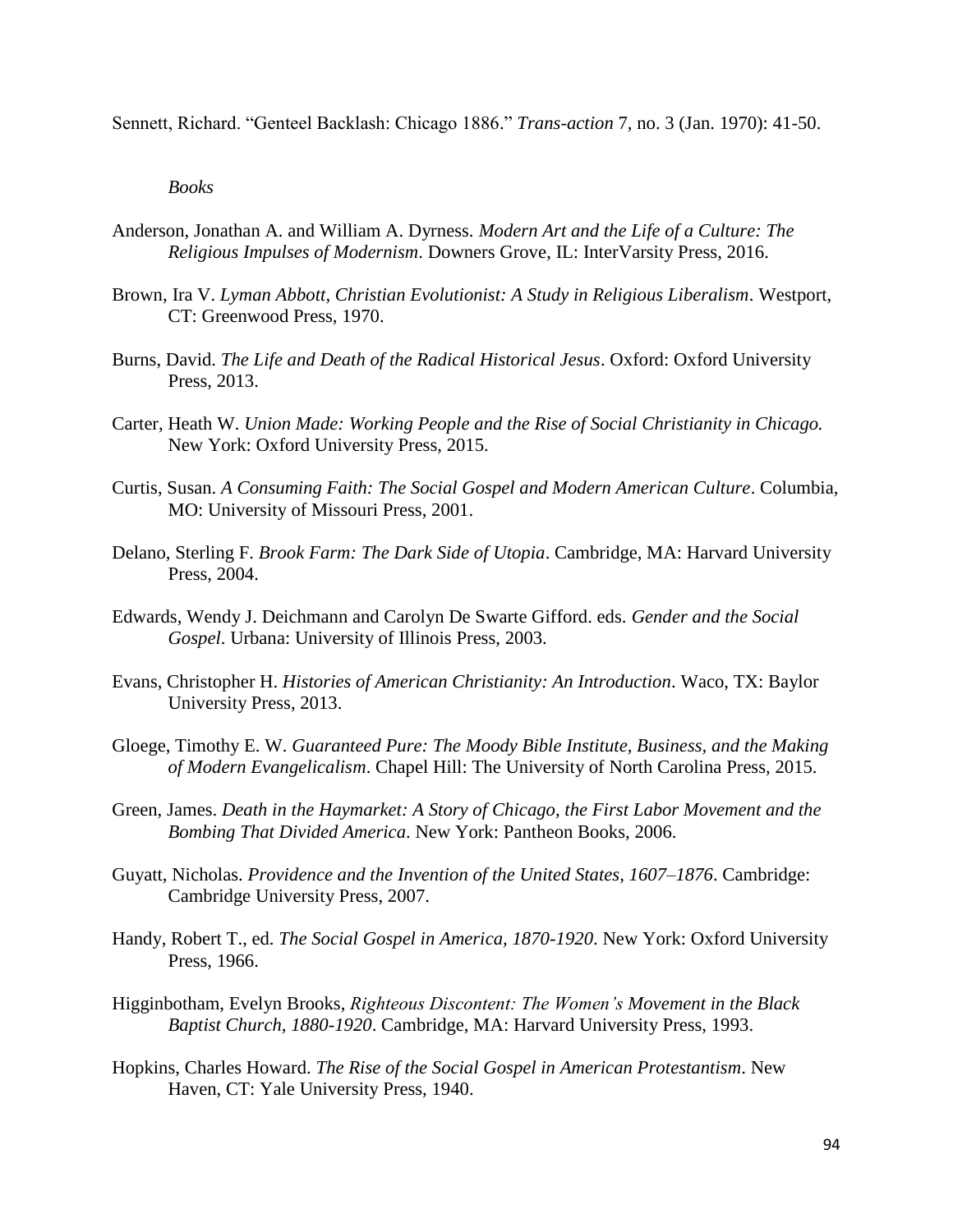Sennett, Richard. "Genteel Backlash: Chicago 1886." *Trans-action* 7, no. 3 (Jan. 1970): 41-50.

*Books*

Anderson, Jonathan A. and William A. Dyrness. *Modern Art and the Life of a Culture: The Religious Impulses of Modernism*. Downers Grove, IL: InterVarsity Press, 2016.

Brown, Ira V. *Lyman Abbott, Christian Evolutionist: A Study in Religious Liberalism*. Westport, CT: Greenwood Press, 1970.

Burns, David. *The Life and Death of the Radical Historical Jesus*. Oxford: Oxford University Press, 2013.

Carter, Heath W. *Union Made: Working People and the Rise of Social Christianity in Chicago.* New York: Oxford University Press, 2015.

Curtis, Susan. *A Consuming Faith: The Social Gospel and Modern American Culture*. Columbia, MO: University of Missouri Press, 2001.

Delano, Sterling F. *Brook Farm: The Dark Side of Utopia*. Cambridge, MA: Harvard University Press, 2004.

Edwards, Wendy J. Deichmann and Carolyn De Swarte Gifford. eds. *Gender and the Social Gospel*. Urbana: University of Illinois Press, 2003.

Evans, Christopher H. *Histories of American Christianity: An Introduction*. Waco, TX: Baylor University Press, 2013.

Gloege, Timothy E. W. *Guaranteed Pure: The Moody Bible Institute, Business, and the Making of Modern Evangelicalism*. Chapel Hill: The University of North Carolina Press, 2015.

Green, James. *Death in the Haymarket: A Story of Chicago, the First Labor Movement and the Bombing That Divided America*. New York: Pantheon Books, 2006.

Guyatt, Nicholas. *Providence and the Invention of the United States, 1607–1876*. Cambridge: Cambridge University Press, 2007.

Handy, Robert T., ed. *The Social Gospel in America, 1870-1920*. New York: Oxford University Press, 1966.

Higginbotham, Evelyn Brooks, *Righteous Discontent: The Women's Movement in the Black Baptist Church, 1880-1920*. Cambridge, MA: Harvard University Press, 1993.

Hopkins, Charles Howard. *The Rise of the Social Gospel in American Protestantism*. New Haven, CT: Yale University Press, 1940.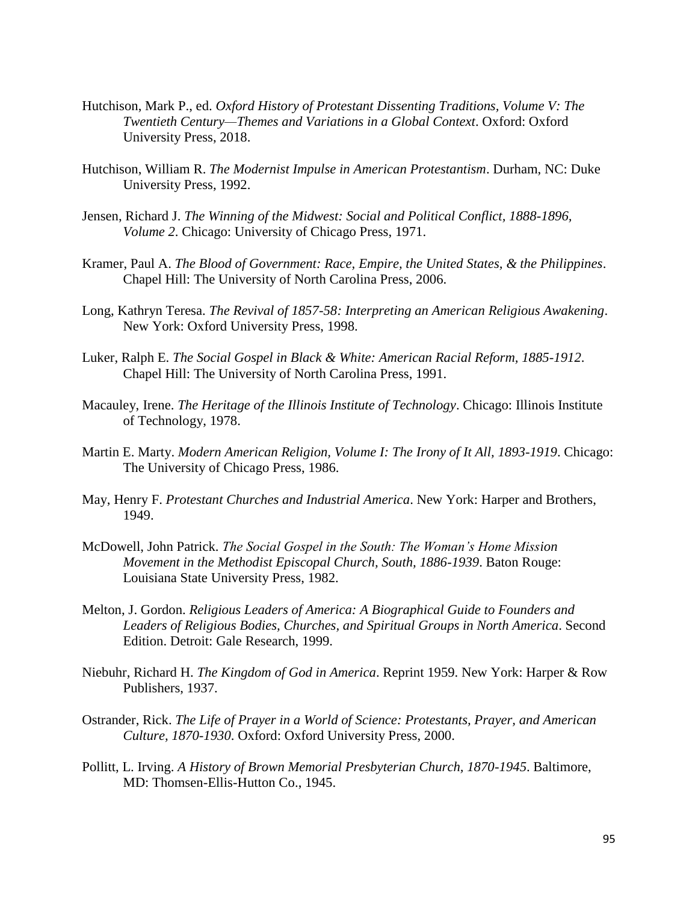Hutchison, Mark P., ed. *Oxford History of Protestant Dissenting Traditions, Volume V: The Twentieth Century—Themes and Variations in a Global Context*. Oxford: Oxford University Press, 2018.

Hutchison, William R. *The Modernist Impulse in American Protestantism*. Durham, NC: Duke University Press, 1992.

Jensen, Richard J. *The Winning of the Midwest: Social and Political Conflict, 1888-1896, Volume 2*. Chicago: University of Chicago Press, 1971.

Kramer, Paul A. *The Blood of Government: Race, Empire, the United States, & the Philippines*. Chapel Hill: The University of North Carolina Press, 2006.

Long, Kathryn Teresa. *The Revival of 1857-58: Interpreting an American Religious Awakening*. New York: Oxford University Press, 1998.

Luker, Ralph E. *The Social Gospel in Black & White: American Racial Reform, 1885-1912*. Chapel Hill: The University of North Carolina Press, 1991.

Macauley, Irene. *The Heritage of the Illinois Institute of Technology*. Chicago: Illinois Institute of Technology, 1978.

Martin E. Marty. *Modern American Religion, Volume I: The Irony of It All, 1893-1919*. Chicago: The University of Chicago Press, 1986.

May, Henry F. *Protestant Churches and Industrial America*. New York: Harper and Brothers, 1949.

McDowell, John Patrick. *The Social Gospel in the South: The Woman's Home Mission Movement in the Methodist Episcopal Church, South, 1886-1939*. Baton Rouge: Louisiana State University Press, 1982.

Melton, J. Gordon. *Religious Leaders of America: A Biographical Guide to Founders and Leaders of Religious Bodies, Churches, and Spiritual Groups in North America*. Second Edition. Detroit: Gale Research, 1999.

Niebuhr, Richard H. *The Kingdom of God in America*. Reprint 1959. New York: Harper & Row Publishers, 1937.

Ostrander, Rick. *The Life of Prayer in a World of Science: Protestants, Prayer, and American Culture, 1870-1930*. Oxford: Oxford University Press, 2000.

Pollitt, L. Irving. *A History of Brown Memorial Presbyterian Church, 1870-1945*. Baltimore, MD: Thomsen-Ellis-Hutton Co., 1945.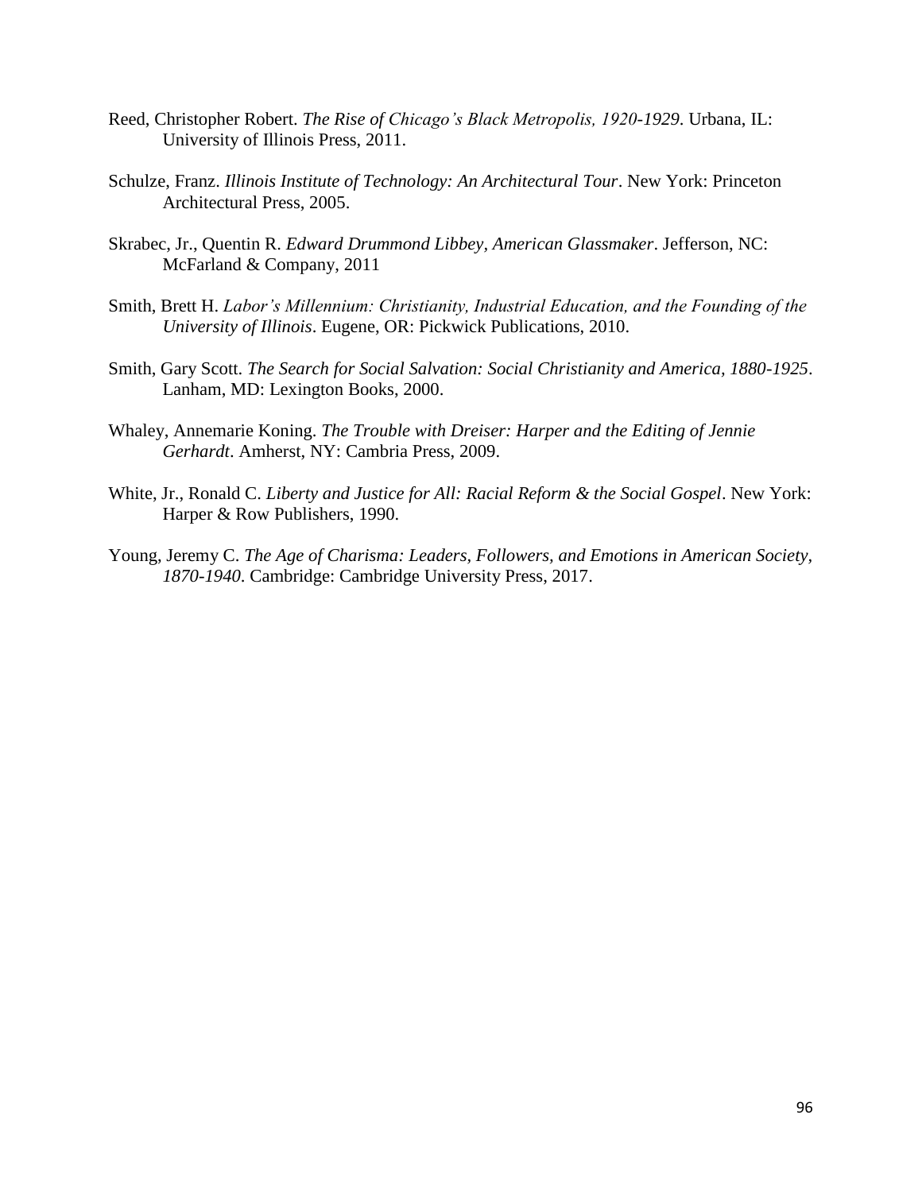Reed, Christopher Robert. *The Rise of Chicago's Black Metropolis, 1920-1929*. Urbana, IL: University of Illinois Press, 2011.

Schulze, Franz. *Illinois Institute of Technology: An Architectural Tour*. New York: Princeton Architectural Press, 2005.

Skrabec, Jr., Quentin R. *Edward Drummond Libbey, American Glassmaker*. Jefferson, NC: McFarland & Company, 2011

Smith, Brett H. *Labor's Millennium: Christianity, Industrial Education, and the Founding of the University of Illinois*. Eugene, OR: Pickwick Publications, 2010.

Smith, Gary Scott. *The Search for Social Salvation: Social Christianity and America, 1880-1925*. Lanham, MD: Lexington Books, 2000.

Whaley, Annemarie Koning. *The Trouble with Dreiser: Harper and the Editing of Jennie Gerhardt*. Amherst, NY: Cambria Press, 2009.

White, Jr., Ronald C. *Liberty and Justice for All: Racial Reform & the Social Gospel*. New York: Harper & Row Publishers, 1990.

Young, Jeremy C. *The Age of Charisma: Leaders, Followers, and Emotions in American Society, 1870-1940*. Cambridge: Cambridge University Press, 2017.